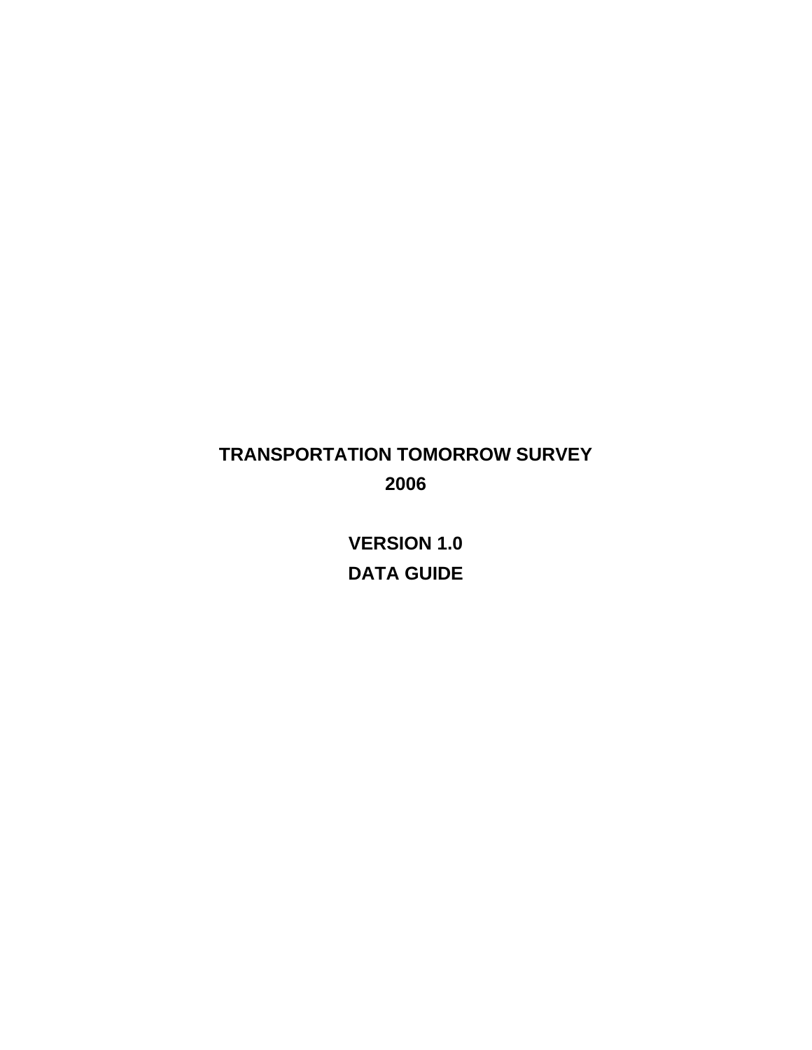# TRANSPORTATION TOMORROW SURVEY

# 2006

## VERSION 1.0

## DATA GUIDE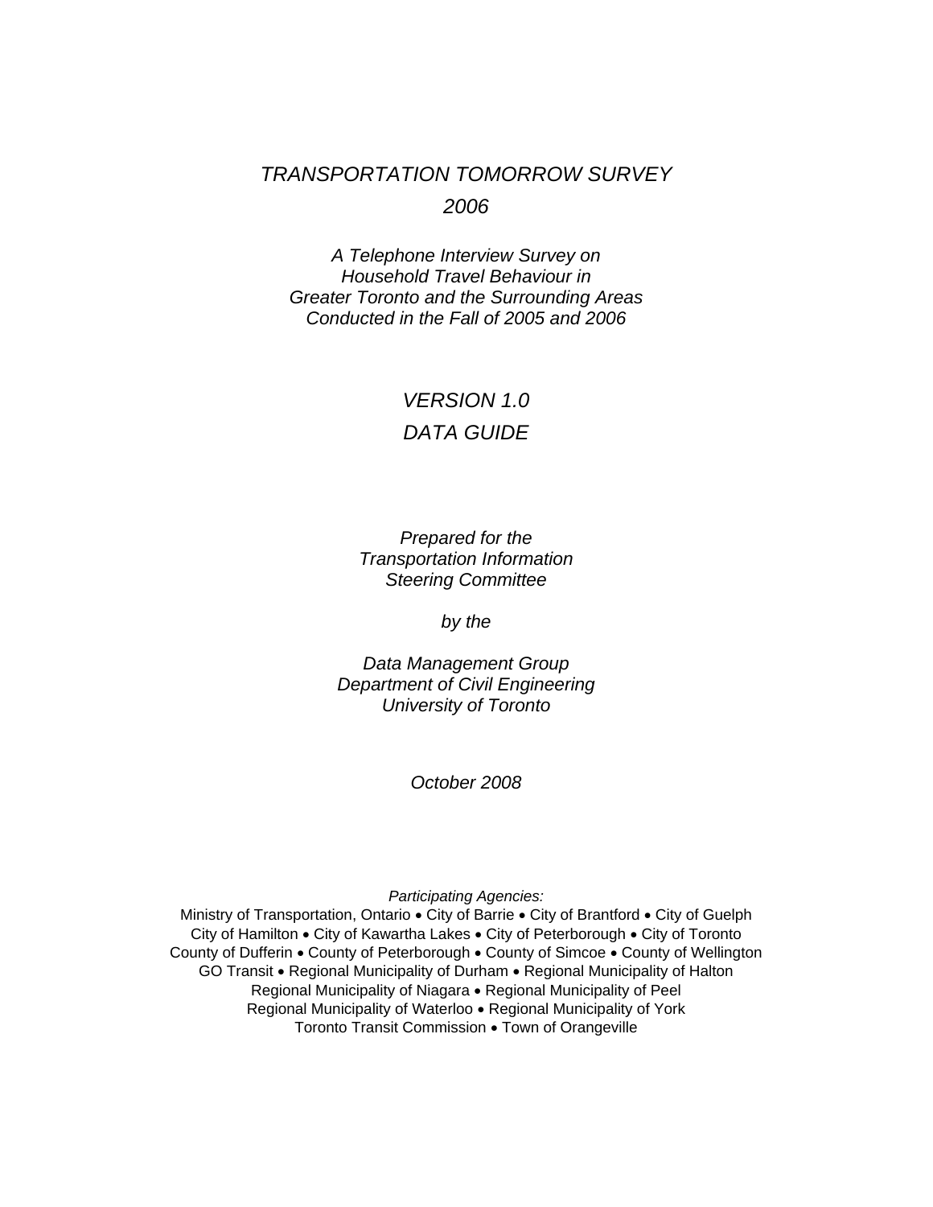# *TRANSPORTATION TOMORROW SURVEY 2006*

*A Telephone Interview Survey on Household Travel Behaviour in Greater Toronto and the Surrounding Areas Conducted in the Fall of 2005 and 2006*

## *VERSION 1.0*
## *DATA GUIDE*

*Prepared for the Transportation Information Steering Committee*

*by the*

*Data Management Group*
*Department of Civil Engineering*
*University of Toronto*

*October 2008*

*Participating Agencies:*

Ministry of Transportation, Ontario • City of Barrie • City of Brantford • City of Guelph
City of Hamilton • City of Kawartha Lakes • City of Peterborough • City of Toronto
County of Dufferin • County of Peterborough • County of Simcoe • County of Wellington
GO Transit • Regional Municipality of Durham • Regional Municipality of Halton
Regional Municipality of Niagara • Regional Municipality of Peel
Regional Municipality of Waterloo • Regional Municipality of York
Toronto Transit Commission • Town of Orangeville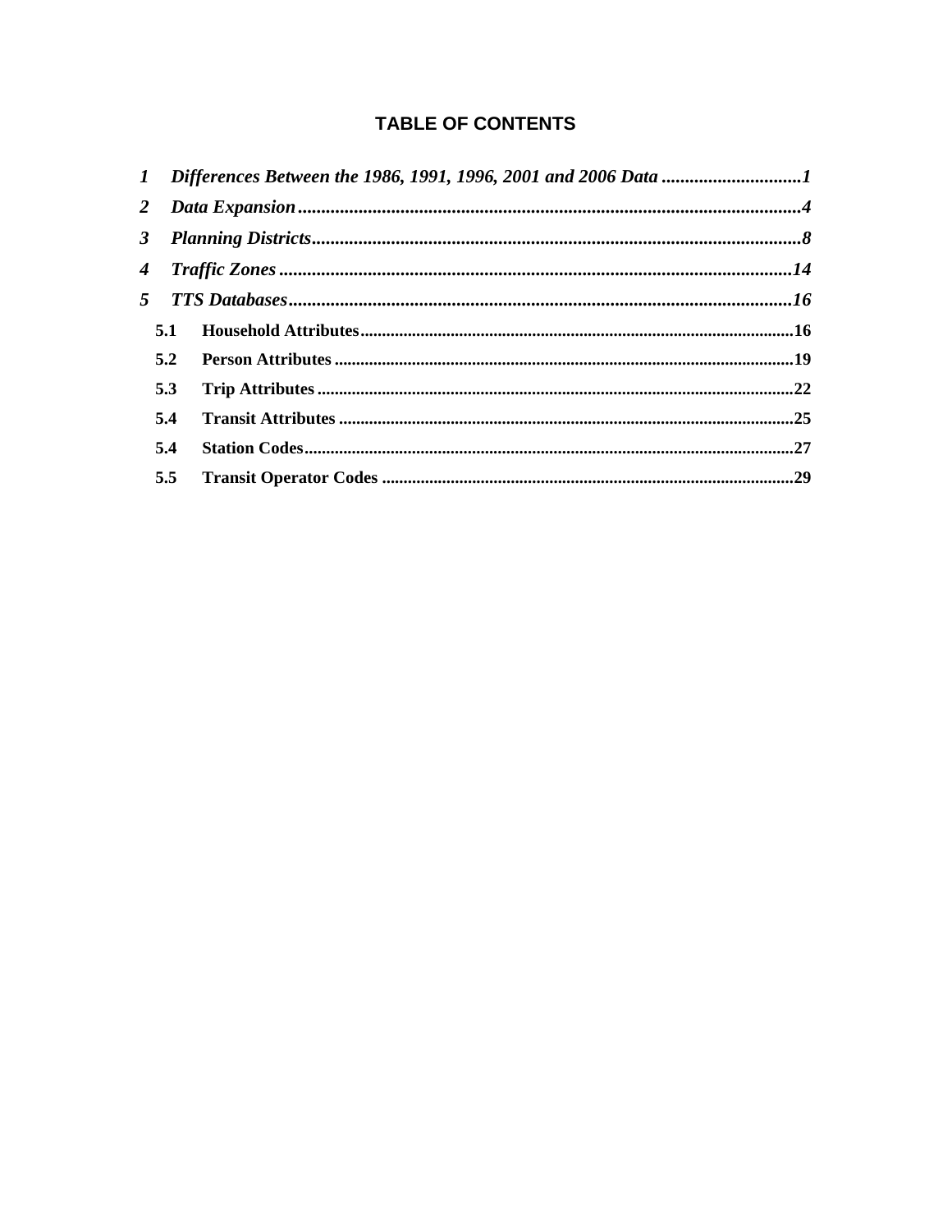# TABLE OF CONTENTS

*1 Differences Between the 1986, 1991, 1996, 2001 and 2006 Data ..............................1*

*2 Data Expansion .............................................................................................................4*

*3 Planning Districts ..........................................................................................................8*

*4 Traffic Zones ...............................................................................................................14*

*5 TTS Databases .............................................................................................................16*

**5.1 Household Attributes ....................................................................................................16**

**5.2 Person Attributes ..........................................................................................................19**

**5.3 Trip Attributes ..............................................................................................................22**

**5.4 Transit Attributes .........................................................................................................25**

**5.4 Station Codes.................................................................................................................27**

**5.5 Transit Operator Codes ...............................................................................................29**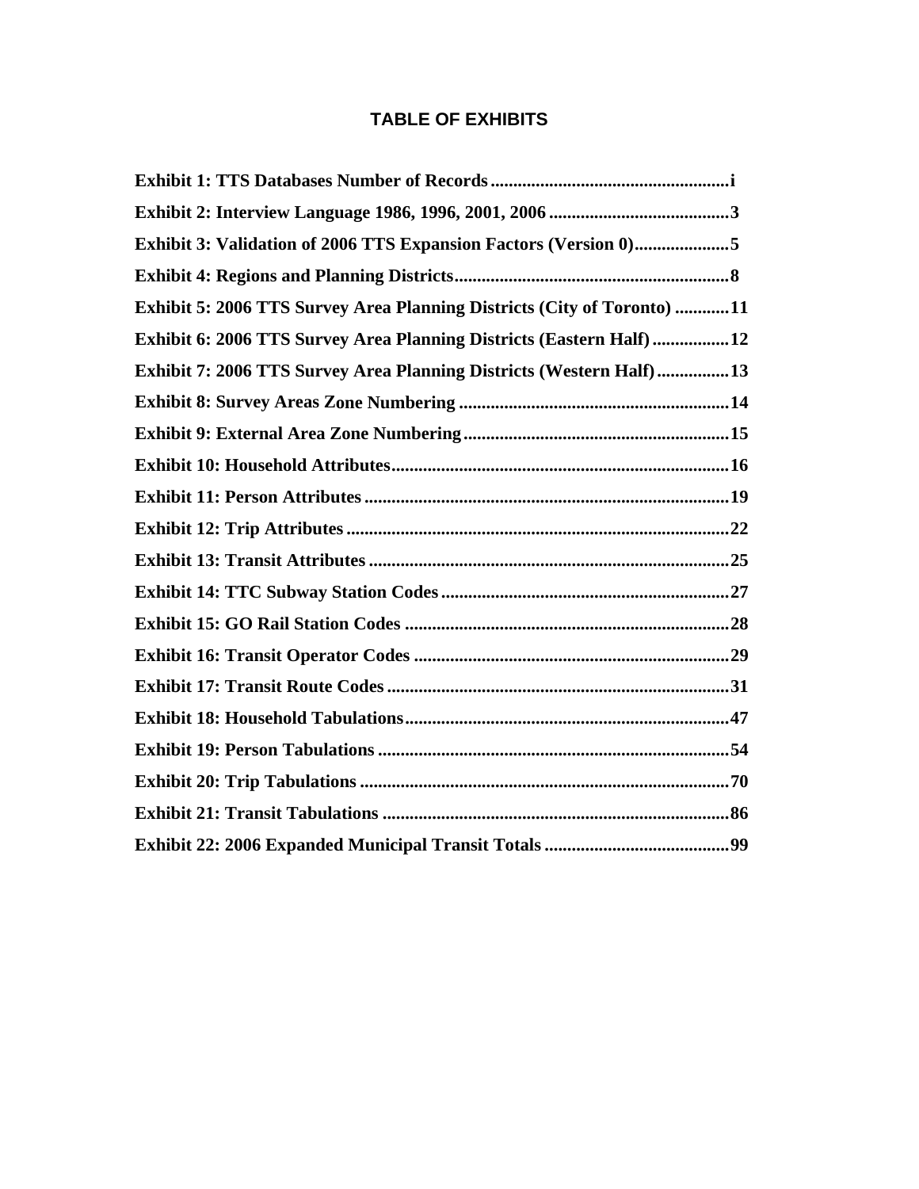# TABLE OF EXHIBITS

**Exhibit 1: TTS Databases Number of Records .................................................... i**

**Exhibit 2: Interview Language 1986, 1996, 2001, 2006 ........................................ 3**

**Exhibit 3: Validation of 2006 TTS Expansion Factors (Version 0)..................... 5**

**Exhibit 4: Regions and Planning Districts............................................................ 8**

**Exhibit 5: 2006 TTS Survey Area Planning Districts (City of Toronto) ............ 11**

**Exhibit 6: 2006 TTS Survey Area Planning Districts (Eastern Half) ................. 12**

**Exhibit 7: 2006 TTS Survey Area Planning Districts (Western Half) ................ 13**

**Exhibit 8: Survey Areas Zone Numbering ........................................................... 14**

**Exhibit 9: External Area Zone Numbering .......................................................... 15**

**Exhibit 10: Household Attributes.......................................................................... 16**

**Exhibit 11: Person Attributes ................................................................................ 19**

**Exhibit 12: Trip Attributes .................................................................................... 22**

**Exhibit 13: Transit Attributes ................................................................................ 25**

**Exhibit 14: TTC Subway Station Codes ................................................................ 27**

**Exhibit 15: GO Rail Station Codes ....................................................................... 28**

**Exhibit 16: Transit Operator Codes ..................................................................... 29**

**Exhibit 17: Transit Route Codes ........................................................................... 31**

**Exhibit 18: Household Tabulations....................................................................... 47**

**Exhibit 19: Person Tabulations ............................................................................. 54**

**Exhibit 20: Trip Tabulations ................................................................................. 70**

**Exhibit 21: Transit Tabulations ............................................................................ 86**

**Exhibit 22: 2006 Expanded Municipal Transit Totals ......................................... 99**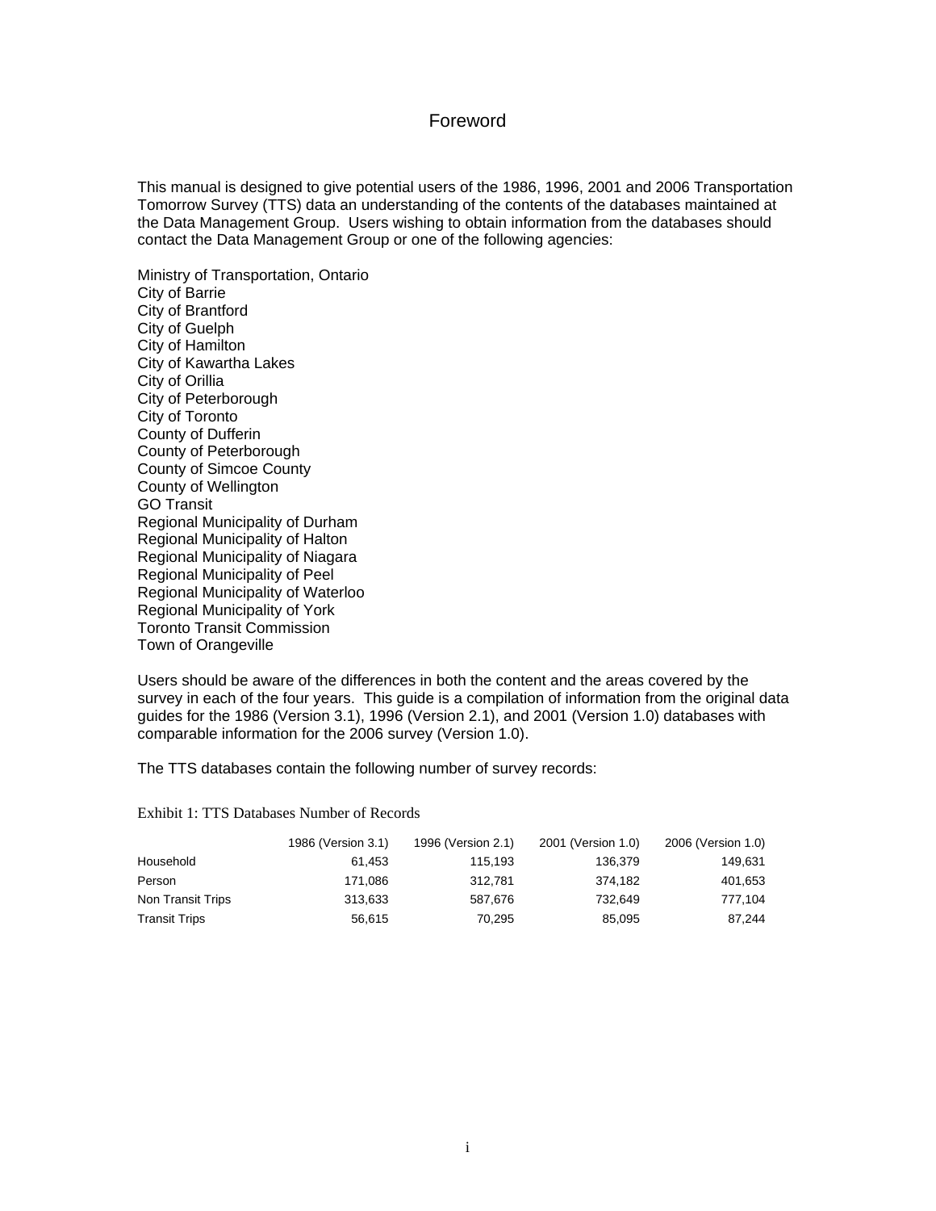# Foreword

This manual is designed to give potential users of the 1986, 1996, 2001 and 2006 Transportation Tomorrow Survey (TTS) data an understanding of the contents of the databases maintained at the Data Management Group. Users wishing to obtain information from the databases should contact the Data Management Group or one of the following agencies:

Ministry of Transportation, Ontario  
City of Barrie  
City of Brantford  
City of Guelph  
City of Hamilton  
City of Kawartha Lakes  
City of Orillia  
City of Peterborough  
City of Toronto  
County of Dufferin  
County of Peterborough  
County of Simcoe County  
County of Wellington  
GO Transit  
Regional Municipality of Durham  
Regional Municipality of Halton  
Regional Municipality of Niagara  
Regional Municipality of Peel  
Regional Municipality of Waterloo  
Regional Municipality of York  
Toronto Transit Commission  
Town of Orangeville

Users should be aware of the differences in both the content and the areas covered by the survey in each of the four years. This guide is a compilation of information from the original data guides for the 1986 (Version 3.1), 1996 (Version 2.1), and 2001 (Version 1.0) databases with comparable information for the 2006 survey (Version 1.0).

The TTS databases contain the following number of survey records:

Exhibit 1: TTS Databases Number of Records

| | 1986 (Version 3.1) | 1996 (Version 2.1) | 2001 (Version 1.0) | 2006 (Version 1.0) |
|---|---|---|---|---|
| Household | 61,453 | 115,193 | 136,379 | 149,631 |
| Person | 171,086 | 312,781 | 374,182 | 401,653 |
| Non Transit Trips | 313,633 | 587,676 | 732,649 | 777,104 |
| Transit Trips | 56,615 | 70,295 | 85,095 | 87,244 |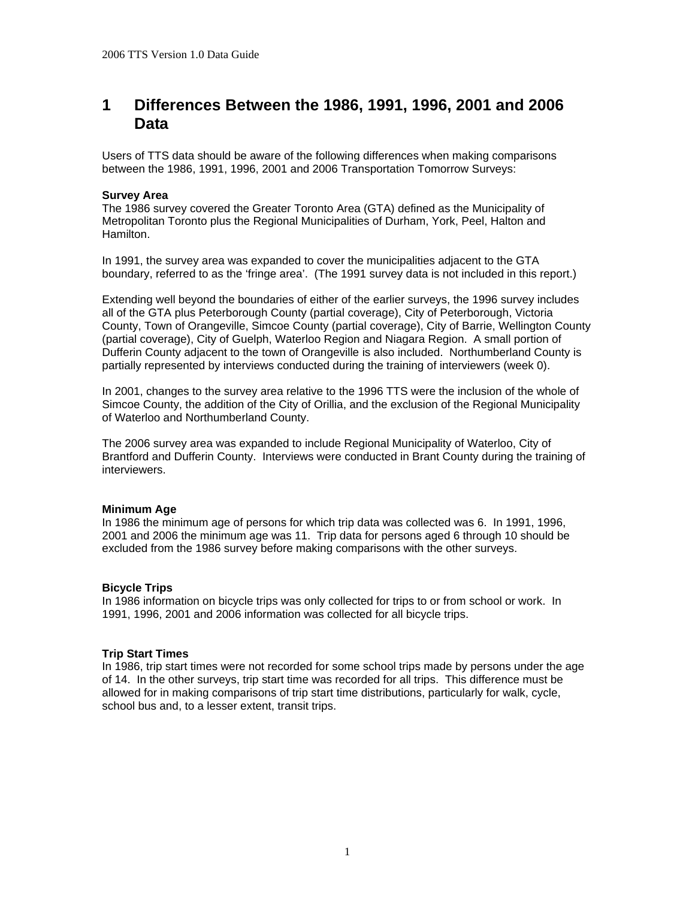# 1 Differences Between the 1986, 1991, 1996, 2001 and 2006 Data

Users of TTS data should be aware of the following differences when making comparisons between the 1986, 1991, 1996, 2001 and 2006 Transportation Tomorrow Surveys:

**Survey Area**
The 1986 survey covered the Greater Toronto Area (GTA) defined as the Municipality of Metropolitan Toronto plus the Regional Municipalities of Durham, York, Peel, Halton and Hamilton.

In 1991, the survey area was expanded to cover the municipalities adjacent to the GTA boundary, referred to as the 'fringe area'. (The 1991 survey data is not included in this report.)

Extending well beyond the boundaries of either of the earlier surveys, the 1996 survey includes all of the GTA plus Peterborough County (partial coverage), City of Peterborough, Victoria County, Town of Orangeville, Simcoe County (partial coverage), City of Barrie, Wellington County (partial coverage), City of Guelph, Waterloo Region and Niagara Region. A small portion of Dufferin County adjacent to the town of Orangeville is also included. Northumberland County is partially represented by interviews conducted during the training of interviewers (week 0).

In 2001, changes to the survey area relative to the 1996 TTS were the inclusion of the whole of Simcoe County, the addition of the City of Orillia, and the exclusion of the Regional Municipality of Waterloo and Northumberland County.

The 2006 survey area was expanded to include Regional Municipality of Waterloo, City of Brantford and Dufferin County. Interviews were conducted in Brant County during the training of interviewers.

**Minimum Age**
In 1986 the minimum age of persons for which trip data was collected was 6. In 1991, 1996, 2001 and 2006 the minimum age was 11. Trip data for persons aged 6 through 10 should be excluded from the 1986 survey before making comparisons with the other surveys.

**Bicycle Trips**
In 1986 information on bicycle trips was only collected for trips to or from school or work. In 1991, 1996, 2001 and 2006 information was collected for all bicycle trips.

**Trip Start Times**
In 1986, trip start times were not recorded for some school trips made by persons under the age of 14. In the other surveys, trip start time was recorded for all trips. This difference must be allowed for in making comparisons of trip start time distributions, particularly for walk, cycle, school bus and, to a lesser extent, transit trips.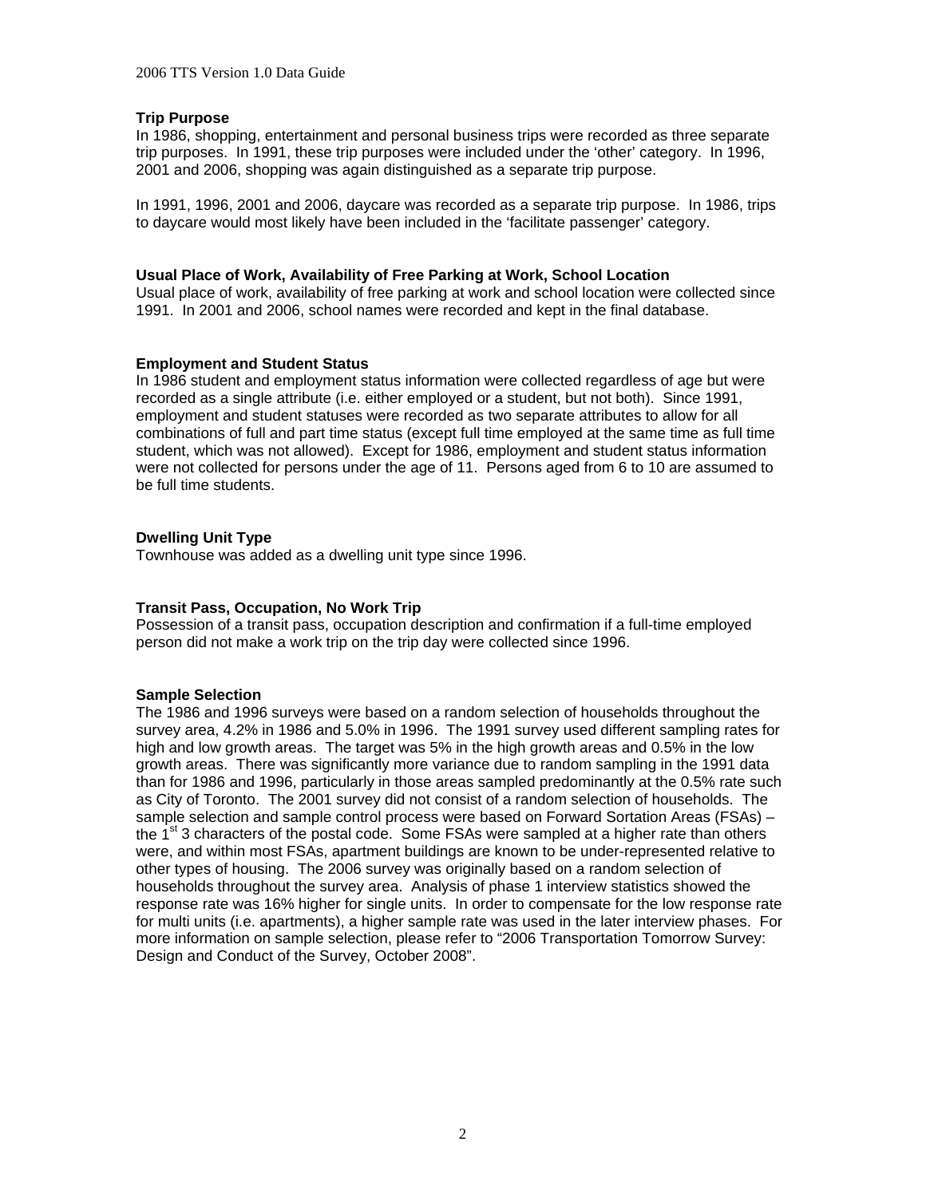**Trip Purpose**

In 1986, shopping, entertainment and personal business trips were recorded as three separate trip purposes. In 1991, these trip purposes were included under the 'other' category. In 1996, 2001 and 2006, shopping was again distinguished as a separate trip purpose.

In 1991, 1996, 2001 and 2006, daycare was recorded as a separate trip purpose. In 1986, trips to daycare would most likely have been included in the 'facilitate passenger' category.

**Usual Place of Work, Availability of Free Parking at Work, School Location**

Usual place of work, availability of free parking at work and school location were collected since 1991. In 2001 and 2006, school names were recorded and kept in the final database.

**Employment and Student Status**

In 1986 student and employment status information were collected regardless of age but were recorded as a single attribute (i.e. either employed or a student, but not both). Since 1991, employment and student statuses were recorded as two separate attributes to allow for all combinations of full and part time status (except full time employed at the same time as full time student, which was not allowed). Except for 1986, employment and student status information were not collected for persons under the age of 11. Persons aged from 6 to 10 are assumed to be full time students.

**Dwelling Unit Type**

Townhouse was added as a dwelling unit type since 1996.

**Transit Pass, Occupation, No Work Trip**

Possession of a transit pass, occupation description and confirmation if a full-time employed person did not make a work trip on the trip day were collected since 1996.

**Sample Selection**

The 1986 and 1996 surveys were based on a random selection of households throughout the survey area, 4.2% in 1986 and 5.0% in 1996. The 1991 survey used different sampling rates for high and low growth areas. The target was 5% in the high growth areas and 0.5% in the low growth areas. There was significantly more variance due to random sampling in the 1991 data than for 1986 and 1996, particularly in those areas sampled predominantly at the 0.5% rate such as City of Toronto. The 2001 survey did not consist of a random selection of households. The sample selection and sample control process were based on Forward Sortation Areas (FSAs) – the 1st 3 characters of the postal code. Some FSAs were sampled at a higher rate than others were, and within most FSAs, apartment buildings are known to be under-represented relative to other types of housing. The 2006 survey was originally based on a random selection of households throughout the survey area. Analysis of phase 1 interview statistics showed the response rate was 16% higher for single units. In order to compensate for the low response rate for multi units (i.e. apartments), a higher sample rate was used in the later interview phases. For more information on sample selection, please refer to "2006 Transportation Tomorrow Survey: Design and Conduct of the Survey, October 2008".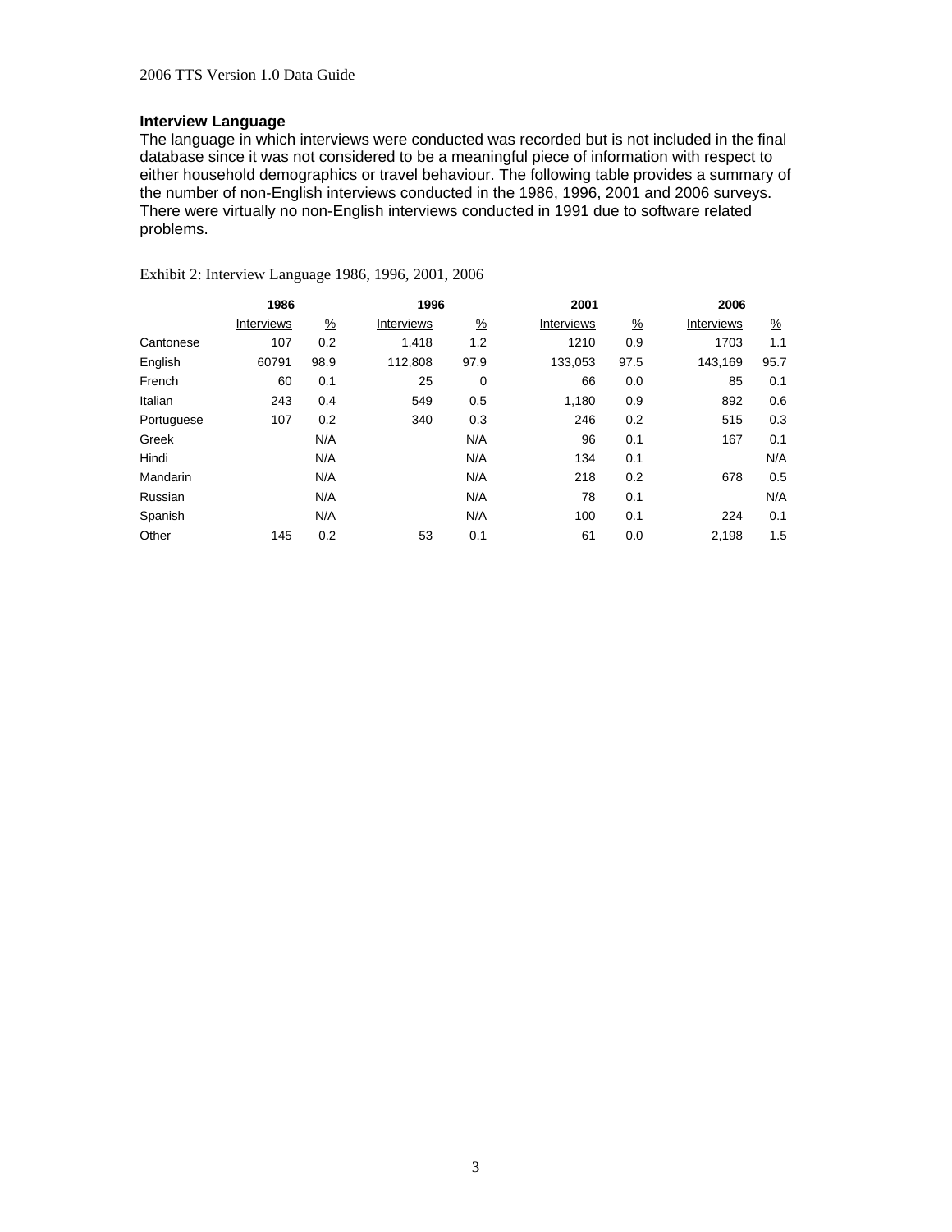### Interview Language

The language in which interviews were conducted was recorded but is not included in the final database since it was not considered to be a meaningful piece of information with respect to either household demographics or travel behaviour. The following table provides a summary of the number of non-English interviews conducted in the 1986, 1996, 2001 and 2006 surveys. There were virtually no non-English interviews conducted in 1991 due to software related problems.

Exhibit 2: Interview Language 1986, 1996, 2001, 2006

| | 1986 | | 1996 | | 2001 | | 2006 | |
|---|---|---|---|---|---|---|---|---|
| | Interviews | % | Interviews | % | Interviews | % | Interviews | % |
| Cantonese | 107 | 0.2 | 1,418 | 1.2 | 1210 | 0.9 | 1703 | 1.1 |
| English | 60791 | 98.9 | 112,808 | 97.9 | 133,053 | 97.5 | 143,169 | 95.7 |
| French | 60 | 0.1 | 25 | 0 | 66 | 0.0 | 85 | 0.1 |
| Italian | 243 | 0.4 | 549 | 0.5 | 1,180 | 0.9 | 892 | 0.6 |
| Portuguese | 107 | 0.2 | 340 | 0.3 | 246 | 0.2 | 515 | 0.3 |
| Greek | | N/A | | N/A | 96 | 0.1 | 167 | 0.1 |
| Hindi | | N/A | | N/A | 134 | 0.1 | | N/A |
| Mandarin | | N/A | | N/A | 218 | 0.2 | 678 | 0.5 |
| Russian | | N/A | | N/A | 78 | 0.1 | | N/A |
| Spanish | | N/A | | N/A | 100 | 0.1 | 224 | 0.1 |
| Other | 145 | 0.2 | 53 | 0.1 | 61 | 0.0 | 2,198 | 1.5 |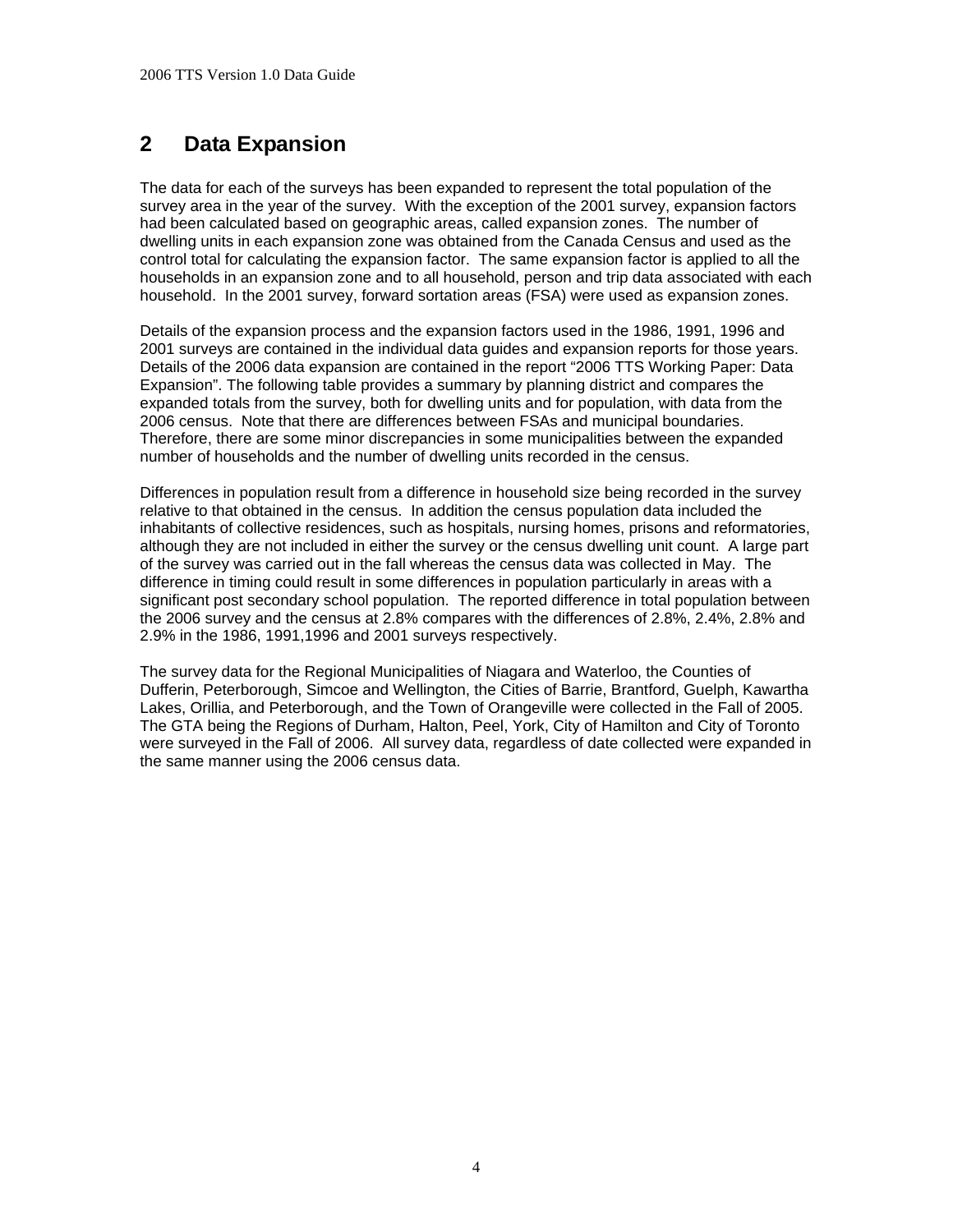## 2 Data Expansion

The data for each of the surveys has been expanded to represent the total population of the survey area in the year of the survey. With the exception of the 2001 survey, expansion factors had been calculated based on geographic areas, called expansion zones. The number of dwelling units in each expansion zone was obtained from the Canada Census and used as the control total for calculating the expansion factor. The same expansion factor is applied to all the households in an expansion zone and to all household, person and trip data associated with each household. In the 2001 survey, forward sortation areas (FSA) were used as expansion zones.

Details of the expansion process and the expansion factors used in the 1986, 1991, 1996 and 2001 surveys are contained in the individual data guides and expansion reports for those years. Details of the 2006 data expansion are contained in the report "2006 TTS Working Paper: Data Expansion". The following table provides a summary by planning district and compares the expanded totals from the survey, both for dwelling units and for population, with data from the 2006 census. Note that there are differences between FSAs and municipal boundaries. Therefore, there are some minor discrepancies in some municipalities between the expanded number of households and the number of dwelling units recorded in the census.

Differences in population result from a difference in household size being recorded in the survey relative to that obtained in the census. In addition the census population data included the inhabitants of collective residences, such as hospitals, nursing homes, prisons and reformatories, although they are not included in either the survey or the census dwelling unit count. A large part of the survey was carried out in the fall whereas the census data was collected in May. The difference in timing could result in some differences in population particularly in areas with a significant post secondary school population. The reported difference in total population between the 2006 survey and the census at 2.8% compares with the differences of 2.8%, 2.4%, 2.8% and 2.9% in the 1986, 1991,1996 and 2001 surveys respectively.

The survey data for the Regional Municipalities of Niagara and Waterloo, the Counties of Dufferin, Peterborough, Simcoe and Wellington, the Cities of Barrie, Brantford, Guelph, Kawartha Lakes, Orillia, and Peterborough, and the Town of Orangeville were collected in the Fall of 2005. The GTA being the Regions of Durham, Halton, Peel, York, City of Hamilton and City of Toronto were surveyed in the Fall of 2006. All survey data, regardless of date collected were expanded in the same manner using the 2006 census data.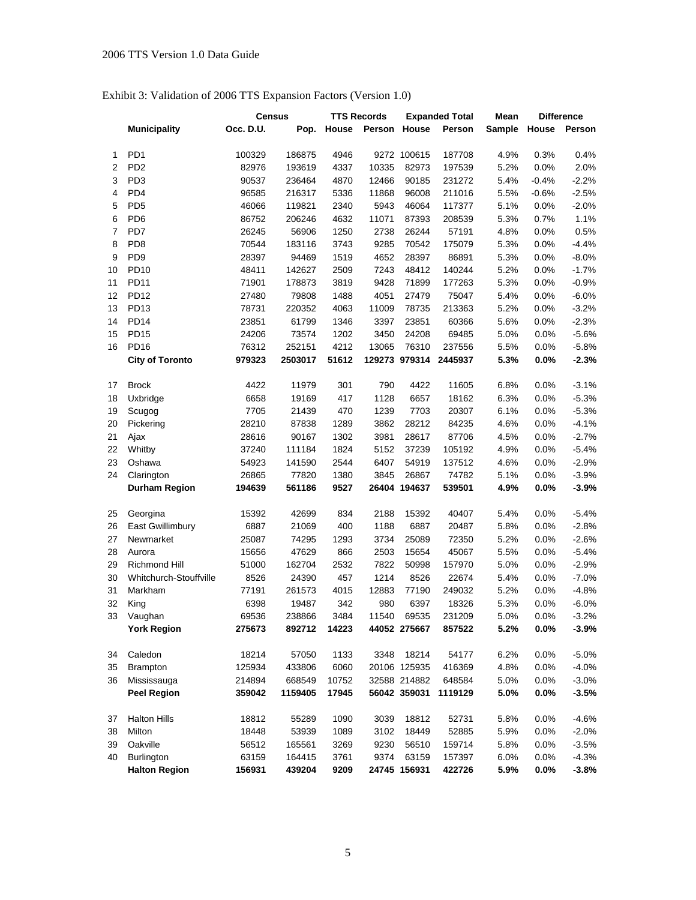Exhibit 3: Validation of 2006 TTS Expansion Factors (Version 1.0)

| | | Census | | TTS Records | | Expanded Total | | Mean | Difference | |
|---|---|---|---|---|---|---|---|---|---|---|
| | **Municipality** | **Occ. D.U.** | **Pop.** | **House** | **Person** | **House** | **Person** | **Sample** | **House** | **Person** |
| 1 | PD1 | 100329 | 186875 | 4946 | 9272 | 100615 | 187708 | 4.9% | 0.3% | 0.4% |
| 2 | PD2 | 82976 | 193619 | 4337 | 10335 | 82973 | 197539 | 5.2% | 0.0% | 2.0% |
| 3 | PD3 | 90537 | 236464 | 4870 | 12466 | 90185 | 231272 | 5.4% | -0.4% | -2.2% |
| 4 | PD4 | 96585 | 216317 | 5336 | 11868 | 96008 | 211016 | 5.5% | -0.6% | -2.5% |
| 5 | PD5 | 46066 | 119821 | 2340 | 5943 | 46064 | 117377 | 5.1% | 0.0% | -2.0% |
| 6 | PD6 | 86752 | 206246 | 4632 | 11071 | 87393 | 208539 | 5.3% | 0.7% | 1.1% |
| 7 | PD7 | 26245 | 56906 | 1250 | 2738 | 26244 | 57191 | 4.8% | 0.0% | 0.5% |
| 8 | PD8 | 70544 | 183116 | 3743 | 9285 | 70542 | 175079 | 5.3% | 0.0% | -4.4% |
| 9 | PD9 | 28397 | 94469 | 1519 | 4652 | 28397 | 86891 | 5.3% | 0.0% | -8.0% |
| 10 | PD10 | 48411 | 142627 | 2509 | 7243 | 48412 | 140244 | 5.2% | 0.0% | -1.7% |
| 11 | PD11 | 71901 | 178873 | 3819 | 9428 | 71899 | 177263 | 5.3% | 0.0% | -0.9% |
| 12 | PD12 | 27480 | 79808 | 1488 | 4051 | 27479 | 75047 | 5.4% | 0.0% | -6.0% |
| 13 | PD13 | 78731 | 220352 | 4063 | 11009 | 78735 | 213363 | 5.2% | 0.0% | -3.2% |
| 14 | PD14 | 23851 | 61799 | 1346 | 3397 | 23851 | 60366 | 5.6% | 0.0% | -2.3% |
| 15 | PD15 | 24206 | 73574 | 1202 | 3450 | 24208 | 69485 | 5.0% | 0.0% | -5.6% |
| 16 | PD16 | 76312 | 252151 | 4212 | 13065 | 76310 | 237556 | 5.5% | 0.0% | -5.8% |
| | **City of Toronto** | **979323** | **2503017** | **51612** | **129273** | **979314** | **2445937** | **5.3%** | **0.0%** | **-2.3%** |
| 17 | Brock | 4422 | 11979 | 301 | 790 | 4422 | 11605 | 6.8% | 0.0% | -3.1% |
| 18 | Uxbridge | 6658 | 19169 | 417 | 1128 | 6657 | 18162 | 6.3% | 0.0% | -5.3% |
| 19 | Scugog | 7705 | 21439 | 470 | 1239 | 7703 | 20307 | 6.1% | 0.0% | -5.3% |
| 20 | Pickering | 28210 | 87838 | 1289 | 3862 | 28212 | 84235 | 4.6% | 0.0% | -4.1% |
| 21 | Ajax | 28616 | 90167 | 1302 | 3981 | 28617 | 87706 | 4.5% | 0.0% | -2.7% |
| 22 | Whitby | 37240 | 111184 | 1824 | 5152 | 37239 | 105192 | 4.9% | 0.0% | -5.4% |
| 23 | Oshawa | 54923 | 141590 | 2544 | 6407 | 54919 | 137512 | 4.6% | 0.0% | -2.9% |
| 24 | Clarington | 26865 | 77820 | 1380 | 3845 | 26867 | 74782 | 5.1% | 0.0% | -3.9% |
| | **Durham Region** | **194639** | **561186** | **9527** | **26404** | **194637** | **539501** | **4.9%** | **0.0%** | **-3.9%** |
| 25 | Georgina | 15392 | 42699 | 834 | 2188 | 15392 | 40407 | 5.4% | 0.0% | -5.4% |
| 26 | East Gwillimbury | 6887 | 21069 | 400 | 1188 | 6887 | 20487 | 5.8% | 0.0% | -2.8% |
| 27 | Newmarket | 25087 | 74295 | 1293 | 3734 | 25089 | 72350 | 5.2% | 0.0% | -2.6% |
| 28 | Aurora | 15656 | 47629 | 866 | 2503 | 15654 | 45067 | 5.5% | 0.0% | -5.4% |
| 29 | Richmond Hill | 51000 | 162704 | 2532 | 7822 | 50998 | 157970 | 5.0% | 0.0% | -2.9% |
| 30 | Whitchurch-Stouffville | 8526 | 24390 | 457 | 1214 | 8526 | 22674 | 5.4% | 0.0% | -7.0% |
| 31 | Markham | 77191 | 261573 | 4015 | 12883 | 77190 | 249032 | 5.2% | 0.0% | -4.8% |
| 32 | King | 6398 | 19487 | 342 | 980 | 6397 | 18326 | 5.3% | 0.0% | -6.0% |
| 33 | Vaughan | 69536 | 238866 | 3484 | 11540 | 69535 | 231209 | 5.0% | 0.0% | -3.2% |
| | **York Region** | **275673** | **892712** | **14223** | **44052** | **275667** | **857522** | **5.2%** | **0.0%** | **-3.9%** |
| 34 | Caledon | 18214 | 57050 | 1133 | 3348 | 18214 | 54177 | 6.2% | 0.0% | -5.0% |
| 35 | Brampton | 125934 | 433806 | 6060 | 20106 | 125935 | 416369 | 4.8% | 0.0% | -4.0% |
| 36 | Mississauga | 214894 | 668549 | 10752 | 32588 | 214882 | 648584 | 5.0% | 0.0% | -3.0% |
| | **Peel Region** | **359042** | **1159405** | **17945** | **56042** | **359031** | **1119129** | **5.0%** | **0.0%** | **-3.5%** |
| 37 | Halton Hills | 18812 | 55289 | 1090 | 3039 | 18812 | 52731 | 5.8% | 0.0% | -4.6% |
| 38 | Milton | 18448 | 53939 | 1089 | 3102 | 18449 | 52885 | 5.9% | 0.0% | -2.0% |
| 39 | Oakville | 56512 | 165561 | 3269 | 9230 | 56510 | 159714 | 5.8% | 0.0% | -3.5% |
| 40 | Burlington | 63159 | 164415 | 3761 | 9374 | 63159 | 157397 | 6.0% | 0.0% | -4.3% |
| | **Halton Region** | **156931** | **439204** | **9209** | **24745** | **156931** | **422726** | **5.9%** | **0.0%** | **-3.8%** |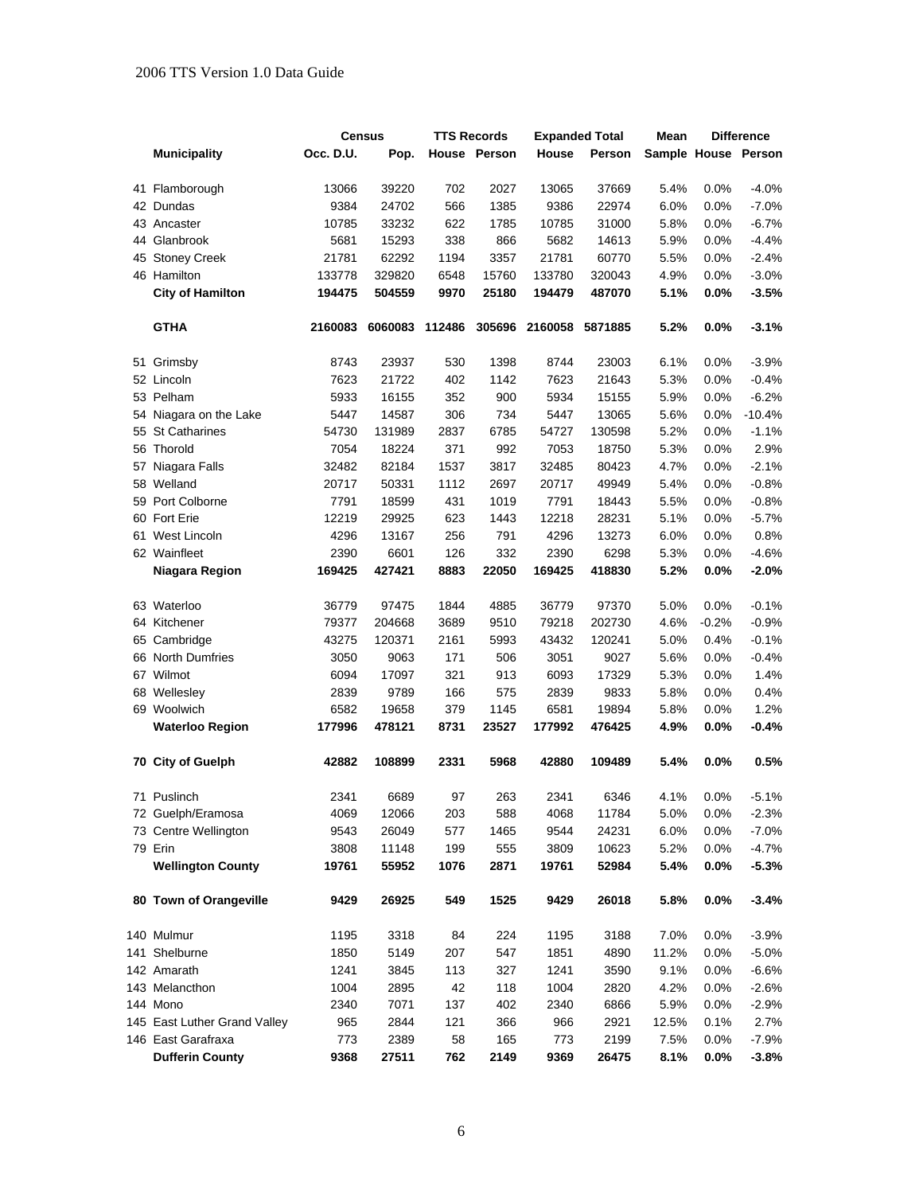| | Municipality | Census | | TTS Records | | Expanded Total | | Mean | Difference | |
|---|---|---|---|---|---|---|---|---|---|---|
| | | Occ. D.U. | Pop. | House | Person | House | Person | Sample | House | Person |
| 41 | Flamborough | 13066 | 39220 | 702 | 2027 | 13065 | 37669 | 5.4% | 0.0% | -4.0% |
| 42 | Dundas | 9384 | 24702 | 566 | 1385 | 9386 | 22974 | 6.0% | 0.0% | -7.0% |
| 43 | Ancaster | 10785 | 33232 | 622 | 1785 | 10785 | 31000 | 5.8% | 0.0% | -6.7% |
| 44 | Glanbrook | 5681 | 15293 | 338 | 866 | 5682 | 14613 | 5.9% | 0.0% | -4.4% |
| 45 | Stoney Creek | 21781 | 62292 | 1194 | 3357 | 21781 | 60770 | 5.5% | 0.0% | -2.4% |
| 46 | Hamilton | 133778 | 329820 | 6548 | 15760 | 133780 | 320043 | 4.9% | 0.0% | -3.0% |
| | **City of Hamilton** | **194475** | **504559** | **9970** | **25180** | **194479** | **487070** | **5.1%** | **0.0%** | **-3.5%** |
| | **GTHA** | **2160083** | **6060083** | **112486** | **305696** | **2160058** | **5871885** | **5.2%** | **0.0%** | **-3.1%** |
| 51 | Grimsby | 8743 | 23937 | 530 | 1398 | 8744 | 23003 | 6.1% | 0.0% | -3.9% |
| 52 | Lincoln | 7623 | 21722 | 402 | 1142 | 7623 | 21643 | 5.3% | 0.0% | -0.4% |
| 53 | Pelham | 5933 | 16155 | 352 | 900 | 5934 | 15155 | 5.9% | 0.0% | -6.2% |
| 54 | Niagara on the Lake | 5447 | 14587 | 306 | 734 | 5447 | 13065 | 5.6% | 0.0% | -10.4% |
| 55 | St Catharines | 54730 | 131989 | 2837 | 6785 | 54727 | 130598 | 5.2% | 0.0% | -1.1% |
| 56 | Thorold | 7054 | 18224 | 371 | 992 | 7053 | 18750 | 5.3% | 0.0% | 2.9% |
| 57 | Niagara Falls | 32482 | 82184 | 1537 | 3817 | 32485 | 80423 | 4.7% | 0.0% | -2.1% |
| 58 | Welland | 20717 | 50331 | 1112 | 2697 | 20717 | 49949 | 5.4% | 0.0% | -0.8% |
| 59 | Port Colborne | 7791 | 18599 | 431 | 1019 | 7791 | 18443 | 5.5% | 0.0% | -0.8% |
| 60 | Fort Erie | 12219 | 29925 | 623 | 1443 | 12218 | 28231 | 5.1% | 0.0% | -5.7% |
| 61 | West Lincoln | 4296 | 13167 | 256 | 791 | 4296 | 13273 | 6.0% | 0.0% | 0.8% |
| 62 | Wainfleet | 2390 | 6601 | 126 | 332 | 2390 | 6298 | 5.3% | 0.0% | -4.6% |
| | **Niagara Region** | **169425** | **427421** | **8883** | **22050** | **169425** | **418830** | **5.2%** | **0.0%** | **-2.0%** |
| 63 | Waterloo | 36779 | 97475 | 1844 | 4885 | 36779 | 97370 | 5.0% | 0.0% | -0.1% |
| 64 | Kitchener | 79377 | 204668 | 3689 | 9510 | 79218 | 202730 | 4.6% | -0.2% | -0.9% |
| 65 | Cambridge | 43275 | 120371 | 2161 | 5993 | 43432 | 120241 | 5.0% | 0.4% | -0.1% |
| 66 | North Dumfries | 3050 | 9063 | 171 | 506 | 3051 | 9027 | 5.6% | 0.0% | -0.4% |
| 67 | Wilmot | 6094 | 17097 | 321 | 913 | 6093 | 17329 | 5.3% | 0.0% | 1.4% |
| 68 | Wellesley | 2839 | 9789 | 166 | 575 | 2839 | 9833 | 5.8% | 0.0% | 0.4% |
| 69 | Woolwich | 6582 | 19658 | 379 | 1145 | 6581 | 19894 | 5.8% | 0.0% | 1.2% |
| | **Waterloo Region** | **177996** | **478121** | **8731** | **23527** | **177992** | **476425** | **4.9%** | **0.0%** | **-0.4%** |
| **70** | **City of Guelph** | **42882** | **108899** | **2331** | **5968** | **42880** | **109489** | **5.4%** | **0.0%** | **0.5%** |
| 71 | Puslinch | 2341 | 6689 | 97 | 263 | 2341 | 6346 | 4.1% | 0.0% | -5.1% |
| 72 | Guelph/Eramosa | 4069 | 12066 | 203 | 588 | 4068 | 11784 | 5.0% | 0.0% | -2.3% |
| 73 | Centre Wellington | 9543 | 26049 | 577 | 1465 | 9544 | 24231 | 6.0% | 0.0% | -7.0% |
| 79 | Erin | 3808 | 11148 | 199 | 555 | 3809 | 10623 | 5.2% | 0.0% | -4.7% |
| | **Wellington County** | **19761** | **55952** | **1076** | **2871** | **19761** | **52984** | **5.4%** | **0.0%** | **-5.3%** |
| **80** | **Town of Orangeville** | **9429** | **26925** | **549** | **1525** | **9429** | **26018** | **5.8%** | **0.0%** | **-3.4%** |
| 140 | Mulmur | 1195 | 3318 | 84 | 224 | 1195 | 3188 | 7.0% | 0.0% | -3.9% |
| 141 | Shelburne | 1850 | 5149 | 207 | 547 | 1851 | 4890 | 11.2% | 0.0% | -5.0% |
| 142 | Amarath | 1241 | 3845 | 113 | 327 | 1241 | 3590 | 9.1% | 0.0% | -6.6% |
| 143 | Melancthon | 1004 | 2895 | 42 | 118 | 1004 | 2820 | 4.2% | 0.0% | -2.6% |
| 144 | Mono | 2340 | 7071 | 137 | 402 | 2340 | 6866 | 5.9% | 0.0% | -2.9% |
| 145 | East Luther Grand Valley | 965 | 2844 | 121 | 366 | 966 | 2921 | 12.5% | 0.1% | 2.7% |
| 146 | East Garafraxa | 773 | 2389 | 58 | 165 | 773 | 2199 | 7.5% | 0.0% | -7.9% |
| | **Dufferin County** | **9368** | **27511** | **762** | **2149** | **9369** | **26475** | **8.1%** | **0.0%** | **-3.8%** |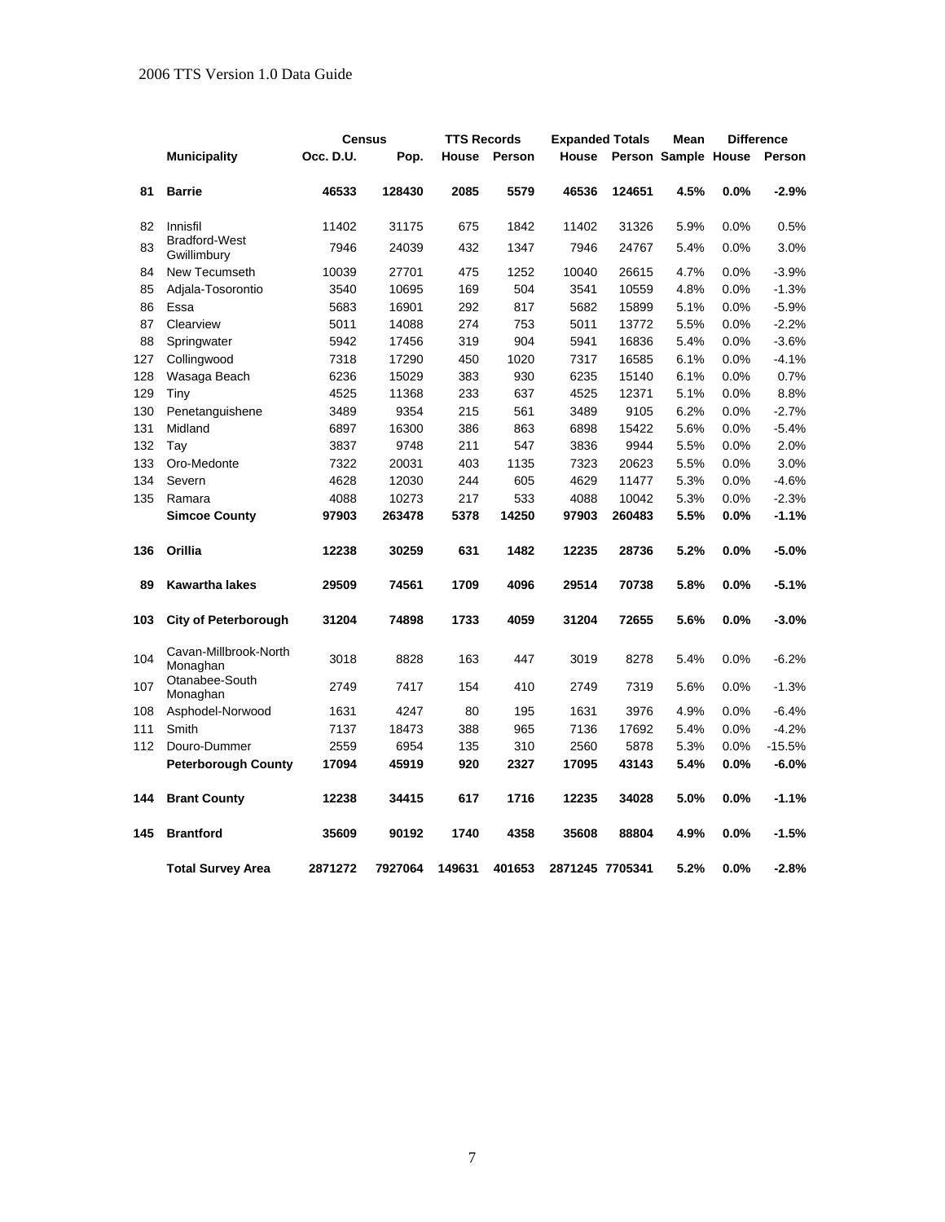| | | Census | | TTS Records | | Expanded Totals | | Mean | Difference | |
|---|---|---|---|---|---|---|---|---|---|---|
| | **Municipality** | **Occ. D.U.** | **Pop.** | **House** | **Person** | **House** | **Person** | **Sample** | **House** | **Person** |
| **81** | **Barrie** | **46533** | **128430** | **2085** | **5579** | **46536** | **124651** | **4.5%** | **0.0%** | **-2.9%** |
| 82 | Innisfil | 11402 | 31175 | 675 | 1842 | 11402 | 31326 | 5.9% | 0.0% | 0.5% |
| 83 | Bradford-West Gwillimbury | 7946 | 24039 | 432 | 1347 | 7946 | 24767 | 5.4% | 0.0% | 3.0% |
| 84 | New Tecumseth | 10039 | 27701 | 475 | 1252 | 10040 | 26615 | 4.7% | 0.0% | -3.9% |
| 85 | Adjala-Tosorontio | 3540 | 10695 | 169 | 504 | 3541 | 10559 | 4.8% | 0.0% | -1.3% |
| 86 | Essa | 5683 | 16901 | 292 | 817 | 5682 | 15899 | 5.1% | 0.0% | -5.9% |
| 87 | Clearview | 5011 | 14088 | 274 | 753 | 5011 | 13772 | 5.5% | 0.0% | -2.2% |
| 88 | Springwater | 5942 | 17456 | 319 | 904 | 5941 | 16836 | 5.4% | 0.0% | -3.6% |
| 127 | Collingwood | 7318 | 17290 | 450 | 1020 | 7317 | 16585 | 6.1% | 0.0% | -4.1% |
| 128 | Wasaga Beach | 6236 | 15029 | 383 | 930 | 6235 | 15140 | 6.1% | 0.0% | 0.7% |
| 129 | Tiny | 4525 | 11368 | 233 | 637 | 4525 | 12371 | 5.1% | 0.0% | 8.8% |
| 130 | Penetanguishene | 3489 | 9354 | 215 | 561 | 3489 | 9105 | 6.2% | 0.0% | -2.7% |
| 131 | Midland | 6897 | 16300 | 386 | 863 | 6898 | 15422 | 5.6% | 0.0% | -5.4% |
| 132 | Tay | 3837 | 9748 | 211 | 547 | 3836 | 9944 | 5.5% | 0.0% | 2.0% |
| 133 | Oro-Medonte | 7322 | 20031 | 403 | 1135 | 7323 | 20623 | 5.5% | 0.0% | 3.0% |
| 134 | Severn | 4628 | 12030 | 244 | 605 | 4629 | 11477 | 5.3% | 0.0% | -4.6% |
| 135 | Ramara | 4088 | 10273 | 217 | 533 | 4088 | 10042 | 5.3% | 0.0% | -2.3% |
| | **Simcoe County** | **97903** | **263478** | **5378** | **14250** | **97903** | **260483** | **5.5%** | **0.0%** | **-1.1%** |
| **136** | **Orillia** | **12238** | **30259** | **631** | **1482** | **12235** | **28736** | **5.2%** | **0.0%** | **-5.0%** |
| **89** | **Kawartha lakes** | **29509** | **74561** | **1709** | **4096** | **29514** | **70738** | **5.8%** | **0.0%** | **-5.1%** |
| **103** | **City of Peterborough** | **31204** | **74898** | **1733** | **4059** | **31204** | **72655** | **5.6%** | **0.0%** | **-3.0%** |
| 104 | Cavan-Millbrook-North Monaghan | 3018 | 8828 | 163 | 447 | 3019 | 8278 | 5.4% | 0.0% | -6.2% |
| 107 | Otanabee-South Monaghan | 2749 | 7417 | 154 | 410 | 2749 | 7319 | 5.6% | 0.0% | -1.3% |
| 108 | Asphodel-Norwood | 1631 | 4247 | 80 | 195 | 1631 | 3976 | 4.9% | 0.0% | -6.4% |
| 111 | Smith | 7137 | 18473 | 388 | 965 | 7136 | 17692 | 5.4% | 0.0% | -4.2% |
| 112 | Douro-Dummer | 2559 | 6954 | 135 | 310 | 2560 | 5878 | 5.3% | 0.0% | -15.5% |
| | **Peterborough County** | **17094** | **45919** | **920** | **2327** | **17095** | **43143** | **5.4%** | **0.0%** | **-6.0%** |
| **144** | **Brant County** | **12238** | **34415** | **617** | **1716** | **12235** | **34028** | **5.0%** | **0.0%** | **-1.1%** |
| **145** | **Brantford** | **35609** | **90192** | **1740** | **4358** | **35608** | **88804** | **4.9%** | **0.0%** | **-1.5%** |
| | **Total Survey Area** | **2871272** | **7927064** | **149631** | **401653** | **2871245** | **7705341** | **5.2%** | **0.0%** | **-2.8%** |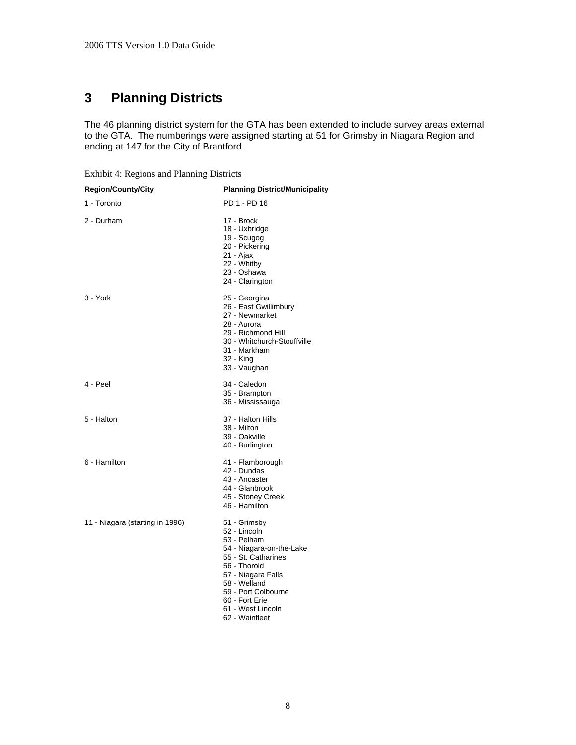# 3 Planning Districts

The 46 planning district system for the GTA has been extended to include survey areas external to the GTA. The numberings were assigned starting at 51 for Grimsby in Niagara Region and ending at 147 for the City of Brantford.

Exhibit 4: Regions and Planning Districts

| Region/County/City | Planning District/Municipality |
|---|---|
| 1 - Toronto | PD 1 - PD 16 |
| 2 - Durham | 17 - Brock<br>18 - Uxbridge<br>19 - Scugog<br>20 - Pickering<br>21 - Ajax<br>22 - Whitby<br>23 - Oshawa<br>24 - Clarington |
| 3 - York | 25 - Georgina<br>26 - East Gwillimbury<br>27 - Newmarket<br>28 - Aurora<br>29 - Richmond Hill<br>30 - Whitchurch-Stouffville<br>31 - Markham<br>32 - King<br>33 - Vaughan |
| 4 - Peel | 34 - Caledon<br>35 - Brampton<br>36 - Mississauga |
| 5 - Halton | 37 - Halton Hills<br>38 - Milton<br>39 - Oakville<br>40 - Burlington |
| 6 - Hamilton | 41 - Flamborough<br>42 - Dundas<br>43 - Ancaster<br>44 - Glanbrook<br>45 - Stoney Creek<br>46 - Hamilton |
| 11 - Niagara (starting in 1996) | 51 - Grimsby<br>52 - Lincoln<br>53 - Pelham<br>54 - Niagara-on-the-Lake<br>55 - St. Catharines<br>56 - Thorold<br>57 - Niagara Falls<br>58 - Welland<br>59 - Port Colbourne<br>60 - Fort Erie<br>61 - West Lincoln<br>62 - Wainfleet |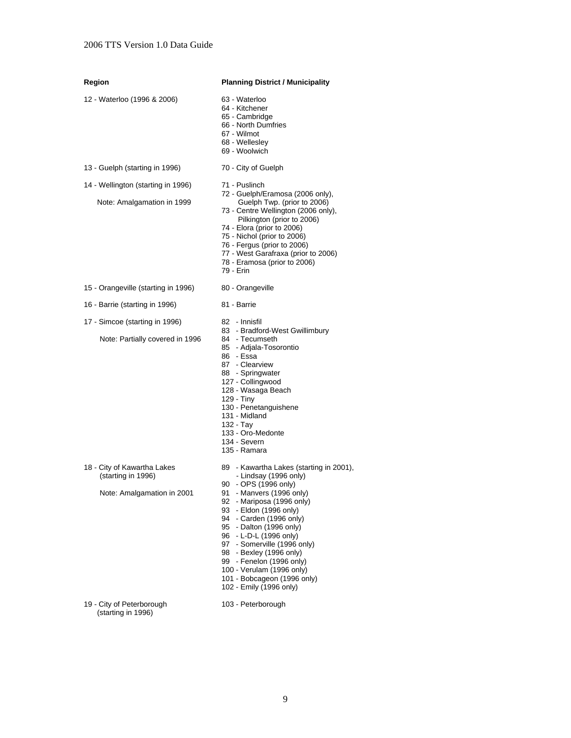| Region | Planning District / Municipality |
|---|---|
| 12 - Waterloo (1996 & 2006) | 63 - Waterloo<br>64 - Kitchener<br>65 - Cambridge<br>66 - North Dumfries<br>67 - Wilmot<br>68 - Wellesley<br>69 - Woolwich |
| 13 - Guelph (starting in 1996) | 70 - City of Guelph |
| 14 - Wellington (starting in 1996)<br><br>Note: Amalgamation in 1999 | 71 - Puslinch<br>72 - Guelph/Eramosa (2006 only), Guelph Twp. (prior to 2006)<br>73 - Centre Wellington (2006 only), Pilkington (prior to 2006)<br>74 - Elora (prior to 2006)<br>75 - Nichol (prior to 2006)<br>76 - Fergus (prior to 2006)<br>77 - West Garafraxa (prior to 2006)<br>78 - Eramosa (prior to 2006)<br>79 - Erin |
| 15 - Orangeville (starting in 1996) | 80 - Orangeville |
| 16 - Barrie (starting in 1996) | 81 - Barrie |
| 17 - Simcoe (starting in 1996)<br><br>Note: Partially covered in 1996 | 82 - Innisfil<br>83 - Bradford-West Gwillimbury<br>84 - Tecumseth<br>85 - Adjala-Tosorontio<br>86 - Essa<br>87 - Clearview<br>88 - Springwater<br>127 - Collingwood<br>128 - Wasaga Beach<br>129 - Tiny<br>130 - Penetanguishene<br>131 - Midland<br>132 - Tay<br>133 - Oro-Medonte<br>134 - Severn<br>135 - Ramara |
| 18 - City of Kawartha Lakes (starting in 1996)<br><br>Note: Amalgamation in 2001 | 89 - Kawartha Lakes (starting in 2001), - Lindsay (1996 only)<br>90 - OPS (1996 only)<br>91 - Manvers (1996 only)<br>92 - Mariposa (1996 only)<br>93 - Eldon (1996 only)<br>94 - Carden (1996 only)<br>95 - Dalton (1996 only)<br>96 - L-D-L (1996 only)<br>97 - Somerville (1996 only)<br>98 - Bexley (1996 only)<br>99 - Fenelon (1996 only)<br>100 - Verulam (1996 only)<br>101 - Bobcageon (1996 only)<br>102 - Emily (1996 only) |
| 19 - City of Peterborough (starting in 1996) | 103 - Peterborough |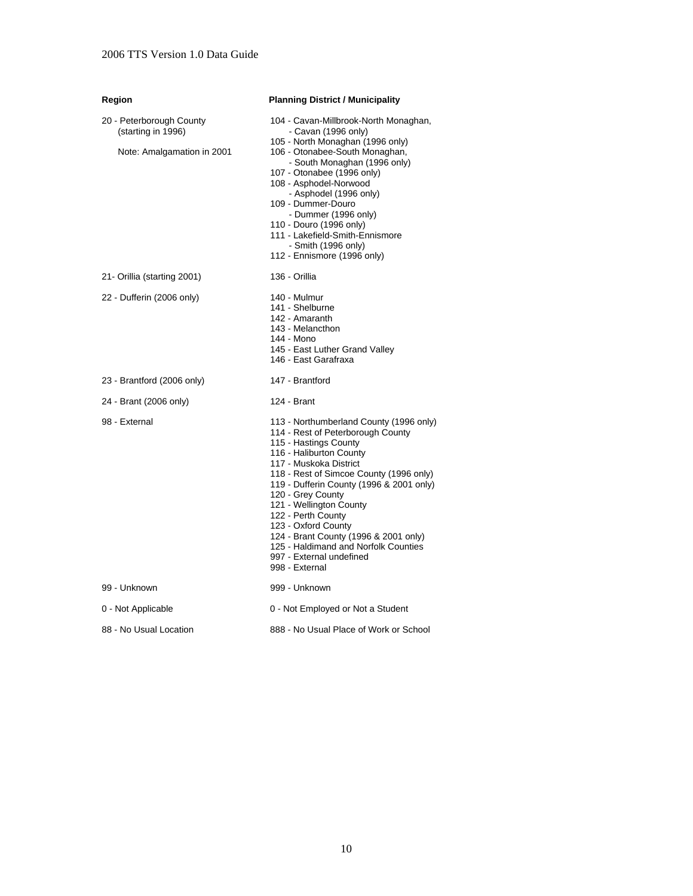| Region | Planning District / Municipality |
| --- | --- |
| 20 - Peterborough County (starting in 1996)<br><br>Note: Amalgamation in 2001 | 104 - Cavan-Millbrook-North Monaghan,<br>- Cavan (1996 only)<br>105 - North Monaghan (1996 only)<br>106 - Otonabee-South Monaghan,<br>- South Monaghan (1996 only)<br>107 - Otonabee (1996 only)<br>108 - Asphodel-Norwood<br>- Asphodel (1996 only)<br>109 - Dummer-Douro<br>- Dummer (1996 only)<br>110 - Douro (1996 only)<br>111 - Lakefield-Smith-Ennismore<br>- Smith (1996 only)<br>112 - Ennismore (1996 only) |
| 21- Orillia (starting 2001) | 136 - Orillia |
| 22 - Dufferin (2006 only) | 140 - Mulmur<br>141 - Shelburne<br>142 - Amaranth<br>143 - Melancthon<br>144 - Mono<br>145 - East Luther Grand Valley<br>146 - East Garafraxa |
| 23 - Brantford (2006 only) | 147 - Brantford |
| 24 - Brant (2006 only) | 124 - Brant |
| 98 - External | 113 - Northumberland County (1996 only)<br>114 - Rest of Peterborough County<br>115 - Hastings County<br>116 - Haliburton County<br>117 - Muskoka District<br>118 - Rest of Simcoe County (1996 only)<br>119 - Dufferin County (1996 & 2001 only)<br>120 - Grey County<br>121 - Wellington County<br>122 - Perth County<br>123 - Oxford County<br>124 - Brant County (1996 & 2001 only)<br>125 - Haldimand and Norfolk Counties<br>997 - External undefined<br>998 - External |
| 99 - Unknown | 999 - Unknown |
| 0 - Not Applicable | 0 - Not Employed or Not a Student |
| 88 - No Usual Location | 888 - No Usual Place of Work or School |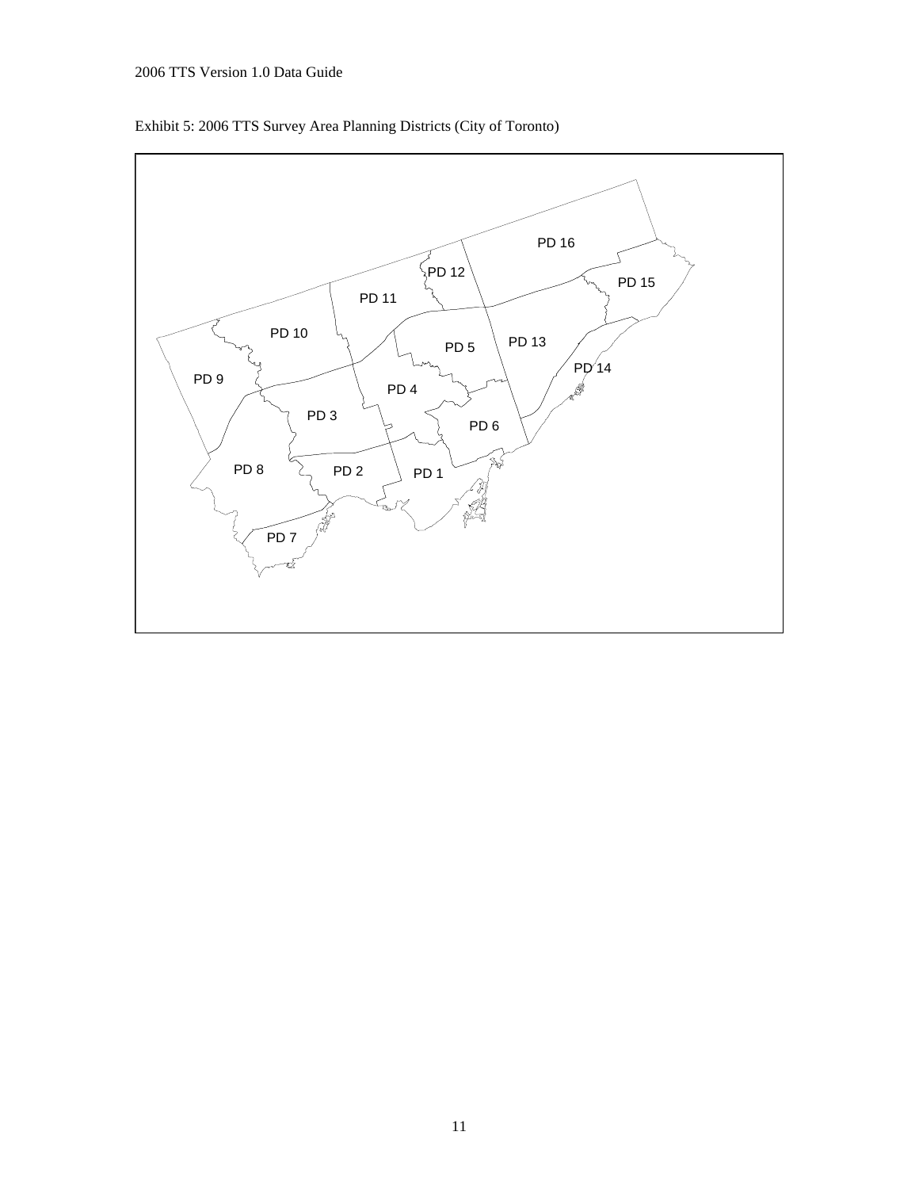Exhibit 5: 2006 TTS Survey Area Planning Districts (City of Toronto)

PD 16

PD 12

PD 15

PD 11

PD 10

PD 5

PD 13

PD 14

PD 9

PD 4

PD 3

PD 6

PD 8

PD 2

PD 1

PD 7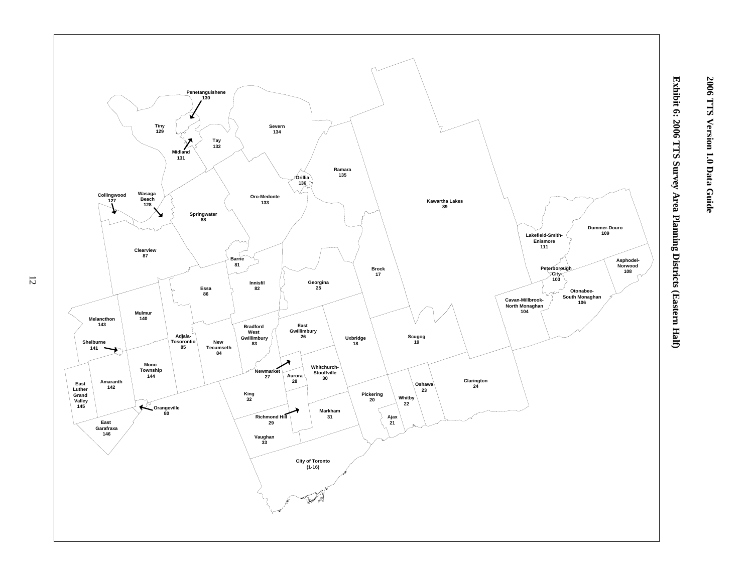# Exhibit 6: 2006 TTS Survey Area Planning Districts (Eastern Half)

- Penetanguishene 130
- Tiny 129
- Midland 131
- Tay 132
- Severn 134
- Ramara 135
- Orillia 136
- Oro-Medonte 133
- Kawartha Lakes 89
- Collingwood 127
- Wasaga Beach 128
- Springwater 88
- Clearview 87
- Barrie 81
- Innisfil 82
- Georgina 25
- Brock 17
- Lakefield-Smith-Enismore 111
- Dummer-Douro 109
- Asphodel-Norwood 108
- Peterborough City 103
- Otonabee-South Monaghan 106
- Cavan-Millbrook-North Monaghan 104
- Essa 86
- Melancthon 143
- Mulmur 140
- Adjala-Tosorontio 85
- New Tecumseth 84
- Bradford West Gwillimbury 83
- East Gwillimbury 26
- Uxbridge 18
- Scugog 19
- Shelburne 141
- Mono Township 144
- Newmarket 27
- Aurora 28
- Whitchurch-Stouffville 30
- East Luther Grand Valley 145
- Amaranth 142
- King 32
- Oshawa 23
- Clarington 24
- Pickering 20
- Whitby 22
- Orangeville 80
- Markham 31
- Richmond Hill 29
- Ajax 21
- East Garafraxa 146
- Vaughan 33
- City of Toronto (1-16)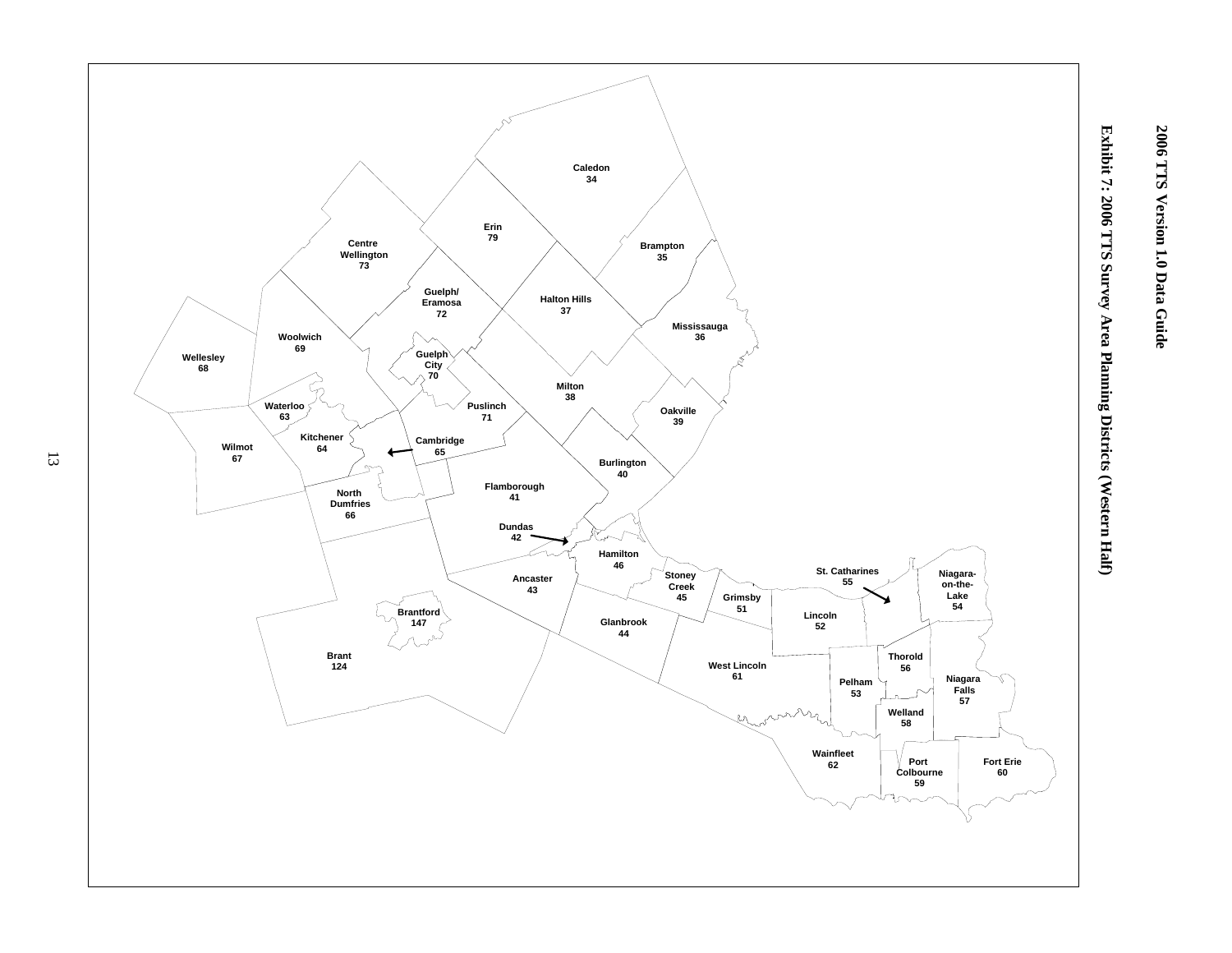# Exhibit 7: 2006 TTS Survey Area Planning Districts (Western Half)

Caledon 34
Erin 79
Brampton 35
Centre Wellington 73
Guelph/ Eramosa 72
Halton Hills 37
Mississauga 36
Woolwich 69
Wellesley 68
Guelph City 70
Milton 38
Waterloo 63
Puslinch 71
Oakville 39
Wilmot 67
Kitchener 64
Cambridge 65
Burlington 40
North Dumfries 66
Flamborough 41
Dundas 42
Hamilton 46
Ancaster 43
Stoney Creek 45
Grimsby 51
St. Catharines 55
Niagara-on-the-Lake 54
Brantford 147
Glanbrook 44
Lincoln 52
Brant 124
West Lincoln 61
Thorold 56
Pelham 53
Niagara Falls 57
Welland 58
Wainfleet 62
Port Colbourne 59
Fort Erie 60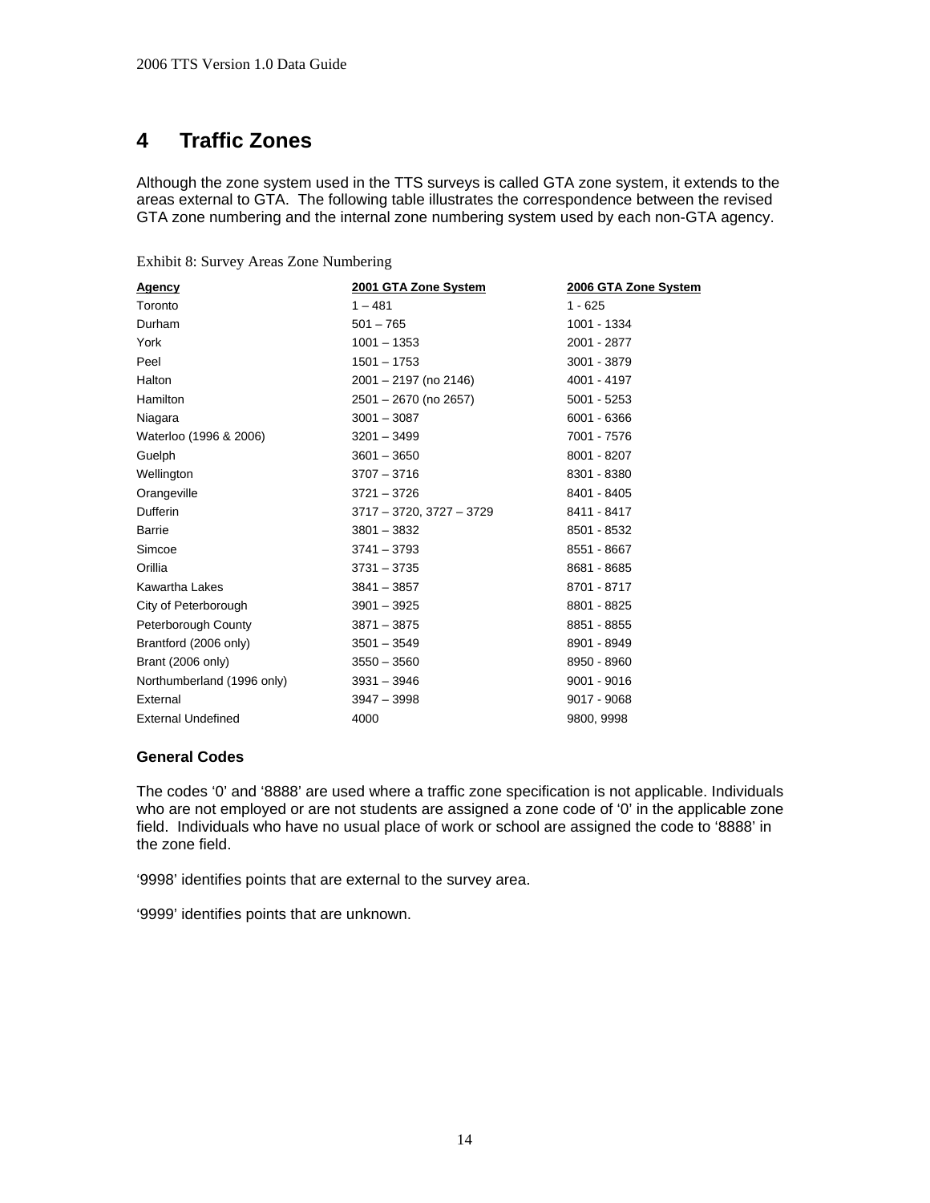# 4 Traffic Zones

Although the zone system used in the TTS surveys is called GTA zone system, it extends to the areas external to GTA. The following table illustrates the correspondence between the revised GTA zone numbering and the internal zone numbering system used by each non-GTA agency.

Exhibit 8: Survey Areas Zone Numbering

| Agency | 2001 GTA Zone System | 2006 GTA Zone System |
|---|---|---|
| Toronto | 1 – 481 | 1 - 625 |
| Durham | 501 – 765 | 1001 - 1334 |
| York | 1001 – 1353 | 2001 - 2877 |
| Peel | 1501 – 1753 | 3001 - 3879 |
| Halton | 2001 – 2197 (no 2146) | 4001 - 4197 |
| Hamilton | 2501 – 2670 (no 2657) | 5001 - 5253 |
| Niagara | 3001 – 3087 | 6001 - 6366 |
| Waterloo (1996 & 2006) | 3201 – 3499 | 7001 - 7576 |
| Guelph | 3601 – 3650 | 8001 - 8207 |
| Wellington | 3707 – 3716 | 8301 - 8380 |
| Orangeville | 3721 – 3726 | 8401 - 8405 |
| Dufferin | 3717 – 3720, 3727 – 3729 | 8411 - 8417 |
| Barrie | 3801 – 3832 | 8501 - 8532 |
| Simcoe | 3741 – 3793 | 8551 - 8667 |
| Orillia | 3731 – 3735 | 8681 - 8685 |
| Kawartha Lakes | 3841 – 3857 | 8701 - 8717 |
| City of Peterborough | 3901 – 3925 | 8801 - 8825 |
| Peterborough County | 3871 – 3875 | 8851 - 8855 |
| Brantford (2006 only) | 3501 – 3549 | 8901 - 8949 |
| Brant (2006 only) | 3550 – 3560 | 8950 - 8960 |
| Northumberland (1996 only) | 3931 – 3946 | 9001 - 9016 |
| External | 3947 – 3998 | 9017 - 9068 |
| External Undefined | 4000 | 9800, 9998 |

### General Codes

The codes '0' and '8888' are used where a traffic zone specification is not applicable. Individuals who are not employed or are not students are assigned a zone code of '0' in the applicable zone field. Individuals who have no usual place of work or school are assigned the code to '8888' in the zone field.

'9998' identifies points that are external to the survey area.

'9999' identifies points that are unknown.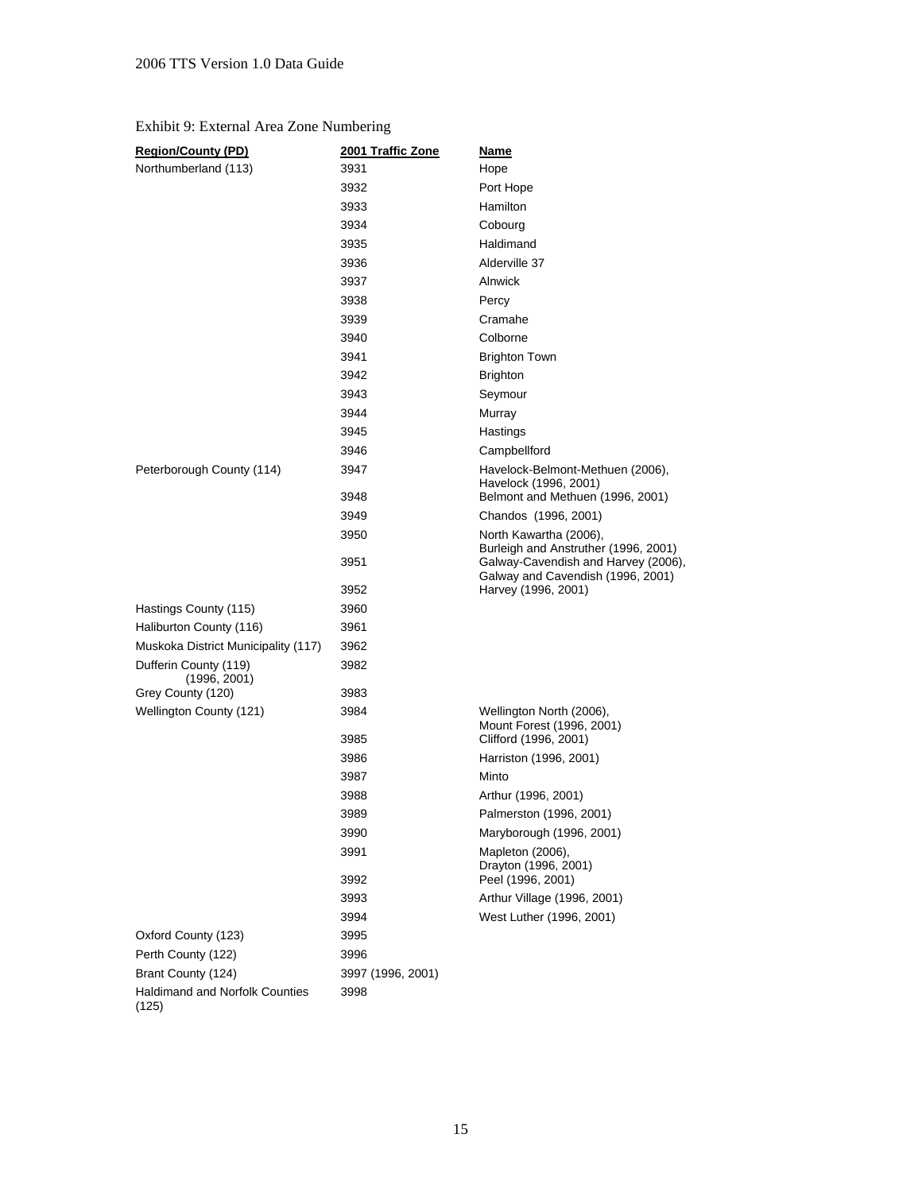Exhibit 9: External Area Zone Numbering

| Region/County (PD) | 2001 Traffic Zone | Name |
|---|---|---|
| Northumberland (113) | 3931 | Hope |
| | 3932 | Port Hope |
| | 3933 | Hamilton |
| | 3934 | Cobourg |
| | 3935 | Haldimand |
| | 3936 | Alderville 37 |
| | 3937 | Alnwick |
| | 3938 | Percy |
| | 3939 | Cramahe |
| | 3940 | Colborne |
| | 3941 | Brighton Town |
| | 3942 | Brighton |
| | 3943 | Seymour |
| | 3944 | Murray |
| | 3945 | Hastings |
| | 3946 | Campbellford |
| Peterborough County (114) | 3947 | Havelock-Belmont-Methuen (2006), Havelock (1996, 2001) |
| | 3948 | Belmont and Methuen (1996, 2001) |
| | 3949 | Chandos (1996, 2001) |
| | 3950 | North Kawartha (2006), Burleigh and Anstruther (1996, 2001) |
| | 3951 | Galway-Cavendish and Harvey (2006), Galway and Cavendish (1996, 2001) |
| | 3952 | Harvey (1996, 2001) |
| Hastings County (115) | 3960 | |
| Haliburton County (116) | 3961 | |
| Muskoka District Municipality (117) | 3962 | |
| Dufferin County (119) (1996, 2001) | 3982 | |
| Grey County (120) | 3983 | |
| Wellington County (121) | 3984 | Wellington North (2006), Mount Forest (1996, 2001) |
| | 3985 | Clifford (1996, 2001) |
| | 3986 | Harriston (1996, 2001) |
| | 3987 | Minto |
| | 3988 | Arthur (1996, 2001) |
| | 3989 | Palmerston (1996, 2001) |
| | 3990 | Maryborough (1996, 2001) |
| | 3991 | Mapleton (2006), Drayton (1996, 2001) |
| | 3992 | Peel (1996, 2001) |
| | 3993 | Arthur Village (1996, 2001) |
| | 3994 | West Luther (1996, 2001) |
| Oxford County (123) | 3995 | |
| Perth County (122) | 3996 | |
| Brant County (124) | 3997 (1996, 2001) | |
| Haldimand and Norfolk Counties (125) | 3998 | |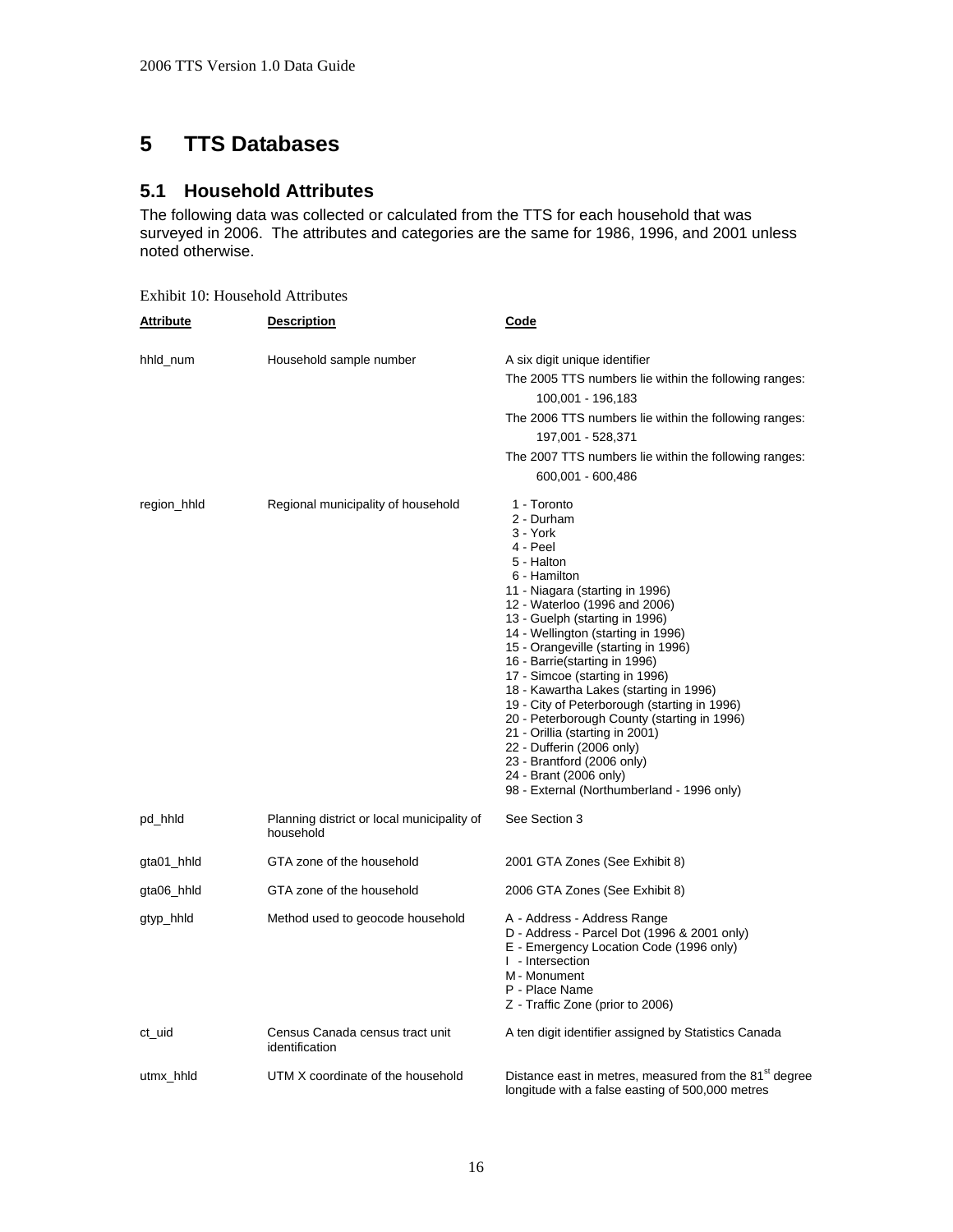# 5 TTS Databases

## 5.1 Household Attributes

The following data was collected or calculated from the TTS for each household that was surveyed in 2006. The attributes and categories are the same for 1986, 1996, and 2001 unless noted otherwise.

Exhibit 10: Household Attributes

| Attribute | Description | Code |
|---|---|---|
| hhld_num | Household sample number | A six digit unique identifier<br>The 2005 TTS numbers lie within the following ranges:<br>100,001 - 196,183<br>The 2006 TTS numbers lie within the following ranges:<br>197,001 - 528,371<br>The 2007 TTS numbers lie within the following ranges:<br>600,001 - 600,486 |
| region_hhld | Regional municipality of household | 1 - Toronto<br>2 - Durham<br>3 - York<br>4 - Peel<br>5 - Halton<br>6 - Hamilton<br>11 - Niagara (starting in 1996)<br>12 - Waterloo (1996 and 2006)<br>13 - Guelph (starting in 1996)<br>14 - Wellington (starting in 1996)<br>15 - Orangeville (starting in 1996)<br>16 - Barrie(starting in 1996)<br>17 - Simcoe (starting in 1996)<br>18 - Kawartha Lakes (starting in 1996)<br>19 - City of Peterborough (starting in 1996)<br>20 - Peterborough County (starting in 1996)<br>21 - Orillia (starting in 2001)<br>22 - Dufferin (2006 only)<br>23 - Brantford (2006 only)<br>24 - Brant (2006 only)<br>98 - External (Northumberland - 1996 only) |
| pd_hhld | Planning district or local municipality of household | See Section 3 |
| gta01_hhld | GTA zone of the household | 2001 GTA Zones (See Exhibit 8) |
| gta06_hhld | GTA zone of the household | 2006 GTA Zones (See Exhibit 8) |
| gtyp_hhld | Method used to geocode household | A - Address - Address Range<br>D - Address - Parcel Dot (1996 & 2001 only)<br>E - Emergency Location Code (1996 only)<br>I - Intersection<br>M - Monument<br>P - Place Name<br>Z - Traffic Zone (prior to 2006) |
| ct_uid | Census Canada census tract unit identification | A ten digit identifier assigned by Statistics Canada |
| utmx_hhld | UTM X coordinate of the household | Distance east in metres, measured from the 81st degree longitude with a false easting of 500,000 metres |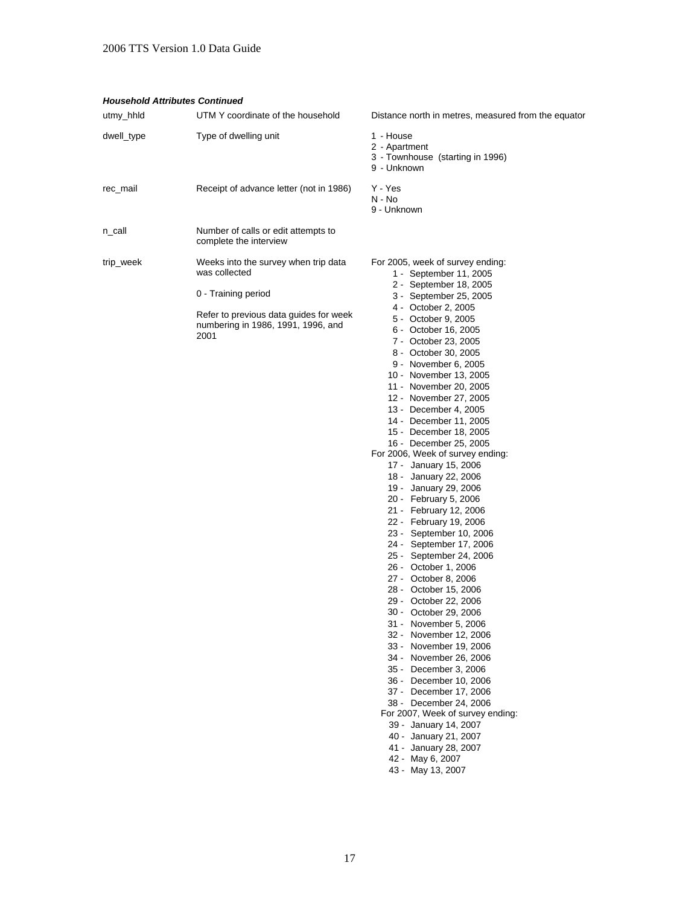### *Household Attributes Continued*

| | | |
|---|---|---|
| utmy_hhld | UTM Y coordinate of the household | Distance north in metres, measured from the equator |
| dwell_type | Type of dwelling unit | 1 - House<br>2 - Apartment<br>3 - Townhouse (starting in 1996)<br>9 - Unknown |
| rec_mail | Receipt of advance letter (not in 1986) | Y - Yes<br>N - No<br>9 - Unknown |
| n_call | Number of calls or edit attempts to complete the interview | |
| trip_week | Weeks into the survey when trip data was collected<br><br>0 - Training period<br><br>Refer to previous data guides for week numbering in 1986, 1991, 1996, and 2001 | For 2005, week of survey ending:<br>1 - September 11, 2005<br>2 - September 18, 2005<br>3 - September 25, 2005<br>4 - October 2, 2005<br>5 - October 9, 2005<br>6 - October 16, 2005<br>7 - October 23, 2005<br>8 - October 30, 2005<br>9 - November 6, 2005<br>10 - November 13, 2005<br>11 - November 20, 2005<br>12 - November 27, 2005<br>13 - December 4, 2005<br>14 - December 11, 2005<br>15 - December 18, 2005<br>16 - December 25, 2005<br>For 2006, Week of survey ending:<br>17 - January 15, 2006<br>18 - January 22, 2006<br>19 - January 29, 2006<br>20 - February 5, 2006<br>21 - February 12, 2006<br>22 - February 19, 2006<br>23 - September 10, 2006<br>24 - September 17, 2006<br>25 - September 24, 2006<br>26 - October 1, 2006<br>27 - October 8, 2006<br>28 - October 15, 2006<br>29 - October 22, 2006<br>30 - October 29, 2006<br>31 - November 5, 2006<br>32 - November 12, 2006<br>33 - November 19, 2006<br>34 - November 26, 2006<br>35 - December 3, 2006<br>36 - December 10, 2006<br>37 - December 17, 2006<br>38 - December 24, 2006<br>For 2007, Week of survey ending:<br>39 - January 14, 2007<br>40 - January 21, 2007<br>41 - January 28, 2007<br>42 - May 6, 2007<br>43 - May 13, 2007 |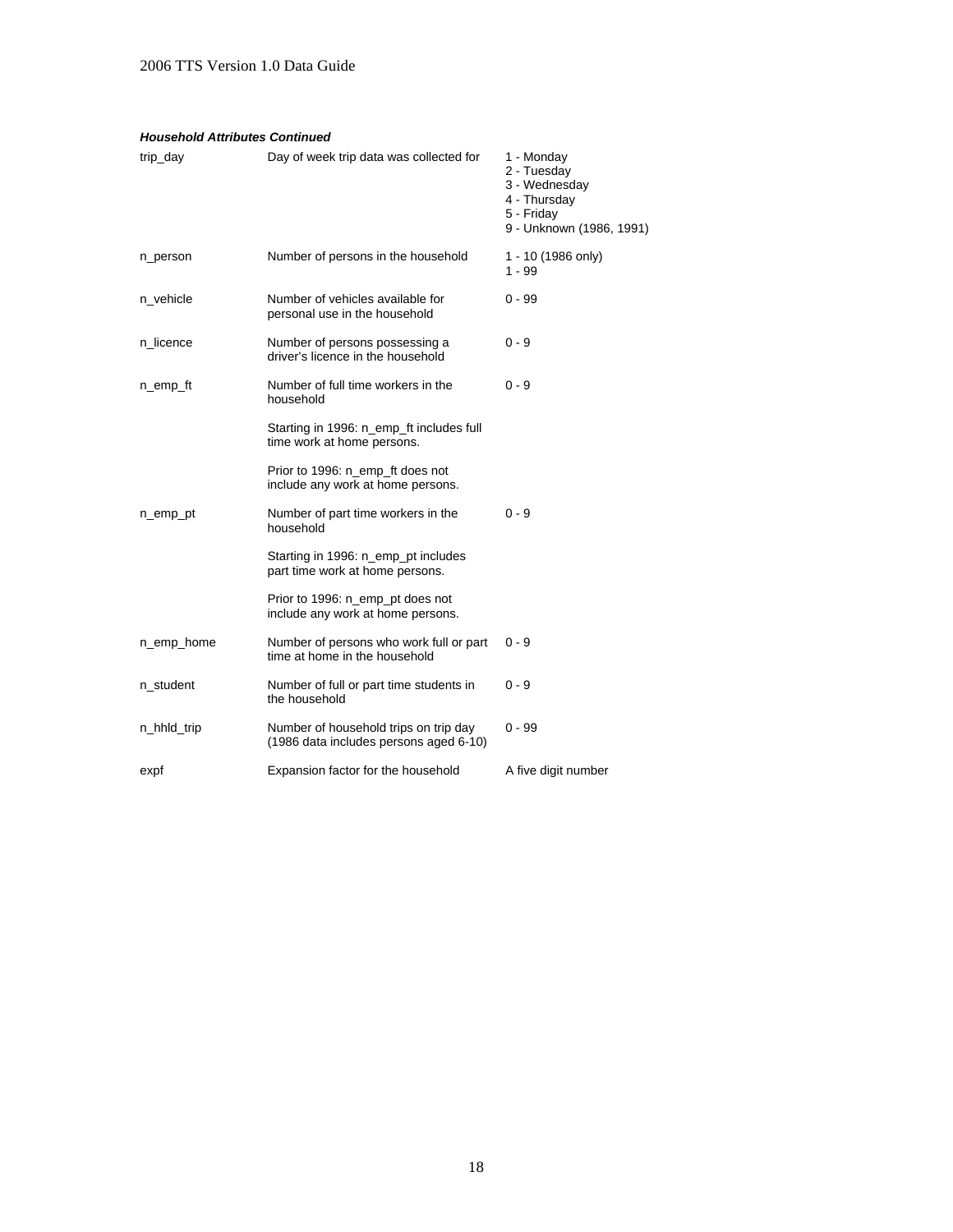***Household Attributes Continued***

| | | |
|---|---|---|
| trip_day | Day of week trip data was collected for | 1 - Monday<br>2 - Tuesday<br>3 - Wednesday<br>4 - Thursday<br>5 - Friday<br>9 - Unknown (1986, 1991) |
| n_person | Number of persons in the household | 1 - 10 (1986 only)<br>1 - 99 |
| n_vehicle | Number of vehicles available for personal use in the household | 0 - 99 |
| n_licence | Number of persons possessing a driver's licence in the household | 0 - 9 |
| n_emp_ft | Number of full time workers in the household<br><br>Starting in 1996: n_emp_ft includes full time work at home persons.<br><br>Prior to 1996: n_emp_ft does not include any work at home persons. | 0 - 9 |
| n_emp_pt | Number of part time workers in the household<br><br>Starting in 1996: n_emp_pt includes part time work at home persons.<br><br>Prior to 1996: n_emp_pt does not include any work at home persons. | 0 - 9 |
| n_emp_home | Number of persons who work full or part time at home in the household | 0 - 9 |
| n_student | Number of full or part time students in the household | 0 - 9 |
| n_hhld_trip | Number of household trips on trip day (1986 data includes persons aged 6-10) | 0 - 99 |
| expf | Expansion factor for the household | A five digit number |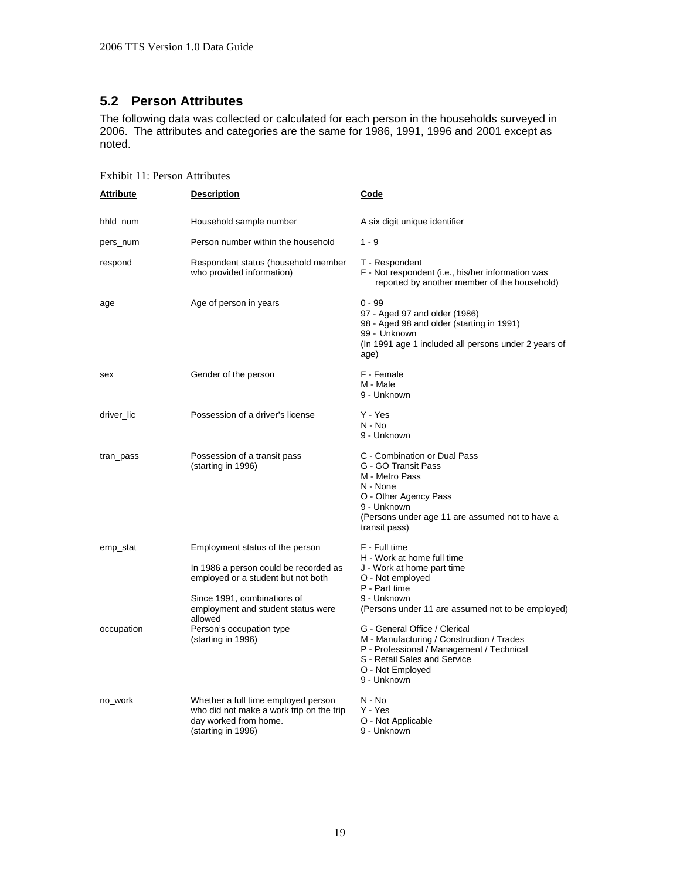## 5.2 Person Attributes

The following data was collected or calculated for each person in the households surveyed in 2006. The attributes and categories are the same for 1986, 1991, 1996 and 2001 except as noted.

Exhibit 11: Person Attributes

| Attribute | Description | Code |
|---|---|---|
| hhld_num | Household sample number | A six digit unique identifier |
| pers_num | Person number within the household | 1 - 9 |
| respond | Respondent status (household member who provided information) | T - Respondent<br>F - Not respondent (i.e., his/her information was reported by another member of the household) |
| age | Age of person in years | 0 - 99<br>97 - Aged 97 and older (1986)<br>98 - Aged 98 and older (starting in 1991)<br>99 - Unknown<br>(In 1991 age 1 included all persons under 2 years of age) |
| sex | Gender of the person | F - Female<br>M - Male<br>9 - Unknown |
| driver_lic | Possession of a driver's license | Y - Yes<br>N - No<br>9 - Unknown |
| tran_pass | Possession of a transit pass (starting in 1996) | C - Combination or Dual Pass<br>G - GO Transit Pass<br>M - Metro Pass<br>N - None<br>O - Other Agency Pass<br>9 - Unknown<br>(Persons under age 11 are assumed not to have a transit pass) |
| emp_stat | Employment status of the person<br><br>In 1986 a person could be recorded as employed or a student but not both<br><br>Since 1991, combinations of employment and student status were allowed | F - Full time<br>H - Work at home full time<br>J - Work at home part time<br>O - Not employed<br>P - Part time<br>9 - Unknown<br>(Persons under 11 are assumed not to be employed) |
| occupation | Person's occupation type (starting in 1996) | G - General Office / Clerical<br>M - Manufacturing / Construction / Trades<br>P - Professional / Management / Technical<br>S - Retail Sales and Service<br>O - Not Employed<br>9 - Unknown |
| no_work | Whether a full time employed person who did not make a work trip on the trip day worked from home. (starting in 1996) | N - No<br>Y - Yes<br>O - Not Applicable<br>9 - Unknown |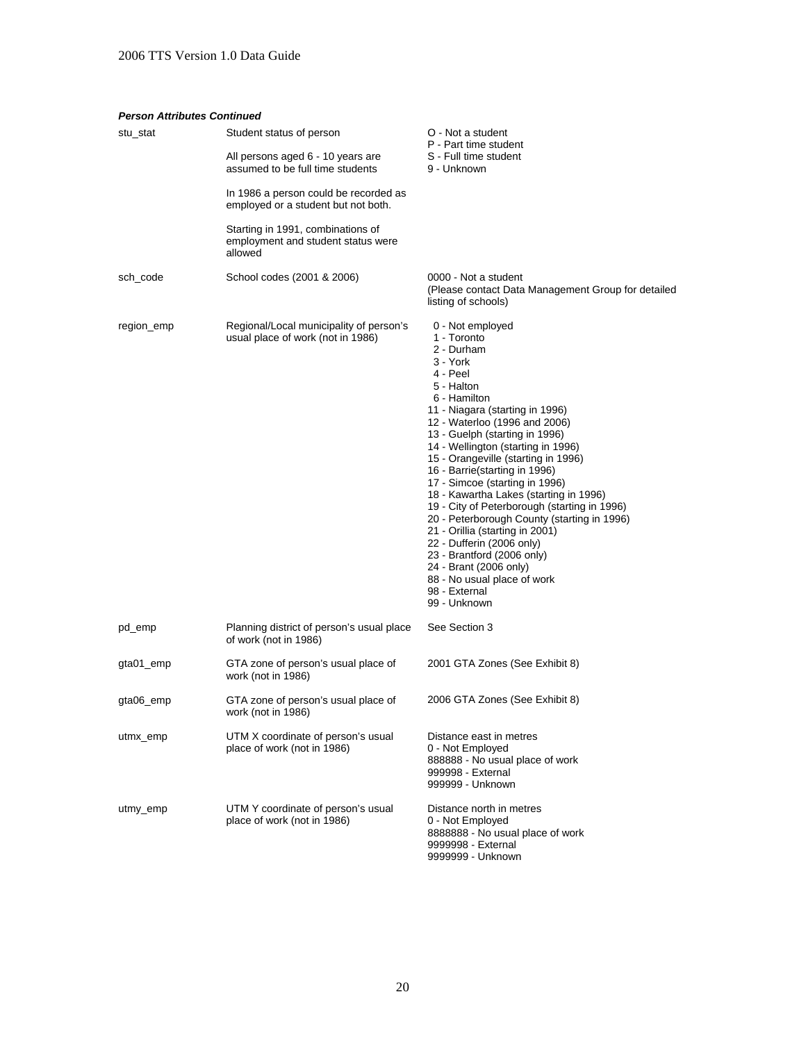***Person Attributes Continued***

| | | |
|---|---|---|
| stu_stat | Student status of person<br><br>All persons aged 6 - 10 years are assumed to be full time students<br><br>In 1986 a person could be recorded as employed or a student but not both.<br><br>Starting in 1991, combinations of employment and student status were allowed | O - Not a student<br>P - Part time student<br>S - Full time student<br>9 - Unknown |
| sch_code | School codes (2001 & 2006) | 0000 - Not a student<br>(Please contact Data Management Group for detailed listing of schools) |
| region_emp | Regional/Local municipality of person's usual place of work (not in 1986) | 0 - Not employed<br>1 - Toronto<br>2 - Durham<br>3 - York<br>4 - Peel<br>5 - Halton<br>6 - Hamilton<br>11 - Niagara (starting in 1996)<br>12 - Waterloo (1996 and 2006)<br>13 - Guelph (starting in 1996)<br>14 - Wellington (starting in 1996)<br>15 - Orangeville (starting in 1996)<br>16 - Barrie(starting in 1996)<br>17 - Simcoe (starting in 1996)<br>18 - Kawartha Lakes (starting in 1996)<br>19 - City of Peterborough (starting in 1996)<br>20 - Peterborough County (starting in 1996)<br>21 - Orillia (starting in 2001)<br>22 - Dufferin (2006 only)<br>23 - Brantford (2006 only)<br>24 - Brant (2006 only)<br>88 - No usual place of work<br>98 - External<br>99 - Unknown |
| pd_emp | Planning district of person's usual place of work (not in 1986) | See Section 3 |
| gta01_emp | GTA zone of person's usual place of work (not in 1986) | 2001 GTA Zones (See Exhibit 8) |
| gta06_emp | GTA zone of person's usual place of work (not in 1986) | 2006 GTA Zones (See Exhibit 8) |
| utmx_emp | UTM X coordinate of person's usual place of work (not in 1986) | Distance east in metres<br>0 - Not Employed<br>888888 - No usual place of work<br>999998 - External<br>999999 - Unknown |
| utmy_emp | UTM Y coordinate of person's usual place of work (not in 1986) | Distance north in metres<br>0 - Not Employed<br>8888888 - No usual place of work<br>9999998 - External<br>9999999 - Unknown |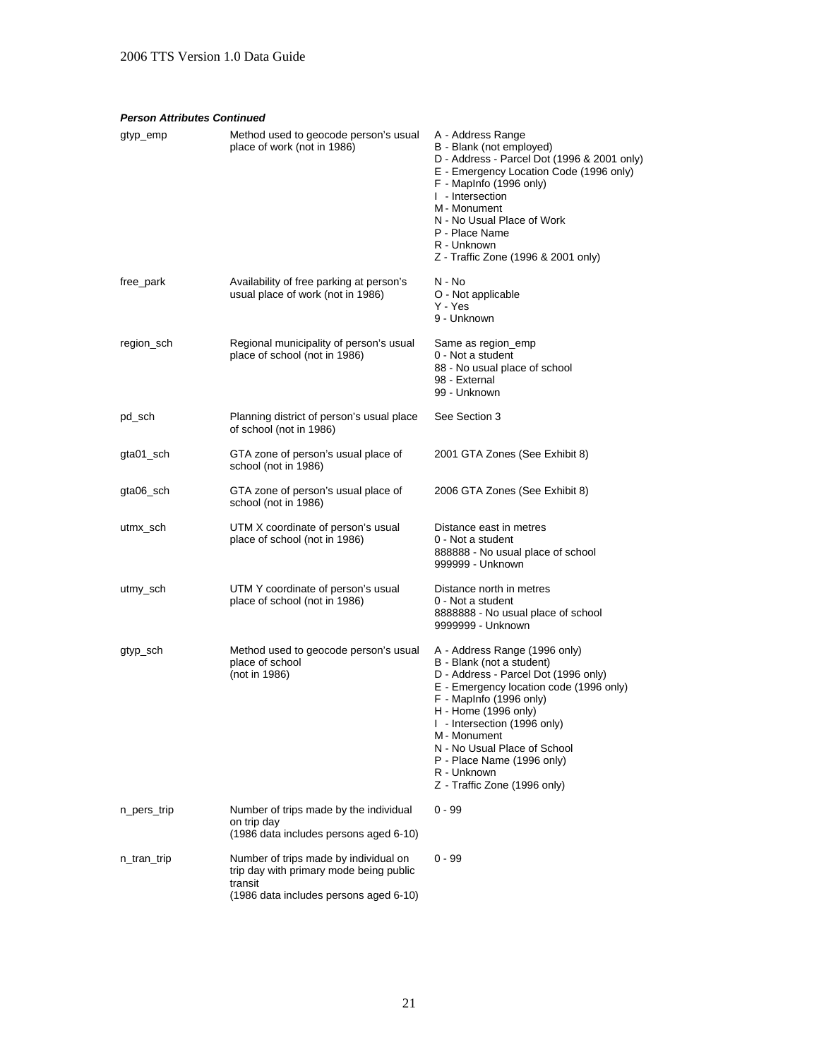***Person Attributes Continued***

| | | |
|---|---|---|
| gtyp_emp | Method used to geocode person's usual place of work (not in 1986) | A - Address Range<br>B - Blank (not employed)<br>D - Address - Parcel Dot (1996 & 2001 only)<br>E - Emergency Location Code (1996 only)<br>F - MapInfo (1996 only)<br>I - Intersection<br>M - Monument<br>N - No Usual Place of Work<br>P - Place Name<br>R - Unknown<br>Z - Traffic Zone (1996 & 2001 only) |
| free_park | Availability of free parking at person's usual place of work (not in 1986) | N - No<br>O - Not applicable<br>Y - Yes<br>9 - Unknown |
| region_sch | Regional municipality of person's usual place of school (not in 1986) | Same as region_emp<br>0 - Not a student<br>88 - No usual place of school<br>98 - External<br>99 - Unknown |
| pd_sch | Planning district of person's usual place of school (not in 1986) | See Section 3 |
| gta01_sch | GTA zone of person's usual place of school (not in 1986) | 2001 GTA Zones (See Exhibit 8) |
| gta06_sch | GTA zone of person's usual place of school (not in 1986) | 2006 GTA Zones (See Exhibit 8) |
| utmx_sch | UTM X coordinate of person's usual place of school (not in 1986) | Distance east in metres<br>0 - Not a student<br>888888 - No usual place of school<br>999999 - Unknown |
| utmy_sch | UTM Y coordinate of person's usual place of school (not in 1986) | Distance north in metres<br>0 - Not a student<br>8888888 - No usual place of school<br>9999999 - Unknown |
| gtyp_sch | Method used to geocode person's usual place of school<br>(not in 1986) | A - Address Range (1996 only)<br>B - Blank (not a student)<br>D - Address - Parcel Dot (1996 only)<br>E - Emergency location code (1996 only)<br>F - MapInfo (1996 only)<br>H - Home (1996 only)<br>I - Intersection (1996 only)<br>M - Monument<br>N - No Usual Place of School<br>P - Place Name (1996 only)<br>R - Unknown<br>Z - Traffic Zone (1996 only) |
| n_pers_trip | Number of trips made by the individual on trip day<br>(1986 data includes persons aged 6-10) | 0 - 99 |
| n_tran_trip | Number of trips made by individual on trip day with primary mode being public transit<br>(1986 data includes persons aged 6-10) | 0 - 99 |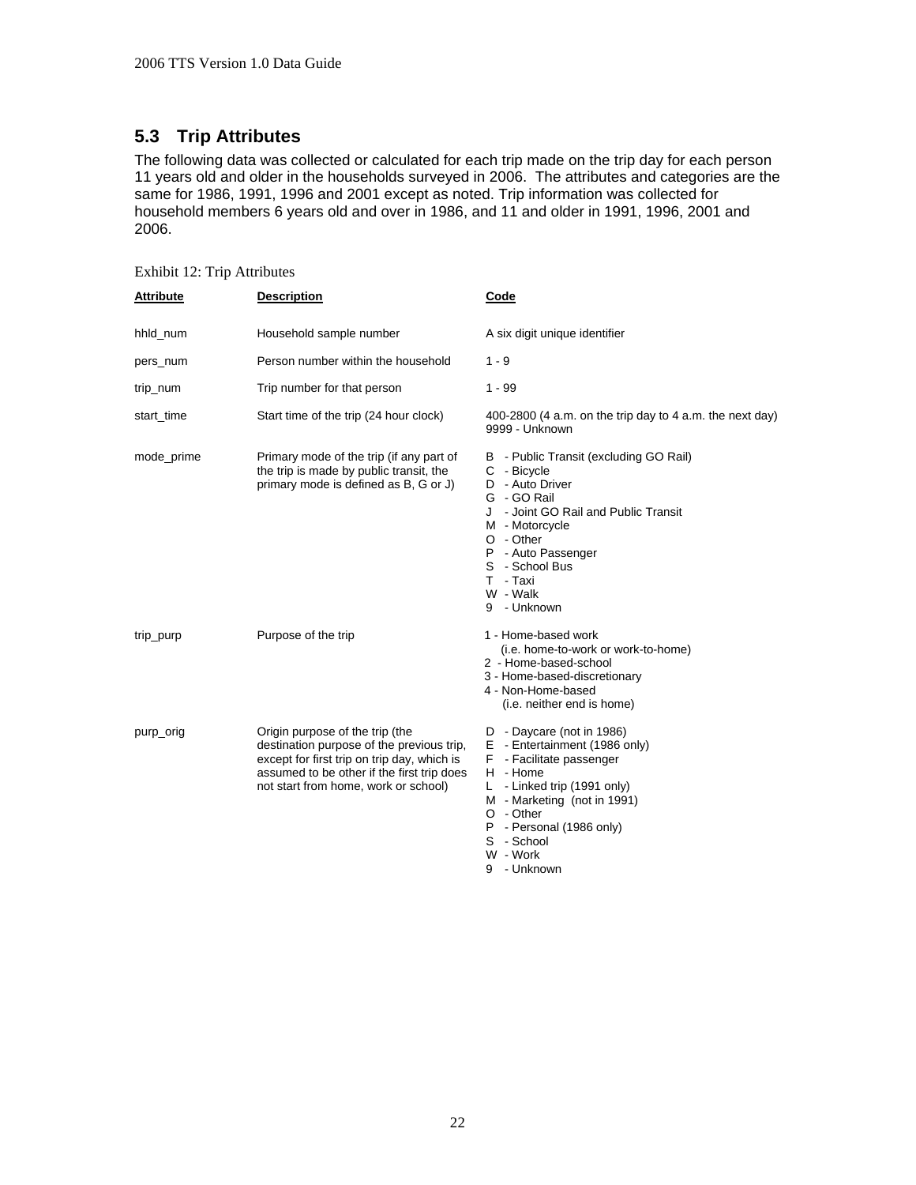## 5.3 Trip Attributes

The following data was collected or calculated for each trip made on the trip day for each person 11 years old and older in the households surveyed in 2006. The attributes and categories are the same for 1986, 1991, 1996 and 2001 except as noted. Trip information was collected for household members 6 years old and over in 1986, and 11 and older in 1991, 1996, 2001 and 2006.

Exhibit 12: Trip Attributes

| Attribute | Description | Code |
|---|---|---|
| hhld_num | Household sample number | A six digit unique identifier |
| pers_num | Person number within the household | 1 - 9 |
| trip_num | Trip number for that person | 1 - 99 |
| start_time | Start time of the trip (24 hour clock) | 400-2800 (4 a.m. on the trip day to 4 a.m. the next day)<br>9999 - Unknown |
| mode_prime | Primary mode of the trip (if any part of the trip is made by public transit, the primary mode is defined as B, G or J) | B - Public Transit (excluding GO Rail)<br>C - Bicycle<br>D - Auto Driver<br>G - GO Rail<br>J - Joint GO Rail and Public Transit<br>M - Motorcycle<br>O - Other<br>P - Auto Passenger<br>S - School Bus<br>T - Taxi<br>W - Walk<br>9 - Unknown |
| trip_purp | Purpose of the trip | 1 - Home-based work (i.e. home-to-work or work-to-home)<br>2 - Home-based-school<br>3 - Home-based-discretionary<br>4 - Non-Home-based (i.e. neither end is home) |
| purp_orig | Origin purpose of the trip (the destination purpose of the previous trip, except for first trip on trip day, which is assumed to be other if the first trip does not start from home, work or school) | D - Daycare (not in 1986)<br>E - Entertainment (1986 only)<br>F - Facilitate passenger<br>H - Home<br>L - Linked trip (1991 only)<br>M - Marketing (not in 1991)<br>O - Other<br>P - Personal (1986 only)<br>S - School<br>W - Work<br>9 - Unknown |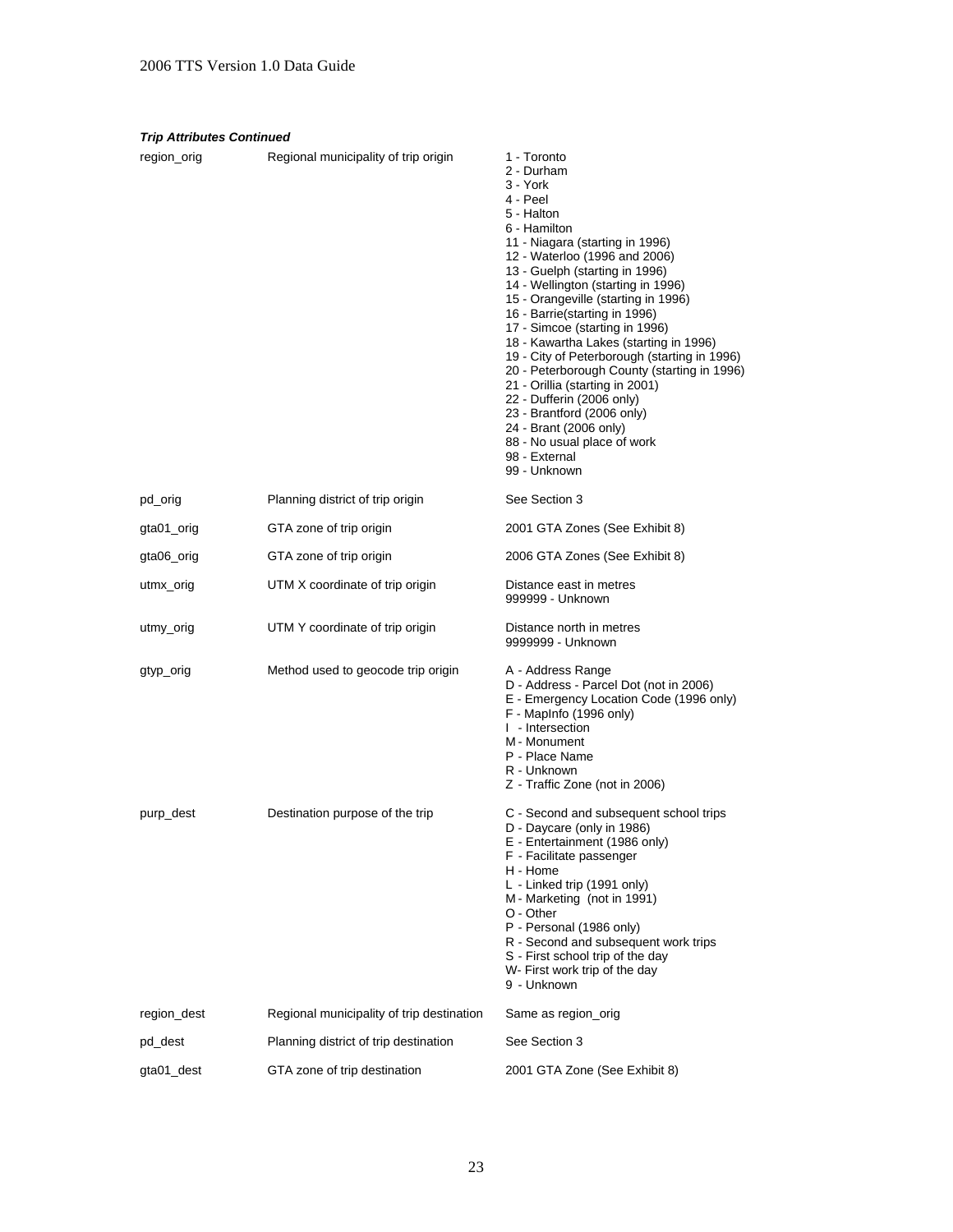***Trip Attributes Continued***

| | | |
|---|---|---|
| region_orig | Regional municipality of trip origin | 1 - Toronto<br>2 - Durham<br>3 - York<br>4 - Peel<br>5 - Halton<br>6 - Hamilton<br>11 - Niagara (starting in 1996)<br>12 - Waterloo (1996 and 2006)<br>13 - Guelph (starting in 1996)<br>14 - Wellington (starting in 1996)<br>15 - Orangeville (starting in 1996)<br>16 - Barrie(starting in 1996)<br>17 - Simcoe (starting in 1996)<br>18 - Kawartha Lakes (starting in 1996)<br>19 - City of Peterborough (starting in 1996)<br>20 - Peterborough County (starting in 1996)<br>21 - Orillia (starting in 2001)<br>22 - Dufferin (2006 only)<br>23 - Brantford (2006 only)<br>24 - Brant (2006 only)<br>88 - No usual place of work<br>98 - External<br>99 - Unknown |
| pd_orig | Planning district of trip origin | See Section 3 |
| gta01_orig | GTA zone of trip origin | 2001 GTA Zones (See Exhibit 8) |
| gta06_orig | GTA zone of trip origin | 2006 GTA Zones (See Exhibit 8) |
| utmx_orig | UTM X coordinate of trip origin | Distance east in metres<br>999999 - Unknown |
| utmy_orig | UTM Y coordinate of trip origin | Distance north in metres<br>9999999 - Unknown |
| gtyp_orig | Method used to geocode trip origin | A - Address Range<br>D - Address - Parcel Dot (not in 2006)<br>E - Emergency Location Code (1996 only)<br>F - MapInfo (1996 only)<br>I - Intersection<br>M - Monument<br>P - Place Name<br>R - Unknown<br>Z - Traffic Zone (not in 2006) |
| purp_dest | Destination purpose of the trip | C - Second and subsequent school trips<br>D - Daycare (only in 1986)<br>E - Entertainment (1986 only)<br>F - Facilitate passenger<br>H - Home<br>L - Linked trip (1991 only)<br>M - Marketing (not in 1991)<br>O - Other<br>P - Personal (1986 only)<br>R - Second and subsequent work trips<br>S - First school trip of the day<br>W- First work trip of the day<br>9 - Unknown |
| region_dest | Regional municipality of trip destination | Same as region_orig |
| pd_dest | Planning district of trip destination | See Section 3 |
| gta01_dest | GTA zone of trip destination | 2001 GTA Zone (See Exhibit 8) |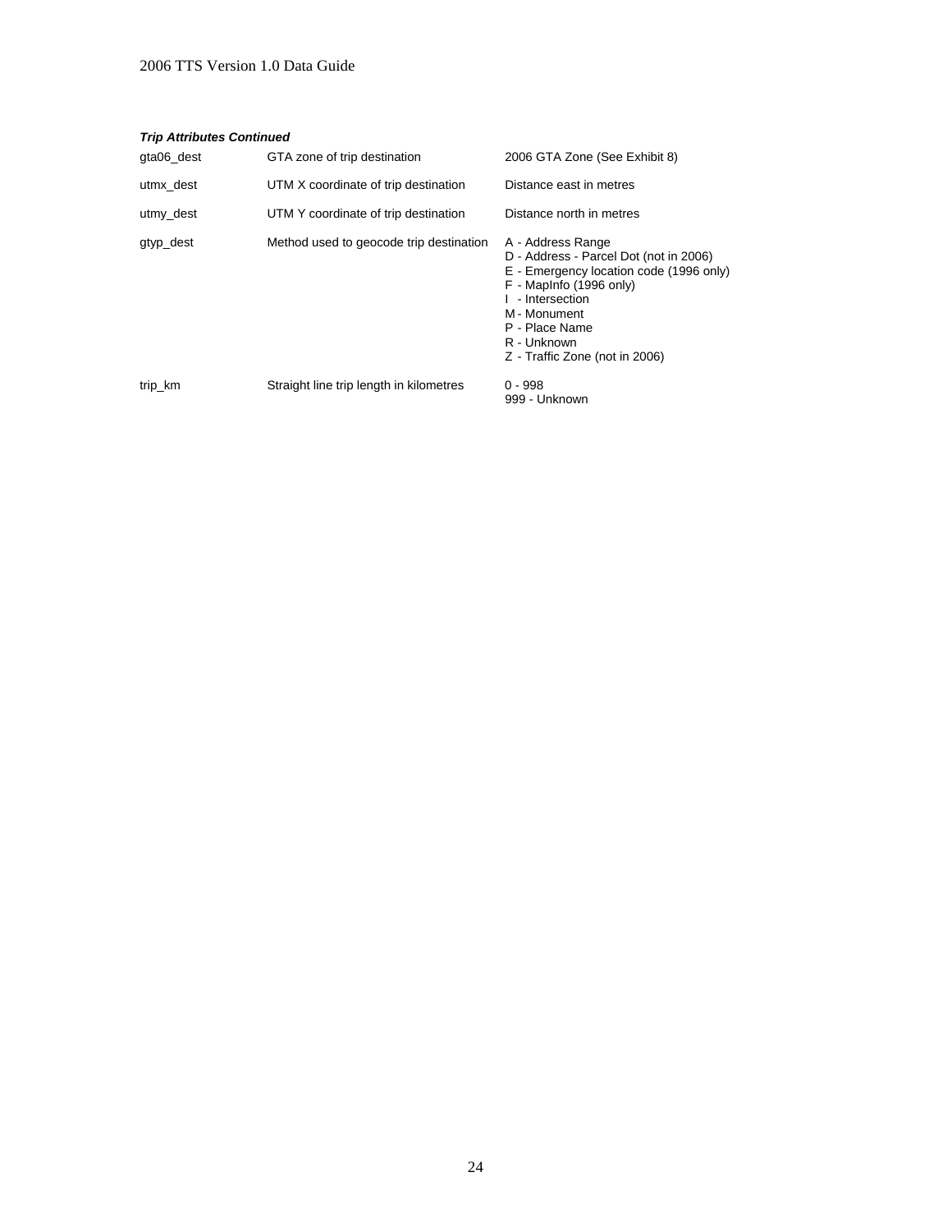***Trip Attributes Continued***

| | | |
|---|---|---|
| gta06_dest | GTA zone of trip destination | 2006 GTA Zone (See Exhibit 8) |
| utmx_dest | UTM X coordinate of trip destination | Distance east in metres |
| utmy_dest | UTM Y coordinate of trip destination | Distance north in metres |
| gtyp_dest | Method used to geocode trip destination | A - Address Range<br>D - Address - Parcel Dot (not in 2006)<br>E - Emergency location code (1996 only)<br>F - MapInfo (1996 only)<br>I - Intersection<br>M - Monument<br>P - Place Name<br>R - Unknown<br>Z - Traffic Zone (not in 2006) |
| trip_km | Straight line trip length in kilometres | 0 - 998<br>999 - Unknown |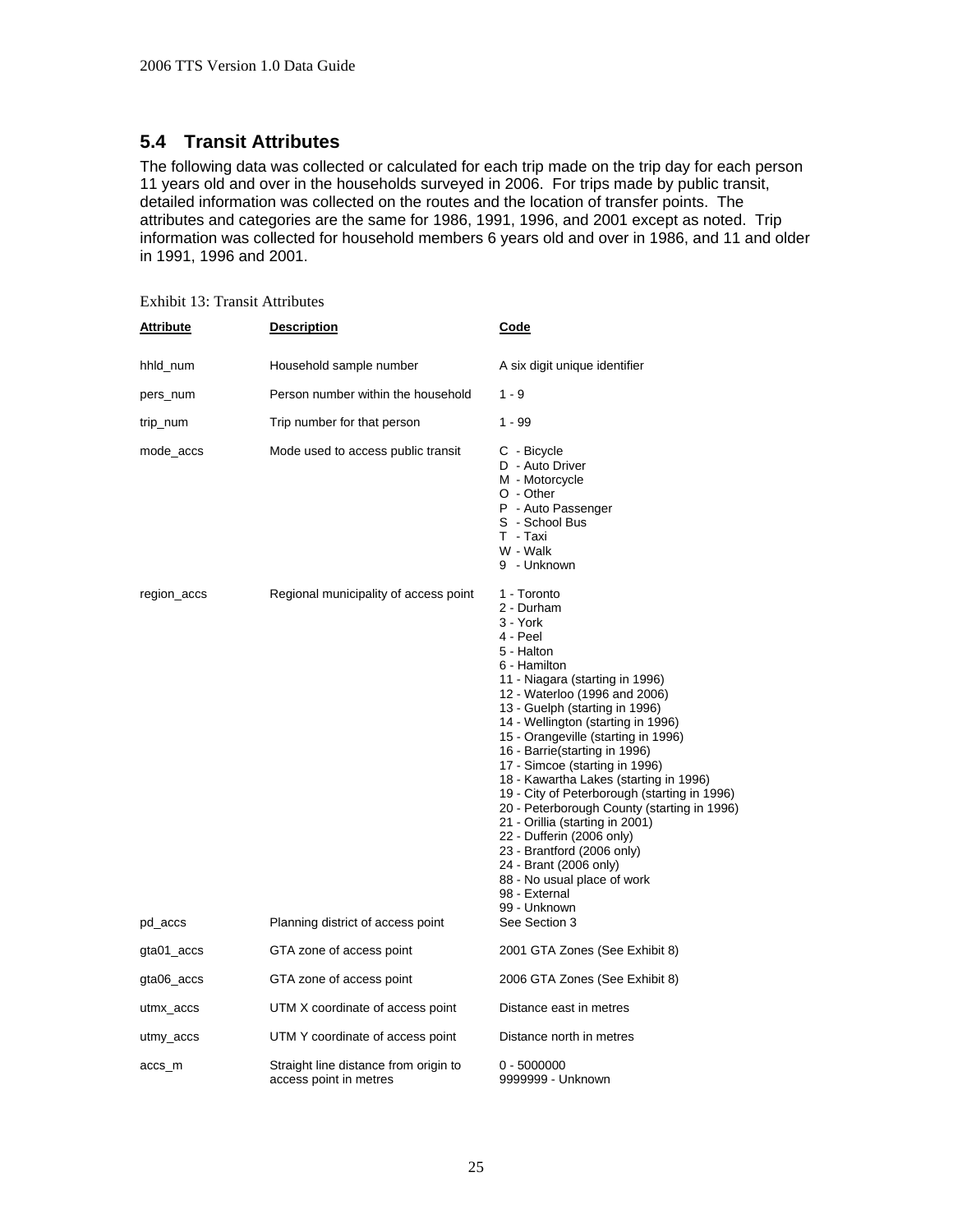## 5.4 Transit Attributes

The following data was collected or calculated for each trip made on the trip day for each person 11 years old and over in the households surveyed in 2006. For trips made by public transit, detailed information was collected on the routes and the location of transfer points. The attributes and categories are the same for 1986, 1991, 1996, and 2001 except as noted. Trip information was collected for household members 6 years old and over in 1986, and 11 and older in 1991, 1996 and 2001.

Exhibit 13: Transit Attributes

| Attribute | Description | Code |
|---|---|---|
| hhld_num | Household sample number | A six digit unique identifier |
| pers_num | Person number within the household | 1 - 9 |
| trip_num | Trip number for that person | 1 - 99 |
| mode_accs | Mode used to access public transit | C - Bicycle<br>D - Auto Driver<br>M - Motorcycle<br>O - Other<br>P - Auto Passenger<br>S - School Bus<br>T - Taxi<br>W - Walk<br>9 - Unknown |
| region_accs | Regional municipality of access point | 1 - Toronto<br>2 - Durham<br>3 - York<br>4 - Peel<br>5 - Halton<br>6 - Hamilton<br>11 - Niagara (starting in 1996)<br>12 - Waterloo (1996 and 2006)<br>13 - Guelph (starting in 1996)<br>14 - Wellington (starting in 1996)<br>15 - Orangeville (starting in 1996)<br>16 - Barrie(starting in 1996)<br>17 - Simcoe (starting in 1996)<br>18 - Kawartha Lakes (starting in 1996)<br>19 - City of Peterborough (starting in 1996)<br>20 - Peterborough County (starting in 1996)<br>21 - Orillia (starting in 2001)<br>22 - Dufferin (2006 only)<br>23 - Brantford (2006 only)<br>24 - Brant (2006 only)<br>88 - No usual place of work<br>98 - External<br>99 - Unknown |
| pd_accs | Planning district of access point | See Section 3 |
| gta01_accs | GTA zone of access point | 2001 GTA Zones (See Exhibit 8) |
| gta06_accs | GTA zone of access point | 2006 GTA Zones (See Exhibit 8) |
| utmx_accs | UTM X coordinate of access point | Distance east in metres |
| utmy_accs | UTM Y coordinate of access point | Distance north in metres |
| accs_m | Straight line distance from origin to access point in metres | 0 - 5000000<br>9999999 - Unknown |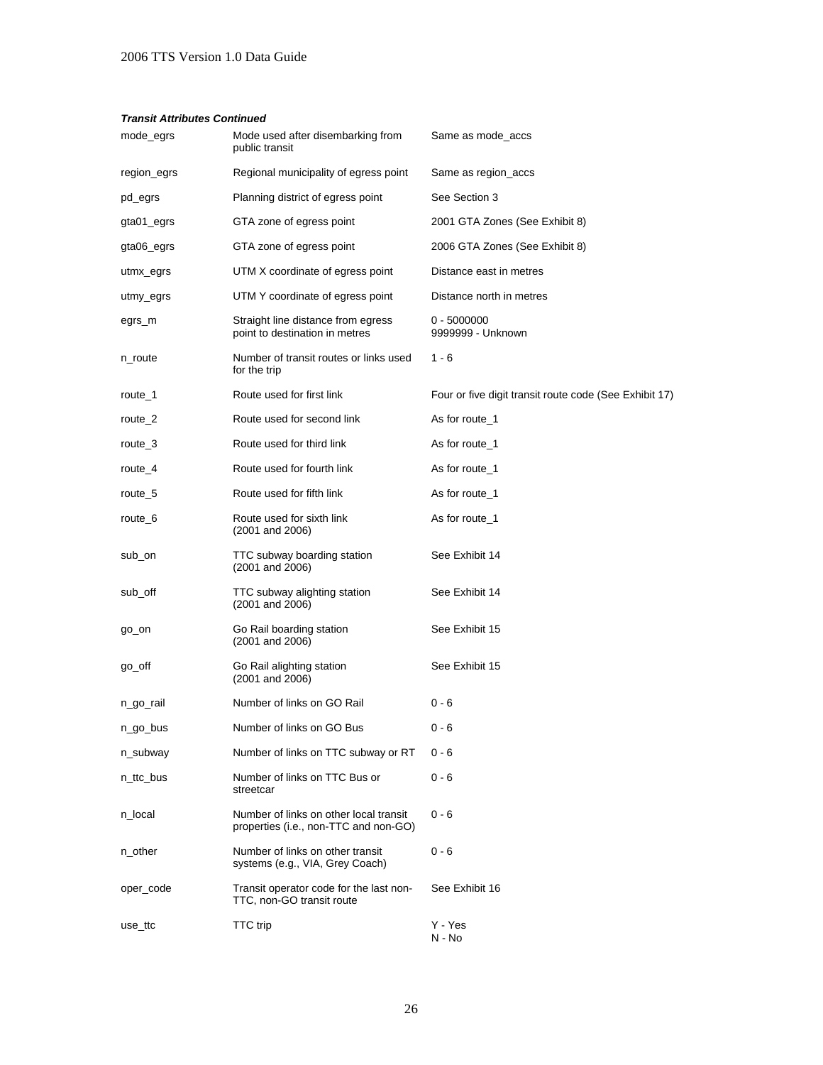***Transit Attributes Continued***

| | | |
|---|---|---|
| mode_egrs | Mode used after disembarking from public transit | Same as mode_accs |
| region_egrs | Regional municipality of egress point | Same as region_accs |
| pd_egrs | Planning district of egress point | See Section 3 |
| gta01_egrs | GTA zone of egress point | 2001 GTA Zones (See Exhibit 8) |
| gta06_egrs | GTA zone of egress point | 2006 GTA Zones (See Exhibit 8) |
| utmx_egrs | UTM X coordinate of egress point | Distance east in metres |
| utmy_egrs | UTM Y coordinate of egress point | Distance north in metres |
| egrs_m | Straight line distance from egress point to destination in metres | 0 - 5000000<br>9999999 - Unknown |
| n_route | Number of transit routes or links used for the trip | 1 - 6 |
| route_1 | Route used for first link | Four or five digit transit route code (See Exhibit 17) |
| route_2 | Route used for second link | As for route_1 |
| route_3 | Route used for third link | As for route_1 |
| route_4 | Route used for fourth link | As for route_1 |
| route_5 | Route used for fifth link | As for route_1 |
| route_6 | Route used for sixth link (2001 and 2006) | As for route_1 |
| sub_on | TTC subway boarding station (2001 and 2006) | See Exhibit 14 |
| sub_off | TTC subway alighting station (2001 and 2006) | See Exhibit 14 |
| go_on | Go Rail boarding station (2001 and 2006) | See Exhibit 15 |
| go_off | Go Rail alighting station (2001 and 2006) | See Exhibit 15 |
| n_go_rail | Number of links on GO Rail | 0 - 6 |
| n_go_bus | Number of links on GO Bus | 0 - 6 |
| n_subway | Number of links on TTC subway or RT | 0 - 6 |
| n_ttc_bus | Number of links on TTC Bus or streetcar | 0 - 6 |
| n_local | Number of links on other local transit properties (i.e., non-TTC and non-GO) | 0 - 6 |
| n_other | Number of links on other transit systems (e.g., VIA, Grey Coach) | 0 - 6 |
| oper_code | Transit operator code for the last non-TTC, non-GO transit route | See Exhibit 16 |
| use_ttc | TTC trip | Y - Yes<br>N - No |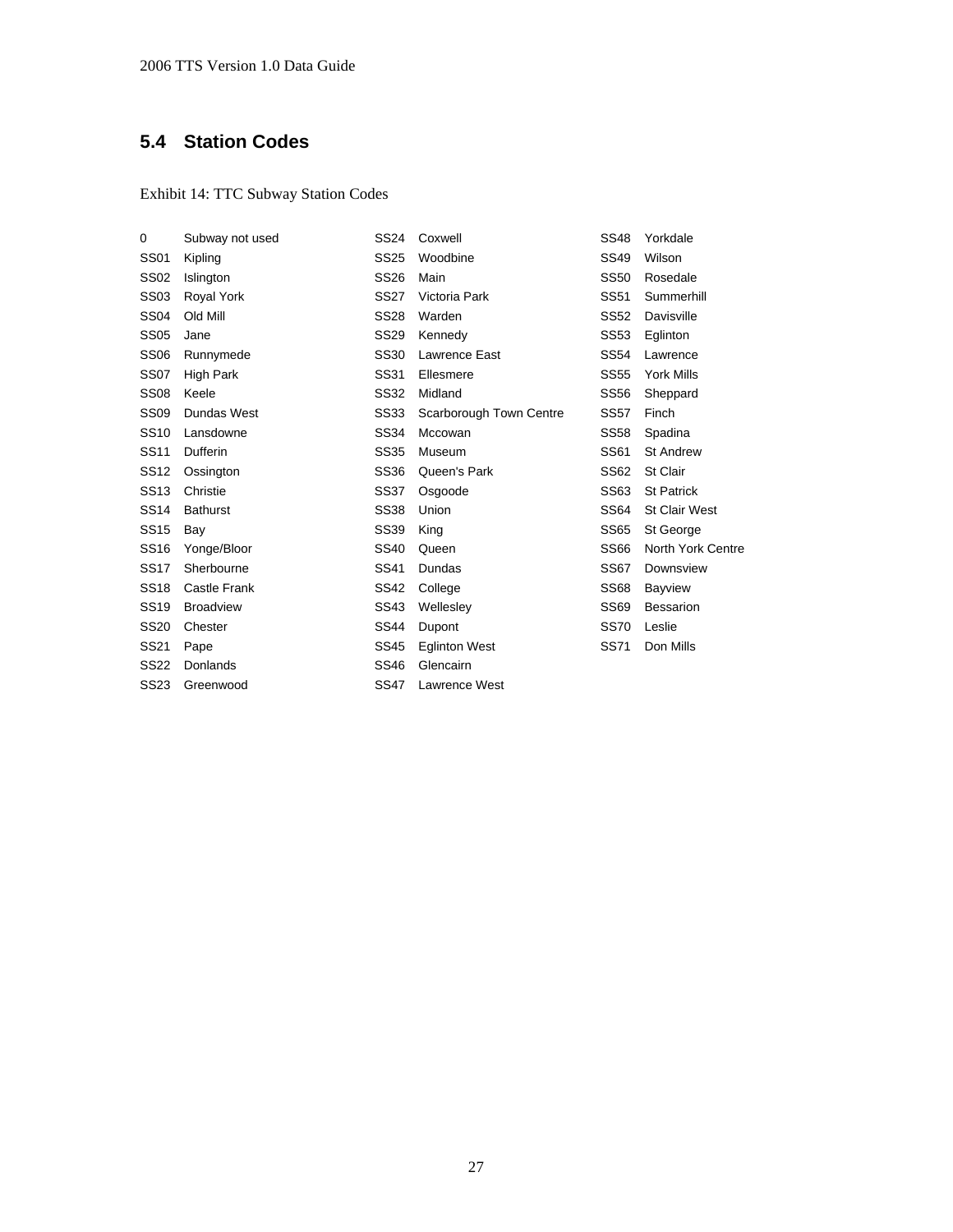## 5.4 Station Codes

Exhibit 14: TTC Subway Station Codes

| Code | Station |
|---|---|
| 0 | Subway not used |
| SS01 | Kipling |
| SS02 | Islington |
| SS03 | Royal York |
| SS04 | Old Mill |
| SS05 | Jane |
| SS06 | Runnymede |
| SS07 | High Park |
| SS08 | Keele |
| SS09 | Dundas West |
| SS10 | Lansdowne |
| SS11 | Dufferin |
| SS12 | Ossington |
| SS13 | Christie |
| SS14 | Bathurst |
| SS15 | Bay |
| SS16 | Yonge/Bloor |
| SS17 | Sherbourne |
| SS18 | Castle Frank |
| SS19 | Broadview |
| SS20 | Chester |
| SS21 | Pape |
| SS22 | Donlands |
| SS23 | Greenwood |
| SS24 | Coxwell |
| SS25 | Woodbine |
| SS26 | Main |
| SS27 | Victoria Park |
| SS28 | Warden |
| SS29 | Kennedy |
| SS30 | Lawrence East |
| SS31 | Ellesmere |
| SS32 | Midland |
| SS33 | Scarborough Town Centre |
| SS34 | Mccowan |
| SS35 | Museum |
| SS36 | Queen's Park |
| SS37 | Osgoode |
| SS38 | Union |
| SS39 | King |
| SS40 | Queen |
| SS41 | Dundas |
| SS42 | College |
| SS43 | Wellesley |
| SS44 | Dupont |
| SS45 | Eglinton West |
| SS46 | Glencairn |
| SS47 | Lawrence West |
| SS48 | Yorkdale |
| SS49 | Wilson |
| SS50 | Rosedale |
| SS51 | Summerhill |
| SS52 | Davisville |
| SS53 | Eglinton |
| SS54 | Lawrence |
| SS55 | York Mills |
| SS56 | Sheppard |
| SS57 | Finch |
| SS58 | Spadina |
| SS61 | St Andrew |
| SS62 | St Clair |
| SS63 | St Patrick |
| SS64 | St Clair West |
| SS65 | St George |
| SS66 | North York Centre |
| SS67 | Downsview |
| SS68 | Bayview |
| SS69 | Bessarion |
| SS70 | Leslie |
| SS71 | Don Mills |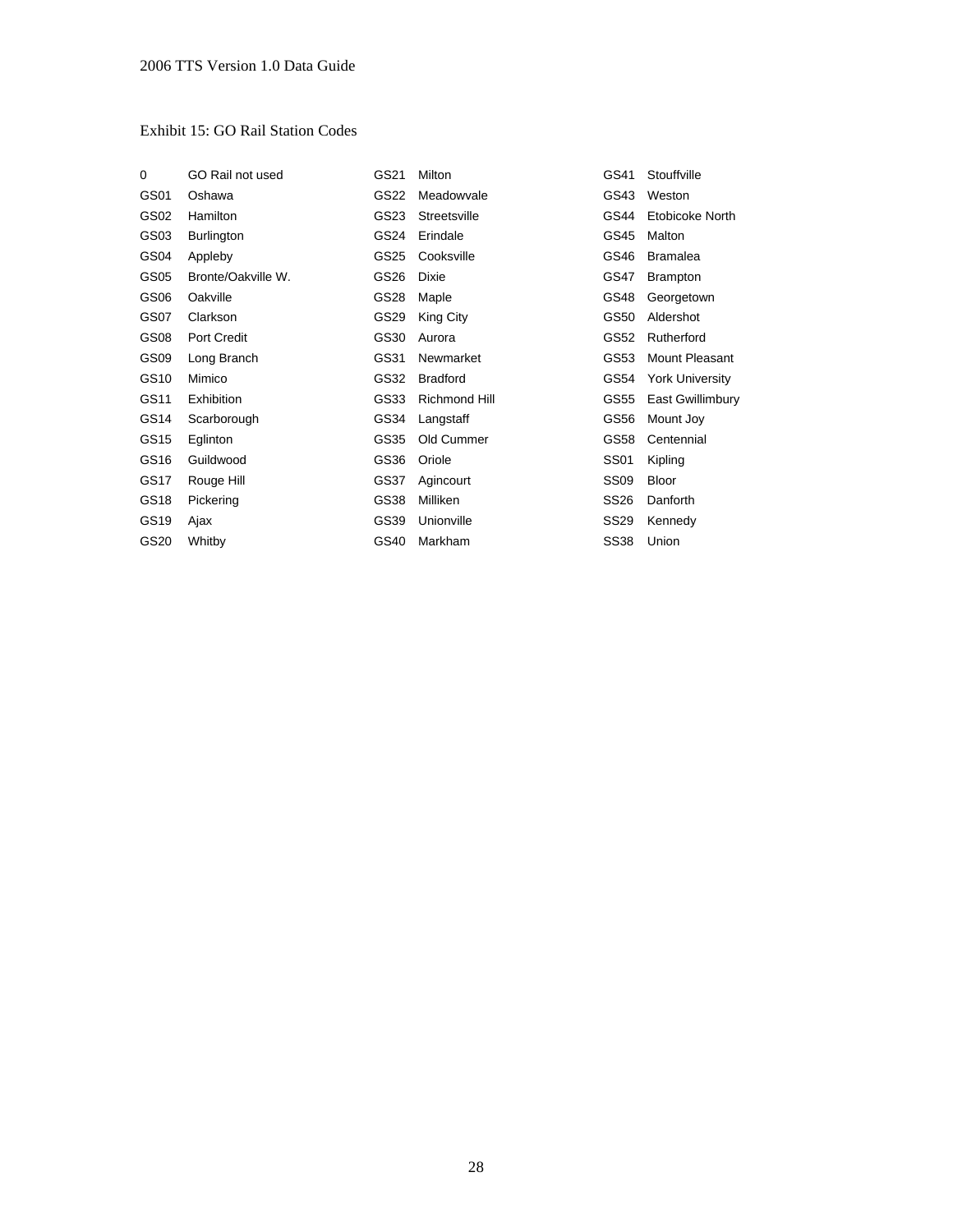Exhibit 15: GO Rail Station Codes

| Code | Station | Code | Station | Code | Station |
|---|---|---|---|---|---|
| 0 | GO Rail not used | GS21 | Milton | GS41 | Stouffville |
| GS01 | Oshawa | GS22 | Meadowvale | GS43 | Weston |
| GS02 | Hamilton | GS23 | Streetsville | GS44 | Etobicoke North |
| GS03 | Burlington | GS24 | Erindale | GS45 | Malton |
| GS04 | Appleby | GS25 | Cooksville | GS46 | Bramalea |
| GS05 | Bronte/Oakville W. | GS26 | Dixie | GS47 | Brampton |
| GS06 | Oakville | GS28 | Maple | GS48 | Georgetown |
| GS07 | Clarkson | GS29 | King City | GS50 | Aldershot |
| GS08 | Port Credit | GS30 | Aurora | GS52 | Rutherford |
| GS09 | Long Branch | GS31 | Newmarket | GS53 | Mount Pleasant |
| GS10 | Mimico | GS32 | Bradford | GS54 | York University |
| GS11 | Exhibition | GS33 | Richmond Hill | GS55 | East Gwillimbury |
| GS14 | Scarborough | GS34 | Langstaff | GS56 | Mount Joy |
| GS15 | Eglinton | GS35 | Old Cummer | GS58 | Centennial |
| GS16 | Guildwood | GS36 | Oriole | SS01 | Kipling |
| GS17 | Rouge Hill | GS37 | Agincourt | SS09 | Bloor |
| GS18 | Pickering | GS38 | Milliken | SS26 | Danforth |
| GS19 | Ajax | GS39 | Unionville | SS29 | Kennedy |
| GS20 | Whitby | GS40 | Markham | SS38 | Union |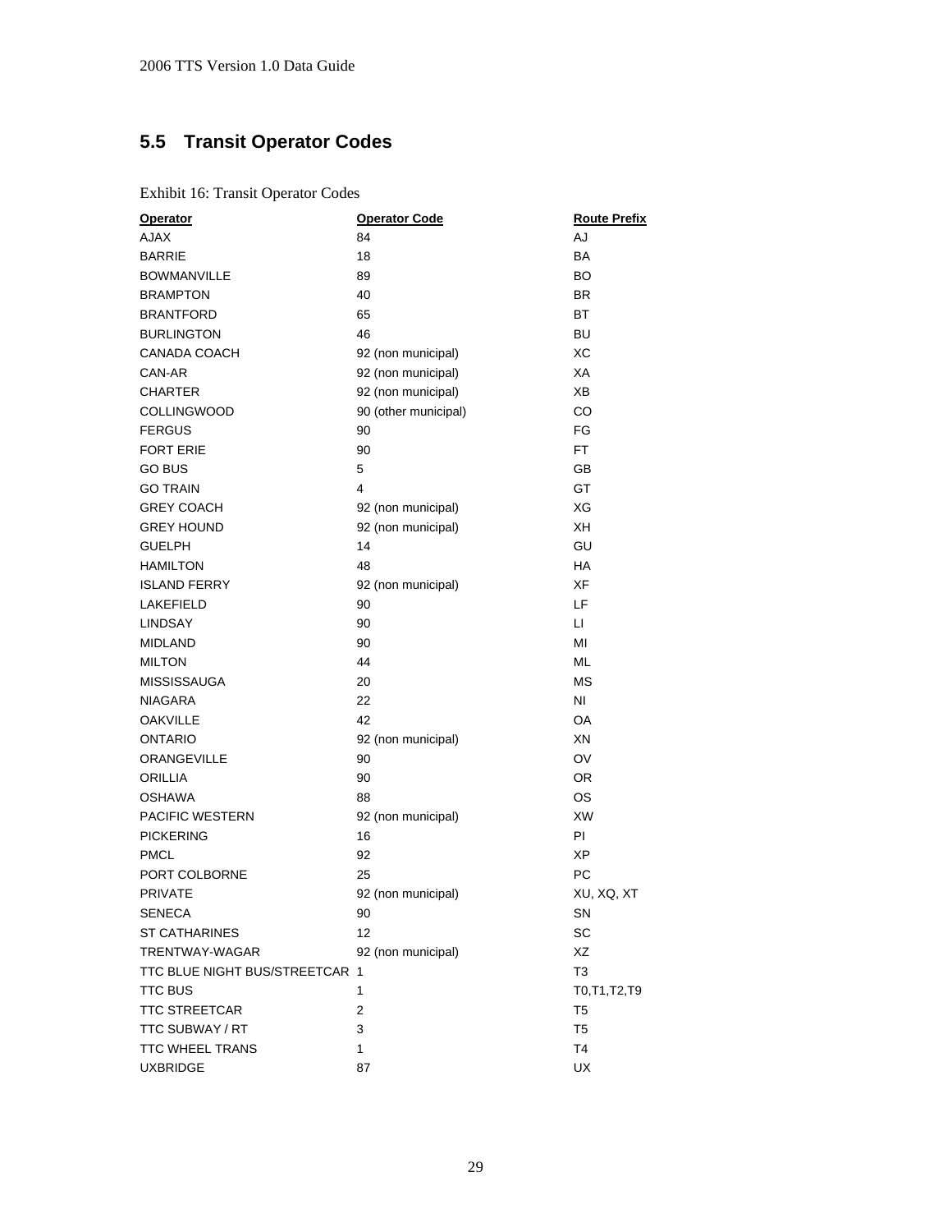## 5.5 Transit Operator Codes

Exhibit 16: Transit Operator Codes

| Operator | Operator Code | Route Prefix |
|---|---|---|
| AJAX | 84 | AJ |
| BARRIE | 18 | BA |
| BOWMANVILLE | 89 | BO |
| BRAMPTON | 40 | BR |
| BRANTFORD | 65 | BT |
| BURLINGTON | 46 | BU |
| CANADA COACH | 92 (non municipal) | XC |
| CAN-AR | 92 (non municipal) | XA |
| CHARTER | 92 (non municipal) | XB |
| COLLINGWOOD | 90 (other municipal) | CO |
| FERGUS | 90 | FG |
| FORT ERIE | 90 | FT |
| GO BUS | 5 | GB |
| GO TRAIN | 4 | GT |
| GREY COACH | 92 (non municipal) | XG |
| GREY HOUND | 92 (non municipal) | XH |
| GUELPH | 14 | GU |
| HAMILTON | 48 | HA |
| ISLAND FERRY | 92 (non municipal) | XF |
| LAKEFIELD | 90 | LF |
| LINDSAY | 90 | LI |
| MIDLAND | 90 | MI |
| MILTON | 44 | ML |
| MISSISSAUGA | 20 | MS |
| NIAGARA | 22 | NI |
| OAKVILLE | 42 | OA |
| ONTARIO | 92 (non municipal) | XN |
| ORANGEVILLE | 90 | OV |
| ORILLIA | 90 | OR |
| OSHAWA | 88 | OS |
| PACIFIC WESTERN | 92 (non municipal) | XW |
| PICKERING | 16 | PI |
| PMCL | 92 | XP |
| PORT COLBORNE | 25 | PC |
| PRIVATE | 92 (non municipal) | XU, XQ, XT |
| SENECA | 90 | SN |
| ST CATHARINES | 12 | SC |
| TRENTWAY-WAGAR | 92 (non municipal) | XZ |
| TTC BLUE NIGHT BUS/STREETCAR | 1 | T3 |
| TTC BUS | 1 | T0,T1,T2,T9 |
| TTC STREETCAR | 2 | T5 |
| TTC SUBWAY / RT | 3 | T5 |
| TTC WHEEL TRANS | 1 | T4 |
| UXBRIDGE | 87 | UX |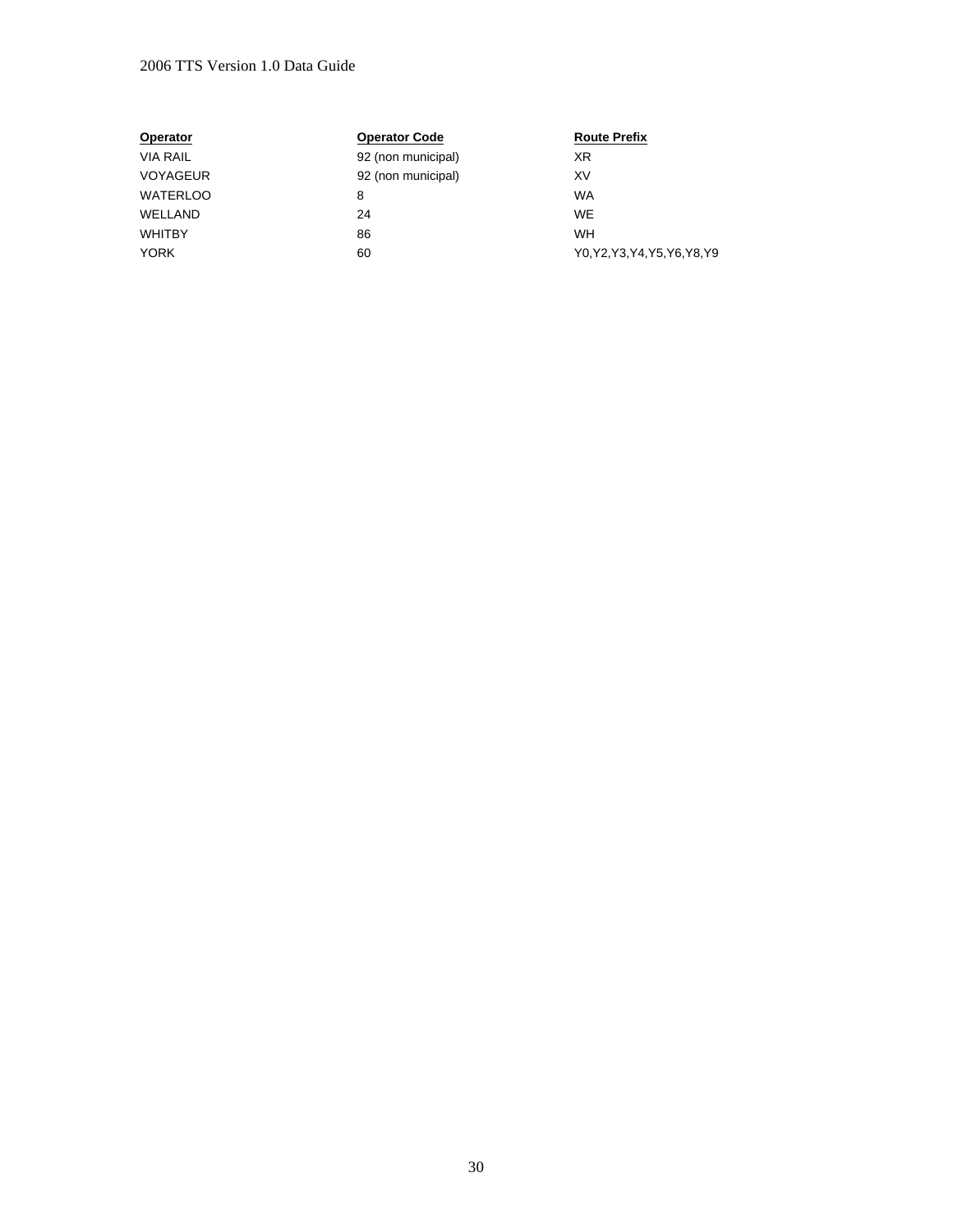| Operator | Operator Code | Route Prefix |
| --- | --- | --- |
| VIA RAIL | 92 (non municipal) | XR |
| VOYAGEUR | 92 (non municipal) | XV |
| WATERLOO | 8 | WA |
| WELLAND | 24 | WE |
| WHITBY | 86 | WH |
| YORK | 60 | Y0,Y2,Y3,Y4,Y5,Y6,Y8,Y9 |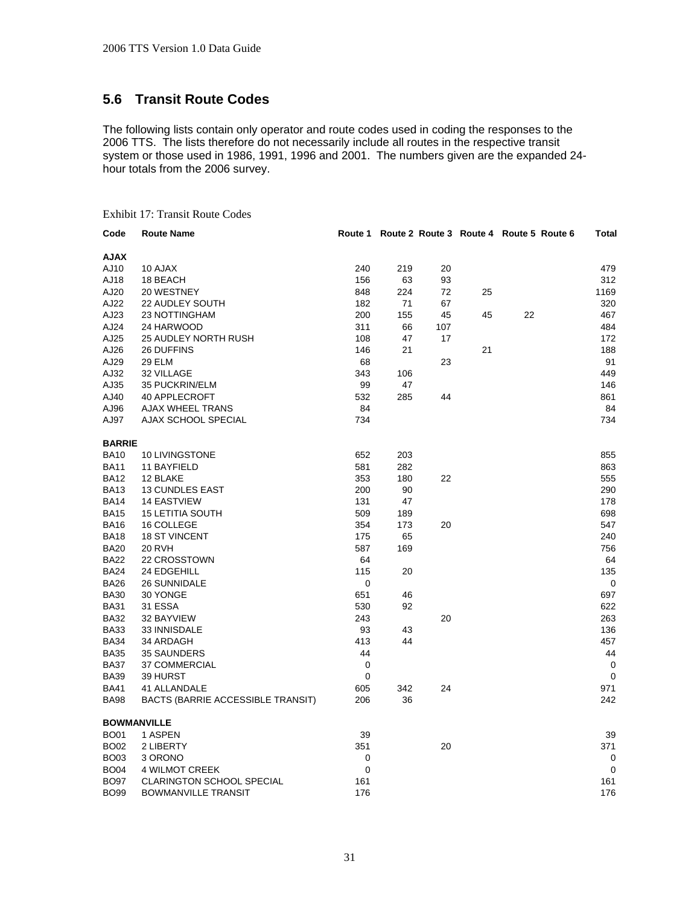## 5.6 Transit Route Codes

The following lists contain only operator and route codes used in coding the responses to the 2006 TTS. The lists therefore do not necessarily include all routes in the respective transit system or those used in 1986, 1991, 1996 and 2001. The numbers given are the expanded 24-hour totals from the 2006 survey.

Exhibit 17: Transit Route Codes

| Code | Route Name | Route 1 | Route 2 | Route 3 | Route 4 | Route 5 | Route 6 | Total |
|---|---|---|---|---|---|---|---|---|
| **AJAX** | | | | | | | | |
| AJ10 | 10 AJAX | 240 | 219 | 20 | | | | 479 |
| AJ18 | 18 BEACH | 156 | 63 | 93 | | | | 312 |
| AJ20 | 20 WESTNEY | 848 | 224 | 72 | 25 | | | 1169 |
| AJ22 | 22 AUDLEY SOUTH | 182 | 71 | 67 | | | | 320 |
| AJ23 | 23 NOTTINGHAM | 200 | 155 | 45 | 45 | 22 | | 467 |
| AJ24 | 24 HARWOOD | 311 | 66 | 107 | | | | 484 |
| AJ25 | 25 AUDLEY NORTH RUSH | 108 | 47 | 17 | | | | 172 |
| AJ26 | 26 DUFFINS | 146 | 21 | | 21 | | | 188 |
| AJ29 | 29 ELM | 68 | | 23 | | | | 91 |
| AJ32 | 32 VILLAGE | 343 | 106 | | | | | 449 |
| AJ35 | 35 PUCKRIN/ELM | 99 | 47 | | | | | 146 |
| AJ40 | 40 APPLECROFT | 532 | 285 | 44 | | | | 861 |
| AJ96 | AJAX WHEEL TRANS | 84 | | | | | | 84 |
| AJ97 | AJAX SCHOOL SPECIAL | 734 | | | | | | 734 |
| **BARRIE** | | | | | | | | |
| BA10 | 10 LIVINGSTONE | 652 | 203 | | | | | 855 |
| BA11 | 11 BAYFIELD | 581 | 282 | | | | | 863 |
| BA12 | 12 BLAKE | 353 | 180 | 22 | | | | 555 |
| BA13 | 13 CUNDLES EAST | 200 | 90 | | | | | 290 |
| BA14 | 14 EASTVIEW | 131 | 47 | | | | | 178 |
| BA15 | 15 LETITIA SOUTH | 509 | 189 | | | | | 698 |
| BA16 | 16 COLLEGE | 354 | 173 | 20 | | | | 547 |
| BA18 | 18 ST VINCENT | 175 | 65 | | | | | 240 |
| BA20 | 20 RVH | 587 | 169 | | | | | 756 |
| BA22 | 22 CROSSTOWN | 64 | | | | | | 64 |
| BA24 | 24 EDGEHILL | 115 | 20 | | | | | 135 |
| BA26 | 26 SUNNIDALE | 0 | | | | | | 0 |
| BA30 | 30 YONGE | 651 | 46 | | | | | 697 |
| BA31 | 31 ESSA | 530 | 92 | | | | | 622 |
| BA32 | 32 BAYVIEW | 243 | | 20 | | | | 263 |
| BA33 | 33 INNISDALE | 93 | 43 | | | | | 136 |
| BA34 | 34 ARDAGH | 413 | 44 | | | | | 457 |
| BA35 | 35 SAUNDERS | 44 | | | | | | 44 |
| BA37 | 37 COMMERCIAL | 0 | | | | | | 0 |
| BA39 | 39 HURST | 0 | | | | | | 0 |
| BA41 | 41 ALLANDALE | 605 | 342 | 24 | | | | 971 |
| BA98 | BACTS (BARRIE ACCESSIBLE TRANSIT) | 206 | 36 | | | | | 242 |
| **BOWMANVILLE** | | | | | | | | |
| BO01 | 1 ASPEN | 39 | | | | | | 39 |
| BO02 | 2 LIBERTY | 351 | | 20 | | | | 371 |
| BO03 | 3 ORONO | 0 | | | | | | 0 |
| BO04 | 4 WILMOT CREEK | 0 | | | | | | 0 |
| BO97 | CLARINGTON SCHOOL SPECIAL | 161 | | | | | | 161 |
| BO99 | BOWMANVILLE TRANSIT | 176 | | | | | | 176 |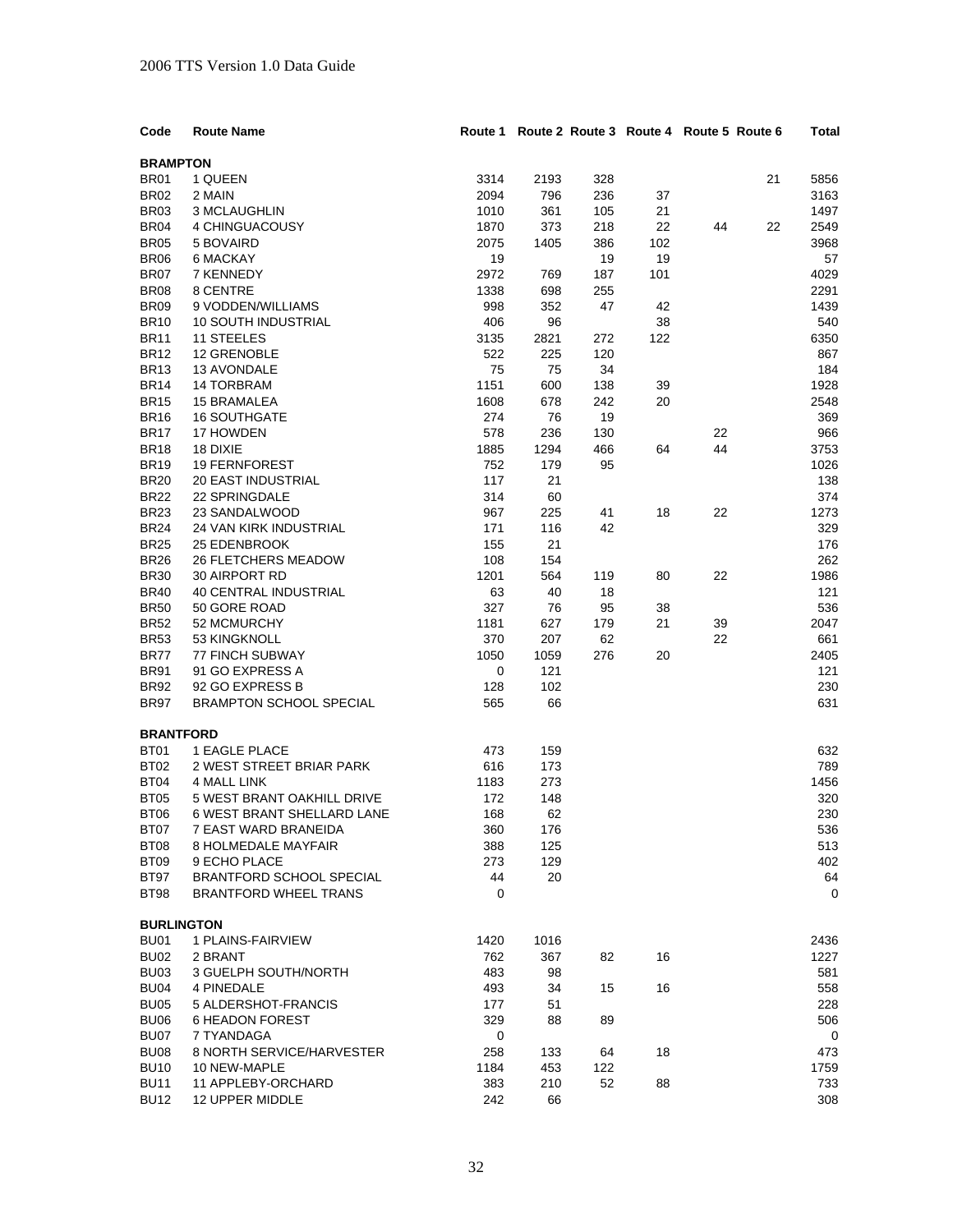| Code | Route Name | Route 1 | Route 2 | Route 3 | Route 4 | Route 5 | Route 6 | Total |
|---|---|---|---|---|---|---|---|---|
| **BRAMPTON** | | | | | | | | |
| BR01 | 1 QUEEN | 3314 | 2193 | 328 | | | 21 | 5856 |
| BR02 | 2 MAIN | 2094 | 796 | 236 | 37 | | | 3163 |
| BR03 | 3 MCLAUGHLIN | 1010 | 361 | 105 | 21 | | | 1497 |
| BR04 | 4 CHINGUACOUSY | 1870 | 373 | 218 | 22 | 44 | 22 | 2549 |
| BR05 | 5 BOVAIRD | 2075 | 1405 | 386 | 102 | | | 3968 |
| BR06 | 6 MACKAY | 19 | | 19 | 19 | | | 57 |
| BR07 | 7 KENNEDY | 2972 | 769 | 187 | 101 | | | 4029 |
| BR08 | 8 CENTRE | 1338 | 698 | 255 | | | | 2291 |
| BR09 | 9 VODDEN/WILLIAMS | 998 | 352 | 47 | 42 | | | 1439 |
| BR10 | 10 SOUTH INDUSTRIAL | 406 | 96 | | 38 | | | 540 |
| BR11 | 11 STEELES | 3135 | 2821 | 272 | 122 | | | 6350 |
| BR12 | 12 GRENOBLE | 522 | 225 | 120 | | | | 867 |
| BR13 | 13 AVONDALE | 75 | 75 | 34 | | | | 184 |
| BR14 | 14 TORBRAM | 1151 | 600 | 138 | 39 | | | 1928 |
| BR15 | 15 BRAMALEA | 1608 | 678 | 242 | 20 | | | 2548 |
| BR16 | 16 SOUTHGATE | 274 | 76 | 19 | | | | 369 |
| BR17 | 17 HOWDEN | 578 | 236 | 130 | | 22 | | 966 |
| BR18 | 18 DIXIE | 1885 | 1294 | 466 | 64 | 44 | | 3753 |
| BR19 | 19 FERNFOREST | 752 | 179 | 95 | | | | 1026 |
| BR20 | 20 EAST INDUSTRIAL | 117 | 21 | | | | | 138 |
| BR22 | 22 SPRINGDALE | 314 | 60 | | | | | 374 |
| BR23 | 23 SANDALWOOD | 967 | 225 | 41 | 18 | 22 | | 1273 |
| BR24 | 24 VAN KIRK INDUSTRIAL | 171 | 116 | 42 | | | | 329 |
| BR25 | 25 EDENBROOK | 155 | 21 | | | | | 176 |
| BR26 | 26 FLETCHERS MEADOW | 108 | 154 | | | | | 262 |
| BR30 | 30 AIRPORT RD | 1201 | 564 | 119 | 80 | 22 | | 1986 |
| BR40 | 40 CENTRAL INDUSTRIAL | 63 | 40 | 18 | | | | 121 |
| BR50 | 50 GORE ROAD | 327 | 76 | 95 | 38 | | | 536 |
| BR52 | 52 MCMURCHY | 1181 | 627 | 179 | 21 | 39 | | 2047 |
| BR53 | 53 KINGKNOLL | 370 | 207 | 62 | | 22 | | 661 |
| BR77 | 77 FINCH SUBWAY | 1050 | 1059 | 276 | 20 | | | 2405 |
| BR91 | 91 GO EXPRESS A | 0 | 121 | | | | | 121 |
| BR92 | 92 GO EXPRESS B | 128 | 102 | | | | | 230 |
| BR97 | BRAMPTON SCHOOL SPECIAL | 565 | 66 | | | | | 631 |
| **BRANTFORD** | | | | | | | | |
| BT01 | 1 EAGLE PLACE | 473 | 159 | | | | | 632 |
| BT02 | 2 WEST STREET BRIAR PARK | 616 | 173 | | | | | 789 |
| BT04 | 4 MALL LINK | 1183 | 273 | | | | | 1456 |
| BT05 | 5 WEST BRANT OAKHILL DRIVE | 172 | 148 | | | | | 320 |
| BT06 | 6 WEST BRANT SHELLARD LANE | 168 | 62 | | | | | 230 |
| BT07 | 7 EAST WARD BRANEIDA | 360 | 176 | | | | | 536 |
| BT08 | 8 HOLMEDALE MAYFAIR | 388 | 125 | | | | | 513 |
| BT09 | 9 ECHO PLACE | 273 | 129 | | | | | 402 |
| BT97 | BRANTFORD SCHOOL SPECIAL | 44 | 20 | | | | | 64 |
| BT98 | BRANTFORD WHEEL TRANS | 0 | | | | | | 0 |
| **BURLINGTON** | | | | | | | | |
| BU01 | 1 PLAINS-FAIRVIEW | 1420 | 1016 | | | | | 2436 |
| BU02 | 2 BRANT | 762 | 367 | 82 | 16 | | | 1227 |
| BU03 | 3 GUELPH SOUTH/NORTH | 483 | 98 | | | | | 581 |
| BU04 | 4 PINEDALE | 493 | 34 | 15 | 16 | | | 558 |
| BU05 | 5 ALDERSHOT-FRANCIS | 177 | 51 | | | | | 228 |
| BU06 | 6 HEADON FOREST | 329 | 88 | 89 | | | | 506 |
| BU07 | 7 TYANDAGA | 0 | | | | | | 0 |
| BU08 | 8 NORTH SERVICE/HARVESTER | 258 | 133 | 64 | 18 | | | 473 |
| BU10 | 10 NEW-MAPLE | 1184 | 453 | 122 | | | | 1759 |
| BU11 | 11 APPLEBY-ORCHARD | 383 | 210 | 52 | 88 | | | 733 |
| BU12 | 12 UPPER MIDDLE | 242 | 66 | | | | | 308 |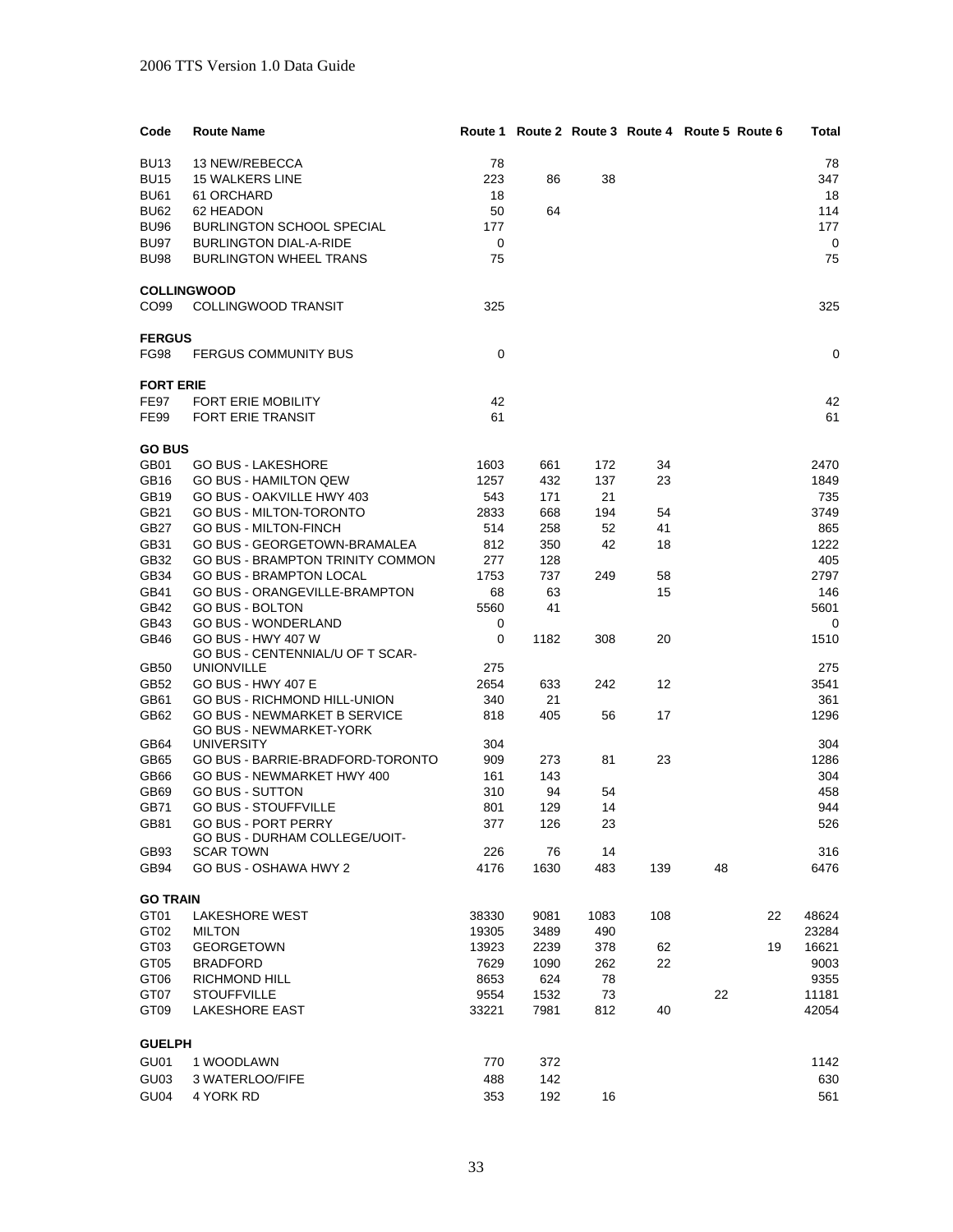| Code | Route Name | Route 1 | Route 2 | Route 3 | Route 4 | Route 5 | Route 6 | Total |
|---|---|---|---|---|---|---|---|---|
| BU13 | 13 NEW/REBECCA | 78 | | | | | | 78 |
| BU15 | 15 WALKERS LINE | 223 | 86 | 38 | | | | 347 |
| BU61 | 61 ORCHARD | 18 | | | | | | 18 |
| BU62 | 62 HEADON | 50 | 64 | | | | | 114 |
| BU96 | BURLINGTON SCHOOL SPECIAL | 177 | | | | | | 177 |
| BU97 | BURLINGTON DIAL-A-RIDE | 0 | | | | | | 0 |
| BU98 | BURLINGTON WHEEL TRANS | 75 | | | | | | 75 |
| **COLLINGWOOD** | | | | | | | | |
| CO99 | COLLINGWOOD TRANSIT | 325 | | | | | | 325 |
| **FERGUS** | | | | | | | | |
| FG98 | FERGUS COMMUNITY BUS | 0 | | | | | | 0 |
| **FORT ERIE** | | | | | | | | |
| FE97 | FORT ERIE MOBILITY | 42 | | | | | | 42 |
| FE99 | FORT ERIE TRANSIT | 61 | | | | | | 61 |
| **GO BUS** | | | | | | | | |
| GB01 | GO BUS - LAKESHORE | 1603 | 661 | 172 | 34 | | | 2470 |
| GB16 | GO BUS - HAMILTON QEW | 1257 | 432 | 137 | 23 | | | 1849 |
| GB19 | GO BUS - OAKVILLE HWY 403 | 543 | 171 | 21 | | | | 735 |
| GB21 | GO BUS - MILTON-TORONTO | 2833 | 668 | 194 | 54 | | | 3749 |
| GB27 | GO BUS - MILTON-FINCH | 514 | 258 | 52 | 41 | | | 865 |
| GB31 | GO BUS - GEORGETOWN-BRAMALEA | 812 | 350 | 42 | 18 | | | 1222 |
| GB32 | GO BUS - BRAMPTON TRINITY COMMON | 277 | 128 | | | | | 405 |
| GB34 | GO BUS - BRAMPTON LOCAL | 1753 | 737 | 249 | 58 | | | 2797 |
| GB41 | GO BUS - ORANGEVILLE-BRAMPTON | 68 | 63 | | 15 | | | 146 |
| GB42 | GO BUS - BOLTON | 5560 | 41 | | | | | 5601 |
| GB43 | GO BUS - WONDERLAND | 0 | | | | | | 0 |
| GB46 | GO BUS - HWY 407 W | 0 | 1182 | 308 | 20 | | | 1510 |
| GB50 | GO BUS - CENTENNIAL/U OF T SCAR-UNIONVILLE | 275 | | | | | | 275 |
| GB52 | GO BUS - HWY 407 E | 2654 | 633 | 242 | 12 | | | 3541 |
| GB61 | GO BUS - RICHMOND HILL-UNION | 340 | 21 | | | | | 361 |
| GB62 | GO BUS - NEWMARKET B SERVICE | 818 | 405 | 56 | 17 | | | 1296 |
| GB64 | GO BUS - NEWMARKET-YORK UNIVERSITY | 304 | | | | | | 304 |
| GB65 | GO BUS - BARRIE-BRADFORD-TORONTO | 909 | 273 | 81 | 23 | | | 1286 |
| GB66 | GO BUS - NEWMARKET HWY 400 | 161 | 143 | | | | | 304 |
| GB69 | GO BUS - SUTTON | 310 | 94 | 54 | | | | 458 |
| GB71 | GO BUS - STOUFFVILLE | 801 | 129 | 14 | | | | 944 |
| GB81 | GO BUS - PORT PERRY | 377 | 126 | 23 | | | | 526 |
| GB93 | GO BUS - DURHAM COLLEGE/UOIT-SCAR TOWN | 226 | 76 | 14 | | | | 316 |
| GB94 | GO BUS - OSHAWA HWY 2 | 4176 | 1630 | 483 | 139 | 48 | | 6476 |
| **GO TRAIN** | | | | | | | | |
| GT01 | LAKESHORE WEST | 38330 | 9081 | 1083 | 108 | | 22 | 48624 |
| GT02 | MILTON | 19305 | 3489 | 490 | | | | 23284 |
| GT03 | GEORGETOWN | 13923 | 2239 | 378 | 62 | | 19 | 16621 |
| GT05 | BRADFORD | 7629 | 1090 | 262 | 22 | | | 9003 |
| GT06 | RICHMOND HILL | 8653 | 624 | 78 | | | | 9355 |
| GT07 | STOUFFVILLE | 9554 | 1532 | 73 | | 22 | | 11181 |
| GT09 | LAKESHORE EAST | 33221 | 7981 | 812 | 40 | | | 42054 |
| **GUELPH** | | | | | | | | |
| GU01 | 1 WOODLAWN | 770 | 372 | | | | | 1142 |
| GU03 | 3 WATERLOO/FIFE | 488 | 142 | | | | | 630 |
| GU04 | 4 YORK RD | 353 | 192 | 16 | | | | 561 |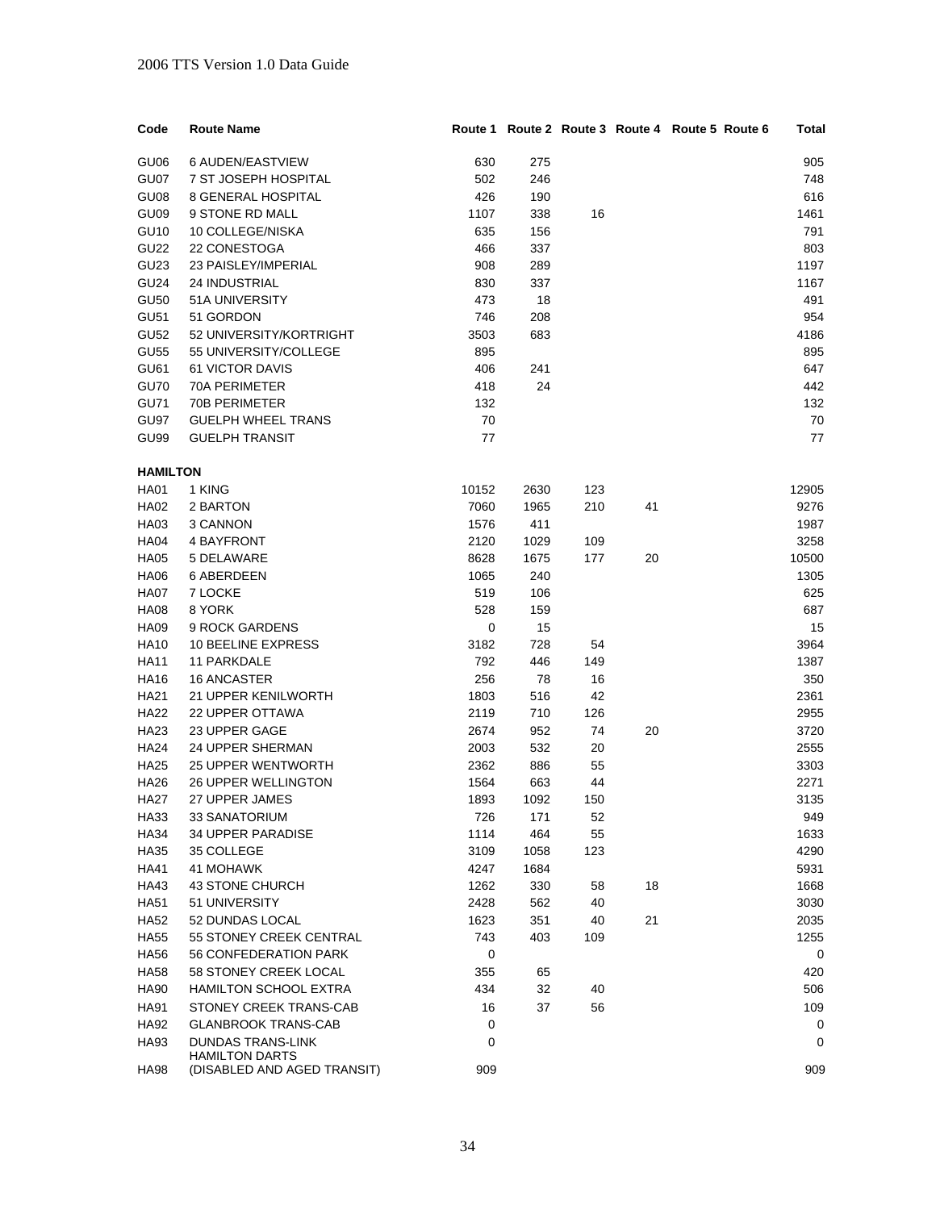| Code | Route Name | Route 1 | Route 2 | Route 3 | Route 4 | Route 5 | Route 6 | Total |
|---|---|---|---|---|---|---|---|---|
| GU06 | 6 AUDEN/EASTVIEW | 630 | 275 | | | | | 905 |
| GU07 | 7 ST JOSEPH HOSPITAL | 502 | 246 | | | | | 748 |
| GU08 | 8 GENERAL HOSPITAL | 426 | 190 | | | | | 616 |
| GU09 | 9 STONE RD MALL | 1107 | 338 | 16 | | | | 1461 |
| GU10 | 10 COLLEGE/NISKA | 635 | 156 | | | | | 791 |
| GU22 | 22 CONESTOGA | 466 | 337 | | | | | 803 |
| GU23 | 23 PAISLEY/IMPERIAL | 908 | 289 | | | | | 1197 |
| GU24 | 24 INDUSTRIAL | 830 | 337 | | | | | 1167 |
| GU50 | 51A UNIVERSITY | 473 | 18 | | | | | 491 |
| GU51 | 51 GORDON | 746 | 208 | | | | | 954 |
| GU52 | 52 UNIVERSITY/KORTRIGHT | 3503 | 683 | | | | | 4186 |
| GU55 | 55 UNIVERSITY/COLLEGE | 895 | | | | | | 895 |
| GU61 | 61 VICTOR DAVIS | 406 | 241 | | | | | 647 |
| GU70 | 70A PERIMETER | 418 | 24 | | | | | 442 |
| GU71 | 70B PERIMETER | 132 | | | | | | 132 |
| GU97 | GUELPH WHEEL TRANS | 70 | | | | | | 70 |
| GU99 | GUELPH TRANSIT | 77 | | | | | | 77 |
| **HAMILTON** | | | | | | | | |
| HA01 | 1 KING | 10152 | 2630 | 123 | | | | 12905 |
| HA02 | 2 BARTON | 7060 | 1965 | 210 | 41 | | | 9276 |
| HA03 | 3 CANNON | 1576 | 411 | | | | | 1987 |
| HA04 | 4 BAYFRONT | 2120 | 1029 | 109 | | | | 3258 |
| HA05 | 5 DELAWARE | 8628 | 1675 | 177 | 20 | | | 10500 |
| HA06 | 6 ABERDEEN | 1065 | 240 | | | | | 1305 |
| HA07 | 7 LOCKE | 519 | 106 | | | | | 625 |
| HA08 | 8 YORK | 528 | 159 | | | | | 687 |
| HA09 | 9 ROCK GARDENS | 0 | 15 | | | | | 15 |
| HA10 | 10 BEELINE EXPRESS | 3182 | 728 | 54 | | | | 3964 |
| HA11 | 11 PARKDALE | 792 | 446 | 149 | | | | 1387 |
| HA16 | 16 ANCASTER | 256 | 78 | 16 | | | | 350 |
| HA21 | 21 UPPER KENILWORTH | 1803 | 516 | 42 | | | | 2361 |
| HA22 | 22 UPPER OTTAWA | 2119 | 710 | 126 | | | | 2955 |
| HA23 | 23 UPPER GAGE | 2674 | 952 | 74 | 20 | | | 3720 |
| HA24 | 24 UPPER SHERMAN | 2003 | 532 | 20 | | | | 2555 |
| HA25 | 25 UPPER WENTWORTH | 2362 | 886 | 55 | | | | 3303 |
| HA26 | 26 UPPER WELLINGTON | 1564 | 663 | 44 | | | | 2271 |
| HA27 | 27 UPPER JAMES | 1893 | 1092 | 150 | | | | 3135 |
| HA33 | 33 SANATORIUM | 726 | 171 | 52 | | | | 949 |
| HA34 | 34 UPPER PARADISE | 1114 | 464 | 55 | | | | 1633 |
| HA35 | 35 COLLEGE | 3109 | 1058 | 123 | | | | 4290 |
| HA41 | 41 MOHAWK | 4247 | 1684 | | | | | 5931 |
| HA43 | 43 STONE CHURCH | 1262 | 330 | 58 | 18 | | | 1668 |
| HA51 | 51 UNIVERSITY | 2428 | 562 | 40 | | | | 3030 |
| HA52 | 52 DUNDAS LOCAL | 1623 | 351 | 40 | 21 | | | 2035 |
| HA55 | 55 STONEY CREEK CENTRAL | 743 | 403 | 109 | | | | 1255 |
| HA56 | 56 CONFEDERATION PARK | 0 | | | | | | 0 |
| HA58 | 58 STONEY CREEK LOCAL | 355 | 65 | | | | | 420 |
| HA90 | HAMILTON SCHOOL EXTRA | 434 | 32 | 40 | | | | 506 |
| HA91 | STONEY CREEK TRANS-CAB | 16 | 37 | 56 | | | | 109 |
| HA92 | GLANBROOK TRANS-CAB | 0 | | | | | | 0 |
| HA93 | DUNDAS TRANS-LINK | 0 | | | | | | 0 |
| HA98 | HAMILTON DARTS (DISABLED AND AGED TRANSIT) | 909 | | | | | | 909 |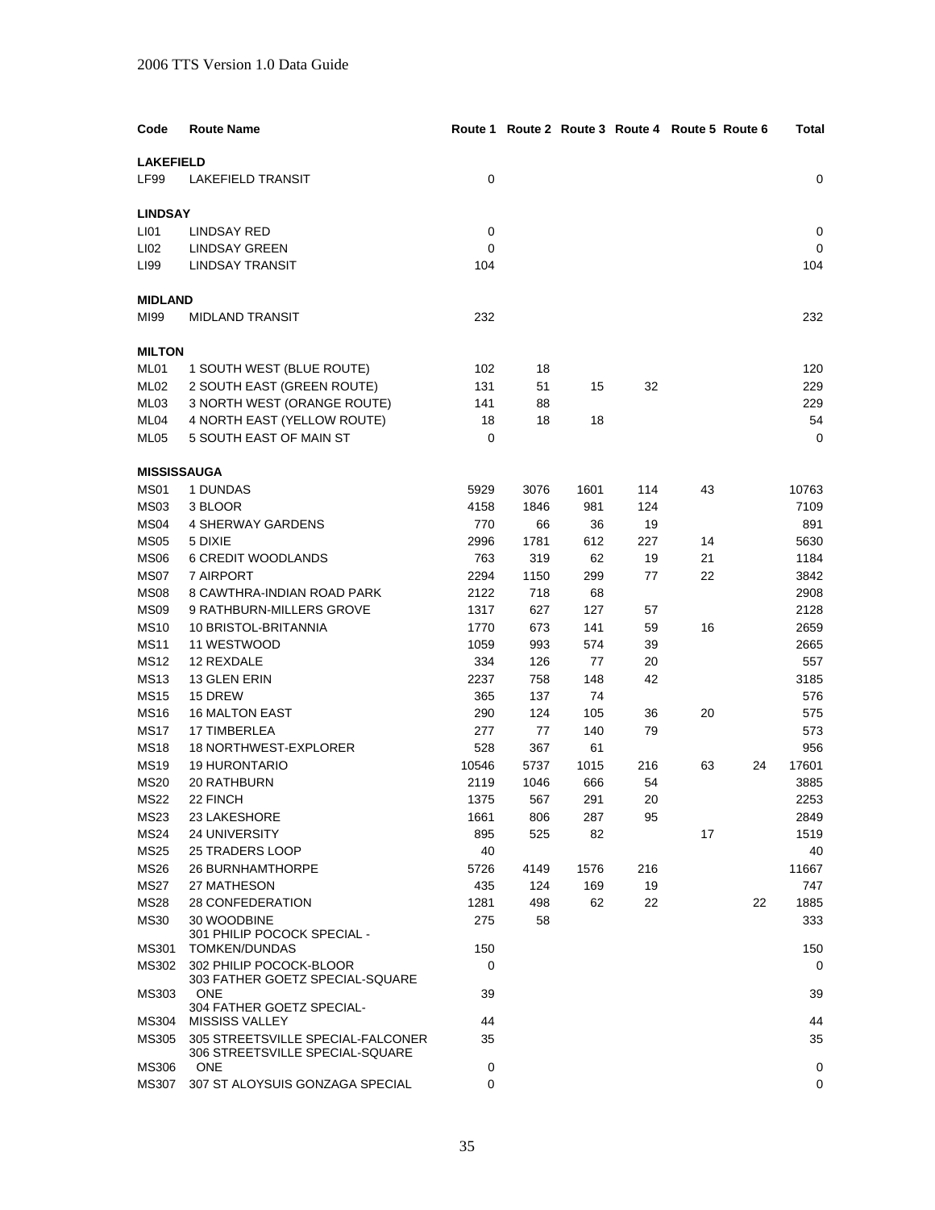| Code | Route Name | Route 1 | Route 2 | Route 3 | Route 4 | Route 5 | Route 6 | Total |
|---|---|---|---|---|---|---|---|---|
| **LAKEFIELD** | | | | | | | | |
| LF99 | LAKEFIELD TRANSIT | 0 | | | | | | 0 |
| **LINDSAY** | | | | | | | | |
| LI01 | LINDSAY RED | 0 | | | | | | 0 |
| LI02 | LINDSAY GREEN | 0 | | | | | | 0 |
| LI99 | LINDSAY TRANSIT | 104 | | | | | | 104 |
| **MIDLAND** | | | | | | | | |
| MI99 | MIDLAND TRANSIT | 232 | | | | | | 232 |
| **MILTON** | | | | | | | | |
| ML01 | 1 SOUTH WEST (BLUE ROUTE) | 102 | 18 | | | | | 120 |
| ML02 | 2 SOUTH EAST (GREEN ROUTE) | 131 | 51 | 15 | 32 | | | 229 |
| ML03 | 3 NORTH WEST (ORANGE ROUTE) | 141 | 88 | | | | | 229 |
| ML04 | 4 NORTH EAST (YELLOW ROUTE) | 18 | 18 | 18 | | | | 54 |
| ML05 | 5 SOUTH EAST OF MAIN ST | 0 | | | | | | 0 |
| **MISSISSAUGA** | | | | | | | | |
| MS01 | 1 DUNDAS | 5929 | 3076 | 1601 | 114 | 43 | | 10763 |
| MS03 | 3 BLOOR | 4158 | 1846 | 981 | 124 | | | 7109 |
| MS04 | 4 SHERWAY GARDENS | 770 | 66 | 36 | 19 | | | 891 |
| MS05 | 5 DIXIE | 2996 | 1781 | 612 | 227 | 14 | | 5630 |
| MS06 | 6 CREDIT WOODLANDS | 763 | 319 | 62 | 19 | 21 | | 1184 |
| MS07 | 7 AIRPORT | 2294 | 1150 | 299 | 77 | 22 | | 3842 |
| MS08 | 8 CAWTHRA-INDIAN ROAD PARK | 2122 | 718 | 68 | | | | 2908 |
| MS09 | 9 RATHBURN-MILLERS GROVE | 1317 | 627 | 127 | 57 | | | 2128 |
| MS10 | 10 BRISTOL-BRITANNIA | 1770 | 673 | 141 | 59 | 16 | | 2659 |
| MS11 | 11 WESTWOOD | 1059 | 993 | 574 | 39 | | | 2665 |
| MS12 | 12 REXDALE | 334 | 126 | 77 | 20 | | | 557 |
| MS13 | 13 GLEN ERIN | 2237 | 758 | 148 | 42 | | | 3185 |
| MS15 | 15 DREW | 365 | 137 | 74 | | | | 576 |
| MS16 | 16 MALTON EAST | 290 | 124 | 105 | 36 | 20 | | 575 |
| MS17 | 17 TIMBERLEA | 277 | 77 | 140 | 79 | | | 573 |
| MS18 | 18 NORTHWEST-EXPLORER | 528 | 367 | 61 | | | | 956 |
| MS19 | 19 HURONTARIO | 10546 | 5737 | 1015 | 216 | 63 | 24 | 17601 |
| MS20 | 20 RATHBURN | 2119 | 1046 | 666 | 54 | | | 3885 |
| MS22 | 22 FINCH | 1375 | 567 | 291 | 20 | | | 2253 |
| MS23 | 23 LAKESHORE | 1661 | 806 | 287 | 95 | | | 2849 |
| MS24 | 24 UNIVERSITY | 895 | 525 | 82 | | 17 | | 1519 |
| MS25 | 25 TRADERS LOOP | 40 | | | | | | 40 |
| MS26 | 26 BURNHAMTHORPE | 5726 | 4149 | 1576 | 216 | | | 11667 |
| MS27 | 27 MATHESON | 435 | 124 | 169 | 19 | | | 747 |
| MS28 | 28 CONFEDERATION | 1281 | 498 | 62 | 22 | | 22 | 1885 |
| MS30 | 30 WOODBINE | 275 | 58 | | | | | 333 |
| MS301 | 301 PHILIP POCOCK SPECIAL - TOMKEN/DUNDAS | 150 | | | | | | 150 |
| MS302 | 302 PHILIP POCOCK-BLOOR | 0 | | | | | | 0 |
| MS303 | 303 FATHER GOETZ SPECIAL-SQUARE ONE | 39 | | | | | | 39 |
| MS304 | 304 FATHER GOETZ SPECIAL-MISSISS VALLEY | 44 | | | | | | 44 |
| MS305 | 305 STREETSVILLE SPECIAL-FALCONER | 35 | | | | | | 35 |
| MS306 | 306 STREETSVILLE SPECIAL-SQUARE ONE | 0 | | | | | | 0 |
| MS307 | 307 ST ALOYSUIS GONZAGA SPECIAL | 0 | | | | | | 0 |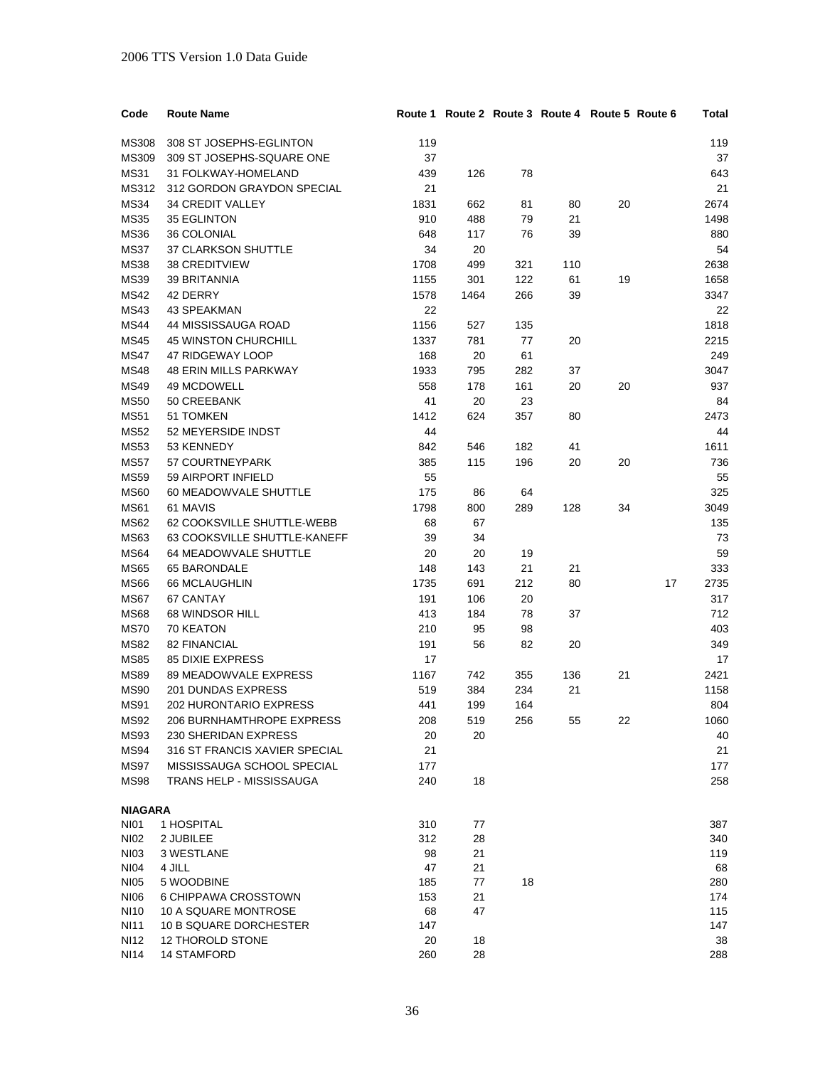| Code | Route Name | Route 1 | Route 2 | Route 3 | Route 4 | Route 5 | Route 6 | Total |
|---|---|---|---|---|---|---|---|---|
| MS308 | 308 ST JOSEPHS-EGLINTON | 119 | | | | | | 119 |
| MS309 | 309 ST JOSEPHS-SQUARE ONE | 37 | | | | | | 37 |
| MS31 | 31 FOLKWAY-HOMELAND | 439 | 126 | 78 | | | | 643 |
| MS312 | 312 GORDON GRAYDON SPECIAL | 21 | | | | | | 21 |
| MS34 | 34 CREDIT VALLEY | 1831 | 662 | 81 | 80 | 20 | | 2674 |
| MS35 | 35 EGLINTON | 910 | 488 | 79 | 21 | | | 1498 |
| MS36 | 36 COLONIAL | 648 | 117 | 76 | 39 | | | 880 |
| MS37 | 37 CLARKSON SHUTTLE | 34 | 20 | | | | | 54 |
| MS38 | 38 CREDITVIEW | 1708 | 499 | 321 | 110 | | | 2638 |
| MS39 | 39 BRITANNIA | 1155 | 301 | 122 | 61 | 19 | | 1658 |
| MS42 | 42 DERRY | 1578 | 1464 | 266 | 39 | | | 3347 |
| MS43 | 43 SPEAKMAN | 22 | | | | | | 22 |
| MS44 | 44 MISSISSAUGA ROAD | 1156 | 527 | 135 | | | | 1818 |
| MS45 | 45 WINSTON CHURCHILL | 1337 | 781 | 77 | 20 | | | 2215 |
| MS47 | 47 RIDGEWAY LOOP | 168 | 20 | 61 | | | | 249 |
| MS48 | 48 ERIN MILLS PARKWAY | 1933 | 795 | 282 | 37 | | | 3047 |
| MS49 | 49 MCDOWELL | 558 | 178 | 161 | 20 | 20 | | 937 |
| MS50 | 50 CREEBANK | 41 | 20 | 23 | | | | 84 |
| MS51 | 51 TOMKEN | 1412 | 624 | 357 | 80 | | | 2473 |
| MS52 | 52 MEYERSIDE INDST | 44 | | | | | | 44 |
| MS53 | 53 KENNEDY | 842 | 546 | 182 | 41 | | | 1611 |
| MS57 | 57 COURTNEYPARK | 385 | 115 | 196 | 20 | 20 | | 736 |
| MS59 | 59 AIRPORT INFIELD | 55 | | | | | | 55 |
| MS60 | 60 MEADOWVALE SHUTTLE | 175 | 86 | 64 | | | | 325 |
| MS61 | 61 MAVIS | 1798 | 800 | 289 | 128 | 34 | | 3049 |
| MS62 | 62 COOKSVILLE SHUTTLE-WEBB | 68 | 67 | | | | | 135 |
| MS63 | 63 COOKSVILLE SHUTTLE-KANEFF | 39 | 34 | | | | | 73 |
| MS64 | 64 MEADOWVALE SHUTTLE | 20 | 20 | 19 | | | | 59 |
| MS65 | 65 BARONDALE | 148 | 143 | 21 | 21 | | | 333 |
| MS66 | 66 MCLAUGHLIN | 1735 | 691 | 212 | 80 | | 17 | 2735 |
| MS67 | 67 CANTAY | 191 | 106 | 20 | | | | 317 |
| MS68 | 68 WINDSOR HILL | 413 | 184 | 78 | 37 | | | 712 |
| MS70 | 70 KEATON | 210 | 95 | 98 | | | | 403 |
| MS82 | 82 FINANCIAL | 191 | 56 | 82 | 20 | | | 349 |
| MS85 | 85 DIXIE EXPRESS | 17 | | | | | | 17 |
| MS89 | 89 MEADOWVALE EXPRESS | 1167 | 742 | 355 | 136 | 21 | | 2421 |
| MS90 | 201 DUNDAS EXPRESS | 519 | 384 | 234 | 21 | | | 1158 |
| MS91 | 202 HURONTARIO EXPRESS | 441 | 199 | 164 | | | | 804 |
| MS92 | 206 BURNHAMTHROPE EXPRESS | 208 | 519 | 256 | 55 | 22 | | 1060 |
| MS93 | 230 SHERIDAN EXPRESS | 20 | 20 | | | | | 40 |
| MS94 | 316 ST FRANCIS XAVIER SPECIAL | 21 | | | | | | 21 |
| MS97 | MISSISSAUGA SCHOOL SPECIAL | 177 | | | | | | 177 |
| MS98 | TRANS HELP - MISSISSAUGA | 240 | 18 | | | | | 258 |
| **NIAGARA** | | | | | | | | |
| NI01 | 1 HOSPITAL | 310 | 77 | | | | | 387 |
| NI02 | 2 JUBILEE | 312 | 28 | | | | | 340 |
| NI03 | 3 WESTLANE | 98 | 21 | | | | | 119 |
| NI04 | 4 JILL | 47 | 21 | | | | | 68 |
| NI05 | 5 WOODBINE | 185 | 77 | 18 | | | | 280 |
| NI06 | 6 CHIPPAWA CROSSTOWN | 153 | 21 | | | | | 174 |
| NI10 | 10 A SQUARE MONTROSE | 68 | 47 | | | | | 115 |
| NI11 | 10 B SQUARE DORCHESTER | 147 | | | | | | 147 |
| NI12 | 12 THOROLD STONE | 20 | 18 | | | | | 38 |
| NI14 | 14 STAMFORD | 260 | 28 | | | | | 288 |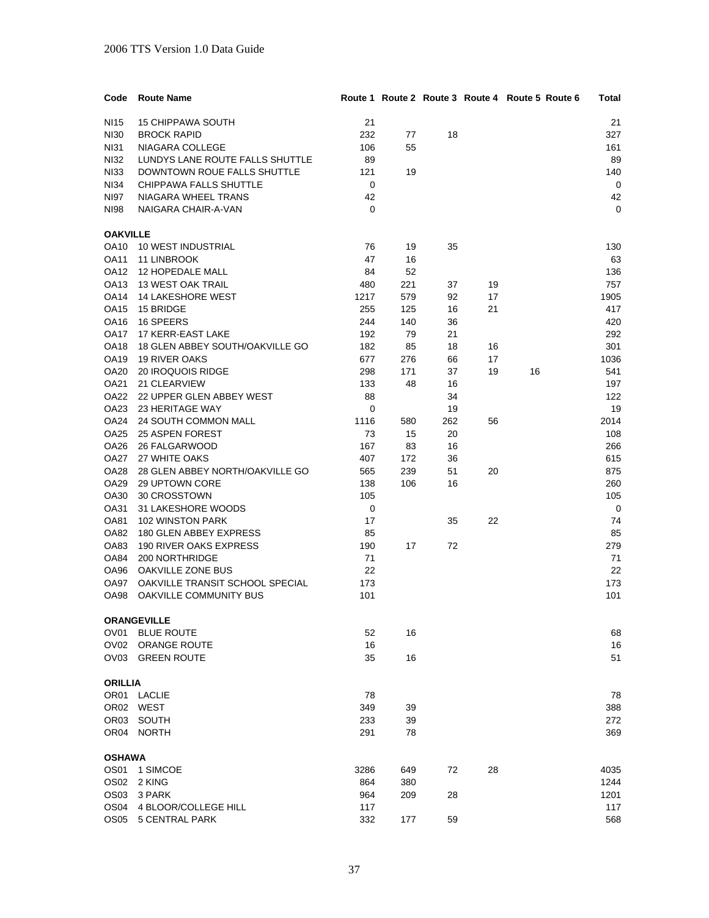| Code | Route Name | Route 1 | Route 2 | Route 3 | Route 4 | Route 5 | Route 6 | Total |
|---|---|---|---|---|---|---|---|---|
| NI15 | 15 CHIPPAWA SOUTH | 21 | | | | | | 21 |
| NI30 | BROCK RAPID | 232 | 77 | 18 | | | | 327 |
| NI31 | NIAGARA COLLEGE | 106 | 55 | | | | | 161 |
| NI32 | LUNDYS LANE ROUTE FALLS SHUTTLE | 89 | | | | | | 89 |
| NI33 | DOWNTOWN ROUE FALLS SHUTTLE | 121 | 19 | | | | | 140 |
| NI34 | CHIPPAWA FALLS SHUTTLE | 0 | | | | | | 0 |
| NI97 | NIAGARA WHEEL TRANS | 42 | | | | | | 42 |
| NI98 | NAIGARA CHAIR-A-VAN | 0 | | | | | | 0 |
| **OAKVILLE** | | | | | | | | |
| OA10 | 10 WEST INDUSTRIAL | 76 | 19 | 35 | | | | 130 |
| OA11 | 11 LINBROOK | 47 | 16 | | | | | 63 |
| OA12 | 12 HOPEDALE MALL | 84 | 52 | | | | | 136 |
| OA13 | 13 WEST OAK TRAIL | 480 | 221 | 37 | 19 | | | 757 |
| OA14 | 14 LAKESHORE WEST | 1217 | 579 | 92 | 17 | | | 1905 |
| OA15 | 15 BRIDGE | 255 | 125 | 16 | 21 | | | 417 |
| OA16 | 16 SPEERS | 244 | 140 | 36 | | | | 420 |
| OA17 | 17 KERR-EAST LAKE | 192 | 79 | 21 | | | | 292 |
| OA18 | 18 GLEN ABBEY SOUTH/OAKVILLE GO | 182 | 85 | 18 | 16 | | | 301 |
| OA19 | 19 RIVER OAKS | 677 | 276 | 66 | 17 | | | 1036 |
| OA20 | 20 IROQUOIS RIDGE | 298 | 171 | 37 | 19 | 16 | | 541 |
| OA21 | 21 CLEARVIEW | 133 | 48 | 16 | | | | 197 |
| OA22 | 22 UPPER GLEN ABBEY WEST | 88 | | 34 | | | | 122 |
| OA23 | 23 HERITAGE WAY | 0 | | 19 | | | | 19 |
| OA24 | 24 SOUTH COMMON MALL | 1116 | 580 | 262 | 56 | | | 2014 |
| OA25 | 25 ASPEN FOREST | 73 | 15 | 20 | | | | 108 |
| OA26 | 26 FALGARWOOD | 167 | 83 | 16 | | | | 266 |
| OA27 | 27 WHITE OAKS | 407 | 172 | 36 | | | | 615 |
| OA28 | 28 GLEN ABBEY NORTH/OAKVILLE GO | 565 | 239 | 51 | 20 | | | 875 |
| OA29 | 29 UPTOWN CORE | 138 | 106 | 16 | | | | 260 |
| OA30 | 30 CROSSTOWN | 105 | | | | | | 105 |
| OA31 | 31 LAKESHORE WOODS | 0 | | | | | | 0 |
| OA81 | 102 WINSTON PARK | 17 | | 35 | 22 | | | 74 |
| OA82 | 180 GLEN ABBEY EXPRESS | 85 | | | | | | 85 |
| OA83 | 190 RIVER OAKS EXPRESS | 190 | 17 | 72 | | | | 279 |
| OA84 | 200 NORTHRIDGE | 71 | | | | | | 71 |
| OA96 | OAKVILLE ZONE BUS | 22 | | | | | | 22 |
| OA97 | OAKVILLE TRANSIT SCHOOL SPECIAL | 173 | | | | | | 173 |
| OA98 | OAKVILLE COMMUNITY BUS | 101 | | | | | | 101 |
| **ORANGEVILLE** | | | | | | | | |
| OV01 | BLUE ROUTE | 52 | 16 | | | | | 68 |
| OV02 | ORANGE ROUTE | 16 | | | | | | 16 |
| OV03 | GREEN ROUTE | 35 | 16 | | | | | 51 |
| **ORILLIA** | | | | | | | | |
| OR01 | LACLIE | 78 | | | | | | 78 |
| OR02 | WEST | 349 | 39 | | | | | 388 |
| OR03 | SOUTH | 233 | 39 | | | | | 272 |
| OR04 | NORTH | 291 | 78 | | | | | 369 |
| **OSHAWA** | | | | | | | | |
| OS01 | 1 SIMCOE | 3286 | 649 | 72 | 28 | | | 4035 |
| OS02 | 2 KING | 864 | 380 | | | | | 1244 |
| OS03 | 3 PARK | 964 | 209 | 28 | | | | 1201 |
| OS04 | 4 BLOOR/COLLEGE HILL | 117 | | | | | | 117 |
| OS05 | 5 CENTRAL PARK | 332 | 177 | 59 | | | | 568 |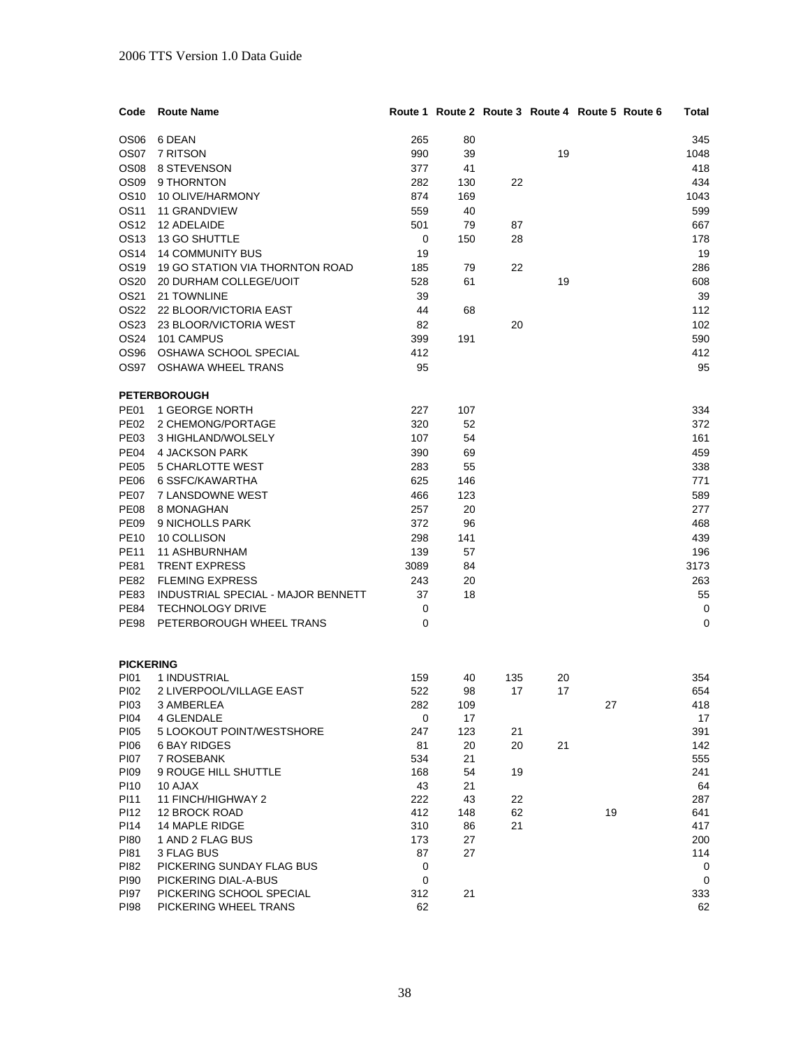| Code | Route Name | Route 1 | Route 2 | Route 3 | Route 4 | Route 5 | Route 6 | Total |
|---|---|---|---|---|---|---|---|---|
| OS06 | 6 DEAN | 265 | 80 | | | | | 345 |
| OS07 | 7 RITSON | 990 | 39 | | 19 | | | 1048 |
| OS08 | 8 STEVENSON | 377 | 41 | | | | | 418 |
| OS09 | 9 THORNTON | 282 | 130 | 22 | | | | 434 |
| OS10 | 10 OLIVE/HARMONY | 874 | 169 | | | | | 1043 |
| OS11 | 11 GRANDVIEW | 559 | 40 | | | | | 599 |
| OS12 | 12 ADELAIDE | 501 | 79 | 87 | | | | 667 |
| OS13 | 13 GO SHUTTLE | 0 | 150 | 28 | | | | 178 |
| OS14 | 14 COMMUNITY BUS | 19 | | | | | | 19 |
| OS19 | 19 GO STATION VIA THORNTON ROAD | 185 | 79 | 22 | | | | 286 |
| OS20 | 20 DURHAM COLLEGE/UOIT | 528 | 61 | | 19 | | | 608 |
| OS21 | 21 TOWNLINE | 39 | | | | | | 39 |
| OS22 | 22 BLOOR/VICTORIA EAST | 44 | 68 | | | | | 112 |
| OS23 | 23 BLOOR/VICTORIA WEST | 82 | | 20 | | | | 102 |
| OS24 | 101 CAMPUS | 399 | 191 | | | | | 590 |
| OS96 | OSHAWA SCHOOL SPECIAL | 412 | | | | | | 412 |
| OS97 | OSHAWA WHEEL TRANS | 95 | | | | | | 95 |
| | **PETERBOROUGH** | | | | | | | |
| PE01 | 1 GEORGE NORTH | 227 | 107 | | | | | 334 |
| PE02 | 2 CHEMONG/PORTAGE | 320 | 52 | | | | | 372 |
| PE03 | 3 HIGHLAND/WOLSELY | 107 | 54 | | | | | 161 |
| PE04 | 4 JACKSON PARK | 390 | 69 | | | | | 459 |
| PE05 | 5 CHARLOTTE WEST | 283 | 55 | | | | | 338 |
| PE06 | 6 SSFC/KAWARTHA | 625 | 146 | | | | | 771 |
| PE07 | 7 LANSDOWNE WEST | 466 | 123 | | | | | 589 |
| PE08 | 8 MONAGHAN | 257 | 20 | | | | | 277 |
| PE09 | 9 NICHOLLS PARK | 372 | 96 | | | | | 468 |
| PE10 | 10 COLLISON | 298 | 141 | | | | | 439 |
| PE11 | 11 ASHBURNHAM | 139 | 57 | | | | | 196 |
| PE81 | TRENT EXPRESS | 3089 | 84 | | | | | 3173 |
| PE82 | FLEMING EXPRESS | 243 | 20 | | | | | 263 |
| PE83 | INDUSTRIAL SPECIAL - MAJOR BENNETT | 37 | 18 | | | | | 55 |
| PE84 | TECHNOLOGY DRIVE | 0 | | | | | | 0 |
| PE98 | PETERBOROUGH WHEEL TRANS | 0 | | | | | | 0 |
| **PICKERING** | | | | | | | | |
| PI01 | 1 INDUSTRIAL | 159 | 40 | 135 | 20 | | | 354 |
| PI02 | 2 LIVERPOOL/VILLAGE EAST | 522 | 98 | 17 | 17 | | | 654 |
| PI03 | 3 AMBERLEA | 282 | 109 | | | 27 | | 418 |
| PI04 | 4 GLENDALE | 0 | 17 | | | | | 17 |
| PI05 | 5 LOOKOUT POINT/WESTSHORE | 247 | 123 | 21 | | | | 391 |
| PI06 | 6 BAY RIDGES | 81 | 20 | 20 | 21 | | | 142 |
| PI07 | 7 ROSEBANK | 534 | 21 | | | | | 555 |
| PI09 | 9 ROUGE HILL SHUTTLE | 168 | 54 | 19 | | | | 241 |
| PI10 | 10 AJAX | 43 | 21 | | | | | 64 |
| PI11 | 11 FINCH/HIGHWAY 2 | 222 | 43 | 22 | | | | 287 |
| PI12 | 12 BROCK ROAD | 412 | 148 | 62 | | 19 | | 641 |
| PI14 | 14 MAPLE RIDGE | 310 | 86 | 21 | | | | 417 |
| PI80 | 1 AND 2 FLAG BUS | 173 | 27 | | | | | 200 |
| PI81 | 3 FLAG BUS | 87 | 27 | | | | | 114 |
| PI82 | PICKERING SUNDAY FLAG BUS | 0 | | | | | | 0 |
| PI90 | PICKERING DIAL-A-BUS | 0 | | | | | | 0 |
| PI97 | PICKERING SCHOOL SPECIAL | 312 | 21 | | | | | 333 |
| PI98 | PICKERING WHEEL TRANS | 62 | | | | | | 62 |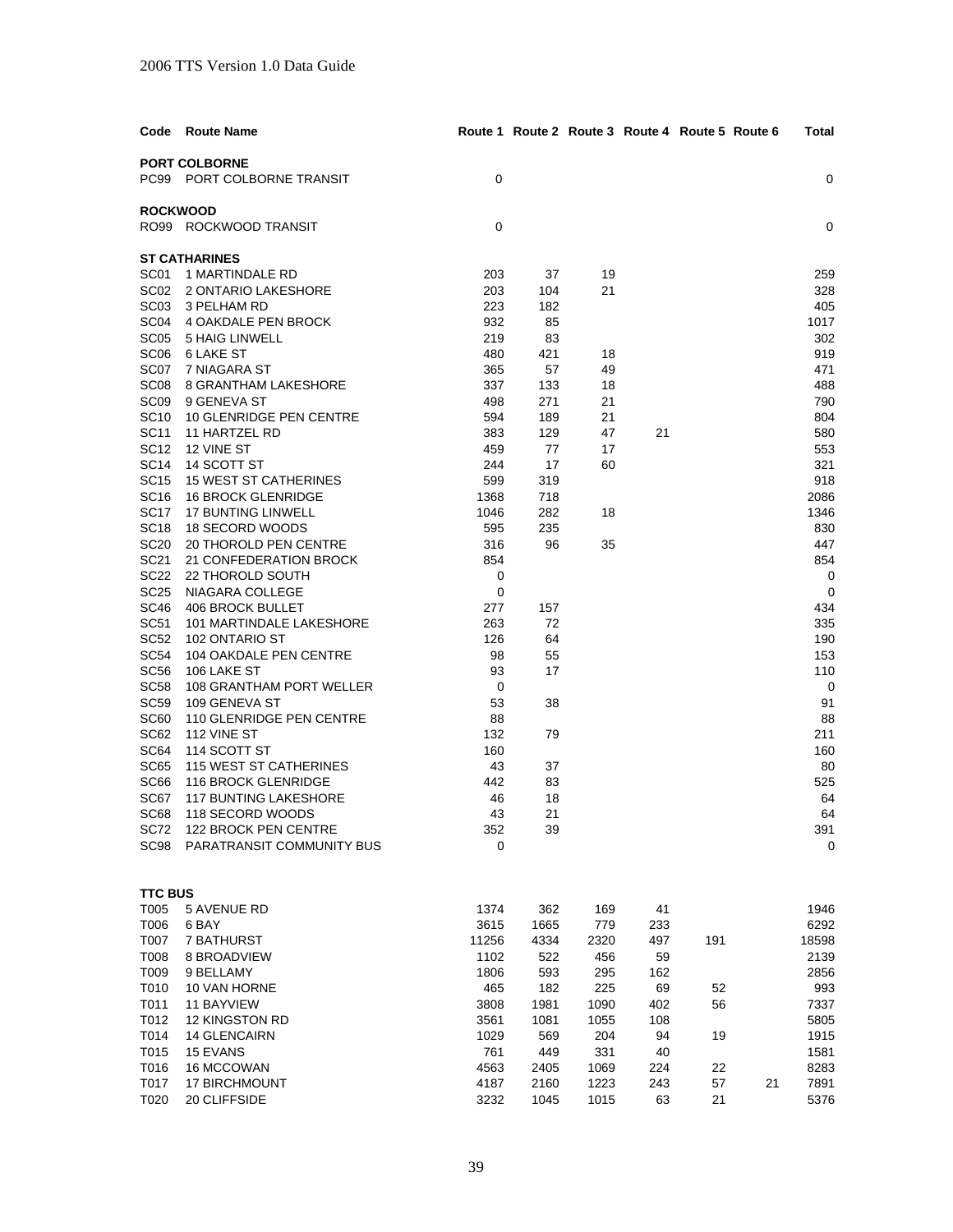| Code | Route Name | Route 1 | Route 2 | Route 3 | Route 4 | Route 5 | Route 6 | Total |
|---|---|---|---|---|---|---|---|---|
| **PORT COLBORNE** | | | | | | | | |
| PC99 | PORT COLBORNE TRANSIT | 0 | | | | | | 0 |
| **ROCKWOOD** | | | | | | | | |
| RO99 | ROCKWOOD TRANSIT | 0 | | | | | | 0 |
| **ST CATHARINES** | | | | | | | | |
| SC01 | 1 MARTINDALE RD | 203 | 37 | 19 | | | | 259 |
| SC02 | 2 ONTARIO LAKESHORE | 203 | 104 | 21 | | | | 328 |
| SC03 | 3 PELHAM RD | 223 | 182 | | | | | 405 |
| SC04 | 4 OAKDALE PEN BROCK | 932 | 85 | | | | | 1017 |
| SC05 | 5 HAIG LINWELL | 219 | 83 | | | | | 302 |
| SC06 | 6 LAKE ST | 480 | 421 | 18 | | | | 919 |
| SC07 | 7 NIAGARA ST | 365 | 57 | 49 | | | | 471 |
| SC08 | 8 GRANTHAM LAKESHORE | 337 | 133 | 18 | | | | 488 |
| SC09 | 9 GENEVA ST | 498 | 271 | 21 | | | | 790 |
| SC10 | 10 GLENRIDGE PEN CENTRE | 594 | 189 | 21 | | | | 804 |
| SC11 | 11 HARTZEL RD | 383 | 129 | 47 | 21 | | | 580 |
| SC12 | 12 VINE ST | 459 | 77 | 17 | | | | 553 |
| SC14 | 14 SCOTT ST | 244 | 17 | 60 | | | | 321 |
| SC15 | 15 WEST ST CATHERINES | 599 | 319 | | | | | 918 |
| SC16 | 16 BROCK GLENRIDGE | 1368 | 718 | | | | | 2086 |
| SC17 | 17 BUNTING LINWELL | 1046 | 282 | 18 | | | | 1346 |
| SC18 | 18 SECORD WOODS | 595 | 235 | | | | | 830 |
| SC20 | 20 THOROLD PEN CENTRE | 316 | 96 | 35 | | | | 447 |
| SC21 | 21 CONFEDERATION BROCK | 854 | | | | | | 854 |
| SC22 | 22 THOROLD SOUTH | 0 | | | | | | 0 |
| SC25 | NIAGARA COLLEGE | 0 | | | | | | 0 |
| SC46 | 406 BROCK BULLET | 277 | 157 | | | | | 434 |
| SC51 | 101 MARTINDALE LAKESHORE | 263 | 72 | | | | | 335 |
| SC52 | 102 ONTARIO ST | 126 | 64 | | | | | 190 |
| SC54 | 104 OAKDALE PEN CENTRE | 98 | 55 | | | | | 153 |
| SC56 | 106 LAKE ST | 93 | 17 | | | | | 110 |
| SC58 | 108 GRANTHAM PORT WELLER | 0 | | | | | | 0 |
| SC59 | 109 GENEVA ST | 53 | 38 | | | | | 91 |
| SC60 | 110 GLENRIDGE PEN CENTRE | 88 | | | | | | 88 |
| SC62 | 112 VINE ST | 132 | 79 | | | | | 211 |
| SC64 | 114 SCOTT ST | 160 | | | | | | 160 |
| SC65 | 115 WEST ST CATHERINES | 43 | 37 | | | | | 80 |
| SC66 | 116 BROCK GLENRIDGE | 442 | 83 | | | | | 525 |
| SC67 | 117 BUNTING LAKESHORE | 46 | 18 | | | | | 64 |
| SC68 | 118 SECORD WOODS | 43 | 21 | | | | | 64 |
| SC72 | 122 BROCK PEN CENTRE | 352 | 39 | | | | | 391 |
| SC98 | PARATRANSIT COMMUNITY BUS | 0 | | | | | | 0 |
| **TTC BUS** | | | | | | | | |
| T005 | 5 AVENUE RD | 1374 | 362 | 169 | 41 | | | 1946 |
| T006 | 6 BAY | 3615 | 1665 | 779 | 233 | | | 6292 |
| T007 | 7 BATHURST | 11256 | 4334 | 2320 | 497 | 191 | | 18598 |
| T008 | 8 BROADVIEW | 1102 | 522 | 456 | 59 | | | 2139 |
| T009 | 9 BELLAMY | 1806 | 593 | 295 | 162 | | | 2856 |
| T010 | 10 VAN HORNE | 465 | 182 | 225 | 69 | 52 | | 993 |
| T011 | 11 BAYVIEW | 3808 | 1981 | 1090 | 402 | 56 | | 7337 |
| T012 | 12 KINGSTON RD | 3561 | 1081 | 1055 | 108 | | | 5805 |
| T014 | 14 GLENCAIRN | 1029 | 569 | 204 | 94 | 19 | | 1915 |
| T015 | 15 EVANS | 761 | 449 | 331 | 40 | | | 1581 |
| T016 | 16 MCCOWAN | 4563 | 2405 | 1069 | 224 | 22 | | 8283 |
| T017 | 17 BIRCHMOUNT | 4187 | 2160 | 1223 | 243 | 57 | 21 | 7891 |
| T020 | 20 CLIFFSIDE | 3232 | 1045 | 1015 | 63 | 21 | | 5376 |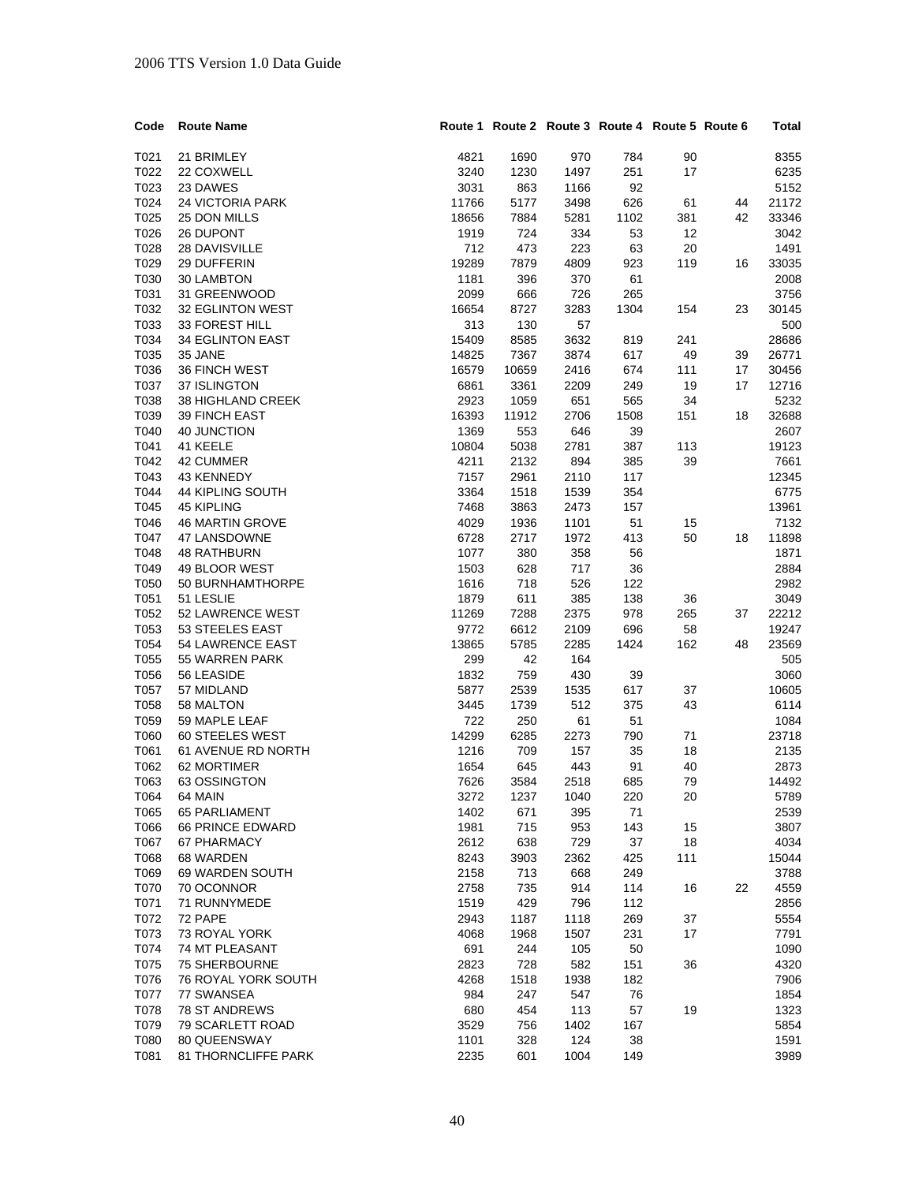| Code | Route Name | Route 1 | Route 2 | Route 3 | Route 4 | Route 5 | Route 6 | Total |
|---|---|---|---|---|---|---|---|---|
| T021 | 21 BRIMLEY | 4821 | 1690 | 970 | 784 | 90 | | 8355 |
| T022 | 22 COXWELL | 3240 | 1230 | 1497 | 251 | 17 | | 6235 |
| T023 | 23 DAWES | 3031 | 863 | 1166 | 92 | | | 5152 |
| T024 | 24 VICTORIA PARK | 11766 | 5177 | 3498 | 626 | 61 | 44 | 21172 |
| T025 | 25 DON MILLS | 18656 | 7884 | 5281 | 1102 | 381 | 42 | 33346 |
| T026 | 26 DUPONT | 1919 | 724 | 334 | 53 | 12 | | 3042 |
| T028 | 28 DAVISVILLE | 712 | 473 | 223 | 63 | 20 | | 1491 |
| T029 | 29 DUFFERIN | 19289 | 7879 | 4809 | 923 | 119 | 16 | 33035 |
| T030 | 30 LAMBTON | 1181 | 396 | 370 | 61 | | | 2008 |
| T031 | 31 GREENWOOD | 2099 | 666 | 726 | 265 | | | 3756 |
| T032 | 32 EGLINTON WEST | 16654 | 8727 | 3283 | 1304 | 154 | 23 | 30145 |
| T033 | 33 FOREST HILL | 313 | 130 | 57 | | | | 500 |
| T034 | 34 EGLINTON EAST | 15409 | 8585 | 3632 | 819 | 241 | | 28686 |
| T035 | 35 JANE | 14825 | 7367 | 3874 | 617 | 49 | 39 | 26771 |
| T036 | 36 FINCH WEST | 16579 | 10659 | 2416 | 674 | 111 | 17 | 30456 |
| T037 | 37 ISLINGTON | 6861 | 3361 | 2209 | 249 | 19 | 17 | 12716 |
| T038 | 38 HIGHLAND CREEK | 2923 | 1059 | 651 | 565 | 34 | | 5232 |
| T039 | 39 FINCH EAST | 16393 | 11912 | 2706 | 1508 | 151 | 18 | 32688 |
| T040 | 40 JUNCTION | 1369 | 553 | 646 | 39 | | | 2607 |
| T041 | 41 KEELE | 10804 | 5038 | 2781 | 387 | 113 | | 19123 |
| T042 | 42 CUMMER | 4211 | 2132 | 894 | 385 | 39 | | 7661 |
| T043 | 43 KENNEDY | 7157 | 2961 | 2110 | 117 | | | 12345 |
| T044 | 44 KIPLING SOUTH | 3364 | 1518 | 1539 | 354 | | | 6775 |
| T045 | 45 KIPLING | 7468 | 3863 | 2473 | 157 | | | 13961 |
| T046 | 46 MARTIN GROVE | 4029 | 1936 | 1101 | 51 | 15 | | 7132 |
| T047 | 47 LANSDOWNE | 6728 | 2717 | 1972 | 413 | 50 | 18 | 11898 |
| T048 | 48 RATHBURN | 1077 | 380 | 358 | 56 | | | 1871 |
| T049 | 49 BLOOR WEST | 1503 | 628 | 717 | 36 | | | 2884 |
| T050 | 50 BURNHAMTHORPE | 1616 | 718 | 526 | 122 | | | 2982 |
| T051 | 51 LESLIE | 1879 | 611 | 385 | 138 | 36 | | 3049 |
| T052 | 52 LAWRENCE WEST | 11269 | 7288 | 2375 | 978 | 265 | 37 | 22212 |
| T053 | 53 STEELES EAST | 9772 | 6612 | 2109 | 696 | 58 | | 19247 |
| T054 | 54 LAWRENCE EAST | 13865 | 5785 | 2285 | 1424 | 162 | 48 | 23569 |
| T055 | 55 WARREN PARK | 299 | 42 | 164 | | | | 505 |
| T056 | 56 LEASIDE | 1832 | 759 | 430 | 39 | | | 3060 |
| T057 | 57 MIDLAND | 5877 | 2539 | 1535 | 617 | 37 | | 10605 |
| T058 | 58 MALTON | 3445 | 1739 | 512 | 375 | 43 | | 6114 |
| T059 | 59 MAPLE LEAF | 722 | 250 | 61 | 51 | | | 1084 |
| T060 | 60 STEELES WEST | 14299 | 6285 | 2273 | 790 | 71 | | 23718 |
| T061 | 61 AVENUE RD NORTH | 1216 | 709 | 157 | 35 | 18 | | 2135 |
| T062 | 62 MORTIMER | 1654 | 645 | 443 | 91 | 40 | | 2873 |
| T063 | 63 OSSINGTON | 7626 | 3584 | 2518 | 685 | 79 | | 14492 |
| T064 | 64 MAIN | 3272 | 1237 | 1040 | 220 | 20 | | 5789 |
| T065 | 65 PARLIAMENT | 1402 | 671 | 395 | 71 | | | 2539 |
| T066 | 66 PRINCE EDWARD | 1981 | 715 | 953 | 143 | 15 | | 3807 |
| T067 | 67 PHARMACY | 2612 | 638 | 729 | 37 | 18 | | 4034 |
| T068 | 68 WARDEN | 8243 | 3903 | 2362 | 425 | 111 | | 15044 |
| T069 | 69 WARDEN SOUTH | 2158 | 713 | 668 | 249 | | | 3788 |
| T070 | 70 OCONNOR | 2758 | 735 | 914 | 114 | 16 | 22 | 4559 |
| T071 | 71 RUNNYMEDE | 1519 | 429 | 796 | 112 | | | 2856 |
| T072 | 72 PAPE | 2943 | 1187 | 1118 | 269 | 37 | | 5554 |
| T073 | 73 ROYAL YORK | 4068 | 1968 | 1507 | 231 | 17 | | 7791 |
| T074 | 74 MT PLEASANT | 691 | 244 | 105 | 50 | | | 1090 |
| T075 | 75 SHERBOURNE | 2823 | 728 | 582 | 151 | 36 | | 4320 |
| T076 | 76 ROYAL YORK SOUTH | 4268 | 1518 | 1938 | 182 | | | 7906 |
| T077 | 77 SWANSEA | 984 | 247 | 547 | 76 | | | 1854 |
| T078 | 78 ST ANDREWS | 680 | 454 | 113 | 57 | 19 | | 1323 |
| T079 | 79 SCARLETT ROAD | 3529 | 756 | 1402 | 167 | | | 5854 |
| T080 | 80 QUEENSWAY | 1101 | 328 | 124 | 38 | | | 1591 |
| T081 | 81 THORNCLIFFE PARK | 2235 | 601 | 1004 | 149 | | | 3989 |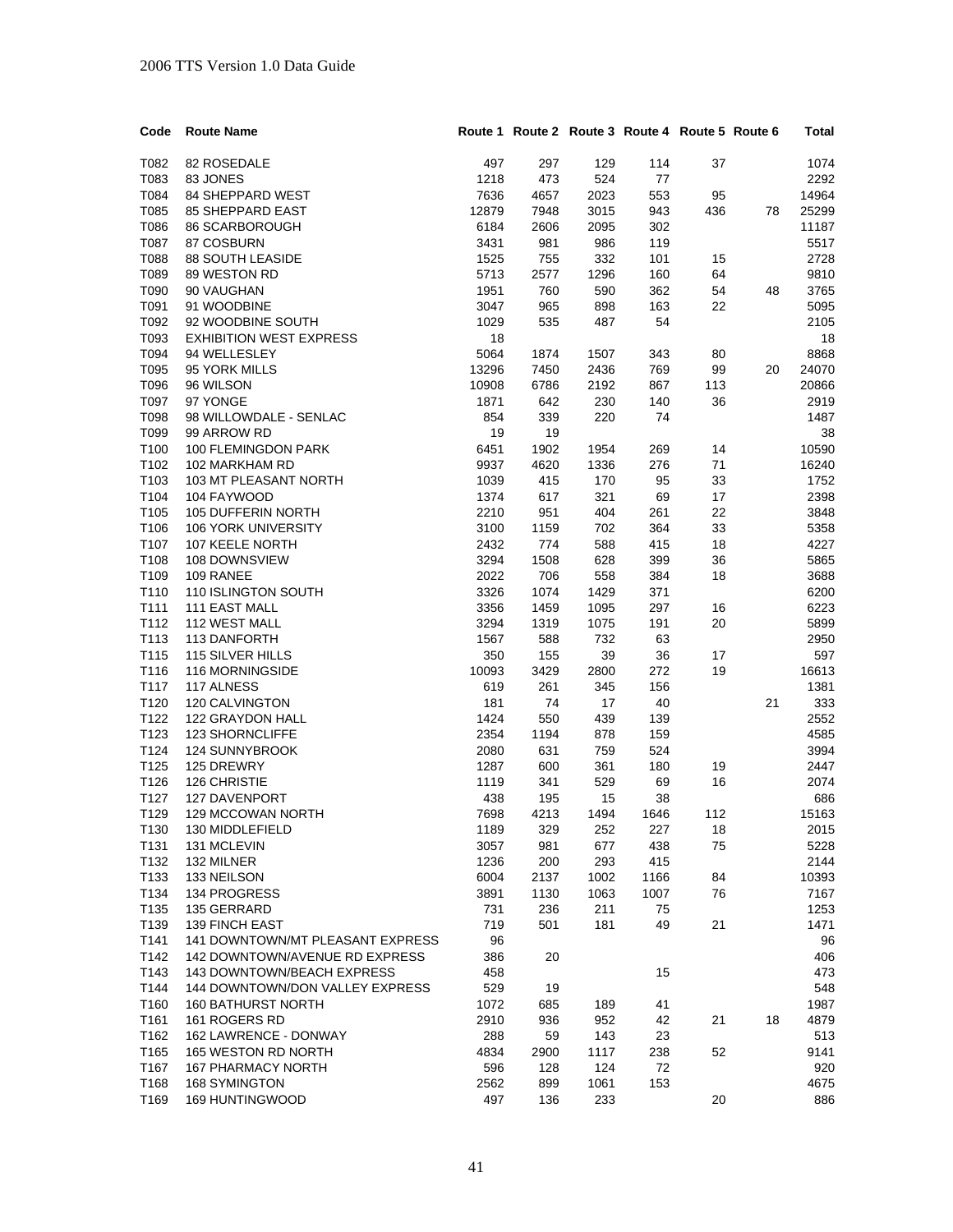| Code | Route Name | Route 1 | Route 2 | Route 3 | Route 4 | Route 5 | Route 6 | Total |
|---|---|---|---|---|---|---|---|---|
| T082 | 82 ROSEDALE | 497 | 297 | 129 | 114 | 37 | | 1074 |
| T083 | 83 JONES | 1218 | 473 | 524 | 77 | | | 2292 |
| T084 | 84 SHEPPARD WEST | 7636 | 4657 | 2023 | 553 | 95 | | 14964 |
| T085 | 85 SHEPPARD EAST | 12879 | 7948 | 3015 | 943 | 436 | 78 | 25299 |
| T086 | 86 SCARBOROUGH | 6184 | 2606 | 2095 | 302 | | | 11187 |
| T087 | 87 COSBURN | 3431 | 981 | 986 | 119 | | | 5517 |
| T088 | 88 SOUTH LEASIDE | 1525 | 755 | 332 | 101 | 15 | | 2728 |
| T089 | 89 WESTON RD | 5713 | 2577 | 1296 | 160 | 64 | | 9810 |
| T090 | 90 VAUGHAN | 1951 | 760 | 590 | 362 | 54 | 48 | 3765 |
| T091 | 91 WOODBINE | 3047 | 965 | 898 | 163 | 22 | | 5095 |
| T092 | 92 WOODBINE SOUTH | 1029 | 535 | 487 | 54 | | | 2105 |
| T093 | EXHIBITION WEST EXPRESS | 18 | | | | | | 18 |
| T094 | 94 WELLESLEY | 5064 | 1874 | 1507 | 343 | 80 | | 8868 |
| T095 | 95 YORK MILLS | 13296 | 7450 | 2436 | 769 | 99 | 20 | 24070 |
| T096 | 96 WILSON | 10908 | 6786 | 2192 | 867 | 113 | | 20866 |
| T097 | 97 YONGE | 1871 | 642 | 230 | 140 | 36 | | 2919 |
| T098 | 98 WILLOWDALE - SENLAC | 854 | 339 | 220 | 74 | | | 1487 |
| T099 | 99 ARROW RD | 19 | 19 | | | | | 38 |
| T100 | 100 FLEMINGDON PARK | 6451 | 1902 | 1954 | 269 | 14 | | 10590 |
| T102 | 102 MARKHAM RD | 9937 | 4620 | 1336 | 276 | 71 | | 16240 |
| T103 | 103 MT PLEASANT NORTH | 1039 | 415 | 170 | 95 | 33 | | 1752 |
| T104 | 104 FAYWOOD | 1374 | 617 | 321 | 69 | 17 | | 2398 |
| T105 | 105 DUFFERIN NORTH | 2210 | 951 | 404 | 261 | 22 | | 3848 |
| T106 | 106 YORK UNIVERSITY | 3100 | 1159 | 702 | 364 | 33 | | 5358 |
| T107 | 107 KEELE NORTH | 2432 | 774 | 588 | 415 | 18 | | 4227 |
| T108 | 108 DOWNSVIEW | 3294 | 1508 | 628 | 399 | 36 | | 5865 |
| T109 | 109 RANEE | 2022 | 706 | 558 | 384 | 18 | | 3688 |
| T110 | 110 ISLINGTON SOUTH | 3326 | 1074 | 1429 | 371 | | | 6200 |
| T111 | 111 EAST MALL | 3356 | 1459 | 1095 | 297 | 16 | | 6223 |
| T112 | 112 WEST MALL | 3294 | 1319 | 1075 | 191 | 20 | | 5899 |
| T113 | 113 DANFORTH | 1567 | 588 | 732 | 63 | | | 2950 |
| T115 | 115 SILVER HILLS | 350 | 155 | 39 | 36 | 17 | | 597 |
| T116 | 116 MORNINGSIDE | 10093 | 3429 | 2800 | 272 | 19 | | 16613 |
| T117 | 117 ALNESS | 619 | 261 | 345 | 156 | | | 1381 |
| T120 | 120 CALVINGTON | 181 | 74 | 17 | 40 | | 21 | 333 |
| T122 | 122 GRAYDON HALL | 1424 | 550 | 439 | 139 | | | 2552 |
| T123 | 123 SHORNCLIFFE | 2354 | 1194 | 878 | 159 | | | 4585 |
| T124 | 124 SUNNYBROOK | 2080 | 631 | 759 | 524 | | | 3994 |
| T125 | 125 DREWRY | 1287 | 600 | 361 | 180 | 19 | | 2447 |
| T126 | 126 CHRISTIE | 1119 | 341 | 529 | 69 | 16 | | 2074 |
| T127 | 127 DAVENPORT | 438 | 195 | 15 | 38 | | | 686 |
| T129 | 129 MCCOWAN NORTH | 7698 | 4213 | 1494 | 1646 | 112 | | 15163 |
| T130 | 130 MIDDLEFIELD | 1189 | 329 | 252 | 227 | 18 | | 2015 |
| T131 | 131 MCLEVIN | 3057 | 981 | 677 | 438 | 75 | | 5228 |
| T132 | 132 MILNER | 1236 | 200 | 293 | 415 | | | 2144 |
| T133 | 133 NEILSON | 6004 | 2137 | 1002 | 1166 | 84 | | 10393 |
| T134 | 134 PROGRESS | 3891 | 1130 | 1063 | 1007 | 76 | | 7167 |
| T135 | 135 GERRARD | 731 | 236 | 211 | 75 | | | 1253 |
| T139 | 139 FINCH EAST | 719 | 501 | 181 | 49 | 21 | | 1471 |
| T141 | 141 DOWNTOWN/MT PLEASANT EXPRESS | 96 | | | | | | 96 |
| T142 | 142 DOWNTOWN/AVENUE RD EXPRESS | 386 | 20 | | | | | 406 |
| T143 | 143 DOWNTOWN/BEACH EXPRESS | 458 | | | 15 | | | 473 |
| T144 | 144 DOWNTOWN/DON VALLEY EXPRESS | 529 | 19 | | | | | 548 |
| T160 | 160 BATHURST NORTH | 1072 | 685 | 189 | 41 | | | 1987 |
| T161 | 161 ROGERS RD | 2910 | 936 | 952 | 42 | 21 | 18 | 4879 |
| T162 | 162 LAWRENCE - DONWAY | 288 | 59 | 143 | 23 | | | 513 |
| T165 | 165 WESTON RD NORTH | 4834 | 2900 | 1117 | 238 | 52 | | 9141 |
| T167 | 167 PHARMACY NORTH | 596 | 128 | 124 | 72 | | | 920 |
| T168 | 168 SYMINGTON | 2562 | 899 | 1061 | 153 | | | 4675 |
| T169 | 169 HUNTINGWOOD | 497 | 136 | 233 | | 20 | | 886 |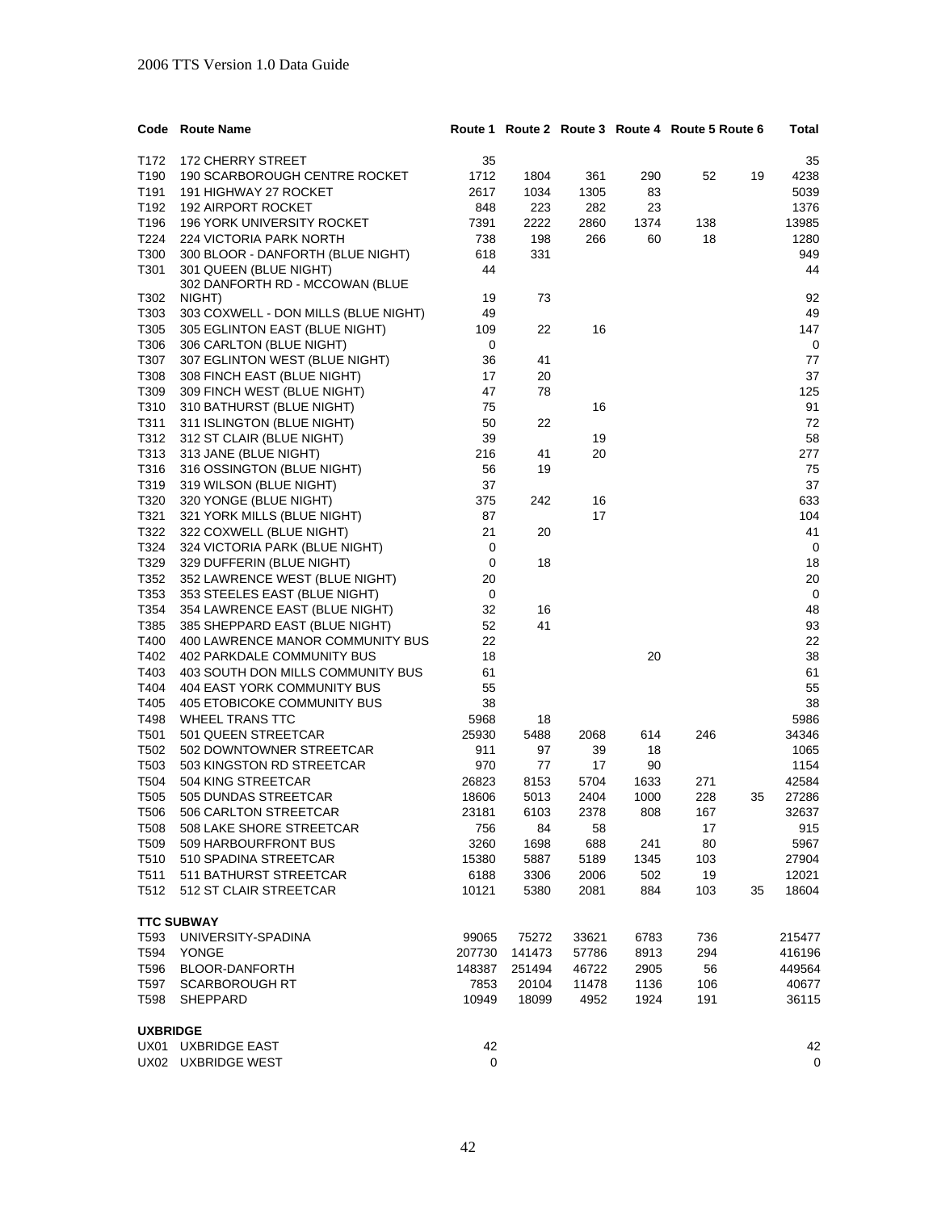| Code | Route Name | Route 1 | Route 2 | Route 3 | Route 4 | Route 5 | Route 6 | Total |
|---|---|---|---|---|---|---|---|---|
| T172 | 172 CHERRY STREET | 35 | | | | | | 35 |
| T190 | 190 SCARBOROUGH CENTRE ROCKET | 1712 | 1804 | 361 | 290 | 52 | 19 | 4238 |
| T191 | 191 HIGHWAY 27 ROCKET | 2617 | 1034 | 1305 | 83 | | | 5039 |
| T192 | 192 AIRPORT ROCKET | 848 | 223 | 282 | 23 | | | 1376 |
| T196 | 196 YORK UNIVERSITY ROCKET | 7391 | 2222 | 2860 | 1374 | 138 | | 13985 |
| T224 | 224 VICTORIA PARK NORTH | 738 | 198 | 266 | 60 | 18 | | 1280 |
| T300 | 300 BLOOR - DANFORTH (BLUE NIGHT) | 618 | 331 | | | | | 949 |
| T301 | 301 QUEEN (BLUE NIGHT) | 44 | | | | | | 44 |
| T302 | 302 DANFORTH RD - MCCOWAN (BLUE NIGHT) | 19 | 73 | | | | | 92 |
| T303 | 303 COXWELL - DON MILLS (BLUE NIGHT) | 49 | | | | | | 49 |
| T305 | 305 EGLINTON EAST (BLUE NIGHT) | 109 | 22 | 16 | | | | 147 |
| T306 | 306 CARLTON (BLUE NIGHT) | 0 | | | | | | 0 |
| T307 | 307 EGLINTON WEST (BLUE NIGHT) | 36 | 41 | | | | | 77 |
| T308 | 308 FINCH EAST (BLUE NIGHT) | 17 | 20 | | | | | 37 |
| T309 | 309 FINCH WEST (BLUE NIGHT) | 47 | 78 | | | | | 125 |
| T310 | 310 BATHURST (BLUE NIGHT) | 75 | | 16 | | | | 91 |
| T311 | 311 ISLINGTON (BLUE NIGHT) | 50 | 22 | | | | | 72 |
| T312 | 312 ST CLAIR (BLUE NIGHT) | 39 | | 19 | | | | 58 |
| T313 | 313 JANE (BLUE NIGHT) | 216 | 41 | 20 | | | | 277 |
| T316 | 316 OSSINGTON (BLUE NIGHT) | 56 | 19 | | | | | 75 |
| T319 | 319 WILSON (BLUE NIGHT) | 37 | | | | | | 37 |
| T320 | 320 YONGE (BLUE NIGHT) | 375 | 242 | 16 | | | | 633 |
| T321 | 321 YORK MILLS (BLUE NIGHT) | 87 | | 17 | | | | 104 |
| T322 | 322 COXWELL (BLUE NIGHT) | 21 | 20 | | | | | 41 |
| T324 | 324 VICTORIA PARK (BLUE NIGHT) | 0 | | | | | | 0 |
| T329 | 329 DUFFERIN (BLUE NIGHT) | 0 | 18 | | | | | 18 |
| T352 | 352 LAWRENCE WEST (BLUE NIGHT) | 20 | | | | | | 20 |
| T353 | 353 STEELES EAST (BLUE NIGHT) | 0 | | | | | | 0 |
| T354 | 354 LAWRENCE EAST (BLUE NIGHT) | 32 | 16 | | | | | 48 |
| T385 | 385 SHEPPARD EAST (BLUE NIGHT) | 52 | 41 | | | | | 93 |
| T400 | 400 LAWRENCE MANOR COMMUNITY BUS | 22 | | | | | | 22 |
| T402 | 402 PARKDALE COMMUNITY BUS | 18 | | | 20 | | | 38 |
| T403 | 403 SOUTH DON MILLS COMMUNITY BUS | 61 | | | | | | 61 |
| T404 | 404 EAST YORK COMMUNITY BUS | 55 | | | | | | 55 |
| T405 | 405 ETOBICOKE COMMUNITY BUS | 38 | | | | | | 38 |
| T498 | WHEEL TRANS TTC | 5968 | 18 | | | | | 5986 |
| T501 | 501 QUEEN STREETCAR | 25930 | 5488 | 2068 | 614 | 246 | | 34346 |
| T502 | 502 DOWNTOWNER STREETCAR | 911 | 97 | 39 | 18 | | | 1065 |
| T503 | 503 KINGSTON RD STREETCAR | 970 | 77 | 17 | 90 | | | 1154 |
| T504 | 504 KING STREETCAR | 26823 | 8153 | 5704 | 1633 | 271 | | 42584 |
| T505 | 505 DUNDAS STREETCAR | 18606 | 5013 | 2404 | 1000 | 228 | 35 | 27286 |
| T506 | 506 CARLTON STREETCAR | 23181 | 6103 | 2378 | 808 | 167 | | 32637 |
| T508 | 508 LAKE SHORE STREETCAR | 756 | 84 | 58 | | 17 | | 915 |
| T509 | 509 HARBOURFRONT BUS | 3260 | 1698 | 688 | 241 | 80 | | 5967 |
| T510 | 510 SPADINA STREETCAR | 15380 | 5887 | 5189 | 1345 | 103 | | 27904 |
| T511 | 511 BATHURST STREETCAR | 6188 | 3306 | 2006 | 502 | 19 | | 12021 |
| T512 | 512 ST CLAIR STREETCAR | 10121 | 5380 | 2081 | 884 | 103 | 35 | 18604 |
| **TTC SUBWAY** | | | | | | | | |
| T593 | UNIVERSITY-SPADINA | 99065 | 75272 | 33621 | 6783 | 736 | | 215477 |
| T594 | YONGE | 207730 | 141473 | 57786 | 8913 | 294 | | 416196 |
| T596 | BLOOR-DANFORTH | 148387 | 251494 | 46722 | 2905 | 56 | | 449564 |
| T597 | SCARBOROUGH RT | 7853 | 20104 | 11478 | 1136 | 106 | | 40677 |
| T598 | SHEPPARD | 10949 | 18099 | 4952 | 1924 | 191 | | 36115 |
| **UXBRIDGE** | | | | | | | | |
| UX01 | UXBRIDGE EAST | 42 | | | | | | 42 |
| UX02 | UXBRIDGE WEST | 0 | | | | | | 0 |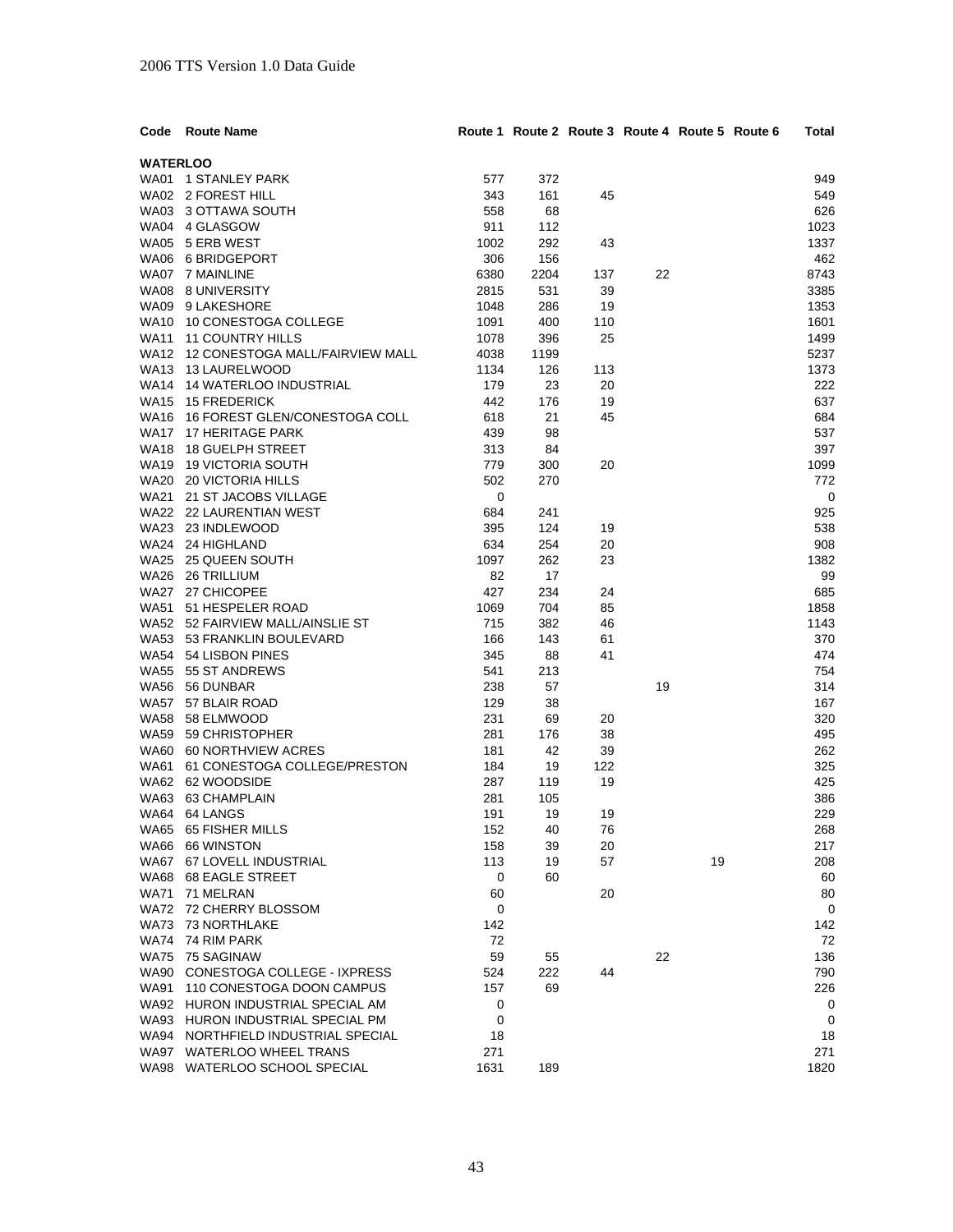| Code | Route Name | Route 1 | Route 2 | Route 3 | Route 4 | Route 5 | Route 6 | Total |
|---|---|---|---|---|---|---|---|---|
| **WATERLOO** | | | | | | | | |
| WA01 | 1 STANLEY PARK | 577 | 372 | | | | | 949 |
| WA02 | 2 FOREST HILL | 343 | 161 | 45 | | | | 549 |
| WA03 | 3 OTTAWA SOUTH | 558 | 68 | | | | | 626 |
| WA04 | 4 GLASGOW | 911 | 112 | | | | | 1023 |
| WA05 | 5 ERB WEST | 1002 | 292 | 43 | | | | 1337 |
| WA06 | 6 BRIDGEPORT | 306 | 156 | | | | | 462 |
| WA07 | 7 MAINLINE | 6380 | 2204 | 137 | 22 | | | 8743 |
| WA08 | 8 UNIVERSITY | 2815 | 531 | 39 | | | | 3385 |
| WA09 | 9 LAKESHORE | 1048 | 286 | 19 | | | | 1353 |
| WA10 | 10 CONESTOGA COLLEGE | 1091 | 400 | 110 | | | | 1601 |
| WA11 | 11 COUNTRY HILLS | 1078 | 396 | 25 | | | | 1499 |
| WA12 | 12 CONESTOGA MALL/FAIRVIEW MALL | 4038 | 1199 | | | | | 5237 |
| WA13 | 13 LAURELWOOD | 1134 | 126 | 113 | | | | 1373 |
| WA14 | 14 WATERLOO INDUSTRIAL | 179 | 23 | 20 | | | | 222 |
| WA15 | 15 FREDERICK | 442 | 176 | 19 | | | | 637 |
| WA16 | 16 FOREST GLEN/CONESTOGA COLL | 618 | 21 | 45 | | | | 684 |
| WA17 | 17 HERITAGE PARK | 439 | 98 | | | | | 537 |
| WA18 | 18 GUELPH STREET | 313 | 84 | | | | | 397 |
| WA19 | 19 VICTORIA SOUTH | 779 | 300 | 20 | | | | 1099 |
| WA20 | 20 VICTORIA HILLS | 502 | 270 | | | | | 772 |
| WA21 | 21 ST JACOBS VILLAGE | 0 | | | | | | 0 |
| WA22 | 22 LAURENTIAN WEST | 684 | 241 | | | | | 925 |
| WA23 | 23 INDLEWOOD | 395 | 124 | 19 | | | | 538 |
| WA24 | 24 HIGHLAND | 634 | 254 | 20 | | | | 908 |
| WA25 | 25 QUEEN SOUTH | 1097 | 262 | 23 | | | | 1382 |
| WA26 | 26 TRILLIUM | 82 | 17 | | | | | 99 |
| WA27 | 27 CHICOPEE | 427 | 234 | 24 | | | | 685 |
| WA51 | 51 HESPELER ROAD | 1069 | 704 | 85 | | | | 1858 |
| WA52 | 52 FAIRVIEW MALL/AINSLIE ST | 715 | 382 | 46 | | | | 1143 |
| WA53 | 53 FRANKLIN BOULEVARD | 166 | 143 | 61 | | | | 370 |
| WA54 | 54 LISBON PINES | 345 | 88 | 41 | | | | 474 |
| WA55 | 55 ST ANDREWS | 541 | 213 | | | | | 754 |
| WA56 | 56 DUNBAR | 238 | 57 | | 19 | | | 314 |
| WA57 | 57 BLAIR ROAD | 129 | 38 | | | | | 167 |
| WA58 | 58 ELMWOOD | 231 | 69 | 20 | | | | 320 |
| WA59 | 59 CHRISTOPHER | 281 | 176 | 38 | | | | 495 |
| WA60 | 60 NORTHVIEW ACRES | 181 | 42 | 39 | | | | 262 |
| WA61 | 61 CONESTOGA COLLEGE/PRESTON | 184 | 19 | 122 | | | | 325 |
| WA62 | 62 WOODSIDE | 287 | 119 | 19 | | | | 425 |
| WA63 | 63 CHAMPLAIN | 281 | 105 | | | | | 386 |
| WA64 | 64 LANGS | 191 | 19 | 19 | | | | 229 |
| WA65 | 65 FISHER MILLS | 152 | 40 | 76 | | | | 268 |
| WA66 | 66 WINSTON | 158 | 39 | 20 | | | | 217 |
| WA67 | 67 LOVELL INDUSTRIAL | 113 | 19 | 57 | | 19 | | 208 |
| WA68 | 68 EAGLE STREET | 0 | 60 | | | | | 60 |
| WA71 | 71 MELRAN | 60 | | 20 | | | | 80 |
| WA72 | 72 CHERRY BLOSSOM | 0 | | | | | | 0 |
| WA73 | 73 NORTHLAKE | 142 | | | | | | 142 |
| WA74 | 74 RIM PARK | 72 | | | | | | 72 |
| WA75 | 75 SAGINAW | 59 | 55 | | 22 | | | 136 |
| WA90 | CONESTOGA COLLEGE - IXPRESS | 524 | 222 | 44 | | | | 790 |
| WA91 | 110 CONESTOGA DOON CAMPUS | 157 | 69 | | | | | 226 |
| WA92 | HURON INDUSTRIAL SPECIAL AM | 0 | | | | | | 0 |
| WA93 | HURON INDUSTRIAL SPECIAL PM | 0 | | | | | | 0 |
| WA94 | NORTHFIELD INDUSTRIAL SPECIAL | 18 | | | | | | 18 |
| WA97 | WATERLOO WHEEL TRANS | 271 | | | | | | 271 |
| WA98 | WATERLOO SCHOOL SPECIAL | 1631 | 189 | | | | | 1820 |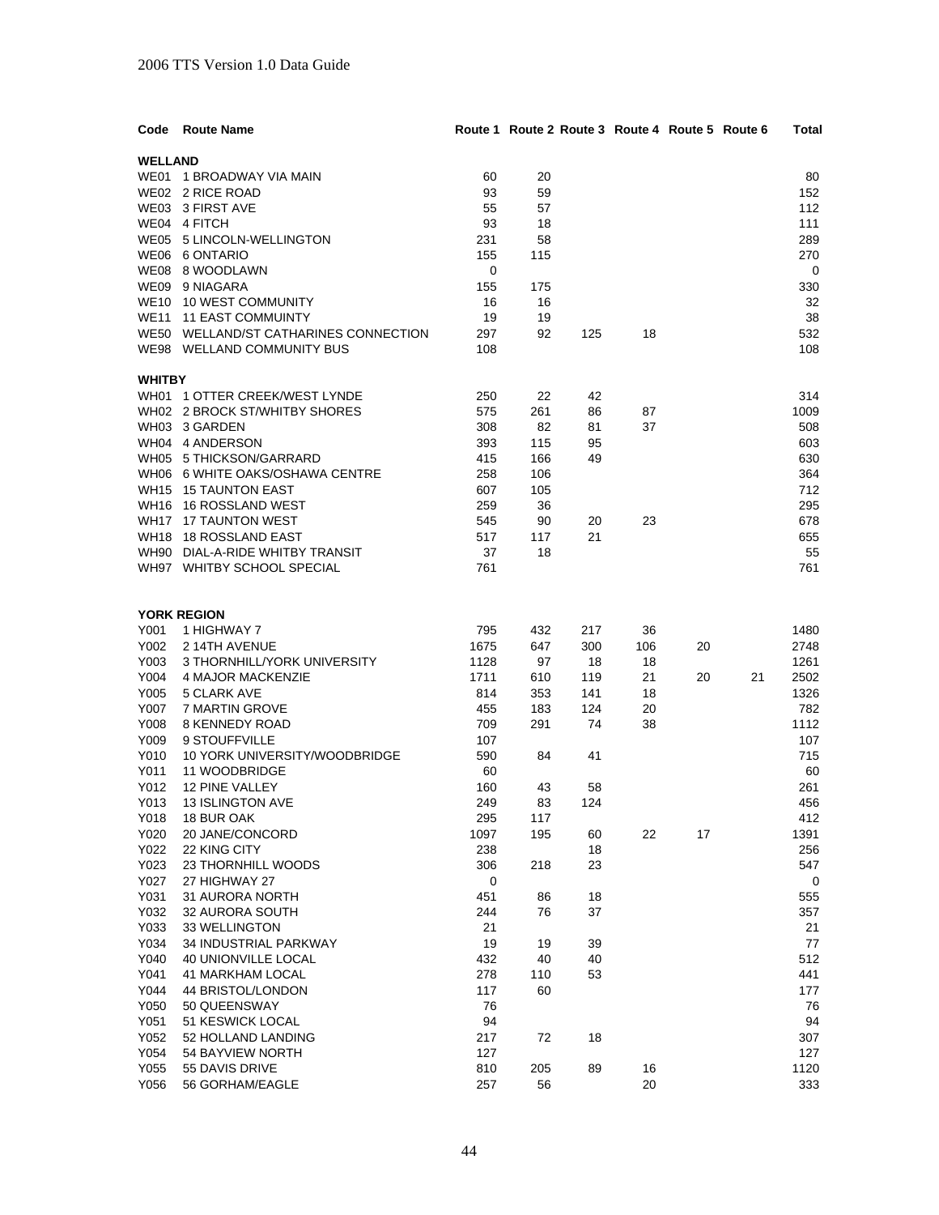| Code | Route Name | Route 1 | Route 2 | Route 3 | Route 4 | Route 5 | Route 6 | Total |
|---|---|---|---|---|---|---|---|---|
| **WELLAND** | | | | | | | | |
| WE01 | 1 BROADWAY VIA MAIN | 60 | 20 | | | | | 80 |
| WE02 | 2 RICE ROAD | 93 | 59 | | | | | 152 |
| WE03 | 3 FIRST AVE | 55 | 57 | | | | | 112 |
| WE04 | 4 FITCH | 93 | 18 | | | | | 111 |
| WE05 | 5 LINCOLN-WELLINGTON | 231 | 58 | | | | | 289 |
| WE06 | 6 ONTARIO | 155 | 115 | | | | | 270 |
| WE08 | 8 WOODLAWN | 0 | | | | | | 0 |
| WE09 | 9 NIAGARA | 155 | 175 | | | | | 330 |
| WE10 | 10 WEST COMMUNITY | 16 | 16 | | | | | 32 |
| WE11 | 11 EAST COMMUINTY | 19 | 19 | | | | | 38 |
| WE50 | WELLAND/ST CATHARINES CONNECTION | 297 | 92 | 125 | 18 | | | 532 |
| WE98 | WELLAND COMMUNITY BUS | 108 | | | | | | 108 |
| **WHITBY** | | | | | | | | |
| WH01 | 1 OTTER CREEK/WEST LYNDE | 250 | 22 | 42 | | | | 314 |
| WH02 | 2 BROCK ST/WHITBY SHORES | 575 | 261 | 86 | 87 | | | 1009 |
| WH03 | 3 GARDEN | 308 | 82 | 81 | 37 | | | 508 |
| WH04 | 4 ANDERSON | 393 | 115 | 95 | | | | 603 |
| WH05 | 5 THICKSON/GARRARD | 415 | 166 | 49 | | | | 630 |
| WH06 | 6 WHITE OAKS/OSHAWA CENTRE | 258 | 106 | | | | | 364 |
| WH15 | 15 TAUNTON EAST | 607 | 105 | | | | | 712 |
| WH16 | 16 ROSSLAND WEST | 259 | 36 | | | | | 295 |
| WH17 | 17 TAUNTON WEST | 545 | 90 | 20 | 23 | | | 678 |
| WH18 | 18 ROSSLAND EAST | 517 | 117 | 21 | | | | 655 |
| WH90 | DIAL-A-RIDE WHITBY TRANSIT | 37 | 18 | | | | | 55 |
| WH97 | WHITBY SCHOOL SPECIAL | 761 | | | | | | 761 |
| **YORK REGION** | | | | | | | | |
| Y001 | 1 HIGHWAY 7 | 795 | 432 | 217 | 36 | | | 1480 |
| Y002 | 2 14TH AVENUE | 1675 | 647 | 300 | 106 | 20 | | 2748 |
| Y003 | 3 THORNHILL/YORK UNIVERSITY | 1128 | 97 | 18 | 18 | | | 1261 |
| Y004 | 4 MAJOR MACKENZIE | 1711 | 610 | 119 | 21 | 20 | 21 | 2502 |
| Y005 | 5 CLARK AVE | 814 | 353 | 141 | 18 | | | 1326 |
| Y007 | 7 MARTIN GROVE | 455 | 183 | 124 | 20 | | | 782 |
| Y008 | 8 KENNEDY ROAD | 709 | 291 | 74 | 38 | | | 1112 |
| Y009 | 9 STOUFFVILLE | 107 | | | | | | 107 |
| Y010 | 10 YORK UNIVERSITY/WOODBRIDGE | 590 | 84 | 41 | | | | 715 |
| Y011 | 11 WOODBRIDGE | 60 | | | | | | 60 |
| Y012 | 12 PINE VALLEY | 160 | 43 | 58 | | | | 261 |
| Y013 | 13 ISLINGTON AVE | 249 | 83 | 124 | | | | 456 |
| Y018 | 18 BUR OAK | 295 | 117 | | | | | 412 |
| Y020 | 20 JANE/CONCORD | 1097 | 195 | 60 | 22 | 17 | | 1391 |
| Y022 | 22 KING CITY | 238 | | 18 | | | | 256 |
| Y023 | 23 THORNHILL WOODS | 306 | 218 | 23 | | | | 547 |
| Y027 | 27 HIGHWAY 27 | 0 | | | | | | 0 |
| Y031 | 31 AURORA NORTH | 451 | 86 | 18 | | | | 555 |
| Y032 | 32 AURORA SOUTH | 244 | 76 | 37 | | | | 357 |
| Y033 | 33 WELLINGTON | 21 | | | | | | 21 |
| Y034 | 34 INDUSTRIAL PARKWAY | 19 | 19 | 39 | | | | 77 |
| Y040 | 40 UNIONVILLE LOCAL | 432 | 40 | 40 | | | | 512 |
| Y041 | 41 MARKHAM LOCAL | 278 | 110 | 53 | | | | 441 |
| Y044 | 44 BRISTOL/LONDON | 117 | 60 | | | | | 177 |
| Y050 | 50 QUEENSWAY | 76 | | | | | | 76 |
| Y051 | 51 KESWICK LOCAL | 94 | | | | | | 94 |
| Y052 | 52 HOLLAND LANDING | 217 | 72 | 18 | | | | 307 |
| Y054 | 54 BAYVIEW NORTH | 127 | | | | | | 127 |
| Y055 | 55 DAVIS DRIVE | 810 | 205 | 89 | 16 | | | 1120 |
| Y056 | 56 GORHAM/EAGLE | 257 | 56 | | 20 | | | 333 |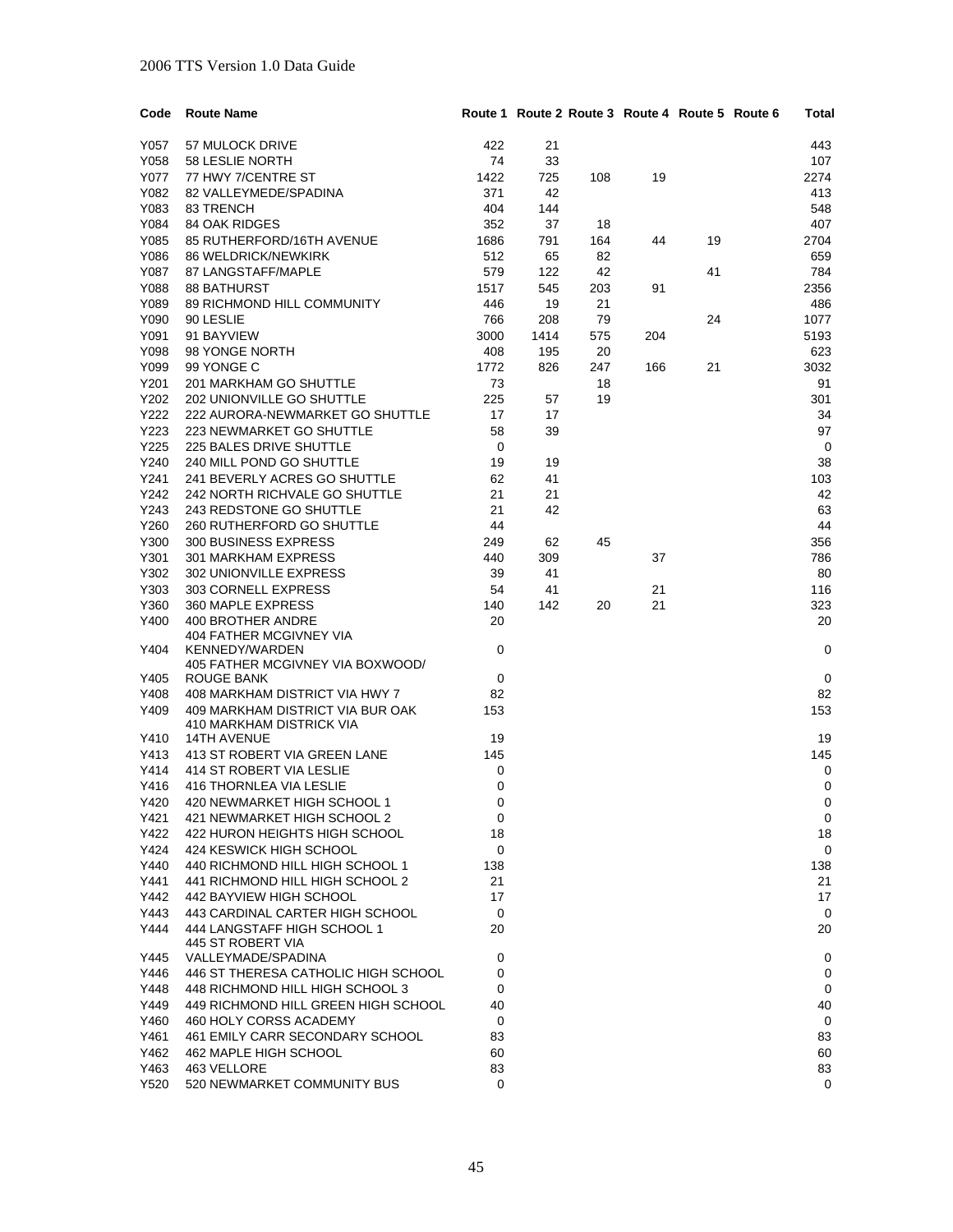| Code | Route Name | Route 1 | Route 2 | Route 3 | Route 4 | Route 5 | Route 6 | Total |
|---|---|---|---|---|---|---|---|---|
| Y057 | 57 MULOCK DRIVE | 422 | 21 | | | | | 443 |
| Y058 | 58 LESLIE NORTH | 74 | 33 | | | | | 107 |
| Y077 | 77 HWY 7/CENTRE ST | 1422 | 725 | 108 | 19 | | | 2274 |
| Y082 | 82 VALLEYMEDE/SPADINA | 371 | 42 | | | | | 413 |
| Y083 | 83 TRENCH | 404 | 144 | | | | | 548 |
| Y084 | 84 OAK RIDGES | 352 | 37 | 18 | | | | 407 |
| Y085 | 85 RUTHERFORD/16TH AVENUE | 1686 | 791 | 164 | 44 | 19 | | 2704 |
| Y086 | 86 WELDRICK/NEWKIRK | 512 | 65 | 82 | | | | 659 |
| Y087 | 87 LANGSTAFF/MAPLE | 579 | 122 | 42 | | 41 | | 784 |
| Y088 | 88 BATHURST | 1517 | 545 | 203 | 91 | | | 2356 |
| Y089 | 89 RICHMOND HILL COMMUNITY | 446 | 19 | 21 | | | | 486 |
| Y090 | 90 LESLIE | 766 | 208 | 79 | | 24 | | 1077 |
| Y091 | 91 BAYVIEW | 3000 | 1414 | 575 | 204 | | | 5193 |
| Y098 | 98 YONGE NORTH | 408 | 195 | 20 | | | | 623 |
| Y099 | 99 YONGE C | 1772 | 826 | 247 | 166 | 21 | | 3032 |
| Y201 | 201 MARKHAM GO SHUTTLE | 73 | | 18 | | | | 91 |
| Y202 | 202 UNIONVILLE GO SHUTTLE | 225 | 57 | 19 | | | | 301 |
| Y222 | 222 AURORA-NEWMARKET GO SHUTTLE | 17 | 17 | | | | | 34 |
| Y223 | 223 NEWMARKET GO SHUTTLE | 58 | 39 | | | | | 97 |
| Y225 | 225 BALES DRIVE SHUTTLE | 0 | | | | | | 0 |
| Y240 | 240 MILL POND GO SHUTTLE | 19 | 19 | | | | | 38 |
| Y241 | 241 BEVERLY ACRES GO SHUTTLE | 62 | 41 | | | | | 103 |
| Y242 | 242 NORTH RICHVALE GO SHUTTLE | 21 | 21 | | | | | 42 |
| Y243 | 243 REDSTONE GO SHUTTLE | 21 | 42 | | | | | 63 |
| Y260 | 260 RUTHERFORD GO SHUTTLE | 44 | | | | | | 44 |
| Y300 | 300 BUSINESS EXPRESS | 249 | 62 | 45 | | | | 356 |
| Y301 | 301 MARKHAM EXPRESS | 440 | 309 | | 37 | | | 786 |
| Y302 | 302 UNIONVILLE EXPRESS | 39 | 41 | | | | | 80 |
| Y303 | 303 CORNELL EXPRESS | 54 | 41 | | 21 | | | 116 |
| Y360 | 360 MAPLE EXPRESS | 140 | 142 | 20 | 21 | | | 323 |
| Y400 | 400 BROTHER ANDRE | 20 | | | | | | 20 |
| Y404 | 404 FATHER MCGIVNEY VIA KENNEDY/WARDEN | 0 | | | | | | 0 |
| Y405 | 405 FATHER MCGIVNEY VIA BOXWOOD/ ROUGE BANK | 0 | | | | | | 0 |
| Y408 | 408 MARKHAM DISTRICT VIA HWY 7 | 82 | | | | | | 82 |
| Y409 | 409 MARKHAM DISTRICT VIA BUR OAK | 153 | | | | | | 153 |
| Y410 | 410 MARKHAM DISTRICK VIA 14TH AVENUE | 19 | | | | | | 19 |
| Y413 | 413 ST ROBERT VIA GREEN LANE | 145 | | | | | | 145 |
| Y414 | 414 ST ROBERT VIA LESLIE | 0 | | | | | | 0 |
| Y416 | 416 THORNLEA VIA LESLIE | 0 | | | | | | 0 |
| Y420 | 420 NEWMARKET HIGH SCHOOL 1 | 0 | | | | | | 0 |
| Y421 | 421 NEWMARKET HIGH SCHOOL 2 | 0 | | | | | | 0 |
| Y422 | 422 HURON HEIGHTS HIGH SCHOOL | 18 | | | | | | 18 |
| Y424 | 424 KESWICK HIGH SCHOOL | 0 | | | | | | 0 |
| Y440 | 440 RICHMOND HILL HIGH SCHOOL 1 | 138 | | | | | | 138 |
| Y441 | 441 RICHMOND HILL HIGH SCHOOL 2 | 21 | | | | | | 21 |
| Y442 | 442 BAYVIEW HIGH SCHOOL | 17 | | | | | | 17 |
| Y443 | 443 CARDINAL CARTER HIGH SCHOOL | 0 | | | | | | 0 |
| Y444 | 444 LANGSTAFF HIGH SCHOOL 1 | 20 | | | | | | 20 |
| Y445 | 445 ST ROBERT VIA VALLEYMADE/SPADINA | 0 | | | | | | 0 |
| Y446 | 446 ST THERESA CATHOLIC HIGH SCHOOL | 0 | | | | | | 0 |
| Y448 | 448 RICHMOND HILL HIGH SCHOOL 3 | 0 | | | | | | 0 |
| Y449 | 449 RICHMOND HILL GREEN HIGH SCHOOL | 40 | | | | | | 40 |
| Y460 | 460 HOLY CORSS ACADEMY | 0 | | | | | | 0 |
| Y461 | 461 EMILY CARR SECONDARY SCHOOL | 83 | | | | | | 83 |
| Y462 | 462 MAPLE HIGH SCHOOL | 60 | | | | | | 60 |
| Y463 | 463 VELLORE | 83 | | | | | | 83 |
| Y520 | 520 NEWMARKET COMMUNITY BUS | 0 | | | | | | 0 |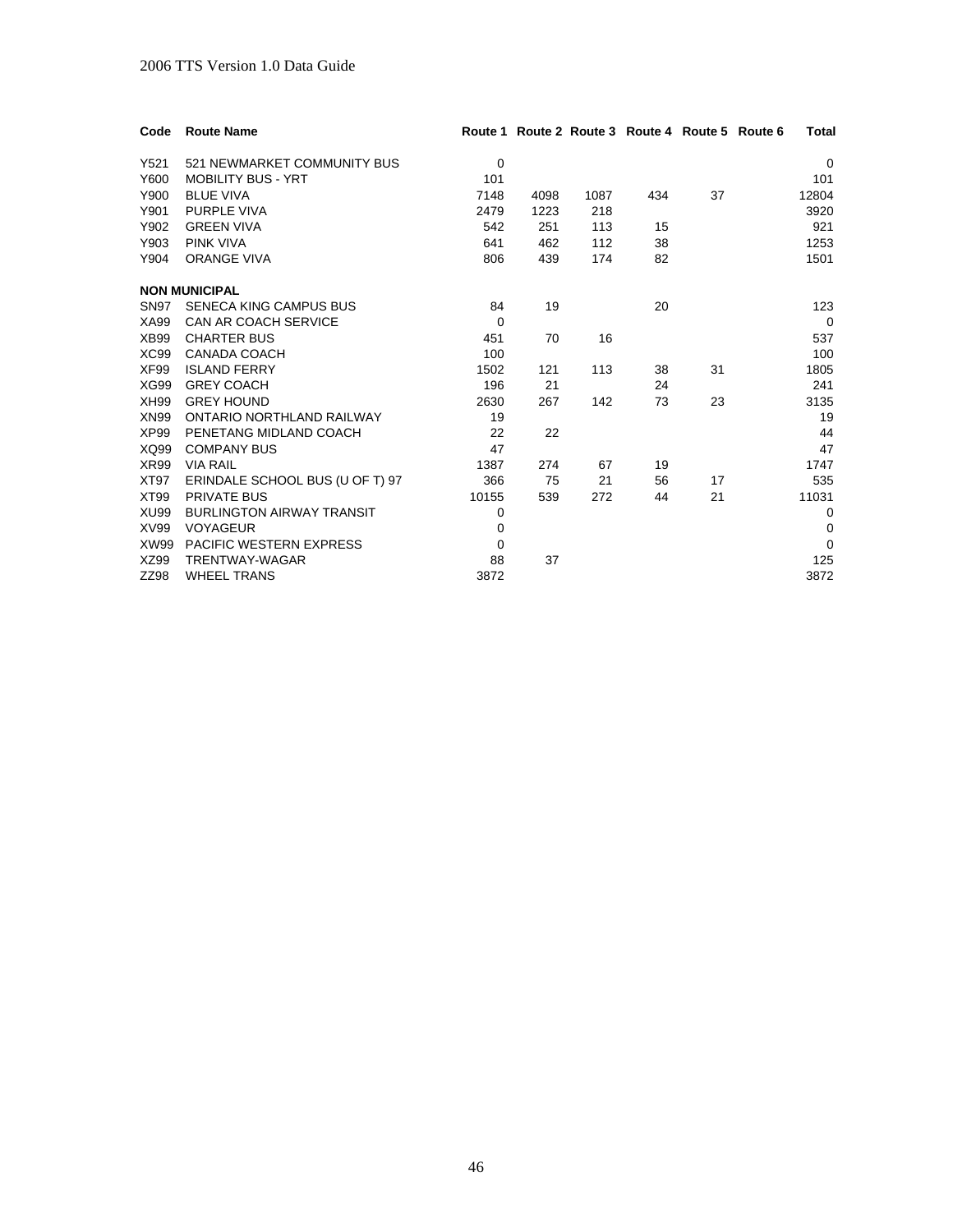| Code | Route Name | Route 1 | Route 2 | Route 3 | Route 4 | Route 5 | Route 6 | Total |
|---|---|---|---|---|---|---|---|---|
| Y521 | 521 NEWMARKET COMMUNITY BUS | 0 | | | | | | 0 |
| Y600 | MOBILITY BUS - YRT | 101 | | | | | | 101 |
| Y900 | BLUE VIVA | 7148 | 4098 | 1087 | 434 | 37 | | 12804 |
| Y901 | PURPLE VIVA | 2479 | 1223 | 218 | | | | 3920 |
| Y902 | GREEN VIVA | 542 | 251 | 113 | 15 | | | 921 |
| Y903 | PINK VIVA | 641 | 462 | 112 | 38 | | | 1253 |
| Y904 | ORANGE VIVA | 806 | 439 | 174 | 82 | | | 1501 |
| | **NON MUNICIPAL** | | | | | | | |
| SN97 | SENECA KING CAMPUS BUS | 84 | 19 | | 20 | | | 123 |
| XA99 | CAN AR COACH SERVICE | 0 | | | | | | 0 |
| XB99 | CHARTER BUS | 451 | 70 | 16 | | | | 537 |
| XC99 | CANADA COACH | 100 | | | | | | 100 |
| XF99 | ISLAND FERRY | 1502 | 121 | 113 | 38 | 31 | | 1805 |
| XG99 | GREY COACH | 196 | 21 | | 24 | | | 241 |
| XH99 | GREY HOUND | 2630 | 267 | 142 | 73 | 23 | | 3135 |
| XN99 | ONTARIO NORTHLAND RAILWAY | 19 | | | | | | 19 |
| XP99 | PENETANG MIDLAND COACH | 22 | 22 | | | | | 44 |
| XQ99 | COMPANY BUS | 47 | | | | | | 47 |
| XR99 | VIA RAIL | 1387 | 274 | 67 | 19 | | | 1747 |
| XT97 | ERINDALE SCHOOL BUS (U OF T) 97 | 366 | 75 | 21 | 56 | 17 | | 535 |
| XT99 | PRIVATE BUS | 10155 | 539 | 272 | 44 | 21 | | 11031 |
| XU99 | BURLINGTON AIRWAY TRANSIT | 0 | | | | | | 0 |
| XV99 | VOYAGEUR | 0 | | | | | | 0 |
| XW99 | PACIFIC WESTERN EXPRESS | 0 | | | | | | 0 |
| XZ99 | TRENTWAY-WAGAR | 88 | 37 | | | | | 125 |
| ZZ98 | WHEEL TRANS | 3872 | | | | | | 3872 |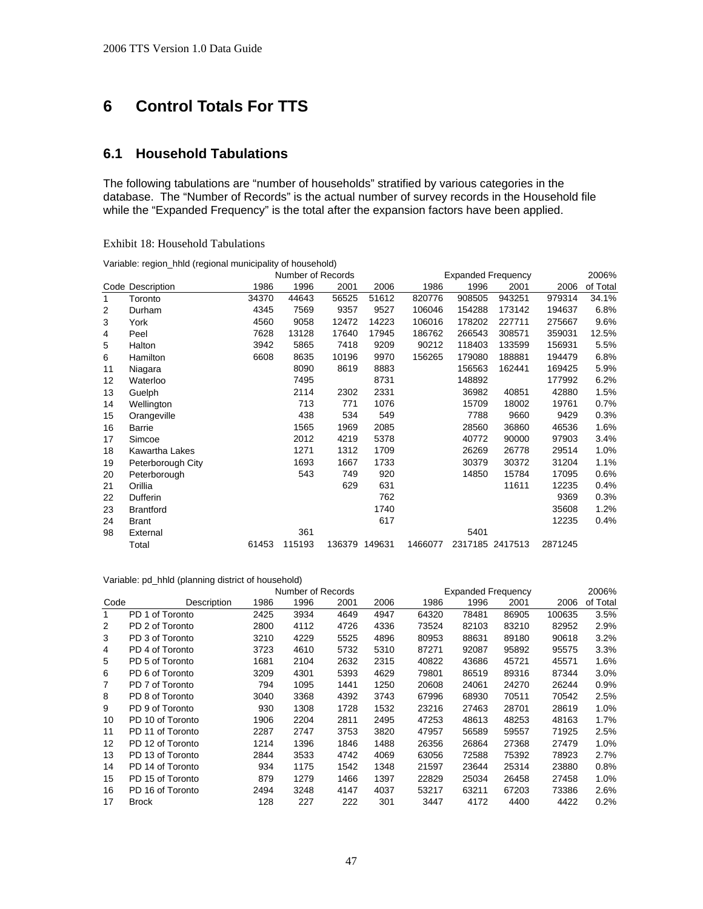# 6 Control Totals For TTS

## 6.1 Household Tabulations

The following tabulations are "number of households" stratified by various categories in the database. The "Number of Records" is the actual number of survey records in the Household file while the "Expanded Frequency" is the total after the expansion factors have been applied.

Exhibit 18: Household Tabulations

Variable: region_hhld (regional municipality of household)

| | | Number of Records | | | | Expanded Frequency | | | | 2006% |
|---|---|---|---|---|---|---|---|---|---|---|
| Code | Description | 1986 | 1996 | 2001 | 2006 | 1986 | 1996 | 2001 | 2006 | of Total |
| 1 | Toronto | 34370 | 44643 | 56525 | 51612 | 820776 | 908505 | 943251 | 979314 | 34.1% |
| 2 | Durham | 4345 | 7569 | 9357 | 9527 | 106046 | 154288 | 173142 | 194637 | 6.8% |
| 3 | York | 4560 | 9058 | 12472 | 14223 | 106016 | 178202 | 227711 | 275667 | 9.6% |
| 4 | Peel | 7628 | 13128 | 17640 | 17945 | 186762 | 266543 | 308571 | 359031 | 12.5% |
| 5 | Halton | 3942 | 5865 | 7418 | 9209 | 90212 | 118403 | 133599 | 156931 | 5.5% |
| 6 | Hamilton | 6608 | 8635 | 10196 | 9970 | 156265 | 179080 | 188881 | 194479 | 6.8% |
| 11 | Niagara | | 8090 | 8619 | 8883 | | 156563 | 162441 | 169425 | 5.9% |
| 12 | Waterloo | | 7495 | | 8731 | | 148892 | | 177992 | 6.2% |
| 13 | Guelph | | 2114 | 2302 | 2331 | | 36982 | 40851 | 42880 | 1.5% |
| 14 | Wellington | | 713 | 771 | 1076 | | 15709 | 18002 | 19761 | 0.7% |
| 15 | Orangeville | | 438 | 534 | 549 | | 7788 | 9660 | 9429 | 0.3% |
| 16 | Barrie | | 1565 | 1969 | 2085 | | 28560 | 36860 | 46536 | 1.6% |
| 17 | Simcoe | | 2012 | 4219 | 5378 | | 40772 | 90000 | 97903 | 3.4% |
| 18 | Kawartha Lakes | | 1271 | 1312 | 1709 | | 26269 | 26778 | 29514 | 1.0% |
| 19 | Peterborough City | | 1693 | 1667 | 1733 | | 30379 | 30372 | 31204 | 1.1% |
| 20 | Peterborough | | 543 | 749 | 920 | | 14850 | 15784 | 17095 | 0.6% |
| 21 | Orillia | | | 629 | 631 | | | 11611 | 12235 | 0.4% |
| 22 | Dufferin | | | | 762 | | | | 9369 | 0.3% |
| 23 | Brantford | | | | 1740 | | | | 35608 | 1.2% |
| 24 | Brant | | | | 617 | | | | 12235 | 0.4% |
| 98 | External | | 361 | | | | 5401 | | | |
| | Total | 61453 | 115193 | 136379 | 149631 | 1466077 | 2317185 | 2417513 | 2871245 | |

Variable: pd_hhld (planning district of household)

| | | Number of Records | | | | Expanded Frequency | | | | 2006% |
|---|---|---|---|---|---|---|---|---|---|---|
| Code | Description | 1986 | 1996 | 2001 | 2006 | 1986 | 1996 | 2001 | 2006 | of Total |
| 1 | PD 1 of Toronto | 2425 | 3934 | 4649 | 4947 | 64320 | 78481 | 86905 | 100635 | 3.5% |
| 2 | PD 2 of Toronto | 2800 | 4112 | 4726 | 4336 | 73524 | 82103 | 83210 | 82952 | 2.9% |
| 3 | PD 3 of Toronto | 3210 | 4229 | 5525 | 4896 | 80953 | 88631 | 89180 | 90618 | 3.2% |
| 4 | PD 4 of Toronto | 3723 | 4610 | 5732 | 5310 | 87271 | 92087 | 95892 | 95575 | 3.3% |
| 5 | PD 5 of Toronto | 1681 | 2104 | 2632 | 2315 | 40822 | 43686 | 45721 | 45571 | 1.6% |
| 6 | PD 6 of Toronto | 3209 | 4301 | 5393 | 4629 | 79801 | 86519 | 89316 | 87344 | 3.0% |
| 7 | PD 7 of Toronto | 794 | 1095 | 1441 | 1250 | 20608 | 24061 | 24270 | 26244 | 0.9% |
| 8 | PD 8 of Toronto | 3040 | 3368 | 4392 | 3743 | 67996 | 68930 | 70511 | 70542 | 2.5% |
| 9 | PD 9 of Toronto | 930 | 1308 | 1728 | 1532 | 23216 | 27463 | 28701 | 28619 | 1.0% |
| 10 | PD 10 of Toronto | 1906 | 2204 | 2811 | 2495 | 47253 | 48613 | 48253 | 48163 | 1.7% |
| 11 | PD 11 of Toronto | 2287 | 2747 | 3753 | 3820 | 47957 | 56589 | 59557 | 71925 | 2.5% |
| 12 | PD 12 of Toronto | 1214 | 1396 | 1846 | 1488 | 26356 | 26864 | 27368 | 27479 | 1.0% |
| 13 | PD 13 of Toronto | 2844 | 3533 | 4742 | 4069 | 63056 | 72588 | 75392 | 78923 | 2.7% |
| 14 | PD 14 of Toronto | 934 | 1175 | 1542 | 1348 | 21597 | 23644 | 25314 | 23880 | 0.8% |
| 15 | PD 15 of Toronto | 879 | 1279 | 1466 | 1397 | 22829 | 25034 | 26458 | 27458 | 1.0% |
| 16 | PD 16 of Toronto | 2494 | 3248 | 4147 | 4037 | 53217 | 63211 | 67203 | 73386 | 2.6% |
| 17 | Brock | 128 | 227 | 222 | 301 | 3447 | 4172 | 4400 | 4422 | 0.2% |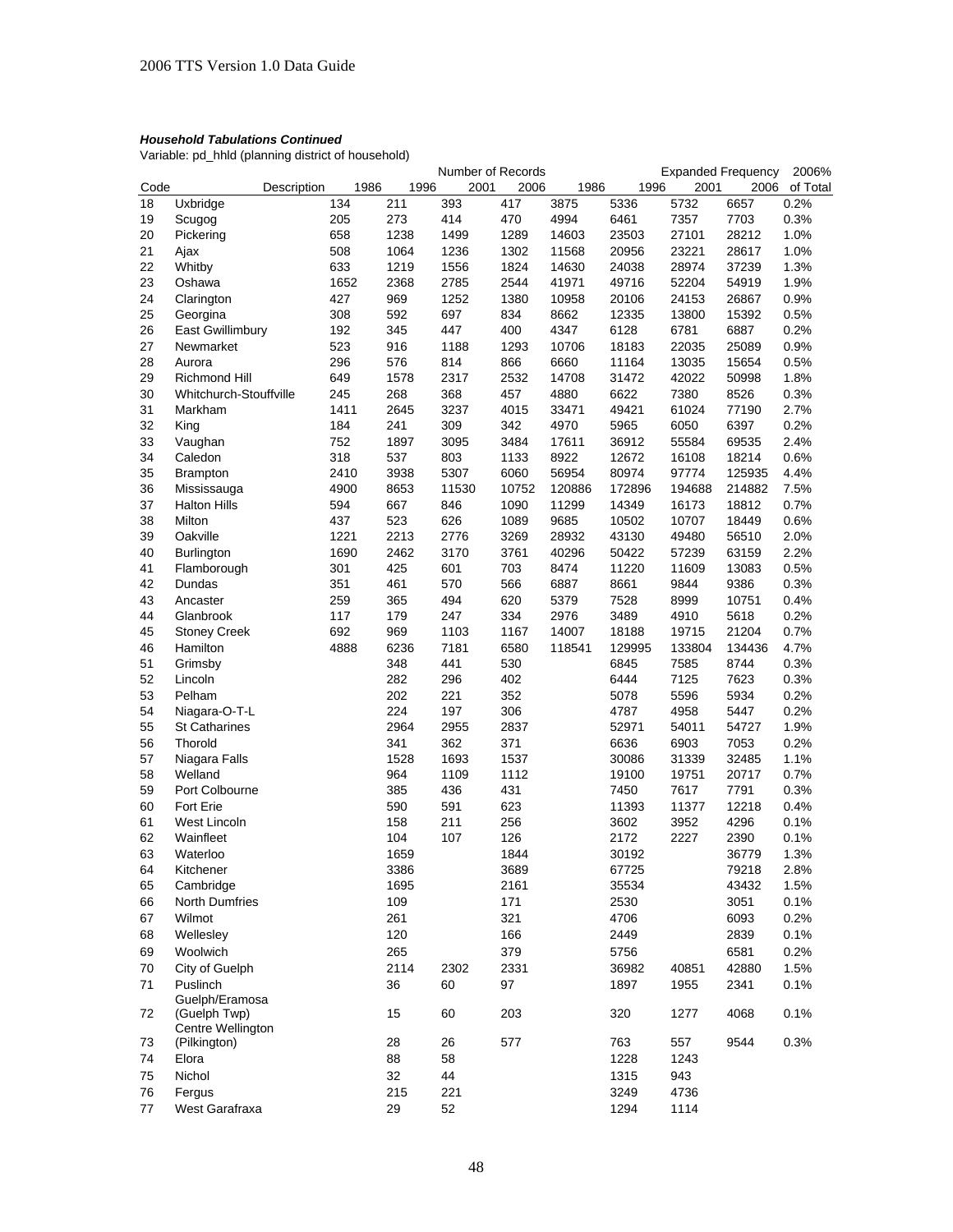***Household Tabulations Continued***

Variable: pd_hhld (planning district of household)

| Code | Description | Number of Records 1986 | 1996 | 2001 | 2006 | Expanded Frequency 1986 | 1996 | 2001 | 2006 | 2006% of Total |
|---|---|---|---|---|---|---|---|---|---|---|
| 18 | Uxbridge | 134 | 211 | 393 | 417 | 3875 | 5336 | 5732 | 6657 | 0.2% |
| 19 | Scugog | 205 | 273 | 414 | 470 | 4994 | 6461 | 7357 | 7703 | 0.3% |
| 20 | Pickering | 658 | 1238 | 1499 | 1289 | 14603 | 23503 | 27101 | 28212 | 1.0% |
| 21 | Ajax | 508 | 1064 | 1236 | 1302 | 11568 | 20956 | 23221 | 28617 | 1.0% |
| 22 | Whitby | 633 | 1219 | 1556 | 1824 | 14630 | 24038 | 28974 | 37239 | 1.3% |
| 23 | Oshawa | 1652 | 2368 | 2785 | 2544 | 41971 | 49716 | 52204 | 54919 | 1.9% |
| 24 | Clarington | 427 | 969 | 1252 | 1380 | 10958 | 20106 | 24153 | 26867 | 0.9% |
| 25 | Georgina | 308 | 592 | 697 | 834 | 8662 | 12335 | 13800 | 15392 | 0.5% |
| 26 | East Gwillimbury | 192 | 345 | 447 | 400 | 4347 | 6128 | 6781 | 6887 | 0.2% |
| 27 | Newmarket | 523 | 916 | 1188 | 1293 | 10706 | 18183 | 22035 | 25089 | 0.9% |
| 28 | Aurora | 296 | 576 | 814 | 866 | 6660 | 11164 | 13035 | 15654 | 0.5% |
| 29 | Richmond Hill | 649 | 1578 | 2317 | 2532 | 14708 | 31472 | 42022 | 50998 | 1.8% |
| 30 | Whitchurch-Stouffville | 245 | 268 | 368 | 457 | 4880 | 6622 | 7380 | 8526 | 0.3% |
| 31 | Markham | 1411 | 2645 | 3237 | 4015 | 33471 | 49421 | 61024 | 77190 | 2.7% |
| 32 | King | 184 | 241 | 309 | 342 | 4970 | 5965 | 6050 | 6397 | 0.2% |
| 33 | Vaughan | 752 | 1897 | 3095 | 3484 | 17611 | 36912 | 55584 | 69535 | 2.4% |
| 34 | Caledon | 318 | 537 | 803 | 1133 | 8922 | 12672 | 16108 | 18214 | 0.6% |
| 35 | Brampton | 2410 | 3938 | 5307 | 6060 | 56954 | 80974 | 97774 | 125935 | 4.4% |
| 36 | Mississauga | 4900 | 8653 | 11530 | 10752 | 120886 | 172896 | 194688 | 214882 | 7.5% |
| 37 | Halton Hills | 594 | 667 | 846 | 1090 | 11299 | 14349 | 16173 | 18812 | 0.7% |
| 38 | Milton | 437 | 523 | 626 | 1089 | 9685 | 10502 | 10707 | 18449 | 0.6% |
| 39 | Oakville | 1221 | 2213 | 2776 | 3269 | 28932 | 43130 | 49480 | 56510 | 2.0% |
| 40 | Burlington | 1690 | 2462 | 3170 | 3761 | 40296 | 50422 | 57239 | 63159 | 2.2% |
| 41 | Flamborough | 301 | 425 | 601 | 703 | 8474 | 11220 | 11609 | 13083 | 0.5% |
| 42 | Dundas | 351 | 461 | 570 | 566 | 6887 | 8661 | 9844 | 9386 | 0.3% |
| 43 | Ancaster | 259 | 365 | 494 | 620 | 5379 | 7528 | 8999 | 10751 | 0.4% |
| 44 | Glanbrook | 117 | 179 | 247 | 334 | 2976 | 3489 | 4910 | 5618 | 0.2% |
| 45 | Stoney Creek | 692 | 969 | 1103 | 1167 | 14007 | 18188 | 19715 | 21204 | 0.7% |
| 46 | Hamilton | 4888 | 6236 | 7181 | 6580 | 118541 | 129995 | 133804 | 134436 | 4.7% |
| 51 | Grimsby | | 348 | 441 | 530 | | 6845 | 7585 | 8744 | 0.3% |
| 52 | Lincoln | | 282 | 296 | 402 | | 6444 | 7125 | 7623 | 0.3% |
| 53 | Pelham | | 202 | 221 | 352 | | 5078 | 5596 | 5934 | 0.2% |
| 54 | Niagara-O-T-L | | 224 | 197 | 306 | | 4787 | 4958 | 5447 | 0.2% |
| 55 | St Catharines | | 2964 | 2955 | 2837 | | 52971 | 54011 | 54727 | 1.9% |
| 56 | Thorold | | 341 | 362 | 371 | | 6636 | 6903 | 7053 | 0.2% |
| 57 | Niagara Falls | | 1528 | 1693 | 1537 | | 30086 | 31339 | 32485 | 1.1% |
| 58 | Welland | | 964 | 1109 | 1112 | | 19100 | 19751 | 20717 | 0.7% |
| 59 | Port Colbourne | | 385 | 436 | 431 | | 7450 | 7617 | 7791 | 0.3% |
| 60 | Fort Erie | | 590 | 591 | 623 | | 11393 | 11377 | 12218 | 0.4% |
| 61 | West Lincoln | | 158 | 211 | 256 | | 3602 | 3952 | 4296 | 0.1% |
| 62 | Wainfleet | | 104 | 107 | 126 | | 2172 | 2227 | 2390 | 0.1% |
| 63 | Waterloo | | 1659 | | 1844 | | 30192 | | 36779 | 1.3% |
| 64 | Kitchener | | 3386 | | 3689 | | 67725 | | 79218 | 2.8% |
| 65 | Cambridge | | 1695 | | 2161 | | 35534 | | 43432 | 1.5% |
| 66 | North Dumfries | | 109 | | 171 | | 2530 | | 3051 | 0.1% |
| 67 | Wilmot | | 261 | | 321 | | 4706 | | 6093 | 0.2% |
| 68 | Wellesley | | 120 | | 166 | | 2449 | | 2839 | 0.1% |
| 69 | Woolwich | | 265 | | 379 | | 5756 | | 6581 | 0.2% |
| 70 | City of Guelph | | 2114 | 2302 | 2331 | | 36982 | 40851 | 42880 | 1.5% |
| 71 | Puslinch | | 36 | 60 | 97 | | 1897 | 1955 | 2341 | 0.1% |
| 72 | Guelph/Eramosa (Guelph Twp) | | 15 | 60 | 203 | | 320 | 1277 | 4068 | 0.1% |
| 73 | Centre Wellington (Pilkington) | | 28 | 26 | 577 | | 763 | 557 | 9544 | 0.3% |
| 74 | Elora | | 88 | 58 | | | 1228 | 1243 | | |
| 75 | Nichol | | 32 | 44 | | | 1315 | 943 | | |
| 76 | Fergus | | 215 | 221 | | | 3249 | 4736 | | |
| 77 | West Garafraxa | | 29 | 52 | | | 1294 | 1114 | | |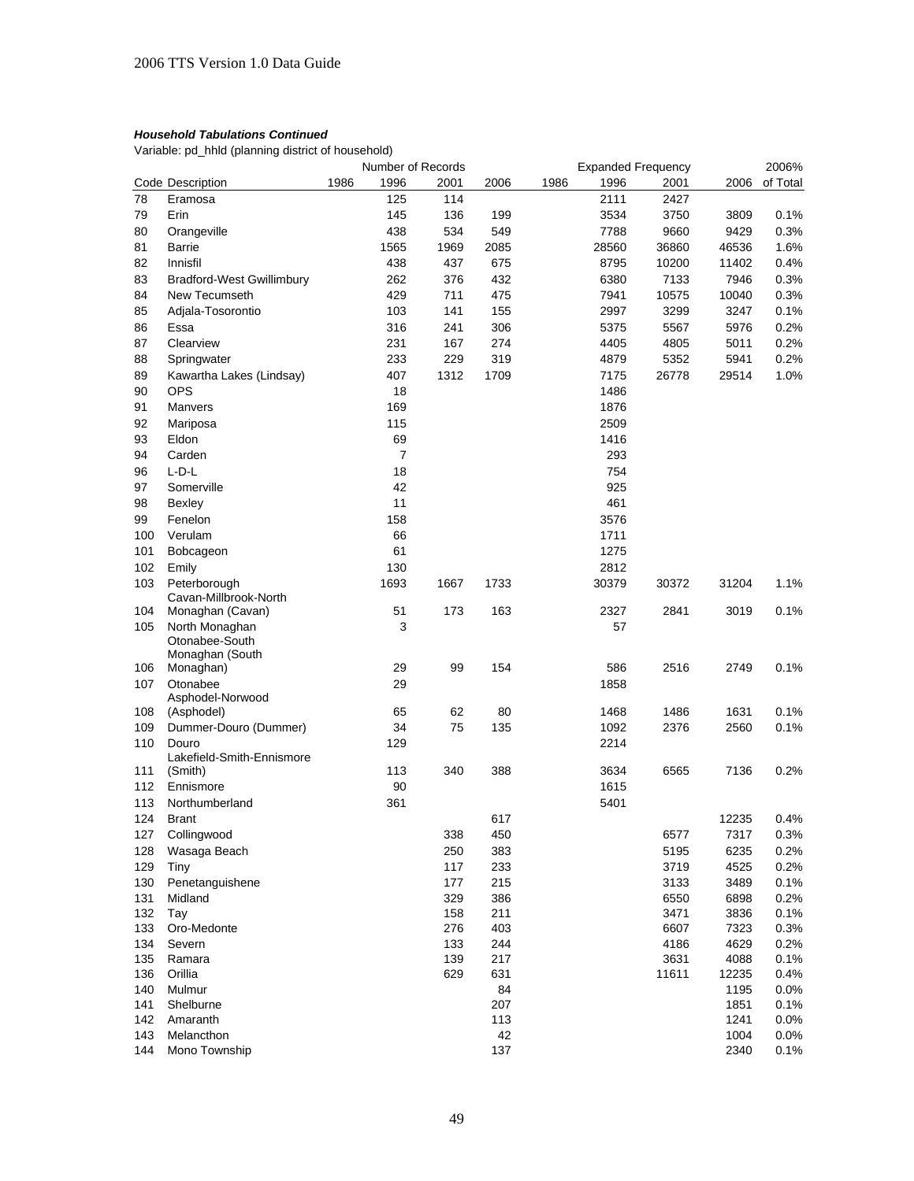***Household Tabulations Continued***

Variable: pd_hhld (planning district of household)

| Code | Description | Number of Records | | | | Expanded Frequency | | | | 2006% |
|---|---|---|---|---|---|---|---|---|---|---|
| | | 1986 | 1996 | 2001 | 2006 | 1986 | 1996 | 2001 | 2006 | of Total |
| 78 | Eramosa | | 125 | 114 | | | 2111 | 2427 | | |
| 79 | Erin | | 145 | 136 | 199 | | 3534 | 3750 | 3809 | 0.1% |
| 80 | Orangeville | | 438 | 534 | 549 | | 7788 | 9660 | 9429 | 0.3% |
| 81 | Barrie | | 1565 | 1969 | 2085 | | 28560 | 36860 | 46536 | 1.6% |
| 82 | Innisfil | | 438 | 437 | 675 | | 8795 | 10200 | 11402 | 0.4% |
| 83 | Bradford-West Gwillimbury | | 262 | 376 | 432 | | 6380 | 7133 | 7946 | 0.3% |
| 84 | New Tecumseth | | 429 | 711 | 475 | | 7941 | 10575 | 10040 | 0.3% |
| 85 | Adjala-Tosorontio | | 103 | 141 | 155 | | 2997 | 3299 | 3247 | 0.1% |
| 86 | Essa | | 316 | 241 | 306 | | 5375 | 5567 | 5976 | 0.2% |
| 87 | Clearview | | 231 | 167 | 274 | | 4405 | 4805 | 5011 | 0.2% |
| 88 | Springwater | | 233 | 229 | 319 | | 4879 | 5352 | 5941 | 0.2% |
| 89 | Kawartha Lakes (Lindsay) | | 407 | 1312 | 1709 | | 7175 | 26778 | 29514 | 1.0% |
| 90 | OPS | | 18 | | | | 1486 | | | |
| 91 | Manvers | | 169 | | | | 1876 | | | |
| 92 | Mariposa | | 115 | | | | 2509 | | | |
| 93 | Eldon | | 69 | | | | 1416 | | | |
| 94 | Carden | | 7 | | | | 293 | | | |
| 96 | L-D-L | | 18 | | | | 754 | | | |
| 97 | Somerville | | 42 | | | | 925 | | | |
| 98 | Bexley | | 11 | | | | 461 | | | |
| 99 | Fenelon | | 158 | | | | 3576 | | | |
| 100 | Verulam | | 66 | | | | 1711 | | | |
| 101 | Bobcageon | | 61 | | | | 1275 | | | |
| 102 | Emily | | 130 | | | | 2812 | | | |
| 103 | Peterborough | | 1693 | 1667 | 1733 | | 30379 | 30372 | 31204 | 1.1% |
| 104 | Cavan-Millbrook-North Monaghan (Cavan) | | 51 | 173 | 163 | | 2327 | 2841 | 3019 | 0.1% |
| 105 | North Monaghan | | 3 | | | | 57 | | | |
| 106 | Otonabee-South Monaghan (South Monaghan) | | 29 | 99 | 154 | | 586 | 2516 | 2749 | 0.1% |
| 107 | Otonabee | | 29 | | | | 1858 | | | |
| 108 | Asphodel-Norwood (Asphodel) | | 65 | 62 | 80 | | 1468 | 1486 | 1631 | 0.1% |
| 109 | Dummer-Douro (Dummer) | | 34 | 75 | 135 | | 1092 | 2376 | 2560 | 0.1% |
| 110 | Douro | | 129 | | | | 2214 | | | |
| 111 | Lakefield-Smith-Ennismore (Smith) | | 113 | 340 | 388 | | 3634 | 6565 | 7136 | 0.2% |
| 112 | Ennismore | | 90 | | | | 1615 | | | |
| 113 | Northumberland | | 361 | | | | 5401 | | | |
| 124 | Brant | | | | 617 | | | | 12235 | 0.4% |
| 127 | Collingwood | | | 338 | 450 | | | 6577 | 7317 | 0.3% |
| 128 | Wasaga Beach | | | 250 | 383 | | | 5195 | 6235 | 0.2% |
| 129 | Tiny | | | 117 | 233 | | | 3719 | 4525 | 0.2% |
| 130 | Penetanguishene | | | 177 | 215 | | | 3133 | 3489 | 0.1% |
| 131 | Midland | | | 329 | 386 | | | 6550 | 6898 | 0.2% |
| 132 | Tay | | | 158 | 211 | | | 3471 | 3836 | 0.1% |
| 133 | Oro-Medonte | | | 276 | 403 | | | 6607 | 7323 | 0.3% |
| 134 | Severn | | | 133 | 244 | | | 4186 | 4629 | 0.2% |
| 135 | Ramara | | | 139 | 217 | | | 3631 | 4088 | 0.1% |
| 136 | Orillia | | | 629 | 631 | | | 11611 | 12235 | 0.4% |
| 140 | Mulmur | | | | 84 | | | | 1195 | 0.0% |
| 141 | Shelburne | | | | 207 | | | | 1851 | 0.1% |
| 142 | Amaranth | | | | 113 | | | | 1241 | 0.0% |
| 143 | Melancthon | | | | 42 | | | | 1004 | 0.0% |
| 144 | Mono Township | | | | 137 | | | | 2340 | 0.1% |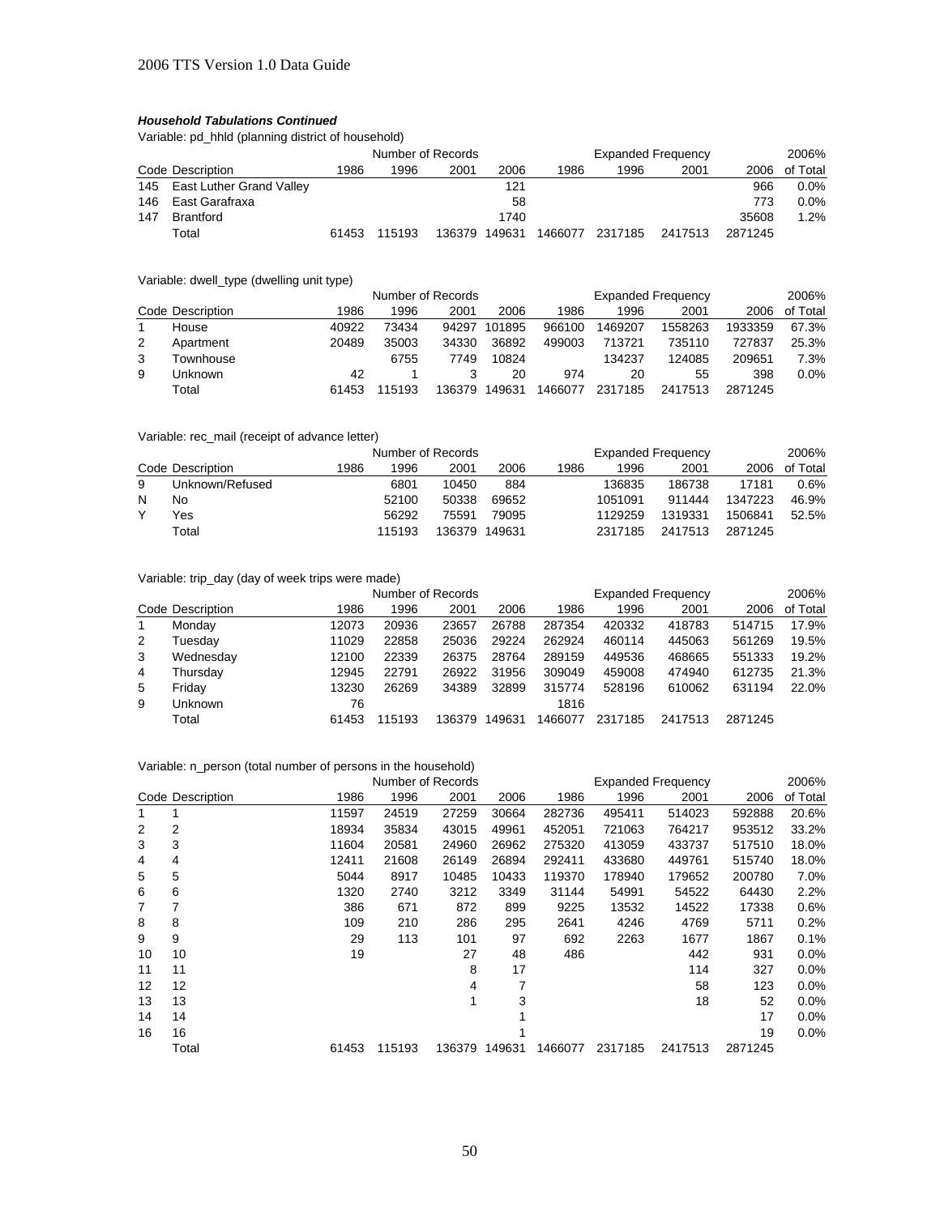### *Household Tabulations Continued*

Variable: pd_hhld (planning district of household)

| | | Number of Records | | | | Expanded Frequency | | | | 2006% |
|---|---|---|---|---|---|---|---|---|---|---|
| Code | Description | 1986 | 1996 | 2001 | 2006 | 1986 | 1996 | 2001 | 2006 | of Total |
| 145 | East Luther Grand Valley | | | | 121 | | | | 966 | 0.0% |
| 146 | East Garafraxa | | | | 58 | | | | 773 | 0.0% |
| 147 | Brantford | | | | 1740 | | | | 35608 | 1.2% |
| | Total | 61453 | 115193 | 136379 | 149631 | 1466077 | 2317185 | 2417513 | 2871245 | |

Variable: dwell_type (dwelling unit type)

| | | Number of Records | | | | Expanded Frequency | | | | 2006% |
|---|---|---|---|---|---|---|---|---|---|---|
| Code | Description | 1986 | 1996 | 2001 | 2006 | 1986 | 1996 | 2001 | 2006 | of Total |
| 1 | House | 40922 | 73434 | 94297 | 101895 | 966100 | 1469207 | 1558263 | 1933359 | 67.3% |
| 2 | Apartment | 20489 | 35003 | 34330 | 36892 | 499003 | 713721 | 735110 | 727837 | 25.3% |
| 3 | Townhouse | | 6755 | 7749 | 10824 | | 134237 | 124085 | 209651 | 7.3% |
| 9 | Unknown | 42 | 1 | 3 | 20 | 974 | 20 | 55 | 398 | 0.0% |
| | Total | 61453 | 115193 | 136379 | 149631 | 1466077 | 2317185 | 2417513 | 2871245 | |

Variable: rec_mail (receipt of advance letter)

| | | Number of Records | | | | Expanded Frequency | | | | 2006% |
|---|---|---|---|---|---|---|---|---|---|---|
| Code | Description | 1986 | 1996 | 2001 | 2006 | 1986 | 1996 | 2001 | 2006 | of Total |
| 9 | Unknown/Refused | | 6801 | 10450 | 884 | | 136835 | 186738 | 17181 | 0.6% |
| N | No | | 52100 | 50338 | 69652 | | 1051091 | 911444 | 1347223 | 46.9% |
| Y | Yes | | 56292 | 75591 | 79095 | | 1129259 | 1319331 | 1506841 | 52.5% |
| | Total | | 115193 | 136379 | 149631 | | 2317185 | 2417513 | 2871245 | |

Variable: trip_day (day of week trips were made)

| | | Number of Records | | | | Expanded Frequency | | | | 2006% |
|---|---|---|---|---|---|---|---|---|---|---|
| Code | Description | 1986 | 1996 | 2001 | 2006 | 1986 | 1996 | 2001 | 2006 | of Total |
| 1 | Monday | 12073 | 20936 | 23657 | 26788 | 287354 | 420332 | 418783 | 514715 | 17.9% |
| 2 | Tuesday | 11029 | 22858 | 25036 | 29224 | 262924 | 460114 | 445063 | 561269 | 19.5% |
| 3 | Wednesday | 12100 | 22339 | 26375 | 28764 | 289159 | 449536 | 468665 | 551333 | 19.2% |
| 4 | Thursday | 12945 | 22791 | 26922 | 31956 | 309049 | 459008 | 474940 | 612735 | 21.3% |
| 5 | Friday | 13230 | 26269 | 34389 | 32899 | 315774 | 528196 | 610062 | 631194 | 22.0% |
| 9 | Unknown | 76 | | | | 1816 | | | | |
| | Total | 61453 | 115193 | 136379 | 149631 | 1466077 | 2317185 | 2417513 | 2871245 | |

Variable: n_person (total number of persons in the household)

| | | Number of Records | | | | Expanded Frequency | | | | 2006% |
|---|---|---|---|---|---|---|---|---|---|---|
| Code | Description | 1986 | 1996 | 2001 | 2006 | 1986 | 1996 | 2001 | 2006 | of Total |
| 1 | 1 | 11597 | 24519 | 27259 | 30664 | 282736 | 495411 | 514023 | 592888 | 20.6% |
| 2 | 2 | 18934 | 35834 | 43015 | 49961 | 452051 | 721063 | 764217 | 953512 | 33.2% |
| 3 | 3 | 11604 | 20581 | 24960 | 26962 | 275320 | 413059 | 433737 | 517510 | 18.0% |
| 4 | 4 | 12411 | 21608 | 26149 | 26894 | 292411 | 433680 | 449761 | 515740 | 18.0% |
| 5 | 5 | 5044 | 8917 | 10485 | 10433 | 119370 | 178940 | 179652 | 200780 | 7.0% |
| 6 | 6 | 1320 | 2740 | 3212 | 3349 | 31144 | 54991 | 54522 | 64430 | 2.2% |
| 7 | 7 | 386 | 671 | 872 | 899 | 9225 | 13532 | 14522 | 17338 | 0.6% |
| 8 | 8 | 109 | 210 | 286 | 295 | 2641 | 4246 | 4769 | 5711 | 0.2% |
| 9 | 9 | 29 | 113 | 101 | 97 | 692 | 2263 | 1677 | 1867 | 0.1% |
| 10 | 10 | 19 | | 27 | 48 | 486 | | 442 | 931 | 0.0% |
| 11 | 11 | | | 8 | 17 | | | 114 | 327 | 0.0% |
| 12 | 12 | | | 4 | 7 | | | 58 | 123 | 0.0% |
| 13 | 13 | | | 1 | 3 | | | 18 | 52 | 0.0% |
| 14 | 14 | | | | 1 | | | | 17 | 0.0% |
| 16 | 16 | | | | 1 | | | | 19 | 0.0% |
| | Total | 61453 | 115193 | 136379 | 149631 | 1466077 | 2317185 | 2417513 | 2871245 | |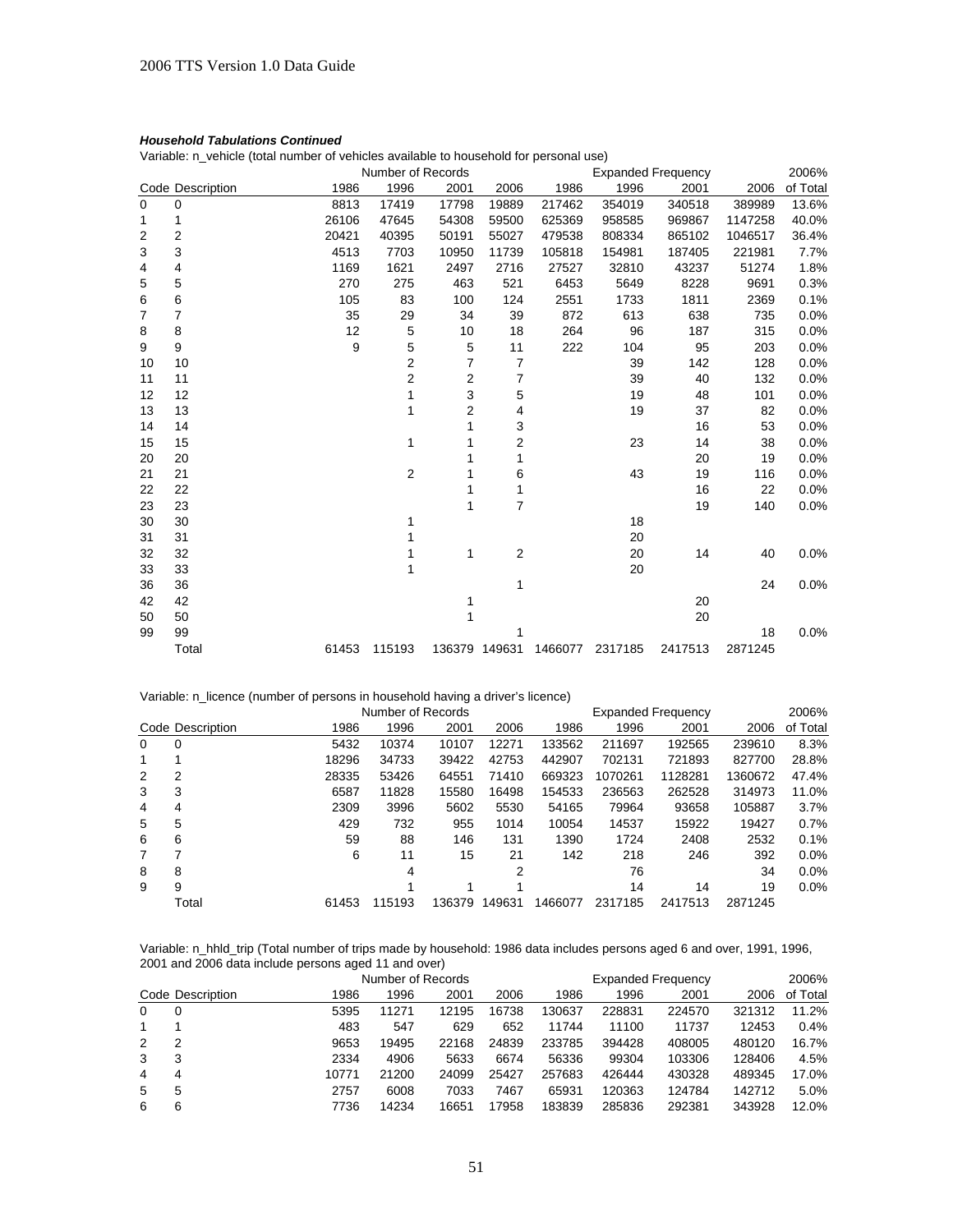***Household Tabulations Continued***

Variable: n_vehicle (total number of vehicles available to household for personal use)

| | | Number of Records | | | | Expanded Frequency | | | | 2006% |
|---|---|---|---|---|---|---|---|---|---|---|
| Code | Description | 1986 | 1996 | 2001 | 2006 | 1986 | 1996 | 2001 | 2006 | of Total |
| 0 | 0 | 8813 | 17419 | 17798 | 19889 | 217462 | 354019 | 340518 | 389989 | 13.6% |
| 1 | 1 | 26106 | 47645 | 54308 | 59500 | 625369 | 958585 | 969867 | 1147258 | 40.0% |
| 2 | 2 | 20421 | 40395 | 50191 | 55027 | 479538 | 808334 | 865102 | 1046517 | 36.4% |
| 3 | 3 | 4513 | 7703 | 10950 | 11739 | 105818 | 154981 | 187405 | 221981 | 7.7% |
| 4 | 4 | 1169 | 1621 | 2497 | 2716 | 27527 | 32810 | 43237 | 51274 | 1.8% |
| 5 | 5 | 270 | 275 | 463 | 521 | 6453 | 5649 | 8228 | 9691 | 0.3% |
| 6 | 6 | 105 | 83 | 100 | 124 | 2551 | 1733 | 1811 | 2369 | 0.1% |
| 7 | 7 | 35 | 29 | 34 | 39 | 872 | 613 | 638 | 735 | 0.0% |
| 8 | 8 | 12 | 5 | 10 | 18 | 264 | 96 | 187 | 315 | 0.0% |
| 9 | 9 | 9 | 5 | 5 | 11 | 222 | 104 | 95 | 203 | 0.0% |
| 10 | 10 | | 2 | 7 | 7 | | 39 | 142 | 128 | 0.0% |
| 11 | 11 | | 2 | 2 | 7 | | 39 | 40 | 132 | 0.0% |
| 12 | 12 | | 1 | 3 | 5 | | 19 | 48 | 101 | 0.0% |
| 13 | 13 | | 1 | 2 | 4 | | 19 | 37 | 82 | 0.0% |
| 14 | 14 | | | 1 | 3 | | | 16 | 53 | 0.0% |
| 15 | 15 | | 1 | 1 | 2 | | 23 | 14 | 38 | 0.0% |
| 20 | 20 | | | 1 | 1 | | | 20 | 19 | 0.0% |
| 21 | 21 | | 2 | 1 | 6 | | 43 | 19 | 116 | 0.0% |
| 22 | 22 | | | 1 | 1 | | | 16 | 22 | 0.0% |
| 23 | 23 | | | 1 | 7 | | | 19 | 140 | 0.0% |
| 30 | 30 | | 1 | | | | 18 | | | |
| 31 | 31 | | 1 | | | | 20 | | | |
| 32 | 32 | | 1 | 1 | 2 | | 20 | 14 | 40 | 0.0% |
| 33 | 33 | | 1 | | | | 20 | | | |
| 36 | 36 | | | | 1 | | | | 24 | 0.0% |
| 42 | 42 | | | 1 | | | | 20 | | |
| 50 | 50 | | | 1 | | | | 20 | | |
| 99 | 99 | | | | 1 | | | | 18 | 0.0% |
| | Total | 61453 | 115193 | 136379 | 149631 | 1466077 | 2317185 | 2417513 | 2871245 | |

Variable: n_licence (number of persons in household having a driver's licence)

| | | Number of Records | | | | Expanded Frequency | | | | 2006% |
|---|---|---|---|---|---|---|---|---|---|---|
| Code | Description | 1986 | 1996 | 2001 | 2006 | 1986 | 1996 | 2001 | 2006 | of Total |
| 0 | 0 | 5432 | 10374 | 10107 | 12271 | 133562 | 211697 | 192565 | 239610 | 8.3% |
| 1 | 1 | 18296 | 34733 | 39422 | 42753 | 442907 | 702131 | 721893 | 827700 | 28.8% |
| 2 | 2 | 28335 | 53426 | 64551 | 71410 | 669323 | 1070261 | 1128281 | 1360672 | 47.4% |
| 3 | 3 | 6587 | 11828 | 15580 | 16498 | 154533 | 236563 | 262528 | 314973 | 11.0% |
| 4 | 4 | 2309 | 3996 | 5602 | 5530 | 54165 | 79964 | 93658 | 105887 | 3.7% |
| 5 | 5 | 429 | 732 | 955 | 1014 | 10054 | 14537 | 15922 | 19427 | 0.7% |
| 6 | 6 | 59 | 88 | 146 | 131 | 1390 | 1724 | 2408 | 2532 | 0.1% |
| 7 | 7 | 6 | 11 | 15 | 21 | 142 | 218 | 246 | 392 | 0.0% |
| 8 | 8 | | 4 | | 2 | | 76 | | 34 | 0.0% |
| 9 | 9 | | 1 | 1 | 1 | | 14 | 14 | 19 | 0.0% |
| | Total | 61453 | 115193 | 136379 | 149631 | 1466077 | 2317185 | 2417513 | 2871245 | |

Variable: n_hhld_trip (Total number of trips made by household: 1986 data includes persons aged 6 and over, 1991, 1996, 2001 and 2006 data include persons aged 11 and over)

| | | Number of Records | | | | Expanded Frequency | | | | 2006% |
|---|---|---|---|---|---|---|---|---|---|---|
| Code | Description | 1986 | 1996 | 2001 | 2006 | 1986 | 1996 | 2001 | 2006 | of Total |
| 0 | 0 | 5395 | 11271 | 12195 | 16738 | 130637 | 228831 | 224570 | 321312 | 11.2% |
| 1 | 1 | 483 | 547 | 629 | 652 | 11744 | 11100 | 11737 | 12453 | 0.4% |
| 2 | 2 | 9653 | 19495 | 22168 | 24839 | 233785 | 394428 | 408005 | 480120 | 16.7% |
| 3 | 3 | 2334 | 4906 | 5633 | 6674 | 56336 | 99304 | 103306 | 128406 | 4.5% |
| 4 | 4 | 10771 | 21200 | 24099 | 25427 | 257683 | 426444 | 430328 | 489345 | 17.0% |
| 5 | 5 | 2757 | 6008 | 7033 | 7467 | 65931 | 120363 | 124784 | 142712 | 5.0% |
| 6 | 6 | 7736 | 14234 | 16651 | 17958 | 183839 | 285836 | 292381 | 343928 | 12.0% |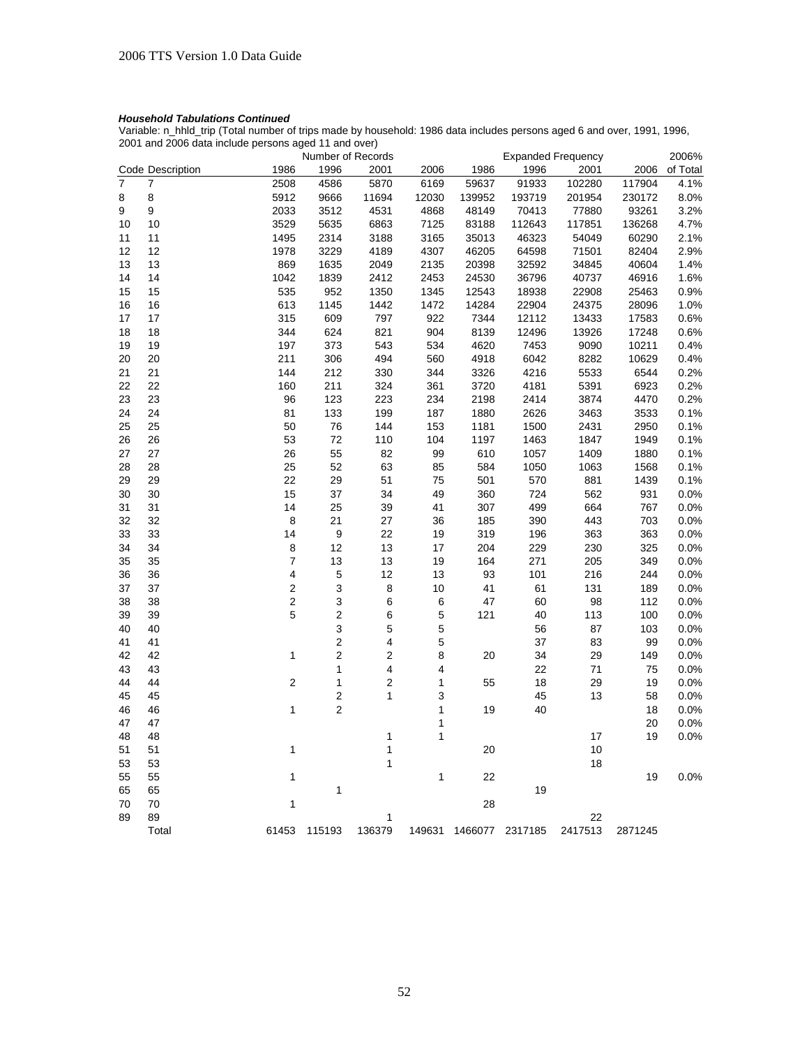***Household Tabulations Continued***

Variable: n_hhld_trip (Total number of trips made by household: 1986 data includes persons aged 6 and over, 1991, 1996, 2001 and 2006 data include persons aged 11 and over)

| | | Number of Records | | | | Expanded Frequency | | | | 2006% |
|---|---|---|---|---|---|---|---|---|---|---|
| Code | Description | 1986 | 1996 | 2001 | 2006 | 1986 | 1996 | 2001 | 2006 | of Total |
| 7 | 7 | 2508 | 4586 | 5870 | 6169 | 59637 | 91933 | 102280 | 117904 | 4.1% |
| 8 | 8 | 5912 | 9666 | 11694 | 12030 | 139952 | 193719 | 201954 | 230172 | 8.0% |
| 9 | 9 | 2033 | 3512 | 4531 | 4868 | 48149 | 70413 | 77880 | 93261 | 3.2% |
| 10 | 10 | 3529 | 5635 | 6863 | 7125 | 83188 | 112643 | 117851 | 136268 | 4.7% |
| 11 | 11 | 1495 | 2314 | 3188 | 3165 | 35013 | 46323 | 54049 | 60290 | 2.1% |
| 12 | 12 | 1978 | 3229 | 4189 | 4307 | 46205 | 64598 | 71501 | 82404 | 2.9% |
| 13 | 13 | 869 | 1635 | 2049 | 2135 | 20398 | 32592 | 34845 | 40604 | 1.4% |
| 14 | 14 | 1042 | 1839 | 2412 | 2453 | 24530 | 36796 | 40737 | 46916 | 1.6% |
| 15 | 15 | 535 | 952 | 1350 | 1345 | 12543 | 18938 | 22908 | 25463 | 0.9% |
| 16 | 16 | 613 | 1145 | 1442 | 1472 | 14284 | 22904 | 24375 | 28096 | 1.0% |
| 17 | 17 | 315 | 609 | 797 | 922 | 7344 | 12112 | 13433 | 17583 | 0.6% |
| 18 | 18 | 344 | 624 | 821 | 904 | 8139 | 12496 | 13926 | 17248 | 0.6% |
| 19 | 19 | 197 | 373 | 543 | 534 | 4620 | 7453 | 9090 | 10211 | 0.4% |
| 20 | 20 | 211 | 306 | 494 | 560 | 4918 | 6042 | 8282 | 10629 | 0.4% |
| 21 | 21 | 144 | 212 | 330 | 344 | 3326 | 4216 | 5533 | 6544 | 0.2% |
| 22 | 22 | 160 | 211 | 324 | 361 | 3720 | 4181 | 5391 | 6923 | 0.2% |
| 23 | 23 | 96 | 123 | 223 | 234 | 2198 | 2414 | 3874 | 4470 | 0.2% |
| 24 | 24 | 81 | 133 | 199 | 187 | 1880 | 2626 | 3463 | 3533 | 0.1% |
| 25 | 25 | 50 | 76 | 144 | 153 | 1181 | 1500 | 2431 | 2950 | 0.1% |
| 26 | 26 | 53 | 72 | 110 | 104 | 1197 | 1463 | 1847 | 1949 | 0.1% |
| 27 | 27 | 26 | 55 | 82 | 99 | 610 | 1057 | 1409 | 1880 | 0.1% |
| 28 | 28 | 25 | 52 | 63 | 85 | 584 | 1050 | 1063 | 1568 | 0.1% |
| 29 | 29 | 22 | 29 | 51 | 75 | 501 | 570 | 881 | 1439 | 0.1% |
| 30 | 30 | 15 | 37 | 34 | 49 | 360 | 724 | 562 | 931 | 0.0% |
| 31 | 31 | 14 | 25 | 39 | 41 | 307 | 499 | 664 | 767 | 0.0% |
| 32 | 32 | 8 | 21 | 27 | 36 | 185 | 390 | 443 | 703 | 0.0% |
| 33 | 33 | 14 | 9 | 22 | 19 | 319 | 196 | 363 | 363 | 0.0% |
| 34 | 34 | 8 | 12 | 13 | 17 | 204 | 229 | 230 | 325 | 0.0% |
| 35 | 35 | 7 | 13 | 13 | 19 | 164 | 271 | 205 | 349 | 0.0% |
| 36 | 36 | 4 | 5 | 12 | 13 | 93 | 101 | 216 | 244 | 0.0% |
| 37 | 37 | 2 | 3 | 8 | 10 | 41 | 61 | 131 | 189 | 0.0% |
| 38 | 38 | 2 | 3 | 6 | 6 | 47 | 60 | 98 | 112 | 0.0% |
| 39 | 39 | 5 | 2 | 6 | 5 | 121 | 40 | 113 | 100 | 0.0% |
| 40 | 40 | | 3 | 5 | 5 | | 56 | 87 | 103 | 0.0% |
| 41 | 41 | | 2 | 4 | 5 | | 37 | 83 | 99 | 0.0% |
| 42 | 42 | 1 | 2 | 2 | 8 | 20 | 34 | 29 | 149 | 0.0% |
| 43 | 43 | | 1 | 4 | 4 | | 22 | 71 | 75 | 0.0% |
| 44 | 44 | 2 | 1 | 2 | 1 | 55 | 18 | 29 | 19 | 0.0% |
| 45 | 45 | | 2 | 1 | 3 | | 45 | 13 | 58 | 0.0% |
| 46 | 46 | 1 | 2 | | 1 | 19 | 40 | | 18 | 0.0% |
| 47 | 47 | | | | 1 | | | | 20 | 0.0% |
| 48 | 48 | | | 1 | 1 | | | 17 | 19 | 0.0% |
| 51 | 51 | 1 | | 1 | | 20 | | 10 | | |
| 53 | 53 | | | 1 | | | | 18 | | |
| 55 | 55 | 1 | | | 1 | 22 | | | 19 | 0.0% |
| 65 | 65 | | 1 | | | | 19 | | | |
| 70 | 70 | 1 | | | | 28 | | | | |
| 89 | 89 | | | 1 | | | | 22 | | |
| | Total | 61453 | 115193 | 136379 | 149631 | 1466077 | 2317185 | 2417513 | 2871245 | |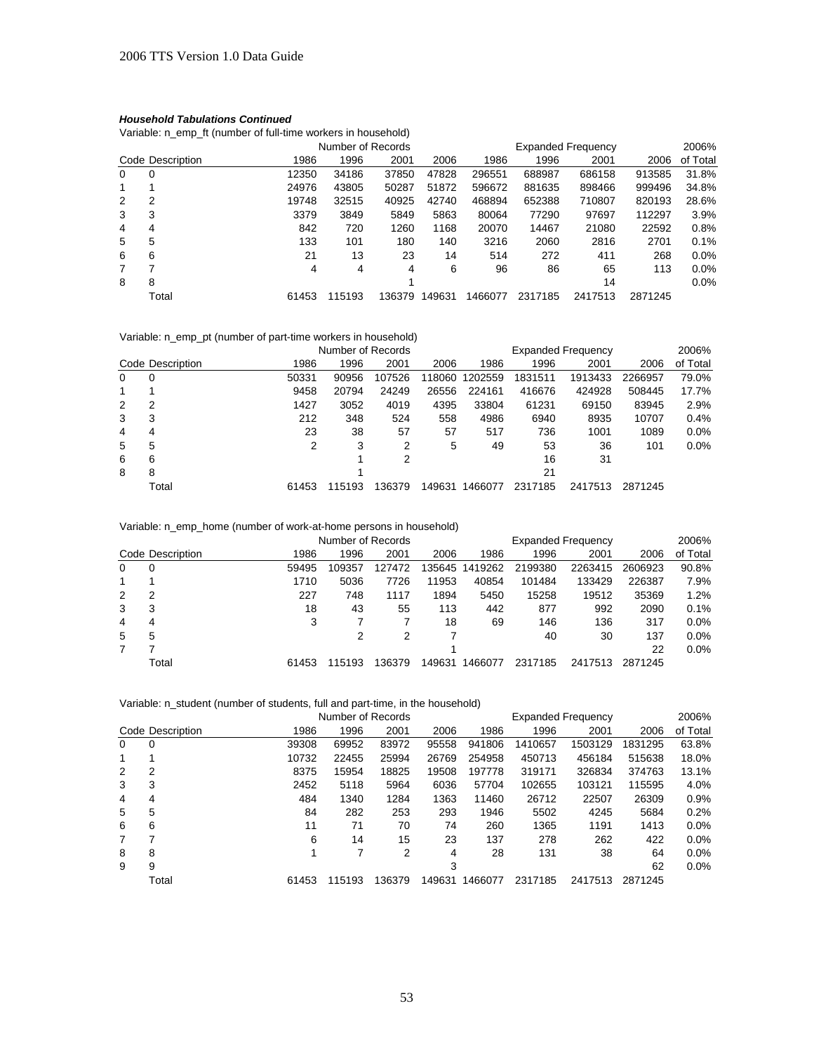***Household Tabulations Continued***

Variable: n_emp_ft (number of full-time workers in household)

| Code | Description | Number of Records | | | | Expanded Frequency | | | | 2006% |
|---|---|---|---|---|---|---|---|---|---|---|
| | | 1986 | 1996 | 2001 | 2006 | 1986 | 1996 | 2001 | 2006 | of Total |
| 0 | 0 | 12350 | 34186 | 37850 | 47828 | 296551 | 688987 | 686158 | 913585 | 31.8% |
| 1 | 1 | 24976 | 43805 | 50287 | 51872 | 596672 | 881635 | 898466 | 999496 | 34.8% |
| 2 | 2 | 19748 | 32515 | 40925 | 42740 | 468894 | 652388 | 710807 | 820193 | 28.6% |
| 3 | 3 | 3379 | 3849 | 5849 | 5863 | 80064 | 77290 | 97697 | 112297 | 3.9% |
| 4 | 4 | 842 | 720 | 1260 | 1168 | 20070 | 14467 | 21080 | 22592 | 0.8% |
| 5 | 5 | 133 | 101 | 180 | 140 | 3216 | 2060 | 2816 | 2701 | 0.1% |
| 6 | 6 | 21 | 13 | 23 | 14 | 514 | 272 | 411 | 268 | 0.0% |
| 7 | 7 | 4 | 4 | 4 | 6 | 96 | 86 | 65 | 113 | 0.0% |
| 8 | 8 | | | 1 | | | | 14 | | 0.0% |
| | Total | 61453 | 115193 | 136379 | 149631 | 1466077 | 2317185 | 2417513 | 2871245 | |

Variable: n_emp_pt (number of part-time workers in household)

| Code | Description | Number of Records | | | | Expanded Frequency | | | | 2006% |
|---|---|---|---|---|---|---|---|---|---|---|
| | | 1986 | 1996 | 2001 | 2006 | 1986 | 1996 | 2001 | 2006 | of Total |
| 0 | 0 | 50331 | 90956 | 107526 | 118060 | 1202559 | 1831511 | 1913433 | 2266957 | 79.0% |
| 1 | 1 | 9458 | 20794 | 24249 | 26556 | 224161 | 416676 | 424928 | 508445 | 17.7% |
| 2 | 2 | 1427 | 3052 | 4019 | 4395 | 33804 | 61231 | 69150 | 83945 | 2.9% |
| 3 | 3 | 212 | 348 | 524 | 558 | 4986 | 6940 | 8935 | 10707 | 0.4% |
| 4 | 4 | 23 | 38 | 57 | 57 | 517 | 736 | 1001 | 1089 | 0.0% |
| 5 | 5 | 2 | 3 | 2 | 5 | 49 | 53 | 36 | 101 | 0.0% |
| 6 | 6 | | 1 | 2 | | | 16 | 31 | | |
| 8 | 8 | | 1 | | | | 21 | | | |
| | Total | 61453 | 115193 | 136379 | 149631 | 1466077 | 2317185 | 2417513 | 2871245 | |

Variable: n_emp_home (number of work-at-home persons in household)

| Code | Description | Number of Records | | | | Expanded Frequency | | | | 2006% |
|---|---|---|---|---|---|---|---|---|---|---|
| | | 1986 | 1996 | 2001 | 2006 | 1986 | 1996 | 2001 | 2006 | of Total |
| 0 | 0 | 59495 | 109357 | 127472 | 135645 | 1419262 | 2199380 | 2263415 | 2606923 | 90.8% |
| 1 | 1 | 1710 | 5036 | 7726 | 11953 | 40854 | 101484 | 133429 | 226387 | 7.9% |
| 2 | 2 | 227 | 748 | 1117 | 1894 | 5450 | 15258 | 19512 | 35369 | 1.2% |
| 3 | 3 | 18 | 43 | 55 | 113 | 442 | 877 | 992 | 2090 | 0.1% |
| 4 | 4 | 3 | 7 | 7 | 18 | 69 | 146 | 136 | 317 | 0.0% |
| 5 | 5 | | 2 | 2 | 7 | | 40 | 30 | 137 | 0.0% |
| 7 | 7 | | | | 1 | | | | 22 | 0.0% |
| | Total | 61453 | 115193 | 136379 | 149631 | 1466077 | 2317185 | 2417513 | 2871245 | |

Variable: n_student (number of students, full and part-time, in the household)

| Code | Description | Number of Records | | | | Expanded Frequency | | | | 2006% |
|---|---|---|---|---|---|---|---|---|---|---|
| | | 1986 | 1996 | 2001 | 2006 | 1986 | 1996 | 2001 | 2006 | of Total |
| 0 | 0 | 39308 | 69952 | 83972 | 95558 | 941806 | 1410657 | 1503129 | 1831295 | 63.8% |
| 1 | 1 | 10732 | 22455 | 25994 | 26769 | 254958 | 450713 | 456184 | 515638 | 18.0% |
| 2 | 2 | 8375 | 15954 | 18825 | 19508 | 197778 | 319171 | 326834 | 374763 | 13.1% |
| 3 | 3 | 2452 | 5118 | 5964 | 6036 | 57704 | 102655 | 103121 | 115595 | 4.0% |
| 4 | 4 | 484 | 1340 | 1284 | 1363 | 11460 | 26712 | 22507 | 26309 | 0.9% |
| 5 | 5 | 84 | 282 | 253 | 293 | 1946 | 5502 | 4245 | 5684 | 0.2% |
| 6 | 6 | 11 | 71 | 70 | 74 | 260 | 1365 | 1191 | 1413 | 0.0% |
| 7 | 7 | 6 | 14 | 15 | 23 | 137 | 278 | 262 | 422 | 0.0% |
| 8 | 8 | 1 | 7 | 2 | 4 | 28 | 131 | 38 | 64 | 0.0% |
| 9 | 9 | | | | 3 | | | | 62 | 0.0% |
| | Total | 61453 | 115193 | 136379 | 149631 | 1466077 | 2317185 | 2417513 | 2871245 | |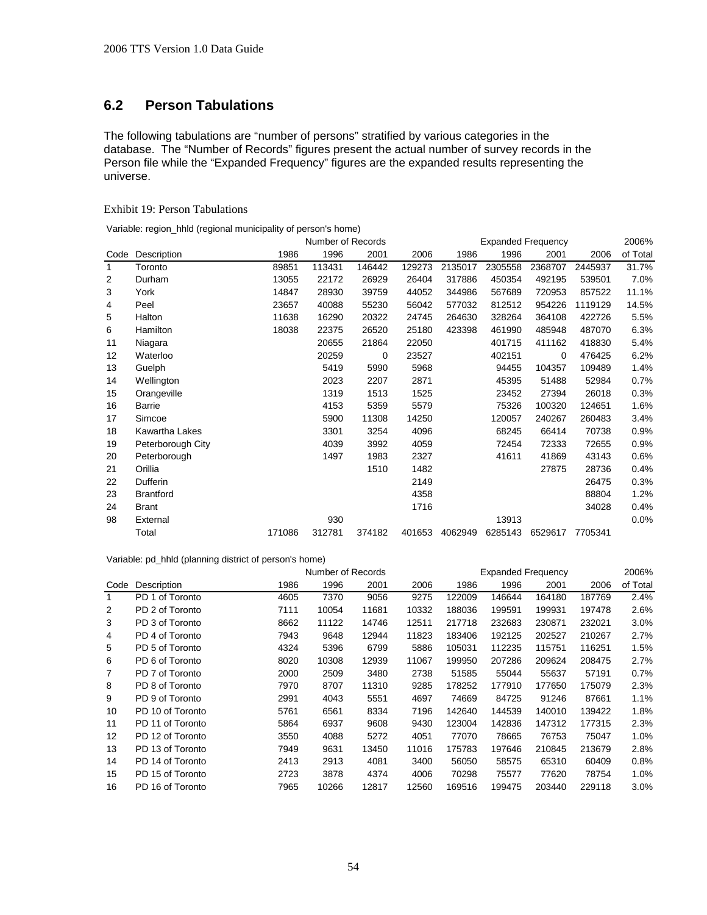## 6.2 Person Tabulations

The following tabulations are "number of persons" stratified by various categories in the database. The "Number of Records" figures present the actual number of survey records in the Person file while the "Expanded Frequency" figures are the expanded results representing the universe.

Exhibit 19: Person Tabulations

Variable: region_hhld (regional municipality of person's home)

| | | Number of Records | | | | Expanded Frequency | | | | 2006% |
|---|---|---|---|---|---|---|---|---|---|---|
| Code | Description | 1986 | 1996 | 2001 | 2006 | 1986 | 1996 | 2001 | 2006 | of Total |
| 1 | Toronto | 89851 | 113431 | 146442 | 129273 | 2135017 | 2305558 | 2368707 | 2445937 | 31.7% |
| 2 | Durham | 13055 | 22172 | 26929 | 26404 | 317886 | 450354 | 492195 | 539501 | 7.0% |
| 3 | York | 14847 | 28930 | 39759 | 44052 | 344986 | 567689 | 720953 | 857522 | 11.1% |
| 4 | Peel | 23657 | 40088 | 55230 | 56042 | 577032 | 812512 | 954226 | 1119129 | 14.5% |
| 5 | Halton | 11638 | 16290 | 20322 | 24745 | 264630 | 328264 | 364108 | 422726 | 5.5% |
| 6 | Hamilton | 18038 | 22375 | 26520 | 25180 | 423398 | 461990 | 485948 | 487070 | 6.3% |
| 11 | Niagara | | 20655 | 21864 | 22050 | | 401715 | 411162 | 418830 | 5.4% |
| 12 | Waterloo | | 20259 | 0 | 23527 | | 402151 | 0 | 476425 | 6.2% |
| 13 | Guelph | | 5419 | 5990 | 5968 | | 94455 | 104357 | 109489 | 1.4% |
| 14 | Wellington | | 2023 | 2207 | 2871 | | 45395 | 51488 | 52984 | 0.7% |
| 15 | Orangeville | | 1319 | 1513 | 1525 | | 23452 | 27394 | 26018 | 0.3% |
| 16 | Barrie | | 4153 | 5359 | 5579 | | 75326 | 100320 | 124651 | 1.6% |
| 17 | Simcoe | | 5900 | 11308 | 14250 | | 120057 | 240267 | 260483 | 3.4% |
| 18 | Kawartha Lakes | | 3301 | 3254 | 4096 | | 68245 | 66414 | 70738 | 0.9% |
| 19 | Peterborough City | | 4039 | 3992 | 4059 | | 72454 | 72333 | 72655 | 0.9% |
| 20 | Peterborough | | 1497 | 1983 | 2327 | | 41611 | 41869 | 43143 | 0.6% |
| 21 | Orillia | | | 1510 | 1482 | | | 27875 | 28736 | 0.4% |
| 22 | Dufferin | | | | 2149 | | | | 26475 | 0.3% |
| 23 | Brantford | | | | 4358 | | | | 88804 | 1.2% |
| 24 | Brant | | | | 1716 | | | | 34028 | 0.4% |
| 98 | External | | 930 | | | | 13913 | | | 0.0% |
| | Total | 171086 | 312781 | 374182 | 401653 | 4062949 | 6285143 | 6529617 | 7705341 | |

Variable: pd_hhld (planning district of person's home)

| | | Number of Records | | | | Expanded Frequency | | | | 2006% |
|---|---|---|---|---|---|---|---|---|---|---|
| Code | Description | 1986 | 1996 | 2001 | 2006 | 1986 | 1996 | 2001 | 2006 | of Total |
| 1 | PD 1 of Toronto | 4605 | 7370 | 9056 | 9275 | 122009 | 146644 | 164180 | 187769 | 2.4% |
| 2 | PD 2 of Toronto | 7111 | 10054 | 11681 | 10332 | 188036 | 199591 | 199931 | 197478 | 2.6% |
| 3 | PD 3 of Toronto | 8662 | 11122 | 14746 | 12511 | 217718 | 232683 | 230871 | 232021 | 3.0% |
| 4 | PD 4 of Toronto | 7943 | 9648 | 12944 | 11823 | 183406 | 192125 | 202527 | 210267 | 2.7% |
| 5 | PD 5 of Toronto | 4324 | 5396 | 6799 | 5886 | 105031 | 112235 | 115751 | 116251 | 1.5% |
| 6 | PD 6 of Toronto | 8020 | 10308 | 12939 | 11067 | 199950 | 207286 | 209624 | 208475 | 2.7% |
| 7 | PD 7 of Toronto | 2000 | 2509 | 3480 | 2738 | 51585 | 55044 | 55637 | 57191 | 0.7% |
| 8 | PD 8 of Toronto | 7970 | 8707 | 11310 | 9285 | 178252 | 177910 | 177650 | 175079 | 2.3% |
| 9 | PD 9 of Toronto | 2991 | 4043 | 5551 | 4697 | 74669 | 84725 | 91246 | 87661 | 1.1% |
| 10 | PD 10 of Toronto | 5761 | 6561 | 8334 | 7196 | 142640 | 144539 | 140010 | 139422 | 1.8% |
| 11 | PD 11 of Toronto | 5864 | 6937 | 9608 | 9430 | 123004 | 142836 | 147312 | 177315 | 2.3% |
| 12 | PD 12 of Toronto | 3550 | 4088 | 5272 | 4051 | 77070 | 78665 | 76753 | 75047 | 1.0% |
| 13 | PD 13 of Toronto | 7949 | 9631 | 13450 | 11016 | 175783 | 197646 | 210845 | 213679 | 2.8% |
| 14 | PD 14 of Toronto | 2413 | 2913 | 4081 | 3400 | 56050 | 58575 | 65310 | 60409 | 0.8% |
| 15 | PD 15 of Toronto | 2723 | 3878 | 4374 | 4006 | 70298 | 75577 | 77620 | 78754 | 1.0% |
| 16 | PD 16 of Toronto | 7965 | 10266 | 12817 | 12560 | 169516 | 199475 | 203440 | 229118 | 3.0% |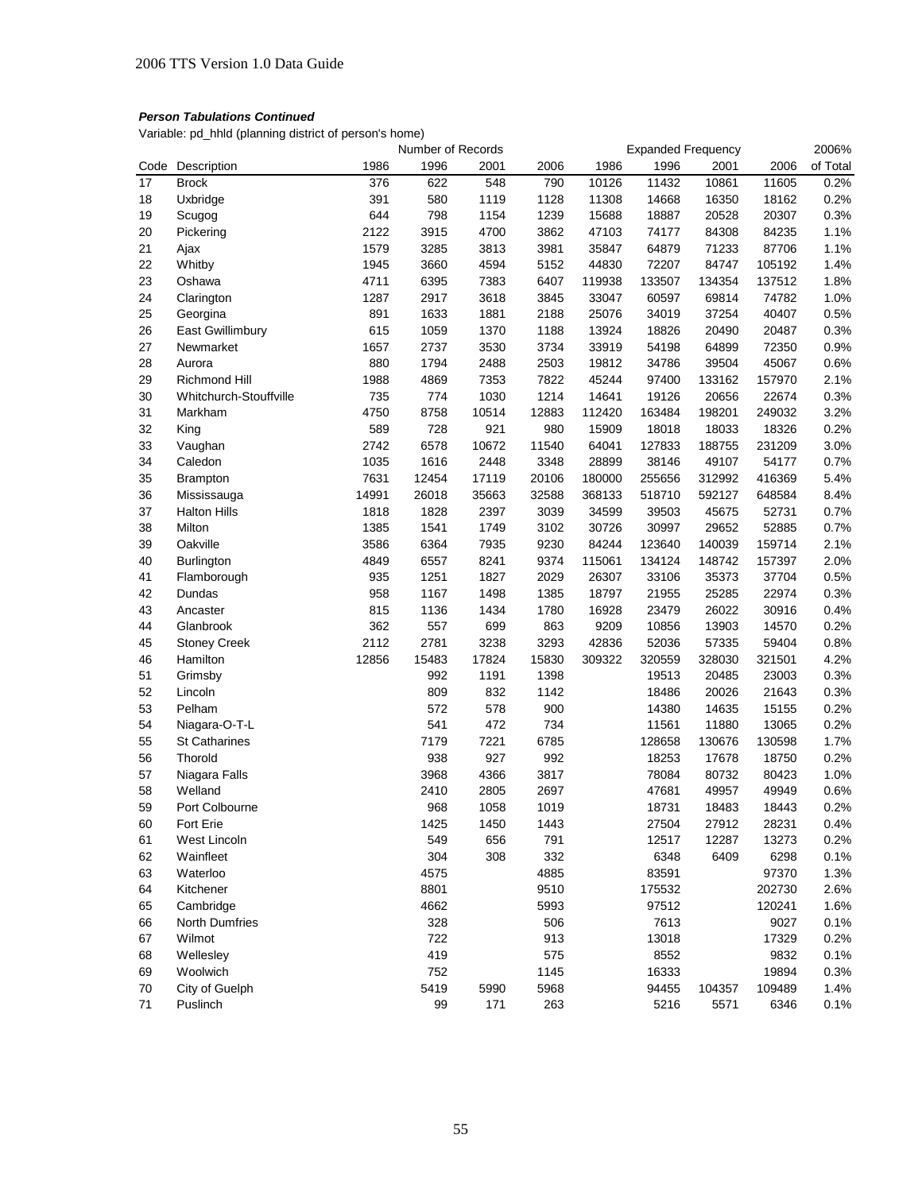***Person Tabulations Continued***

Variable: pd_hhld (planning district of person's home)

| | | Number of Records | | | | Expanded Frequency | | | | 2006% |
|---|---|---|---|---|---|---|---|---|---|---|
| Code | Description | 1986 | 1996 | 2001 | 2006 | 1986 | 1996 | 2001 | 2006 | of Total |
| 17 | Brock | 376 | 622 | 548 | 790 | 10126 | 11432 | 10861 | 11605 | 0.2% |
| 18 | Uxbridge | 391 | 580 | 1119 | 1128 | 11308 | 14668 | 16350 | 18162 | 0.2% |
| 19 | Scugog | 644 | 798 | 1154 | 1239 | 15688 | 18887 | 20528 | 20307 | 0.3% |
| 20 | Pickering | 2122 | 3915 | 4700 | 3862 | 47103 | 74177 | 84308 | 84235 | 1.1% |
| 21 | Ajax | 1579 | 3285 | 3813 | 3981 | 35847 | 64879 | 71233 | 87706 | 1.1% |
| 22 | Whitby | 1945 | 3660 | 4594 | 5152 | 44830 | 72207 | 84747 | 105192 | 1.4% |
| 23 | Oshawa | 4711 | 6395 | 7383 | 6407 | 119938 | 133507 | 134354 | 137512 | 1.8% |
| 24 | Clarington | 1287 | 2917 | 3618 | 3845 | 33047 | 60597 | 69814 | 74782 | 1.0% |
| 25 | Georgina | 891 | 1633 | 1881 | 2188 | 25076 | 34019 | 37254 | 40407 | 0.5% |
| 26 | East Gwillimbury | 615 | 1059 | 1370 | 1188 | 13924 | 18826 | 20490 | 20487 | 0.3% |
| 27 | Newmarket | 1657 | 2737 | 3530 | 3734 | 33919 | 54198 | 64899 | 72350 | 0.9% |
| 28 | Aurora | 880 | 1794 | 2488 | 2503 | 19812 | 34786 | 39504 | 45067 | 0.6% |
| 29 | Richmond Hill | 1988 | 4869 | 7353 | 7822 | 45244 | 97400 | 133162 | 157970 | 2.1% |
| 30 | Whitchurch-Stouffville | 735 | 774 | 1030 | 1214 | 14641 | 19126 | 20656 | 22674 | 0.3% |
| 31 | Markham | 4750 | 8758 | 10514 | 12883 | 112420 | 163484 | 198201 | 249032 | 3.2% |
| 32 | King | 589 | 728 | 921 | 980 | 15909 | 18018 | 18033 | 18326 | 0.2% |
| 33 | Vaughan | 2742 | 6578 | 10672 | 11540 | 64041 | 127833 | 188755 | 231209 | 3.0% |
| 34 | Caledon | 1035 | 1616 | 2448 | 3348 | 28899 | 38146 | 49107 | 54177 | 0.7% |
| 35 | Brampton | 7631 | 12454 | 17119 | 20106 | 180000 | 255656 | 312992 | 416369 | 5.4% |
| 36 | Mississauga | 14991 | 26018 | 35663 | 32588 | 368133 | 518710 | 592127 | 648584 | 8.4% |
| 37 | Halton Hills | 1818 | 1828 | 2397 | 3039 | 34599 | 39503 | 45675 | 52731 | 0.7% |
| 38 | Milton | 1385 | 1541 | 1749 | 3102 | 30726 | 30997 | 29652 | 52885 | 0.7% |
| 39 | Oakville | 3586 | 6364 | 7935 | 9230 | 84244 | 123640 | 140039 | 159714 | 2.1% |
| 40 | Burlington | 4849 | 6557 | 8241 | 9374 | 115061 | 134124 | 148742 | 157397 | 2.0% |
| 41 | Flamborough | 935 | 1251 | 1827 | 2029 | 26307 | 33106 | 35373 | 37704 | 0.5% |
| 42 | Dundas | 958 | 1167 | 1498 | 1385 | 18797 | 21955 | 25285 | 22974 | 0.3% |
| 43 | Ancaster | 815 | 1136 | 1434 | 1780 | 16928 | 23479 | 26022 | 30916 | 0.4% |
| 44 | Glanbrook | 362 | 557 | 699 | 863 | 9209 | 10856 | 13903 | 14570 | 0.2% |
| 45 | Stoney Creek | 2112 | 2781 | 3238 | 3293 | 42836 | 52036 | 57335 | 59404 | 0.8% |
| 46 | Hamilton | 12856 | 15483 | 17824 | 15830 | 309322 | 320559 | 328030 | 321501 | 4.2% |
| 51 | Grimsby | | 992 | 1191 | 1398 | | 19513 | 20485 | 23003 | 0.3% |
| 52 | Lincoln | | 809 | 832 | 1142 | | 18486 | 20026 | 21643 | 0.3% |
| 53 | Pelham | | 572 | 578 | 900 | | 14380 | 14635 | 15155 | 0.2% |
| 54 | Niagara-O-T-L | | 541 | 472 | 734 | | 11561 | 11880 | 13065 | 0.2% |
| 55 | St Catharines | | 7179 | 7221 | 6785 | | 128658 | 130676 | 130598 | 1.7% |
| 56 | Thorold | | 938 | 927 | 992 | | 18253 | 17678 | 18750 | 0.2% |
| 57 | Niagara Falls | | 3968 | 4366 | 3817 | | 78084 | 80732 | 80423 | 1.0% |
| 58 | Welland | | 2410 | 2805 | 2697 | | 47681 | 49957 | 49949 | 0.6% |
| 59 | Port Colbourne | | 968 | 1058 | 1019 | | 18731 | 18483 | 18443 | 0.2% |
| 60 | Fort Erie | | 1425 | 1450 | 1443 | | 27504 | 27912 | 28231 | 0.4% |
| 61 | West Lincoln | | 549 | 656 | 791 | | 12517 | 12287 | 13273 | 0.2% |
| 62 | Wainfleet | | 304 | 308 | 332 | | 6348 | 6409 | 6298 | 0.1% |
| 63 | Waterloo | | 4575 | | 4885 | | 83591 | | 97370 | 1.3% |
| 64 | Kitchener | | 8801 | | 9510 | | 175532 | | 202730 | 2.6% |
| 65 | Cambridge | | 4662 | | 5993 | | 97512 | | 120241 | 1.6% |
| 66 | North Dumfries | | 328 | | 506 | | 7613 | | 9027 | 0.1% |
| 67 | Wilmot | | 722 | | 913 | | 13018 | | 17329 | 0.2% |
| 68 | Wellesley | | 419 | | 575 | | 8552 | | 9832 | 0.1% |
| 69 | Woolwich | | 752 | | 1145 | | 16333 | | 19894 | 0.3% |
| 70 | City of Guelph | | 5419 | 5990 | 5968 | | 94455 | 104357 | 109489 | 1.4% |
| 71 | Puslinch | | 99 | 171 | 263 | | 5216 | 5571 | 6346 | 0.1% |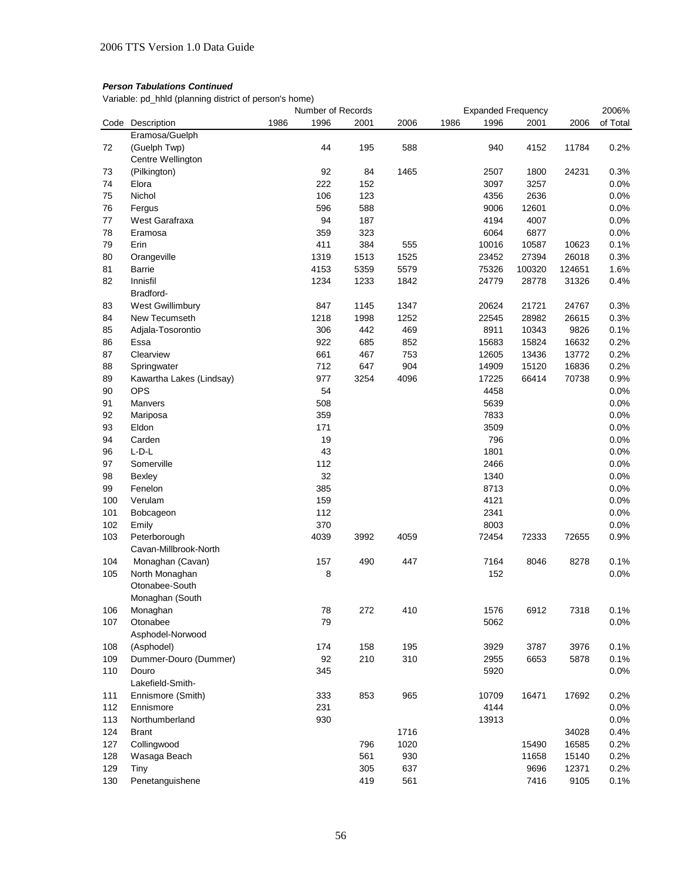### *Person Tabulations Continued*

Variable: pd_hhld (planning district of person's home)

| Code | Description | Number of Records 1986 | 1996 | 2001 | 2006 | Expanded Frequency 1986 | 1996 | 2001 | 2006 | 2006% of Total |
|---|---|---|---|---|---|---|---|---|---|---|
| 72 | Eramosa/Guelph (Guelph Twp) | | 44 | 195 | 588 | | 940 | 4152 | 11784 | 0.2% |
| 73 | Centre Wellington (Pilkington) | | 92 | 84 | 1465 | | 2507 | 1800 | 24231 | 0.3% |
| 74 | Elora | | 222 | 152 | | | 3097 | 3257 | | 0.0% |
| 75 | Nichol | | 106 | 123 | | | 4356 | 2636 | | 0.0% |
| 76 | Fergus | | 596 | 588 | | | 9006 | 12601 | | 0.0% |
| 77 | West Garafraxa | | 94 | 187 | | | 4194 | 4007 | | 0.0% |
| 78 | Eramosa | | 359 | 323 | | | 6064 | 6877 | | 0.0% |
| 79 | Erin | | 411 | 384 | 555 | | 10016 | 10587 | 10623 | 0.1% |
| 80 | Orangeville | | 1319 | 1513 | 1525 | | 23452 | 27394 | 26018 | 0.3% |
| 81 | Barrie | | 4153 | 5359 | 5579 | | 75326 | 100320 | 124651 | 1.6% |
| 82 | Innisfil | | 1234 | 1233 | 1842 | | 24779 | 28778 | 31326 | 0.4% |
| 83 | Bradford-West Gwillimbury | | 847 | 1145 | 1347 | | 20624 | 21721 | 24767 | 0.3% |
| 84 | New Tecumseth | | 1218 | 1998 | 1252 | | 22545 | 28982 | 26615 | 0.3% |
| 85 | Adjala-Tosorontio | | 306 | 442 | 469 | | 8911 | 10343 | 9826 | 0.1% |
| 86 | Essa | | 922 | 685 | 852 | | 15683 | 15824 | 16632 | 0.2% |
| 87 | Clearview | | 661 | 467 | 753 | | 12605 | 13436 | 13772 | 0.2% |
| 88 | Springwater | | 712 | 647 | 904 | | 14909 | 15120 | 16836 | 0.2% |
| 89 | Kawartha Lakes (Lindsay) | | 977 | 3254 | 4096 | | 17225 | 66414 | 70738 | 0.9% |
| 90 | OPS | | 54 | | | | 4458 | | | 0.0% |
| 91 | Manvers | | 508 | | | | 5639 | | | 0.0% |
| 92 | Mariposa | | 359 | | | | 7833 | | | 0.0% |
| 93 | Eldon | | 171 | | | | 3509 | | | 0.0% |
| 94 | Carden | | 19 | | | | 796 | | | 0.0% |
| 96 | L-D-L | | 43 | | | | 1801 | | | 0.0% |
| 97 | Somerville | | 112 | | | | 2466 | | | 0.0% |
| 98 | Bexley | | 32 | | | | 1340 | | | 0.0% |
| 99 | Fenelon | | 385 | | | | 8713 | | | 0.0% |
| 100 | Verulam | | 159 | | | | 4121 | | | 0.0% |
| 101 | Bobcageon | | 112 | | | | 2341 | | | 0.0% |
| 102 | Emily | | 370 | | | | 8003 | | | 0.0% |
| 103 | Peterborough | | 4039 | 3992 | 4059 | | 72454 | 72333 | 72655 | 0.9% |
| 104 | Cavan-Millbrook-North Monaghan (Cavan) | | 157 | 490 | 447 | | 7164 | 8046 | 8278 | 0.1% |
| 105 | North Monaghan | | 8 | | | | 152 | | | 0.0% |
| 106 | Otonabee-South Monaghan (South Monaghan | | 78 | 272 | 410 | | 1576 | 6912 | 7318 | 0.1% |
| 107 | Otonabee | | 79 | | | | 5062 | | | 0.0% |
| 108 | Asphodel-Norwood (Asphodel) | | 174 | 158 | 195 | | 3929 | 3787 | 3976 | 0.1% |
| 109 | Dummer-Douro (Dummer) | | 92 | 210 | 310 | | 2955 | 6653 | 5878 | 0.1% |
| 110 | Douro | | 345 | | | | 5920 | | | 0.0% |
| 111 | Lakefield-Smith-Ennismore (Smith) | | 333 | 853 | 965 | | 10709 | 16471 | 17692 | 0.2% |
| 112 | Ennismore | | 231 | | | | 4144 | | | 0.0% |
| 113 | Northumberland | | 930 | | | | 13913 | | | 0.0% |
| 124 | Brant | | | | 1716 | | | | 34028 | 0.4% |
| 127 | Collingwood | | | 796 | 1020 | | | 15490 | 16585 | 0.2% |
| 128 | Wasaga Beach | | | 561 | 930 | | | 11658 | 15140 | 0.2% |
| 129 | Tiny | | | 305 | 637 | | | 9696 | 12371 | 0.2% |
| 130 | Penetanguishene | | | 419 | 561 | | | 7416 | 9105 | 0.1% |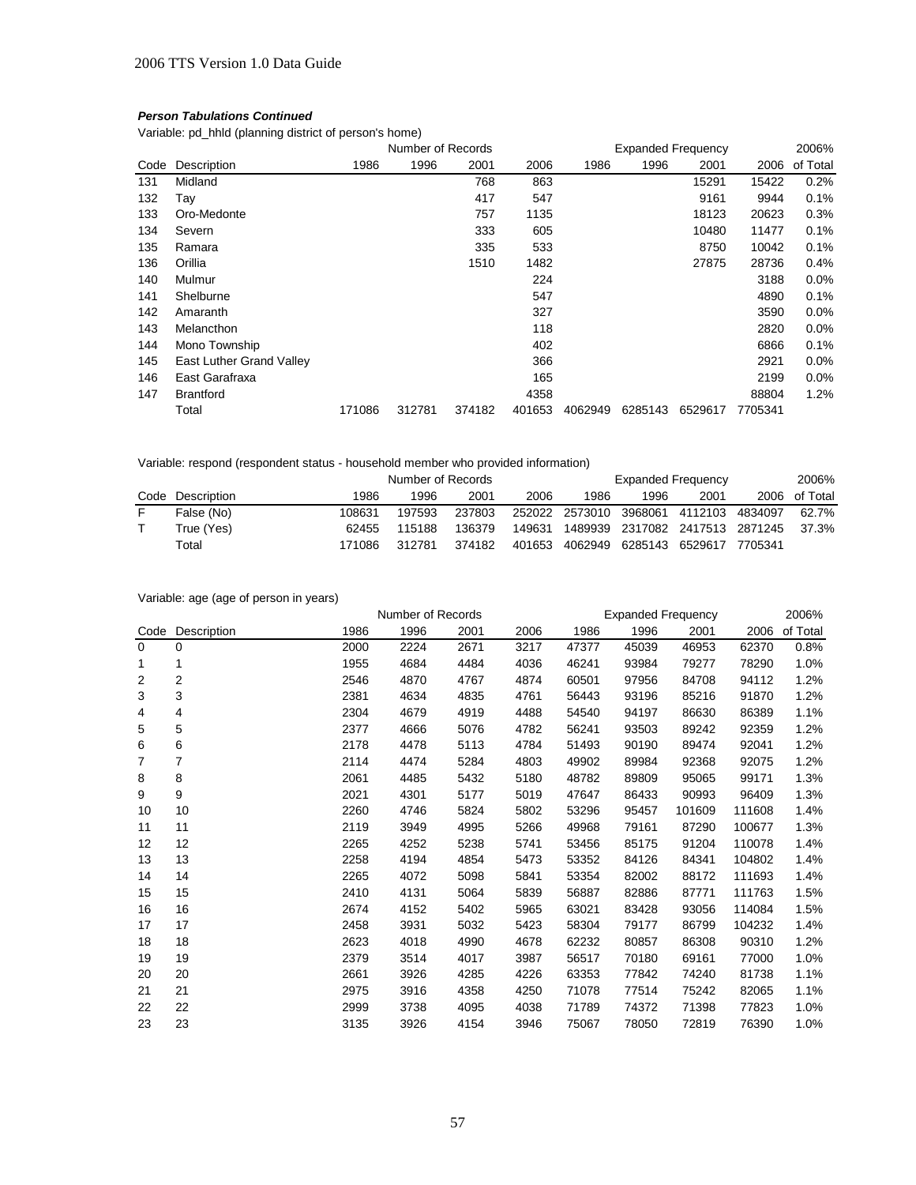***Person Tabulations Continued***

Variable: pd_hhld (planning district of person's home)

| | | Number of Records | | | | Expanded Frequency | | | | 2006% |
|---|---|---|---|---|---|---|---|---|---|---|
| Code | Description | 1986 | 1996 | 2001 | 2006 | 1986 | 1996 | 2001 | 2006 | of Total |
| 131 | Midland | | | 768 | 863 | | | 15291 | 15422 | 0.2% |
| 132 | Tay | | | 417 | 547 | | | 9161 | 9944 | 0.1% |
| 133 | Oro-Medonte | | | 757 | 1135 | | | 18123 | 20623 | 0.3% |
| 134 | Severn | | | 333 | 605 | | | 10480 | 11477 | 0.1% |
| 135 | Ramara | | | 335 | 533 | | | 8750 | 10042 | 0.1% |
| 136 | Orillia | | | 1510 | 1482 | | | 27875 | 28736 | 0.4% |
| 140 | Mulmur | | | | 224 | | | | 3188 | 0.0% |
| 141 | Shelburne | | | | 547 | | | | 4890 | 0.1% |
| 142 | Amaranth | | | | 327 | | | | 3590 | 0.0% |
| 143 | Melancthon | | | | 118 | | | | 2820 | 0.0% |
| 144 | Mono Township | | | | 402 | | | | 6866 | 0.1% |
| 145 | East Luther Grand Valley | | | | 366 | | | | 2921 | 0.0% |
| 146 | East Garafraxa | | | | 165 | | | | 2199 | 0.0% |
| 147 | Brantford | | | | 4358 | | | | 88804 | 1.2% |
| | Total | 171086 | 312781 | 374182 | 401653 | 4062949 | 6285143 | 6529617 | 7705341 | |

Variable: respond (respondent status - household member who provided information)

| | | Number of Records | | | | Expanded Frequency | | | | 2006% |
|---|---|---|---|---|---|---|---|---|---|---|
| Code | Description | 1986 | 1996 | 2001 | 2006 | 1986 | 1996 | 2001 | 2006 | of Total |
| F | False (No) | 108631 | 197593 | 237803 | 252022 | 2573010 | 3968061 | 4112103 | 4834097 | 62.7% |
| T | True (Yes) | 62455 | 115188 | 136379 | 149631 | 1489939 | 2317082 | 2417513 | 2871245 | 37.3% |
| | Total | 171086 | 312781 | 374182 | 401653 | 4062949 | 6285143 | 6529617 | 7705341 | |

Variable: age (age of person in years)

| | | Number of Records | | | | Expanded Frequency | | | | 2006% |
|---|---|---|---|---|---|---|---|---|---|---|
| Code | Description | 1986 | 1996 | 2001 | 2006 | 1986 | 1996 | 2001 | 2006 | of Total |
| 0 | 0 | 2000 | 2224 | 2671 | 3217 | 47377 | 45039 | 46953 | 62370 | 0.8% |
| 1 | 1 | 1955 | 4684 | 4484 | 4036 | 46241 | 93984 | 79277 | 78290 | 1.0% |
| 2 | 2 | 2546 | 4870 | 4767 | 4874 | 60501 | 97956 | 84708 | 94112 | 1.2% |
| 3 | 3 | 2381 | 4634 | 4835 | 4761 | 56443 | 93196 | 85216 | 91870 | 1.2% |
| 4 | 4 | 2304 | 4679 | 4919 | 4488 | 54540 | 94197 | 86630 | 86389 | 1.1% |
| 5 | 5 | 2377 | 4666 | 5076 | 4782 | 56241 | 93503 | 89242 | 92359 | 1.2% |
| 6 | 6 | 2178 | 4478 | 5113 | 4784 | 51493 | 90190 | 89474 | 92041 | 1.2% |
| 7 | 7 | 2114 | 4474 | 5284 | 4803 | 49902 | 89984 | 92368 | 92075 | 1.2% |
| 8 | 8 | 2061 | 4485 | 5432 | 5180 | 48782 | 89809 | 95065 | 99171 | 1.3% |
| 9 | 9 | 2021 | 4301 | 5177 | 5019 | 47647 | 86433 | 90993 | 96409 | 1.3% |
| 10 | 10 | 2260 | 4746 | 5824 | 5802 | 53296 | 95457 | 101609 | 111608 | 1.4% |
| 11 | 11 | 2119 | 3949 | 4995 | 5266 | 49968 | 79161 | 87290 | 100677 | 1.3% |
| 12 | 12 | 2265 | 4252 | 5238 | 5741 | 53456 | 85175 | 91204 | 110078 | 1.4% |
| 13 | 13 | 2258 | 4194 | 4854 | 5473 | 53352 | 84126 | 84341 | 104802 | 1.4% |
| 14 | 14 | 2265 | 4072 | 5098 | 5841 | 53354 | 82002 | 88172 | 111693 | 1.4% |
| 15 | 15 | 2410 | 4131 | 5064 | 5839 | 56887 | 82886 | 87771 | 111763 | 1.5% |
| 16 | 16 | 2674 | 4152 | 5402 | 5965 | 63021 | 83428 | 93056 | 114084 | 1.5% |
| 17 | 17 | 2458 | 3931 | 5032 | 5423 | 58304 | 79177 | 86799 | 104232 | 1.4% |
| 18 | 18 | 2623 | 4018 | 4990 | 4678 | 62232 | 80857 | 86308 | 90310 | 1.2% |
| 19 | 19 | 2379 | 3514 | 4017 | 3987 | 56517 | 70180 | 69161 | 77000 | 1.0% |
| 20 | 20 | 2661 | 3926 | 4285 | 4226 | 63353 | 77842 | 74240 | 81738 | 1.1% |
| 21 | 21 | 2975 | 3916 | 4358 | 4250 | 71078 | 77514 | 75242 | 82065 | 1.1% |
| 22 | 22 | 2999 | 3738 | 4095 | 4038 | 71789 | 74372 | 71398 | 77823 | 1.0% |
| 23 | 23 | 3135 | 3926 | 4154 | 3946 | 75067 | 78050 | 72819 | 76390 | 1.0% |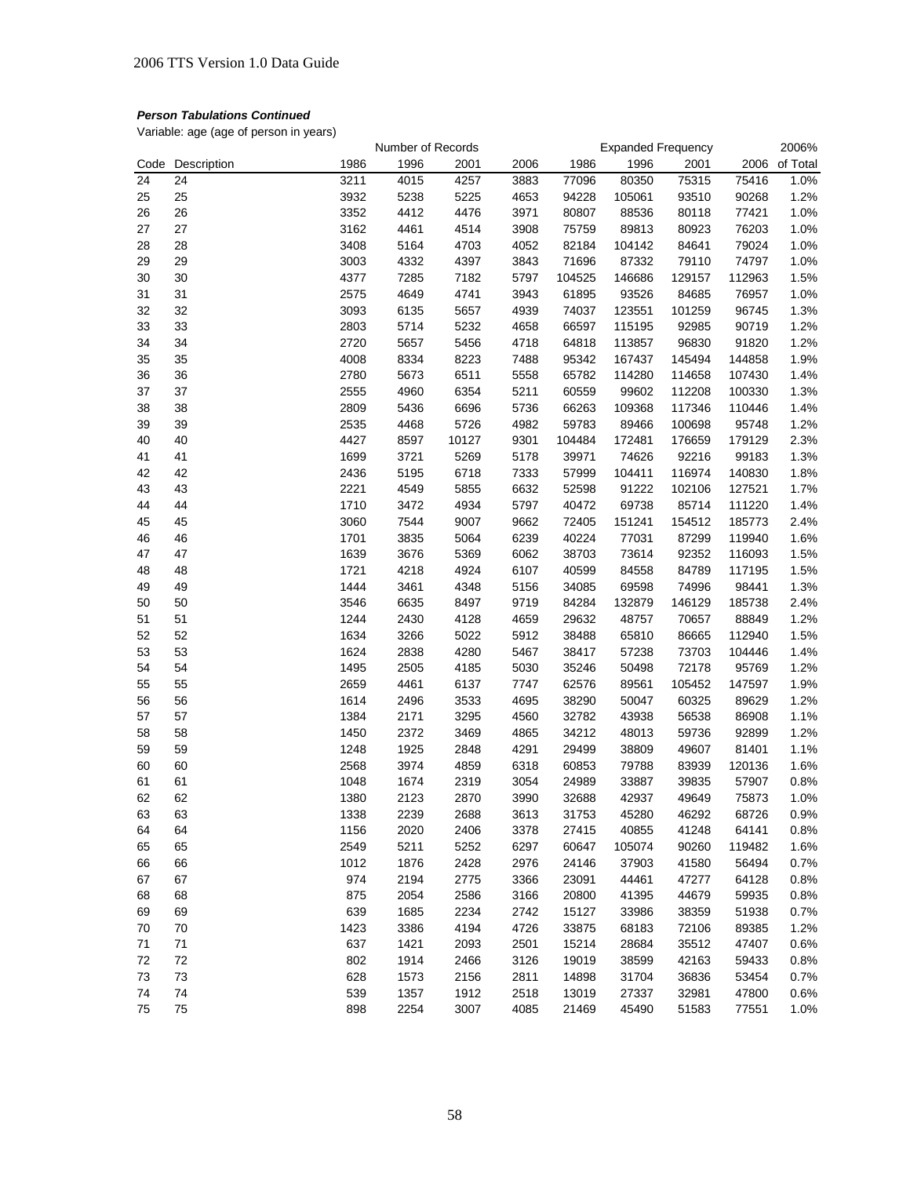### *Person Tabulations Continued*

Variable: age (age of person in years)

| Code | Description | Number of Records | | | | Expanded Frequency | | | | 2006% |
|---|---|---|---|---|---|---|---|---|---|---|
| | | 1986 | 1996 | 2001 | 2006 | 1986 | 1996 | 2001 | 2006 | of Total |
| 24 | 24 | 3211 | 4015 | 4257 | 3883 | 77096 | 80350 | 75315 | 75416 | 1.0% |
| 25 | 25 | 3932 | 5238 | 5225 | 4653 | 94228 | 105061 | 93510 | 90268 | 1.2% |
| 26 | 26 | 3352 | 4412 | 4476 | 3971 | 80807 | 88536 | 80118 | 77421 | 1.0% |
| 27 | 27 | 3162 | 4461 | 4514 | 3908 | 75759 | 89813 | 80923 | 76203 | 1.0% |
| 28 | 28 | 3408 | 5164 | 4703 | 4052 | 82184 | 104142 | 84641 | 79024 | 1.0% |
| 29 | 29 | 3003 | 4332 | 4397 | 3843 | 71696 | 87332 | 79110 | 74797 | 1.0% |
| 30 | 30 | 4377 | 7285 | 7182 | 5797 | 104525 | 146686 | 129157 | 112963 | 1.5% |
| 31 | 31 | 2575 | 4649 | 4741 | 3943 | 61895 | 93526 | 84685 | 76957 | 1.0% |
| 32 | 32 | 3093 | 6135 | 5657 | 4939 | 74037 | 123551 | 101259 | 96745 | 1.3% |
| 33 | 33 | 2803 | 5714 | 5232 | 4658 | 66597 | 115195 | 92985 | 90719 | 1.2% |
| 34 | 34 | 2720 | 5657 | 5456 | 4718 | 64818 | 113857 | 96830 | 91820 | 1.2% |
| 35 | 35 | 4008 | 8334 | 8223 | 7488 | 95342 | 167437 | 145494 | 144858 | 1.9% |
| 36 | 36 | 2780 | 5673 | 6511 | 5558 | 65782 | 114280 | 114658 | 107430 | 1.4% |
| 37 | 37 | 2555 | 4960 | 6354 | 5211 | 60559 | 99602 | 112208 | 100330 | 1.3% |
| 38 | 38 | 2809 | 5436 | 6696 | 5736 | 66263 | 109368 | 117346 | 110446 | 1.4% |
| 39 | 39 | 2535 | 4468 | 5726 | 4982 | 59783 | 89466 | 100698 | 95748 | 1.2% |
| 40 | 40 | 4427 | 8597 | 10127 | 9301 | 104484 | 172481 | 176659 | 179129 | 2.3% |
| 41 | 41 | 1699 | 3721 | 5269 | 5178 | 39971 | 74626 | 92216 | 99183 | 1.3% |
| 42 | 42 | 2436 | 5195 | 6718 | 7333 | 57999 | 104411 | 116974 | 140830 | 1.8% |
| 43 | 43 | 2221 | 4549 | 5855 | 6632 | 52598 | 91222 | 102106 | 127521 | 1.7% |
| 44 | 44 | 1710 | 3472 | 4934 | 5797 | 40472 | 69738 | 85714 | 111220 | 1.4% |
| 45 | 45 | 3060 | 7544 | 9007 | 9662 | 72405 | 151241 | 154512 | 185773 | 2.4% |
| 46 | 46 | 1701 | 3835 | 5064 | 6239 | 40224 | 77031 | 87299 | 119940 | 1.6% |
| 47 | 47 | 1639 | 3676 | 5369 | 6062 | 38703 | 73614 | 92352 | 116093 | 1.5% |
| 48 | 48 | 1721 | 4218 | 4924 | 6107 | 40599 | 84558 | 84789 | 117195 | 1.5% |
| 49 | 49 | 1444 | 3461 | 4348 | 5156 | 34085 | 69598 | 74996 | 98441 | 1.3% |
| 50 | 50 | 3546 | 6635 | 8497 | 9719 | 84284 | 132879 | 146129 | 185738 | 2.4% |
| 51 | 51 | 1244 | 2430 | 4128 | 4659 | 29632 | 48757 | 70657 | 88849 | 1.2% |
| 52 | 52 | 1634 | 3266 | 5022 | 5912 | 38488 | 65810 | 86665 | 112940 | 1.5% |
| 53 | 53 | 1624 | 2838 | 4280 | 5467 | 38417 | 57238 | 73703 | 104446 | 1.4% |
| 54 | 54 | 1495 | 2505 | 4185 | 5030 | 35246 | 50498 | 72178 | 95769 | 1.2% |
| 55 | 55 | 2659 | 4461 | 6137 | 7747 | 62576 | 89561 | 105452 | 147597 | 1.9% |
| 56 | 56 | 1614 | 2496 | 3533 | 4695 | 38290 | 50047 | 60325 | 89629 | 1.2% |
| 57 | 57 | 1384 | 2171 | 3295 | 4560 | 32782 | 43938 | 56538 | 86908 | 1.1% |
| 58 | 58 | 1450 | 2372 | 3469 | 4865 | 34212 | 48013 | 59736 | 92899 | 1.2% |
| 59 | 59 | 1248 | 1925 | 2848 | 4291 | 29499 | 38809 | 49607 | 81401 | 1.1% |
| 60 | 60 | 2568 | 3974 | 4859 | 6318 | 60853 | 79788 | 83939 | 120136 | 1.6% |
| 61 | 61 | 1048 | 1674 | 2319 | 3054 | 24989 | 33887 | 39835 | 57907 | 0.8% |
| 62 | 62 | 1380 | 2123 | 2870 | 3990 | 32688 | 42937 | 49649 | 75873 | 1.0% |
| 63 | 63 | 1338 | 2239 | 2688 | 3613 | 31753 | 45280 | 46292 | 68726 | 0.9% |
| 64 | 64 | 1156 | 2020 | 2406 | 3378 | 27415 | 40855 | 41248 | 64141 | 0.8% |
| 65 | 65 | 2549 | 5211 | 5252 | 6297 | 60647 | 105074 | 90260 | 119482 | 1.6% |
| 66 | 66 | 1012 | 1876 | 2428 | 2976 | 24146 | 37903 | 41580 | 56494 | 0.7% |
| 67 | 67 | 974 | 2194 | 2775 | 3366 | 23091 | 44461 | 47277 | 64128 | 0.8% |
| 68 | 68 | 875 | 2054 | 2586 | 3166 | 20800 | 41395 | 44679 | 59935 | 0.8% |
| 69 | 69 | 639 | 1685 | 2234 | 2742 | 15127 | 33986 | 38359 | 51938 | 0.7% |
| 70 | 70 | 1423 | 3386 | 4194 | 4726 | 33875 | 68183 | 72106 | 89385 | 1.2% |
| 71 | 71 | 637 | 1421 | 2093 | 2501 | 15214 | 28684 | 35512 | 47407 | 0.6% |
| 72 | 72 | 802 | 1914 | 2466 | 3126 | 19019 | 38599 | 42163 | 59433 | 0.8% |
| 73 | 73 | 628 | 1573 | 2156 | 2811 | 14898 | 31704 | 36836 | 53454 | 0.7% |
| 74 | 74 | 539 | 1357 | 1912 | 2518 | 13019 | 27337 | 32981 | 47800 | 0.6% |
| 75 | 75 | 898 | 2254 | 3007 | 4085 | 21469 | 45490 | 51583 | 77551 | 1.0% |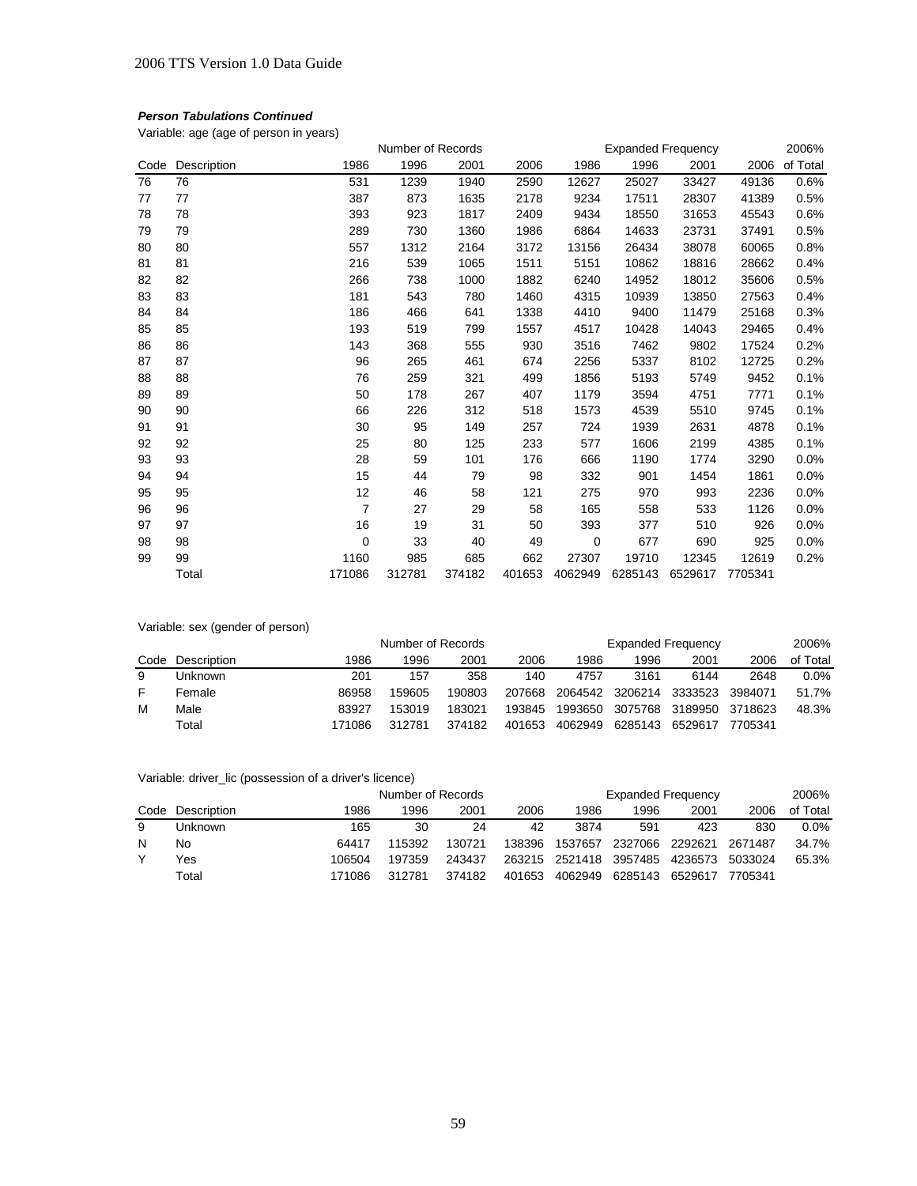***Person Tabulations Continued***

Variable: age (age of person in years)

| | | Number of Records | | | | Expanded Frequency | | | | 2006% |
|---|---|---|---|---|---|---|---|---|---|---|
| Code | Description | 1986 | 1996 | 2001 | 2006 | 1986 | 1996 | 2001 | 2006 | of Total |
| 76 | 76 | 531 | 1239 | 1940 | 2590 | 12627 | 25027 | 33427 | 49136 | 0.6% |
| 77 | 77 | 387 | 873 | 1635 | 2178 | 9234 | 17511 | 28307 | 41389 | 0.5% |
| 78 | 78 | 393 | 923 | 1817 | 2409 | 9434 | 18550 | 31653 | 45543 | 0.6% |
| 79 | 79 | 289 | 730 | 1360 | 1986 | 6864 | 14633 | 23731 | 37491 | 0.5% |
| 80 | 80 | 557 | 1312 | 2164 | 3172 | 13156 | 26434 | 38078 | 60065 | 0.8% |
| 81 | 81 | 216 | 539 | 1065 | 1511 | 5151 | 10862 | 18816 | 28662 | 0.4% |
| 82 | 82 | 266 | 738 | 1000 | 1882 | 6240 | 14952 | 18012 | 35606 | 0.5% |
| 83 | 83 | 181 | 543 | 780 | 1460 | 4315 | 10939 | 13850 | 27563 | 0.4% |
| 84 | 84 | 186 | 466 | 641 | 1338 | 4410 | 9400 | 11479 | 25168 | 0.3% |
| 85 | 85 | 193 | 519 | 799 | 1557 | 4517 | 10428 | 14043 | 29465 | 0.4% |
| 86 | 86 | 143 | 368 | 555 | 930 | 3516 | 7462 | 9802 | 17524 | 0.2% |
| 87 | 87 | 96 | 265 | 461 | 674 | 2256 | 5337 | 8102 | 12725 | 0.2% |
| 88 | 88 | 76 | 259 | 321 | 499 | 1856 | 5193 | 5749 | 9452 | 0.1% |
| 89 | 89 | 50 | 178 | 267 | 407 | 1179 | 3594 | 4751 | 7771 | 0.1% |
| 90 | 90 | 66 | 226 | 312 | 518 | 1573 | 4539 | 5510 | 9745 | 0.1% |
| 91 | 91 | 30 | 95 | 149 | 257 | 724 | 1939 | 2631 | 4878 | 0.1% |
| 92 | 92 | 25 | 80 | 125 | 233 | 577 | 1606 | 2199 | 4385 | 0.1% |
| 93 | 93 | 28 | 59 | 101 | 176 | 666 | 1190 | 1774 | 3290 | 0.0% |
| 94 | 94 | 15 | 44 | 79 | 98 | 332 | 901 | 1454 | 1861 | 0.0% |
| 95 | 95 | 12 | 46 | 58 | 121 | 275 | 970 | 993 | 2236 | 0.0% |
| 96 | 96 | 7 | 27 | 29 | 58 | 165 | 558 | 533 | 1126 | 0.0% |
| 97 | 97 | 16 | 19 | 31 | 50 | 393 | 377 | 510 | 926 | 0.0% |
| 98 | 98 | 0 | 33 | 40 | 49 | 0 | 677 | 690 | 925 | 0.0% |
| 99 | 99 | 1160 | 985 | 685 | 662 | 27307 | 19710 | 12345 | 12619 | 0.2% |
| | Total | 171086 | 312781 | 374182 | 401653 | 4062949 | 6285143 | 6529617 | 7705341 | |

Variable: sex (gender of person)

| | | Number of Records | | | | Expanded Frequency | | | | 2006% |
|---|---|---|---|---|---|---|---|---|---|---|
| Code | Description | 1986 | 1996 | 2001 | 2006 | 1986 | 1996 | 2001 | 2006 | of Total |
| 9 | Unknown | 201 | 157 | 358 | 140 | 4757 | 3161 | 6144 | 2648 | 0.0% |
| F | Female | 86958 | 159605 | 190803 | 207668 | 2064542 | 3206214 | 3333523 | 3984071 | 51.7% |
| M | Male | 83927 | 153019 | 183021 | 193845 | 1993650 | 3075768 | 3189950 | 3718623 | 48.3% |
| | Total | 171086 | 312781 | 374182 | 401653 | 4062949 | 6285143 | 6529617 | 7705341 | |

Variable: driver_lic (possession of a driver's licence)

| | | Number of Records | | | | Expanded Frequency | | | | 2006% |
|---|---|---|---|---|---|---|---|---|---|---|
| Code | Description | 1986 | 1996 | 2001 | 2006 | 1986 | 1996 | 2001 | 2006 | of Total |
| 9 | Unknown | 165 | 30 | 24 | 42 | 3874 | 591 | 423 | 830 | 0.0% |
| N | No | 64417 | 115392 | 130721 | 138396 | 1537657 | 2327066 | 2292621 | 2671487 | 34.7% |
| Y | Yes | 106504 | 197359 | 243437 | 263215 | 2521418 | 3957485 | 4236573 | 5033024 | 65.3% |
| | Total | 171086 | 312781 | 374182 | 401653 | 4062949 | 6285143 | 6529617 | 7705341 | |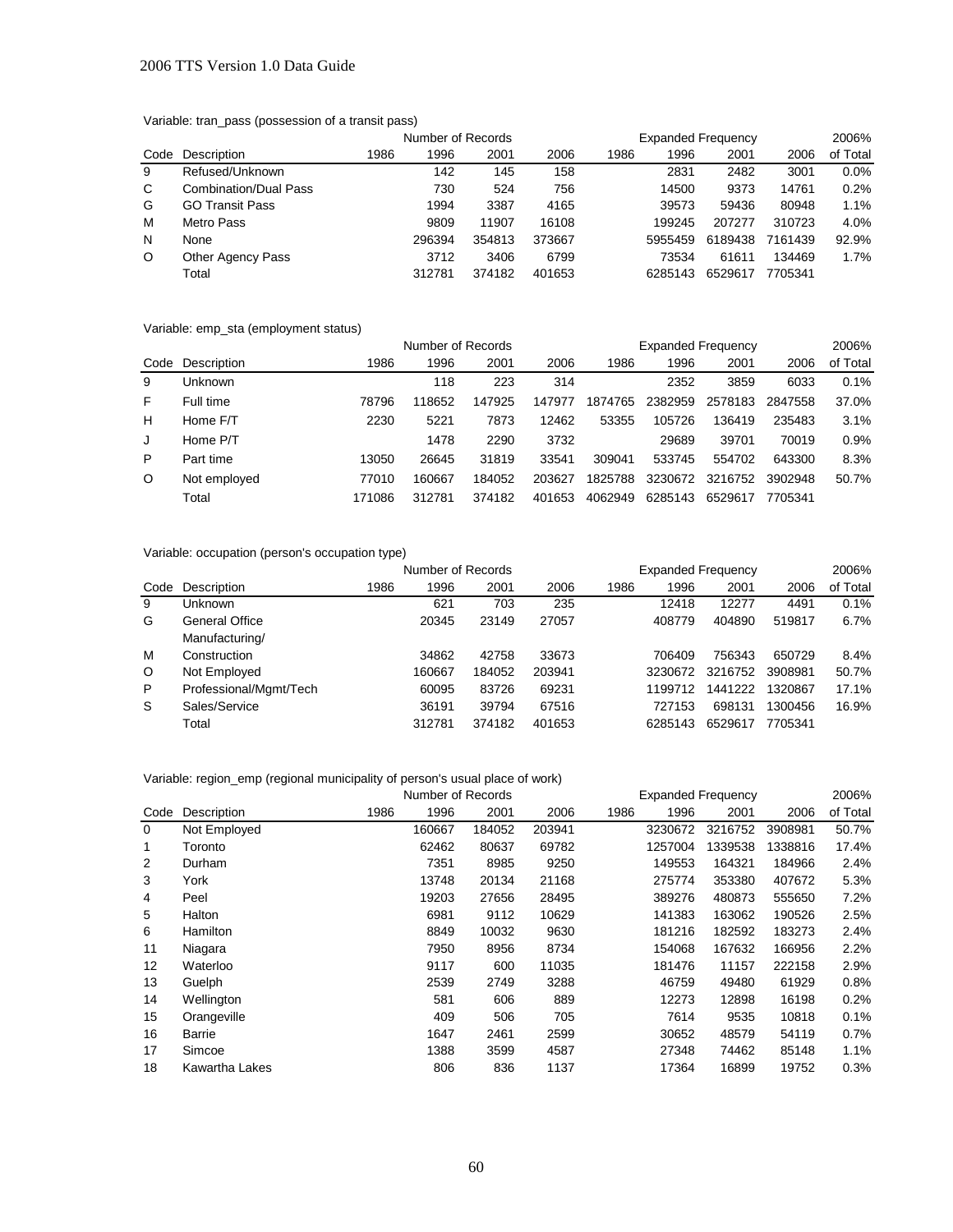Variable: tran_pass (possession of a transit pass)

| | | Number of Records | | | | Expanded Frequency | | | | 2006% |
|---|---|---|---|---|---|---|---|---|---|---|
| Code | Description | 1986 | 1996 | 2001 | 2006 | 1986 | 1996 | 2001 | 2006 | of Total |
| 9 | Refused/Unknown | | 142 | 145 | 158 | | 2831 | 2482 | 3001 | 0.0% |
| C | Combination/Dual Pass | | 730 | 524 | 756 | | 14500 | 9373 | 14761 | 0.2% |
| G | GO Transit Pass | | 1994 | 3387 | 4165 | | 39573 | 59436 | 80948 | 1.1% |
| M | Metro Pass | | 9809 | 11907 | 16108 | | 199245 | 207277 | 310723 | 4.0% |
| N | None | | 296394 | 354813 | 373667 | | 5955459 | 6189438 | 7161439 | 92.9% |
| O | Other Agency Pass | | 3712 | 3406 | 6799 | | 73534 | 61611 | 134469 | 1.7% |
| | Total | | 312781 | 374182 | 401653 | | 6285143 | 6529617 | 7705341 | |

Variable: emp_sta (employment status)

| | | Number of Records | | | | Expanded Frequency | | | | 2006% |
|---|---|---|---|---|---|---|---|---|---|---|
| Code | Description | 1986 | 1996 | 2001 | 2006 | 1986 | 1996 | 2001 | 2006 | of Total |
| 9 | Unknown | | 118 | 223 | 314 | | 2352 | 3859 | 6033 | 0.1% |
| F | Full time | 78796 | 118652 | 147925 | 147977 | 1874765 | 2382959 | 2578183 | 2847558 | 37.0% |
| H | Home F/T | 2230 | 5221 | 7873 | 12462 | 53355 | 105726 | 136419 | 235483 | 3.1% |
| J | Home P/T | | 1478 | 2290 | 3732 | | 29689 | 39701 | 70019 | 0.9% |
| P | Part time | 13050 | 26645 | 31819 | 33541 | 309041 | 533745 | 554702 | 643300 | 8.3% |
| O | Not employed | 77010 | 160667 | 184052 | 203627 | 1825788 | 3230672 | 3216752 | 3902948 | 50.7% |
| | Total | 171086 | 312781 | 374182 | 401653 | 4062949 | 6285143 | 6529617 | 7705341 | |

Variable: occupation (person's occupation type)

| | | Number of Records | | | | Expanded Frequency | | | | 2006% |
|---|---|---|---|---|---|---|---|---|---|---|
| Code | Description | 1986 | 1996 | 2001 | 2006 | 1986 | 1996 | 2001 | 2006 | of Total |
| 9 | Unknown | | 621 | 703 | 235 | | 12418 | 12277 | 4491 | 0.1% |
| G | General Office | | 20345 | 23149 | 27057 | | 408779 | 404890 | 519817 | 6.7% |
| M | Manufacturing/ Construction | | 34862 | 42758 | 33673 | | 706409 | 756343 | 650729 | 8.4% |
| O | Not Employed | | 160667 | 184052 | 203941 | | 3230672 | 3216752 | 3908981 | 50.7% |
| P | Professional/Mgmt/Tech | | 60095 | 83726 | 69231 | | 1199712 | 1441222 | 1320867 | 17.1% |
| S | Sales/Service | | 36191 | 39794 | 67516 | | 727153 | 698131 | 1300456 | 16.9% |
| | Total | | 312781 | 374182 | 401653 | | 6285143 | 6529617 | 7705341 | |

Variable: region_emp (regional municipality of person's usual place of work)

| | | Number of Records | | | | Expanded Frequency | | | | 2006% |
|---|---|---|---|---|---|---|---|---|---|---|
| Code | Description | 1986 | 1996 | 2001 | 2006 | 1986 | 1996 | 2001 | 2006 | of Total |
| 0 | Not Employed | | 160667 | 184052 | 203941 | | 3230672 | 3216752 | 3908981 | 50.7% |
| 1 | Toronto | | 62462 | 80637 | 69782 | | 1257004 | 1339538 | 1338816 | 17.4% |
| 2 | Durham | | 7351 | 8985 | 9250 | | 149553 | 164321 | 184966 | 2.4% |
| 3 | York | | 13748 | 20134 | 21168 | | 275774 | 353380 | 407672 | 5.3% |
| 4 | Peel | | 19203 | 27656 | 28495 | | 389276 | 480873 | 555650 | 7.2% |
| 5 | Halton | | 6981 | 9112 | 10629 | | 141383 | 163062 | 190526 | 2.5% |
| 6 | Hamilton | | 8849 | 10032 | 9630 | | 181216 | 182592 | 183273 | 2.4% |
| 11 | Niagara | | 7950 | 8956 | 8734 | | 154068 | 167632 | 166956 | 2.2% |
| 12 | Waterloo | | 9117 | 600 | 11035 | | 181476 | 11157 | 222158 | 2.9% |
| 13 | Guelph | | 2539 | 2749 | 3288 | | 46759 | 49480 | 61929 | 0.8% |
| 14 | Wellington | | 581 | 606 | 889 | | 12273 | 12898 | 16198 | 0.2% |
| 15 | Orangeville | | 409 | 506 | 705 | | 7614 | 9535 | 10818 | 0.1% |
| 16 | Barrie | | 1647 | 2461 | 2599 | | 30652 | 48579 | 54119 | 0.7% |
| 17 | Simcoe | | 1388 | 3599 | 4587 | | 27348 | 74462 | 85148 | 1.1% |
| 18 | Kawartha Lakes | | 806 | 836 | 1137 | | 17364 | 16899 | 19752 | 0.3% |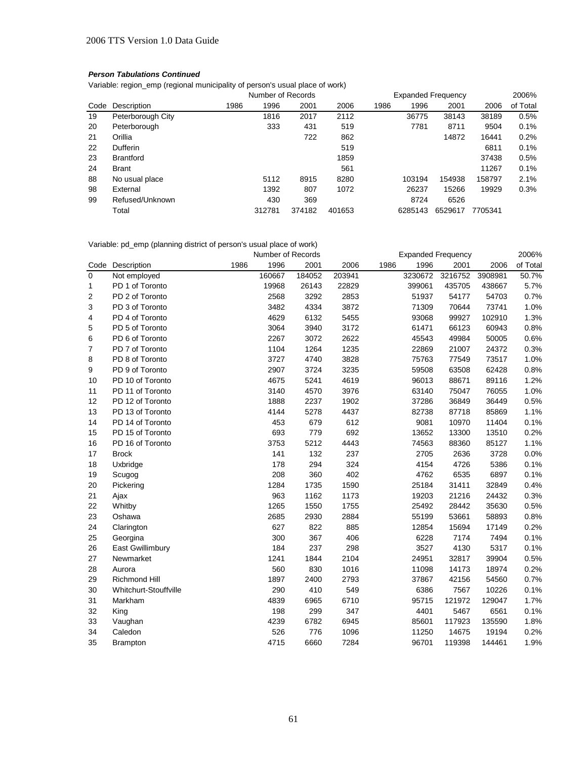***Person Tabulations Continued***

Variable: region_emp (regional municipality of person's usual place of work)

| | | Number of Records | | | | Expanded Frequency | | | | 2006% |
|---|---|---|---|---|---|---|---|---|---|---|
| Code | Description | 1986 | 1996 | 2001 | 2006 | 1986 | 1996 | 2001 | 2006 | of Total |
| 19 | Peterborough City | | 1816 | 2017 | 2112 | | 36775 | 38143 | 38189 | 0.5% |
| 20 | Peterborough | | 333 | 431 | 519 | | 7781 | 8711 | 9504 | 0.1% |
| 21 | Orillia | | | 722 | 862 | | | 14872 | 16441 | 0.2% |
| 22 | Dufferin | | | | 519 | | | | 6811 | 0.1% |
| 23 | Brantford | | | | 1859 | | | | 37438 | 0.5% |
| 24 | Brant | | | | 561 | | | | 11267 | 0.1% |
| 88 | No usual place | | 5112 | 8915 | 8280 | | 103194 | 154938 | 158797 | 2.1% |
| 98 | External | | 1392 | 807 | 1072 | | 26237 | 15266 | 19929 | 0.3% |
| 99 | Refused/Unknown | | 430 | 369 | | | 8724 | 6526 | | |
| | Total | | 312781 | 374182 | 401653 | | 6285143 | 6529617 | 7705341 | |

Variable: pd_emp (planning district of person's usual place of work)

| | | Number of Records | | | | Expanded Frequency | | | | 2006% |
|---|---|---|---|---|---|---|---|---|---|---|
| Code | Description | 1986 | 1996 | 2001 | 2006 | 1986 | 1996 | 2001 | 2006 | of Total |
| 0 | Not employed | | 160667 | 184052 | 203941 | | 3230672 | 3216752 | 3908981 | 50.7% |
| 1 | PD 1 of Toronto | | 19968 | 26143 | 22829 | | 399061 | 435705 | 438667 | 5.7% |
| 2 | PD 2 of Toronto | | 2568 | 3292 | 2853 | | 51937 | 54177 | 54703 | 0.7% |
| 3 | PD 3 of Toronto | | 3482 | 4334 | 3872 | | 71309 | 70644 | 73741 | 1.0% |
| 4 | PD 4 of Toronto | | 4629 | 6132 | 5455 | | 93068 | 99927 | 102910 | 1.3% |
| 5 | PD 5 of Toronto | | 3064 | 3940 | 3172 | | 61471 | 66123 | 60943 | 0.8% |
| 6 | PD 6 of Toronto | | 2267 | 3072 | 2622 | | 45543 | 49984 | 50005 | 0.6% |
| 7 | PD 7 of Toronto | | 1104 | 1264 | 1235 | | 22869 | 21007 | 24372 | 0.3% |
| 8 | PD 8 of Toronto | | 3727 | 4740 | 3828 | | 75763 | 77549 | 73517 | 1.0% |
| 9 | PD 9 of Toronto | | 2907 | 3724 | 3235 | | 59508 | 63508 | 62428 | 0.8% |
| 10 | PD 10 of Toronto | | 4675 | 5241 | 4619 | | 96013 | 88671 | 89116 | 1.2% |
| 11 | PD 11 of Toronto | | 3140 | 4570 | 3976 | | 63140 | 75047 | 76055 | 1.0% |
| 12 | PD 12 of Toronto | | 1888 | 2237 | 1902 | | 37286 | 36849 | 36449 | 0.5% |
| 13 | PD 13 of Toronto | | 4144 | 5278 | 4437 | | 82738 | 87718 | 85869 | 1.1% |
| 14 | PD 14 of Toronto | | 453 | 679 | 612 | | 9081 | 10970 | 11404 | 0.1% |
| 15 | PD 15 of Toronto | | 693 | 779 | 692 | | 13652 | 13300 | 13510 | 0.2% |
| 16 | PD 16 of Toronto | | 3753 | 5212 | 4443 | | 74563 | 88360 | 85127 | 1.1% |
| 17 | Brock | | 141 | 132 | 237 | | 2705 | 2636 | 3728 | 0.0% |
| 18 | Uxbridge | | 178 | 294 | 324 | | 4154 | 4726 | 5386 | 0.1% |
| 19 | Scugog | | 208 | 360 | 402 | | 4762 | 6535 | 6897 | 0.1% |
| 20 | Pickering | | 1284 | 1735 | 1590 | | 25184 | 31411 | 32849 | 0.4% |
| 21 | Ajax | | 963 | 1162 | 1173 | | 19203 | 21216 | 24432 | 0.3% |
| 22 | Whitby | | 1265 | 1550 | 1755 | | 25492 | 28442 | 35630 | 0.5% |
| 23 | Oshawa | | 2685 | 2930 | 2884 | | 55199 | 53661 | 58893 | 0.8% |
| 24 | Clarington | | 627 | 822 | 885 | | 12854 | 15694 | 17149 | 0.2% |
| 25 | Georgina | | 300 | 367 | 406 | | 6228 | 7174 | 7494 | 0.1% |
| 26 | East Gwillimbury | | 184 | 237 | 298 | | 3527 | 4130 | 5317 | 0.1% |
| 27 | Newmarket | | 1241 | 1844 | 2104 | | 24951 | 32817 | 39904 | 0.5% |
| 28 | Aurora | | 560 | 830 | 1016 | | 11098 | 14173 | 18974 | 0.2% |
| 29 | Richmond Hill | | 1897 | 2400 | 2793 | | 37867 | 42156 | 54560 | 0.7% |
| 30 | Whitchurt-Stouffville | | 290 | 410 | 549 | | 6386 | 7567 | 10226 | 0.1% |
| 31 | Markham | | 4839 | 6965 | 6710 | | 95715 | 121972 | 129047 | 1.7% |
| 32 | King | | 198 | 299 | 347 | | 4401 | 5467 | 6561 | 0.1% |
| 33 | Vaughan | | 4239 | 6782 | 6945 | | 85601 | 117923 | 135590 | 1.8% |
| 34 | Caledon | | 526 | 776 | 1096 | | 11250 | 14675 | 19194 | 0.2% |
| 35 | Brampton | | 4715 | 6660 | 7284 | | 96701 | 119398 | 144461 | 1.9% |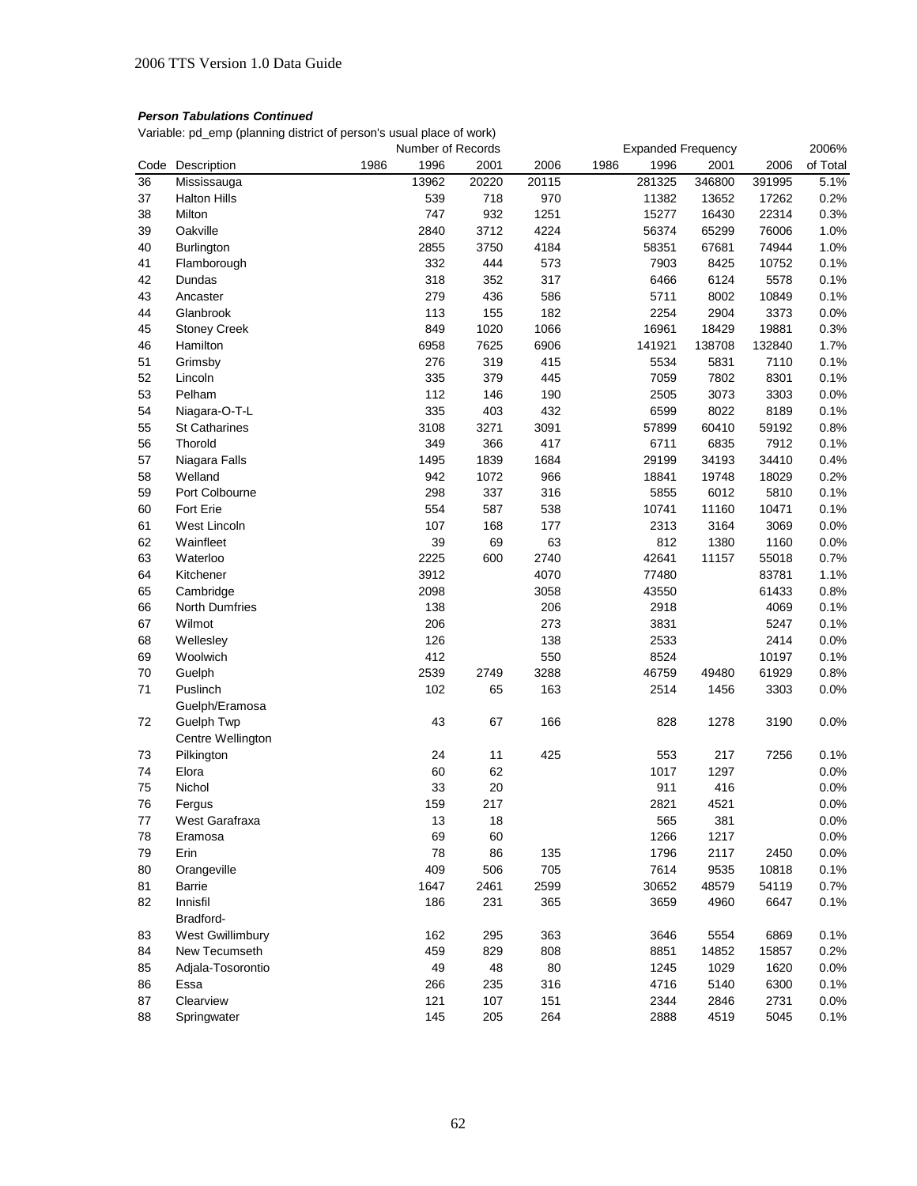***Person Tabulations Continued***

Variable: pd_emp (planning district of person's usual place of work)

| Code | Description | Number of Records 1986 | 1996 | 2001 | 2006 | Expanded Frequency 1986 | 1996 | 2001 | 2006 | 2006% of Total |
|---|---|---|---|---|---|---|---|---|---|---|
| 36 | Mississauga | | 13962 | 20220 | 20115 | | 281325 | 346800 | 391995 | 5.1% |
| 37 | Halton Hills | | 539 | 718 | 970 | | 11382 | 13652 | 17262 | 0.2% |
| 38 | Milton | | 747 | 932 | 1251 | | 15277 | 16430 | 22314 | 0.3% |
| 39 | Oakville | | 2840 | 3712 | 4224 | | 56374 | 65299 | 76006 | 1.0% |
| 40 | Burlington | | 2855 | 3750 | 4184 | | 58351 | 67681 | 74944 | 1.0% |
| 41 | Flamborough | | 332 | 444 | 573 | | 7903 | 8425 | 10752 | 0.1% |
| 42 | Dundas | | 318 | 352 | 317 | | 6466 | 6124 | 5578 | 0.1% |
| 43 | Ancaster | | 279 | 436 | 586 | | 5711 | 8002 | 10849 | 0.1% |
| 44 | Glanbrook | | 113 | 155 | 182 | | 2254 | 2904 | 3373 | 0.0% |
| 45 | Stoney Creek | | 849 | 1020 | 1066 | | 16961 | 18429 | 19881 | 0.3% |
| 46 | Hamilton | | 6958 | 7625 | 6906 | | 141921 | 138708 | 132840 | 1.7% |
| 51 | Grimsby | | 276 | 319 | 415 | | 5534 | 5831 | 7110 | 0.1% |
| 52 | Lincoln | | 335 | 379 | 445 | | 7059 | 7802 | 8301 | 0.1% |
| 53 | Pelham | | 112 | 146 | 190 | | 2505 | 3073 | 3303 | 0.0% |
| 54 | Niagara-O-T-L | | 335 | 403 | 432 | | 6599 | 8022 | 8189 | 0.1% |
| 55 | St Catharines | | 3108 | 3271 | 3091 | | 57899 | 60410 | 59192 | 0.8% |
| 56 | Thorold | | 349 | 366 | 417 | | 6711 | 6835 | 7912 | 0.1% |
| 57 | Niagara Falls | | 1495 | 1839 | 1684 | | 29199 | 34193 | 34410 | 0.4% |
| 58 | Welland | | 942 | 1072 | 966 | | 18841 | 19748 | 18029 | 0.2% |
| 59 | Port Colbourne | | 298 | 337 | 316 | | 5855 | 6012 | 5810 | 0.1% |
| 60 | Fort Erie | | 554 | 587 | 538 | | 10741 | 11160 | 10471 | 0.1% |
| 61 | West Lincoln | | 107 | 168 | 177 | | 2313 | 3164 | 3069 | 0.0% |
| 62 | Wainfleet | | 39 | 69 | 63 | | 812 | 1380 | 1160 | 0.0% |
| 63 | Waterloo | | 2225 | 600 | 2740 | | 42641 | 11157 | 55018 | 0.7% |
| 64 | Kitchener | | 3912 | | 4070 | | 77480 | | 83781 | 1.1% |
| 65 | Cambridge | | 2098 | | 3058 | | 43550 | | 61433 | 0.8% |
| 66 | North Dumfries | | 138 | | 206 | | 2918 | | 4069 | 0.1% |
| 67 | Wilmot | | 206 | | 273 | | 3831 | | 5247 | 0.1% |
| 68 | Wellesley | | 126 | | 138 | | 2533 | | 2414 | 0.0% |
| 69 | Woolwich | | 412 | | 550 | | 8524 | | 10197 | 0.1% |
| 70 | Guelph | | 2539 | 2749 | 3288 | | 46759 | 49480 | 61929 | 0.8% |
| 71 | Puslinch | | 102 | 65 | 163 | | 2514 | 1456 | 3303 | 0.0% |
| 72 | Guelph/Eramosa Guelph Twp | | 43 | 67 | 166 | | 828 | 1278 | 3190 | 0.0% |
| 73 | Centre Wellington Pilkington | | 24 | 11 | 425 | | 553 | 217 | 7256 | 0.1% |
| 74 | Elora | | 60 | 62 | | | 1017 | 1297 | | 0.0% |
| 75 | Nichol | | 33 | 20 | | | 911 | 416 | | 0.0% |
| 76 | Fergus | | 159 | 217 | | | 2821 | 4521 | | 0.0% |
| 77 | West Garafraxa | | 13 | 18 | | | 565 | 381 | | 0.0% |
| 78 | Eramosa | | 69 | 60 | | | 1266 | 1217 | | 0.0% |
| 79 | Erin | | 78 | 86 | 135 | | 1796 | 2117 | 2450 | 0.0% |
| 80 | Orangeville | | 409 | 506 | 705 | | 7614 | 9535 | 10818 | 0.1% |
| 81 | Barrie | | 1647 | 2461 | 2599 | | 30652 | 48579 | 54119 | 0.7% |
| 82 | Innisfil | | 186 | 231 | 365 | | 3659 | 4960 | 6647 | 0.1% |
| 83 | Bradford-West Gwillimbury | | 162 | 295 | 363 | | 3646 | 5554 | 6869 | 0.1% |
| 84 | New Tecumseth | | 459 | 829 | 808 | | 8851 | 14852 | 15857 | 0.2% |
| 85 | Adjala-Tosorontio | | 49 | 48 | 80 | | 1245 | 1029 | 1620 | 0.0% |
| 86 | Essa | | 266 | 235 | 316 | | 4716 | 5140 | 6300 | 0.1% |
| 87 | Clearview | | 121 | 107 | 151 | | 2344 | 2846 | 2731 | 0.0% |
| 88 | Springwater | | 145 | 205 | 264 | | 2888 | 4519 | 5045 | 0.1% |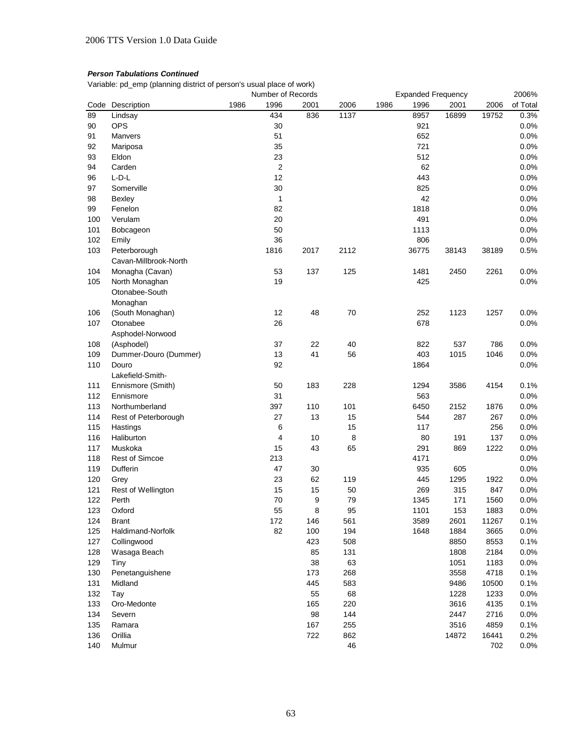*Person Tabulations Continued*

Variable: pd_emp (planning district of person's usual place of work)

| Code | Description | Number of Records 1986 | 1996 | 2001 | 2006 | Expanded Frequency 1986 | 1996 | 2001 | 2006 | 2006% of Total |
|---|---|---|---|---|---|---|---|---|---|---|
| 89 | Lindsay | | 434 | 836 | 1137 | | 8957 | 16899 | 19752 | 0.3% |
| 90 | OPS | | 30 | | | | 921 | | | 0.0% |
| 91 | Manvers | | 51 | | | | 652 | | | 0.0% |
| 92 | Mariposa | | 35 | | | | 721 | | | 0.0% |
| 93 | Eldon | | 23 | | | | 512 | | | 0.0% |
| 94 | Carden | | 2 | | | | 62 | | | 0.0% |
| 96 | L-D-L | | 12 | | | | 443 | | | 0.0% |
| 97 | Somerville | | 30 | | | | 825 | | | 0.0% |
| 98 | Bexley | | 1 | | | | 42 | | | 0.0% |
| 99 | Fenelon | | 82 | | | | 1818 | | | 0.0% |
| 100 | Verulam | | 20 | | | | 491 | | | 0.0% |
| 101 | Bobcageon | | 50 | | | | 1113 | | | 0.0% |
| 102 | Emily | | 36 | | | | 806 | | | 0.0% |
| 103 | Peterborough | | 1816 | 2017 | 2112 | | 36775 | 38143 | 38189 | 0.5% |
| 104 | Cavan-Millbrook-North Monagha (Cavan) | | 53 | 137 | 125 | | 1481 | 2450 | 2261 | 0.0% |
| 105 | North Monaghan | | 19 | | | | 425 | | | 0.0% |
| 106 | Otonabee-South Monaghan (South Monaghan) | | 12 | 48 | 70 | | 252 | 1123 | 1257 | 0.0% |
| 107 | Otonabee | | 26 | | | | 678 | | | 0.0% |
| 108 | Asphodel-Norwood (Asphodel) | | 37 | 22 | 40 | | 822 | 537 | 786 | 0.0% |
| 109 | Dummer-Douro (Dummer) | | 13 | 41 | 56 | | 403 | 1015 | 1046 | 0.0% |
| 110 | Douro | | 92 | | | | 1864 | | | 0.0% |
| 111 | Lakefield-Smith-Ennismore (Smith) | | 50 | 183 | 228 | | 1294 | 3586 | 4154 | 0.1% |
| 112 | Ennismore | | 31 | | | | 563 | | | 0.0% |
| 113 | Northumberland | | 397 | 110 | 101 | | 6450 | 2152 | 1876 | 0.0% |
| 114 | Rest of Peterborough | | 27 | 13 | 15 | | 544 | 287 | 267 | 0.0% |
| 115 | Hastings | | 6 | | 15 | | 117 | | 256 | 0.0% |
| 116 | Haliburton | | 4 | 10 | 8 | | 80 | 191 | 137 | 0.0% |
| 117 | Muskoka | | 15 | 43 | 65 | | 291 | 869 | 1222 | 0.0% |
| 118 | Rest of Simcoe | | 213 | | | | 4171 | | | 0.0% |
| 119 | Dufferin | | 47 | 30 | | | 935 | 605 | | 0.0% |
| 120 | Grey | | 23 | 62 | 119 | | 445 | 1295 | 1922 | 0.0% |
| 121 | Rest of Wellington | | 15 | 15 | 50 | | 269 | 315 | 847 | 0.0% |
| 122 | Perth | | 70 | 9 | 79 | | 1345 | 171 | 1560 | 0.0% |
| 123 | Oxford | | 55 | 8 | 95 | | 1101 | 153 | 1883 | 0.0% |
| 124 | Brant | | 172 | 146 | 561 | | 3589 | 2601 | 11267 | 0.1% |
| 125 | Haldimand-Norfolk | | 82 | 100 | 194 | | 1648 | 1884 | 3665 | 0.0% |
| 127 | Collingwood | | | 423 | 508 | | | 8850 | 8553 | 0.1% |
| 128 | Wasaga Beach | | | 85 | 131 | | | 1808 | 2184 | 0.0% |
| 129 | Tiny | | | 38 | 63 | | | 1051 | 1183 | 0.0% |
| 130 | Penetanguishene | | | 173 | 268 | | | 3558 | 4718 | 0.1% |
| 131 | Midland | | | 445 | 583 | | | 9486 | 10500 | 0.1% |
| 132 | Tay | | | 55 | 68 | | | 1228 | 1233 | 0.0% |
| 133 | Oro-Medonte | | | 165 | 220 | | | 3616 | 4135 | 0.1% |
| 134 | Severn | | | 98 | 144 | | | 2447 | 2716 | 0.0% |
| 135 | Ramara | | | 167 | 255 | | | 3516 | 4859 | 0.1% |
| 136 | Orillia | | | 722 | 862 | | | 14872 | 16441 | 0.2% |
| 140 | Mulmur | | | | 46 | | | | 702 | 0.0% |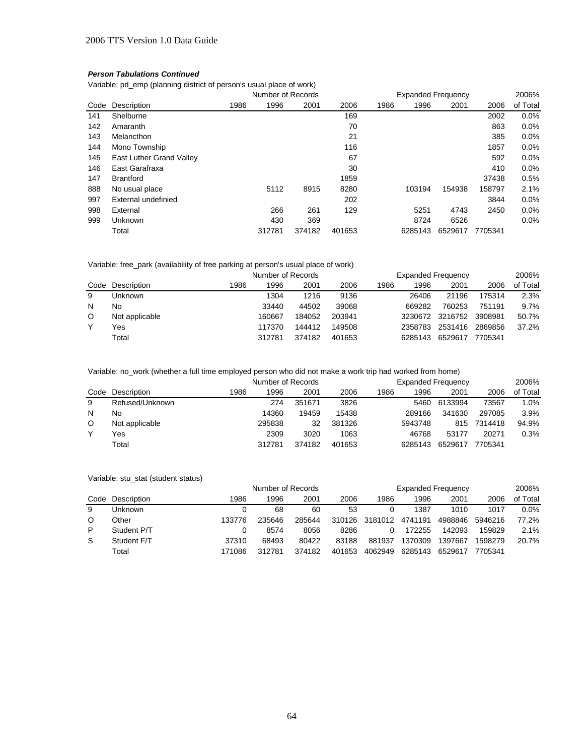### *Person Tabulations Continued*

Variable: pd_emp (planning district of person's usual place of work)

| Code | Description | Number of Records | | | | Expanded Frequency | | | | 2006% |
|---|---|---|---|---|---|---|---|---|---|---|
| | | 1986 | 1996 | 2001 | 2006 | 1986 | 1996 | 2001 | 2006 | of Total |
| 141 | Shelburne | | | | 169 | | | | 2002 | 0.0% |
| 142 | Amaranth | | | | 70 | | | | 863 | 0.0% |
| 143 | Melancthon | | | | 21 | | | | 385 | 0.0% |
| 144 | Mono Township | | | | 116 | | | | 1857 | 0.0% |
| 145 | East Luther Grand Valley | | | | 67 | | | | 592 | 0.0% |
| 146 | East Garafraxa | | | | 30 | | | | 410 | 0.0% |
| 147 | Brantford | | | | 1859 | | | | 37438 | 0.5% |
| 888 | No usual place | | 5112 | 8915 | 8280 | | 103194 | 154938 | 158797 | 2.1% |
| 997 | External undefinied | | | | 202 | | | | 3844 | 0.0% |
| 998 | External | | 266 | 261 | 129 | | 5251 | 4743 | 2450 | 0.0% |
| 999 | Unknown | | 430 | 369 | | | 8724 | 6526 | | 0.0% |
| | Total | | 312781 | 374182 | 401653 | | 6285143 | 6529617 | 7705341 | |

Variable: free_park (availability of free parking at person's usual place of work)

| Code | Description | Number of Records | | | | Expanded Frequency | | | | 2006% |
|---|---|---|---|---|---|---|---|---|---|---|
| | | 1986 | 1996 | 2001 | 2006 | 1986 | 1996 | 2001 | 2006 | of Total |
| 9 | Unknown | | 1304 | 1216 | 9136 | | 26406 | 21196 | 175314 | 2.3% |
| N | No | | 33440 | 44502 | 39068 | | 669282 | 760253 | 751191 | 9.7% |
| O | Not applicable | | 160667 | 184052 | 203941 | | 3230672 | 3216752 | 3908981 | 50.7% |
| Y | Yes | | 117370 | 144412 | 149508 | | 2358783 | 2531416 | 2869856 | 37.2% |
| | Total | | 312781 | 374182 | 401653 | | 6285143 | 6529617 | 7705341 | |

Variable: no_work (whether a full time employed person who did not make a work trip had worked from home)

| Code | Description | Number of Records | | | | Expanded Frequency | | | | 2006% |
|---|---|---|---|---|---|---|---|---|---|---|
| | | 1986 | 1996 | 2001 | 2006 | 1986 | 1996 | 2001 | 2006 | of Total |
| 9 | Refused/Unknown | | 274 | 351671 | 3826 | | 5460 | 6133994 | 73567 | 1.0% |
| N | No | | 14360 | 19459 | 15438 | | 289166 | 341630 | 297085 | 3.9% |
| O | Not applicable | | 295838 | 32 | 381326 | | 5943748 | 815 | 7314418 | 94.9% |
| Y | Yes | | 2309 | 3020 | 1063 | | 46768 | 53177 | 20271 | 0.3% |
| | Total | | 312781 | 374182 | 401653 | | 6285143 | 6529617 | 7705341 | |

Variable: stu_stat (student status)

| Code | Description | Number of Records | | | | Expanded Frequency | | | | 2006% |
|---|---|---|---|---|---|---|---|---|---|---|
| | | 1986 | 1996 | 2001 | 2006 | 1986 | 1996 | 2001 | 2006 | of Total |
| 9 | Unknown | 0 | 68 | 60 | 53 | 0 | 1387 | 1010 | 1017 | 0.0% |
| O | Other | 133776 | 235646 | 285644 | 310126 | 3181012 | 4741191 | 4988846 | 5946216 | 77.2% |
| P | Student P/T | 0 | 8574 | 8056 | 8286 | 0 | 172255 | 142093 | 159829 | 2.1% |
| S | Student F/T | 37310 | 68493 | 80422 | 83188 | 881937 | 1370309 | 1397667 | 1598279 | 20.7% |
| | Total | 171086 | 312781 | 374182 | 401653 | 4062949 | 6285143 | 6529617 | 7705341 | |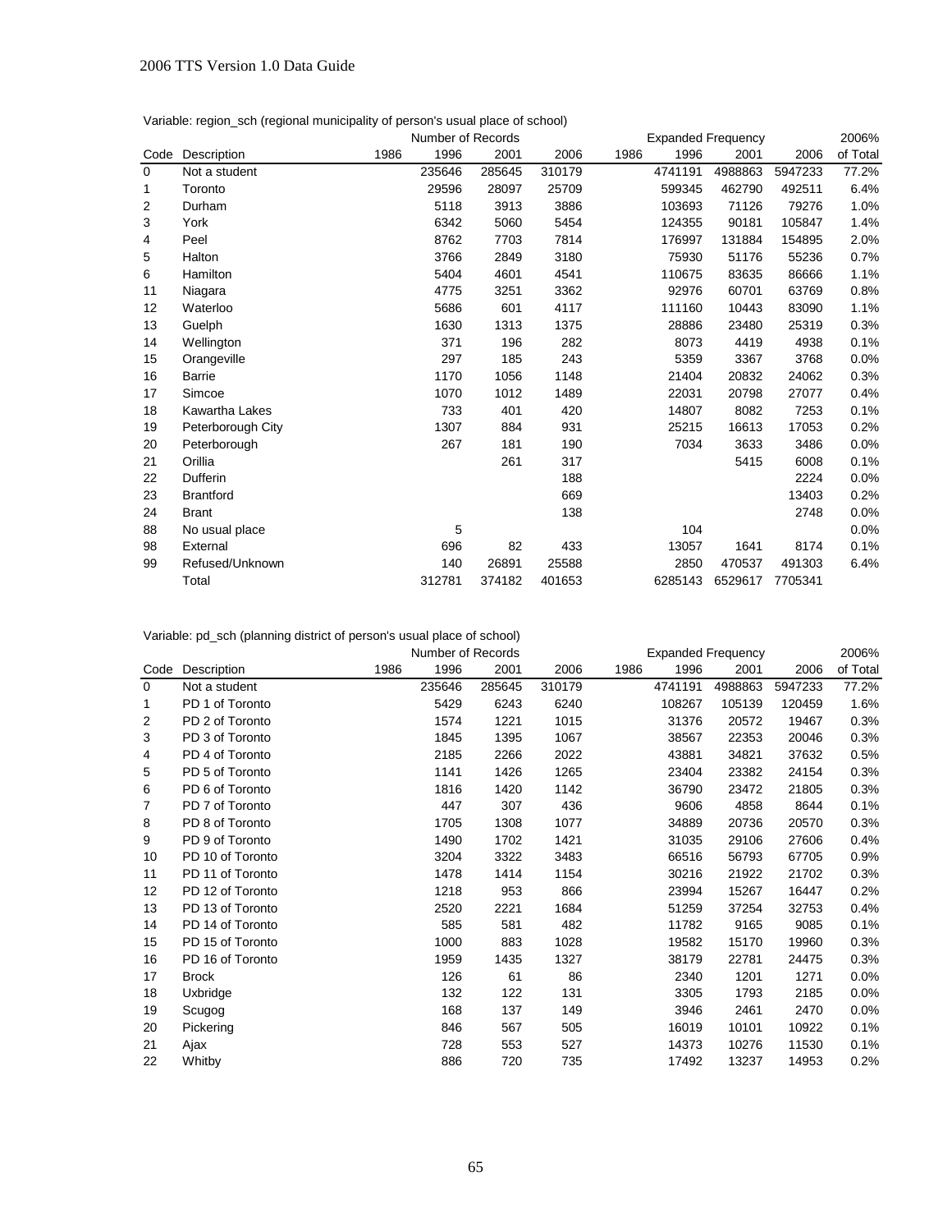Variable: region_sch (regional municipality of person's usual place of school)

| | | Number of Records | | | | Expanded Frequency | | | | 2006% |
|---|---|---|---|---|---|---|---|---|---|---|
| Code | Description | 1986 | 1996 | 2001 | 2006 | 1986 | 1996 | 2001 | 2006 | of Total |
| 0 | Not a student | | 235646 | 285645 | 310179 | | 4741191 | 4988863 | 5947233 | 77.2% |
| 1 | Toronto | | 29596 | 28097 | 25709 | | 599345 | 462790 | 492511 | 6.4% |
| 2 | Durham | | 5118 | 3913 | 3886 | | 103693 | 71126 | 79276 | 1.0% |
| 3 | York | | 6342 | 5060 | 5454 | | 124355 | 90181 | 105847 | 1.4% |
| 4 | Peel | | 8762 | 7703 | 7814 | | 176997 | 131884 | 154895 | 2.0% |
| 5 | Halton | | 3766 | 2849 | 3180 | | 75930 | 51176 | 55236 | 0.7% |
| 6 | Hamilton | | 5404 | 4601 | 4541 | | 110675 | 83635 | 86666 | 1.1% |
| 11 | Niagara | | 4775 | 3251 | 3362 | | 92976 | 60701 | 63769 | 0.8% |
| 12 | Waterloo | | 5686 | 601 | 4117 | | 111160 | 10443 | 83090 | 1.1% |
| 13 | Guelph | | 1630 | 1313 | 1375 | | 28886 | 23480 | 25319 | 0.3% |
| 14 | Wellington | | 371 | 196 | 282 | | 8073 | 4419 | 4938 | 0.1% |
| 15 | Orangeville | | 297 | 185 | 243 | | 5359 | 3367 | 3768 | 0.0% |
| 16 | Barrie | | 1170 | 1056 | 1148 | | 21404 | 20832 | 24062 | 0.3% |
| 17 | Simcoe | | 1070 | 1012 | 1489 | | 22031 | 20798 | 27077 | 0.4% |
| 18 | Kawartha Lakes | | 733 | 401 | 420 | | 14807 | 8082 | 7253 | 0.1% |
| 19 | Peterborough City | | 1307 | 884 | 931 | | 25215 | 16613 | 17053 | 0.2% |
| 20 | Peterborough | | 267 | 181 | 190 | | 7034 | 3633 | 3486 | 0.0% |
| 21 | Orillia | | | 261 | 317 | | | 5415 | 6008 | 0.1% |
| 22 | Dufferin | | | | 188 | | | | 2224 | 0.0% |
| 23 | Brantford | | | | 669 | | | | 13403 | 0.2% |
| 24 | Brant | | | | 138 | | | | 2748 | 0.0% |
| 88 | No usual place | | 5 | | | | 104 | | | 0.0% |
| 98 | External | | 696 | 82 | 433 | | 13057 | 1641 | 8174 | 0.1% |
| 99 | Refused/Unknown | | 140 | 26891 | 25588 | | 2850 | 470537 | 491303 | 6.4% |
| | Total | | 312781 | 374182 | 401653 | | 6285143 | 6529617 | 7705341 | |

Variable: pd_sch (planning district of person's usual place of school)

| | | Number of Records | | | | Expanded Frequency | | | | 2006% |
|---|---|---|---|---|---|---|---|---|---|---|
| Code | Description | 1986 | 1996 | 2001 | 2006 | 1986 | 1996 | 2001 | 2006 | of Total |
| 0 | Not a student | | 235646 | 285645 | 310179 | | 4741191 | 4988863 | 5947233 | 77.2% |
| 1 | PD 1 of Toronto | | 5429 | 6243 | 6240 | | 108267 | 105139 | 120459 | 1.6% |
| 2 | PD 2 of Toronto | | 1574 | 1221 | 1015 | | 31376 | 20572 | 19467 | 0.3% |
| 3 | PD 3 of Toronto | | 1845 | 1395 | 1067 | | 38567 | 22353 | 20046 | 0.3% |
| 4 | PD 4 of Toronto | | 2185 | 2266 | 2022 | | 43881 | 34821 | 37632 | 0.5% |
| 5 | PD 5 of Toronto | | 1141 | 1426 | 1265 | | 23404 | 23382 | 24154 | 0.3% |
| 6 | PD 6 of Toronto | | 1816 | 1420 | 1142 | | 36790 | 23472 | 21805 | 0.3% |
| 7 | PD 7 of Toronto | | 447 | 307 | 436 | | 9606 | 4858 | 8644 | 0.1% |
| 8 | PD 8 of Toronto | | 1705 | 1308 | 1077 | | 34889 | 20736 | 20570 | 0.3% |
| 9 | PD 9 of Toronto | | 1490 | 1702 | 1421 | | 31035 | 29106 | 27606 | 0.4% |
| 10 | PD 10 of Toronto | | 3204 | 3322 | 3483 | | 66516 | 56793 | 67705 | 0.9% |
| 11 | PD 11 of Toronto | | 1478 | 1414 | 1154 | | 30216 | 21922 | 21702 | 0.3% |
| 12 | PD 12 of Toronto | | 1218 | 953 | 866 | | 23994 | 15267 | 16447 | 0.2% |
| 13 | PD 13 of Toronto | | 2520 | 2221 | 1684 | | 51259 | 37254 | 32753 | 0.4% |
| 14 | PD 14 of Toronto | | 585 | 581 | 482 | | 11782 | 9165 | 9085 | 0.1% |
| 15 | PD 15 of Toronto | | 1000 | 883 | 1028 | | 19582 | 15170 | 19960 | 0.3% |
| 16 | PD 16 of Toronto | | 1959 | 1435 | 1327 | | 38179 | 22781 | 24475 | 0.3% |
| 17 | Brock | | 126 | 61 | 86 | | 2340 | 1201 | 1271 | 0.0% |
| 18 | Uxbridge | | 132 | 122 | 131 | | 3305 | 1793 | 2185 | 0.0% |
| 19 | Scugog | | 168 | 137 | 149 | | 3946 | 2461 | 2470 | 0.0% |
| 20 | Pickering | | 846 | 567 | 505 | | 16019 | 10101 | 10922 | 0.1% |
| 21 | Ajax | | 728 | 553 | 527 | | 14373 | 10276 | 11530 | 0.1% |
| 22 | Whitby | | 886 | 720 | 735 | | 17492 | 13237 | 14953 | 0.2% |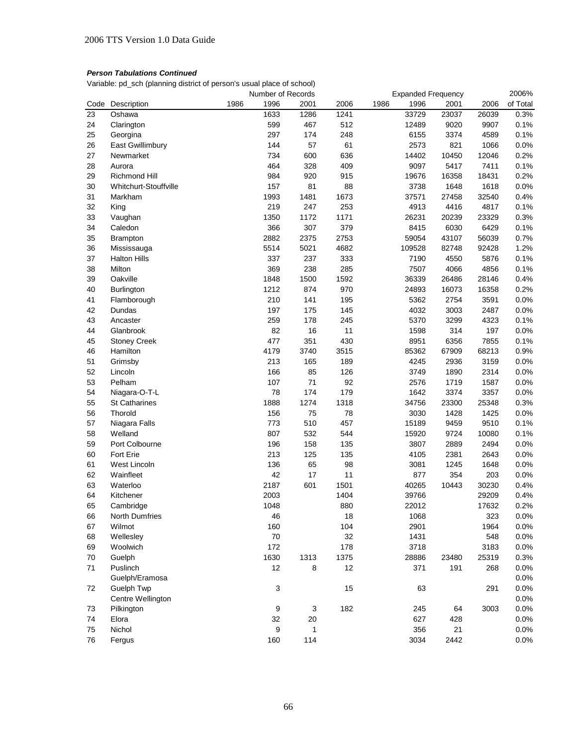***Person Tabulations Continued***

Variable: pd_sch (planning district of person's usual place of school)

| | | Number of Records | | | | Expanded Frequency | | | | 2006% |
|---|---|---|---|---|---|---|---|---|---|---|
| Code | Description | 1986 | 1996 | 2001 | 2006 | 1986 | 1996 | 2001 | 2006 | of Total |
| 23 | Oshawa | | 1633 | 1286 | 1241 | | 33729 | 23037 | 26039 | 0.3% |
| 24 | Clarington | | 599 | 467 | 512 | | 12489 | 9020 | 9907 | 0.1% |
| 25 | Georgina | | 297 | 174 | 248 | | 6155 | 3374 | 4589 | 0.1% |
| 26 | East Gwillimbury | | 144 | 57 | 61 | | 2573 | 821 | 1066 | 0.0% |
| 27 | Newmarket | | 734 | 600 | 636 | | 14402 | 10450 | 12046 | 0.2% |
| 28 | Aurora | | 464 | 328 | 409 | | 9097 | 5417 | 7411 | 0.1% |
| 29 | Richmond Hill | | 984 | 920 | 915 | | 19676 | 16358 | 18431 | 0.2% |
| 30 | Whitchurt-Stouffville | | 157 | 81 | 88 | | 3738 | 1648 | 1618 | 0.0% |
| 31 | Markham | | 1993 | 1481 | 1673 | | 37571 | 27458 | 32540 | 0.4% |
| 32 | King | | 219 | 247 | 253 | | 4913 | 4416 | 4817 | 0.1% |
| 33 | Vaughan | | 1350 | 1172 | 1171 | | 26231 | 20239 | 23329 | 0.3% |
| 34 | Caledon | | 366 | 307 | 379 | | 8415 | 6030 | 6429 | 0.1% |
| 35 | Brampton | | 2882 | 2375 | 2753 | | 59054 | 43107 | 56039 | 0.7% |
| 36 | Mississauga | | 5514 | 5021 | 4682 | | 109528 | 82748 | 92428 | 1.2% |
| 37 | Halton Hills | | 337 | 237 | 333 | | 7190 | 4550 | 5876 | 0.1% |
| 38 | Milton | | 369 | 238 | 285 | | 7507 | 4066 | 4856 | 0.1% |
| 39 | Oakville | | 1848 | 1500 | 1592 | | 36339 | 26486 | 28146 | 0.4% |
| 40 | Burlington | | 1212 | 874 | 970 | | 24893 | 16073 | 16358 | 0.2% |
| 41 | Flamborough | | 210 | 141 | 195 | | 5362 | 2754 | 3591 | 0.0% |
| 42 | Dundas | | 197 | 175 | 145 | | 4032 | 3003 | 2487 | 0.0% |
| 43 | Ancaster | | 259 | 178 | 245 | | 5370 | 3299 | 4323 | 0.1% |
| 44 | Glanbrook | | 82 | 16 | 11 | | 1598 | 314 | 197 | 0.0% |
| 45 | Stoney Creek | | 477 | 351 | 430 | | 8951 | 6356 | 7855 | 0.1% |
| 46 | Hamilton | | 4179 | 3740 | 3515 | | 85362 | 67909 | 68213 | 0.9% |
| 51 | Grimsby | | 213 | 165 | 189 | | 4245 | 2936 | 3159 | 0.0% |
| 52 | Lincoln | | 166 | 85 | 126 | | 3749 | 1890 | 2314 | 0.0% |
| 53 | Pelham | | 107 | 71 | 92 | | 2576 | 1719 | 1587 | 0.0% |
| 54 | Niagara-O-T-L | | 78 | 174 | 179 | | 1642 | 3374 | 3357 | 0.0% |
| 55 | St Catharines | | 1888 | 1274 | 1318 | | 34756 | 23300 | 25348 | 0.3% |
| 56 | Thorold | | 156 | 75 | 78 | | 3030 | 1428 | 1425 | 0.0% |
| 57 | Niagara Falls | | 773 | 510 | 457 | | 15189 | 9459 | 9510 | 0.1% |
| 58 | Welland | | 807 | 532 | 544 | | 15920 | 9724 | 10080 | 0.1% |
| 59 | Port Colbourne | | 196 | 158 | 135 | | 3807 | 2889 | 2494 | 0.0% |
| 60 | Fort Erie | | 213 | 125 | 135 | | 4105 | 2381 | 2643 | 0.0% |
| 61 | West Lincoln | | 136 | 65 | 98 | | 3081 | 1245 | 1648 | 0.0% |
| 62 | Wainfleet | | 42 | 17 | 11 | | 877 | 354 | 203 | 0.0% |
| 63 | Waterloo | | 2187 | 601 | 1501 | | 40265 | 10443 | 30230 | 0.4% |
| 64 | Kitchener | | 2003 | | 1404 | | 39766 | | 29209 | 0.4% |
| 65 | Cambridge | | 1048 | | 880 | | 22012 | | 17632 | 0.2% |
| 66 | North Dumfries | | 46 | | 18 | | 1068 | | 323 | 0.0% |
| 67 | Wilmot | | 160 | | 104 | | 2901 | | 1964 | 0.0% |
| 68 | Wellesley | | 70 | | 32 | | 1431 | | 548 | 0.0% |
| 69 | Woolwich | | 172 | | 178 | | 3718 | | 3183 | 0.0% |
| 70 | Guelph | | 1630 | 1313 | 1375 | | 28886 | 23480 | 25319 | 0.3% |
| 71 | Puslinch | | 12 | 8 | 12 | | 371 | 191 | 268 | 0.0% |
| | Guelph/Eramosa | | | | | | | | | 0.0% |
| 72 | Guelph Twp | | 3 | | 15 | | 63 | | 291 | 0.0% |
| | Centre Wellington | | | | | | | | | 0.0% |
| 73 | Pilkington | | 9 | 3 | 182 | | 245 | 64 | 3003 | 0.0% |
| 74 | Elora | | 32 | 20 | | | 627 | 428 | | 0.0% |
| 75 | Nichol | | 9 | 1 | | | 356 | 21 | | 0.0% |
| 76 | Fergus | | 160 | 114 | | | 3034 | 2442 | | 0.0% |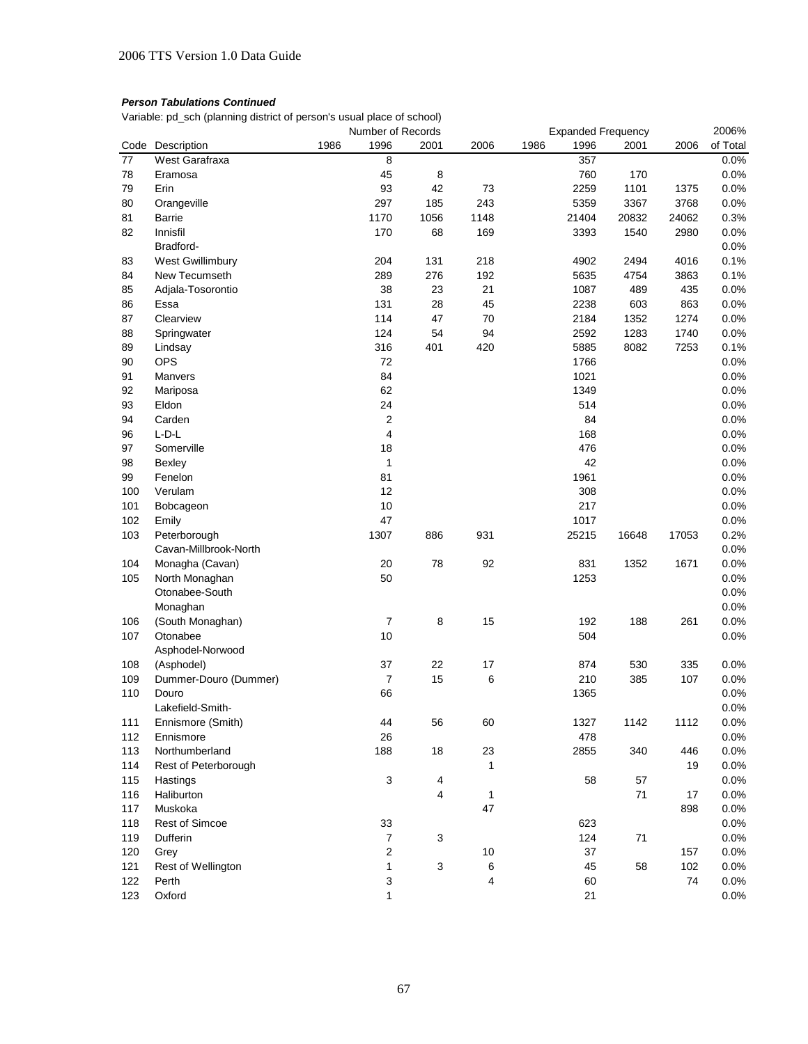***Person Tabulations Continued***

Variable: pd_sch (planning district of person's usual place of school)

| Code | Description | Number of Records 1986 | 1996 | 2001 | 2006 | Expanded Frequency 1986 | 1996 | 2001 | 2006 | 2006% of Total |
|---|---|---|---|---|---|---|---|---|---|---|
| 77 | West Garafraxa | | 8 | | | | 357 | | | 0.0% |
| 78 | Eramosa | | 45 | 8 | | | 760 | 170 | | 0.0% |
| 79 | Erin | | 93 | 42 | 73 | | 2259 | 1101 | 1375 | 0.0% |
| 80 | Orangeville | | 297 | 185 | 243 | | 5359 | 3367 | 3768 | 0.0% |
| 81 | Barrie | | 1170 | 1056 | 1148 | | 21404 | 20832 | 24062 | 0.3% |
| 82 | Innisfil | | 170 | 68 | 169 | | 3393 | 1540 | 2980 | 0.0% |
| | Bradford- | | | | | | | | | 0.0% |
| 83 | West Gwillimbury | | 204 | 131 | 218 | | 4902 | 2494 | 4016 | 0.1% |
| 84 | New Tecumseth | | 289 | 276 | 192 | | 5635 | 4754 | 3863 | 0.1% |
| 85 | Adjala-Tosorontio | | 38 | 23 | 21 | | 1087 | 489 | 435 | 0.0% |
| 86 | Essa | | 131 | 28 | 45 | | 2238 | 603 | 863 | 0.0% |
| 87 | Clearview | | 114 | 47 | 70 | | 2184 | 1352 | 1274 | 0.0% |
| 88 | Springwater | | 124 | 54 | 94 | | 2592 | 1283 | 1740 | 0.0% |
| 89 | Lindsay | | 316 | 401 | 420 | | 5885 | 8082 | 7253 | 0.1% |
| 90 | OPS | | 72 | | | | 1766 | | | 0.0% |
| 91 | Manvers | | 84 | | | | 1021 | | | 0.0% |
| 92 | Mariposa | | 62 | | | | 1349 | | | 0.0% |
| 93 | Eldon | | 24 | | | | 514 | | | 0.0% |
| 94 | Carden | | 2 | | | | 84 | | | 0.0% |
| 96 | L-D-L | | 4 | | | | 168 | | | 0.0% |
| 97 | Somerville | | 18 | | | | 476 | | | 0.0% |
| 98 | Bexley | | 1 | | | | 42 | | | 0.0% |
| 99 | Fenelon | | 81 | | | | 1961 | | | 0.0% |
| 100 | Verulam | | 12 | | | | 308 | | | 0.0% |
| 101 | Bobcageon | | 10 | | | | 217 | | | 0.0% |
| 102 | Emily | | 47 | | | | 1017 | | | 0.0% |
| 103 | Peterborough | | 1307 | 886 | 931 | | 25215 | 16648 | 17053 | 0.2% |
| | Cavan-Millbrook-North | | | | | | | | | 0.0% |
| 104 | Monagha (Cavan) | | 20 | 78 | 92 | | 831 | 1352 | 1671 | 0.0% |
| 105 | North Monaghan | | 50 | | | | 1253 | | | 0.0% |
| | Otonabee-South | | | | | | | | | 0.0% |
| | Monaghan | | | | | | | | | 0.0% |
| 106 | (South Monaghan) | | 7 | 8 | 15 | | 192 | 188 | 261 | 0.0% |
| 107 | Otonabee | | 10 | | | | 504 | | | 0.0% |
| | Asphodel-Norwood | | | | | | | | | |
| 108 | (Asphodel) | | 37 | 22 | 17 | | 874 | 530 | 335 | 0.0% |
| 109 | Dummer-Douro (Dummer) | | 7 | 15 | 6 | | 210 | 385 | 107 | 0.0% |
| 110 | Douro | | 66 | | | | 1365 | | | 0.0% |
| | Lakefield-Smith- | | | | | | | | | 0.0% |
| 111 | Ennismore (Smith) | | 44 | 56 | 60 | | 1327 | 1142 | 1112 | 0.0% |
| 112 | Ennismore | | 26 | | | | 478 | | | 0.0% |
| 113 | Northumberland | | 188 | 18 | 23 | | 2855 | 340 | 446 | 0.0% |
| 114 | Rest of Peterborough | | | | 1 | | | | 19 | 0.0% |
| 115 | Hastings | | 3 | 4 | | | 58 | 57 | | 0.0% |
| 116 | Haliburton | | | 4 | 1 | | | 71 | 17 | 0.0% |
| 117 | Muskoka | | | | 47 | | | | 898 | 0.0% |
| 118 | Rest of Simcoe | | 33 | | | | 623 | | | 0.0% |
| 119 | Dufferin | | 7 | 3 | | | 124 | 71 | | 0.0% |
| 120 | Grey | | 2 | | 10 | | 37 | | 157 | 0.0% |
| 121 | Rest of Wellington | | 1 | 3 | 6 | | 45 | 58 | 102 | 0.0% |
| 122 | Perth | | 3 | | 4 | | 60 | | 74 | 0.0% |
| 123 | Oxford | | 1 | | | | 21 | | | 0.0% |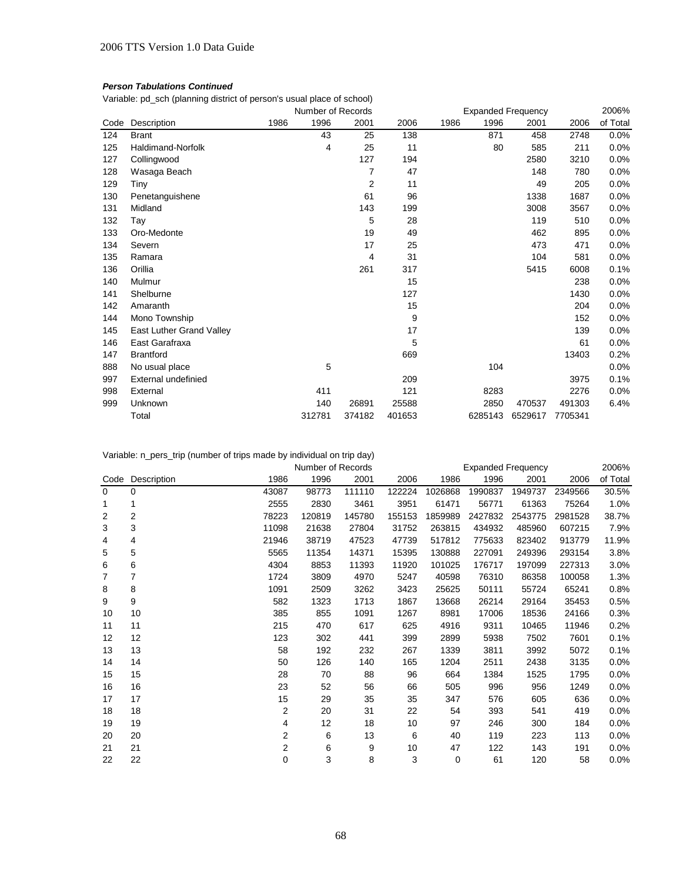### *Person Tabulations Continued*

Variable: pd_sch (planning district of person's usual place of school)

| Code | Description | Number of Records 1986 | 1996 | 2001 | 2006 | Expanded Frequency 1986 | 1996 | 2001 | 2006 | 2006% of Total |
|---|---|---|---|---|---|---|---|---|---|---|
| 124 | Brant | | 43 | 25 | 138 | | 871 | 458 | 2748 | 0.0% |
| 125 | Haldimand-Norfolk | | 4 | 25 | 11 | | 80 | 585 | 211 | 0.0% |
| 127 | Collingwood | | | 127 | 194 | | | 2580 | 3210 | 0.0% |
| 128 | Wasaga Beach | | | 7 | 47 | | | 148 | 780 | 0.0% |
| 129 | Tiny | | | 2 | 11 | | | 49 | 205 | 0.0% |
| 130 | Penetanguishene | | | 61 | 96 | | | 1338 | 1687 | 0.0% |
| 131 | Midland | | | 143 | 199 | | | 3008 | 3567 | 0.0% |
| 132 | Tay | | | 5 | 28 | | | 119 | 510 | 0.0% |
| 133 | Oro-Medonte | | | 19 | 49 | | | 462 | 895 | 0.0% |
| 134 | Severn | | | 17 | 25 | | | 473 | 471 | 0.0% |
| 135 | Ramara | | | 4 | 31 | | | 104 | 581 | 0.0% |
| 136 | Orillia | | | 261 | 317 | | | 5415 | 6008 | 0.1% |
| 140 | Mulmur | | | | 15 | | | | 238 | 0.0% |
| 141 | Shelburne | | | | 127 | | | | 1430 | 0.0% |
| 142 | Amaranth | | | | 15 | | | | 204 | 0.0% |
| 144 | Mono Township | | | | 9 | | | | 152 | 0.0% |
| 145 | East Luther Grand Valley | | | | 17 | | | | 139 | 0.0% |
| 146 | East Garafraxa | | | | 5 | | | | 61 | 0.0% |
| 147 | Brantford | | | | 669 | | | | 13403 | 0.2% |
| 888 | No usual place | | 5 | | | | 104 | | | 0.0% |
| 997 | External undefinied | | | | 209 | | | | 3975 | 0.1% |
| 998 | External | | 411 | | 121 | | 8283 | | 2276 | 0.0% |
| 999 | Unknown | | 140 | 26891 | 25588 | | 2850 | 470537 | 491303 | 6.4% |
| | Total | | 312781 | 374182 | 401653 | | 6285143 | 6529617 | 7705341 | |

Variable: n_pers_trip (number of trips made by individual on trip day)

| Code | Description | Number of Records 1986 | 1996 | 2001 | 2006 | Expanded Frequency 1986 | 1996 | 2001 | 2006 | 2006% of Total |
|---|---|---|---|---|---|---|---|---|---|---|
| 0 | 0 | 43087 | 98773 | 111110 | 122224 | 1026868 | 1990837 | 1949737 | 2349566 | 30.5% |
| 1 | 1 | 2555 | 2830 | 3461 | 3951 | 61471 | 56771 | 61363 | 75264 | 1.0% |
| 2 | 2 | 78223 | 120819 | 145780 | 155153 | 1859989 | 2427832 | 2543775 | 2981528 | 38.7% |
| 3 | 3 | 11098 | 21638 | 27804 | 31752 | 263815 | 434932 | 485960 | 607215 | 7.9% |
| 4 | 4 | 21946 | 38719 | 47523 | 47739 | 517812 | 775633 | 823402 | 913779 | 11.9% |
| 5 | 5 | 5565 | 11354 | 14371 | 15395 | 130888 | 227091 | 249396 | 293154 | 3.8% |
| 6 | 6 | 4304 | 8853 | 11393 | 11920 | 101025 | 176717 | 197099 | 227313 | 3.0% |
| 7 | 7 | 1724 | 3809 | 4970 | 5247 | 40598 | 76310 | 86358 | 100058 | 1.3% |
| 8 | 8 | 1091 | 2509 | 3262 | 3423 | 25625 | 50111 | 55724 | 65241 | 0.8% |
| 9 | 9 | 582 | 1323 | 1713 | 1867 | 13668 | 26214 | 29164 | 35453 | 0.5% |
| 10 | 10 | 385 | 855 | 1091 | 1267 | 8981 | 17006 | 18536 | 24166 | 0.3% |
| 11 | 11 | 215 | 470 | 617 | 625 | 4916 | 9311 | 10465 | 11946 | 0.2% |
| 12 | 12 | 123 | 302 | 441 | 399 | 2899 | 5938 | 7502 | 7601 | 0.1% |
| 13 | 13 | 58 | 192 | 232 | 267 | 1339 | 3811 | 3992 | 5072 | 0.1% |
| 14 | 14 | 50 | 126 | 140 | 165 | 1204 | 2511 | 2438 | 3135 | 0.0% |
| 15 | 15 | 28 | 70 | 88 | 96 | 664 | 1384 | 1525 | 1795 | 0.0% |
| 16 | 16 | 23 | 52 | 56 | 66 | 505 | 996 | 956 | 1249 | 0.0% |
| 17 | 17 | 15 | 29 | 35 | 35 | 347 | 576 | 605 | 636 | 0.0% |
| 18 | 18 | 2 | 20 | 31 | 22 | 54 | 393 | 541 | 419 | 0.0% |
| 19 | 19 | 4 | 12 | 18 | 10 | 97 | 246 | 300 | 184 | 0.0% |
| 20 | 20 | 2 | 6 | 13 | 6 | 40 | 119 | 223 | 113 | 0.0% |
| 21 | 21 | 2 | 6 | 9 | 10 | 47 | 122 | 143 | 191 | 0.0% |
| 22 | 22 | 0 | 3 | 8 | 3 | 0 | 61 | 120 | 58 | 0.0% |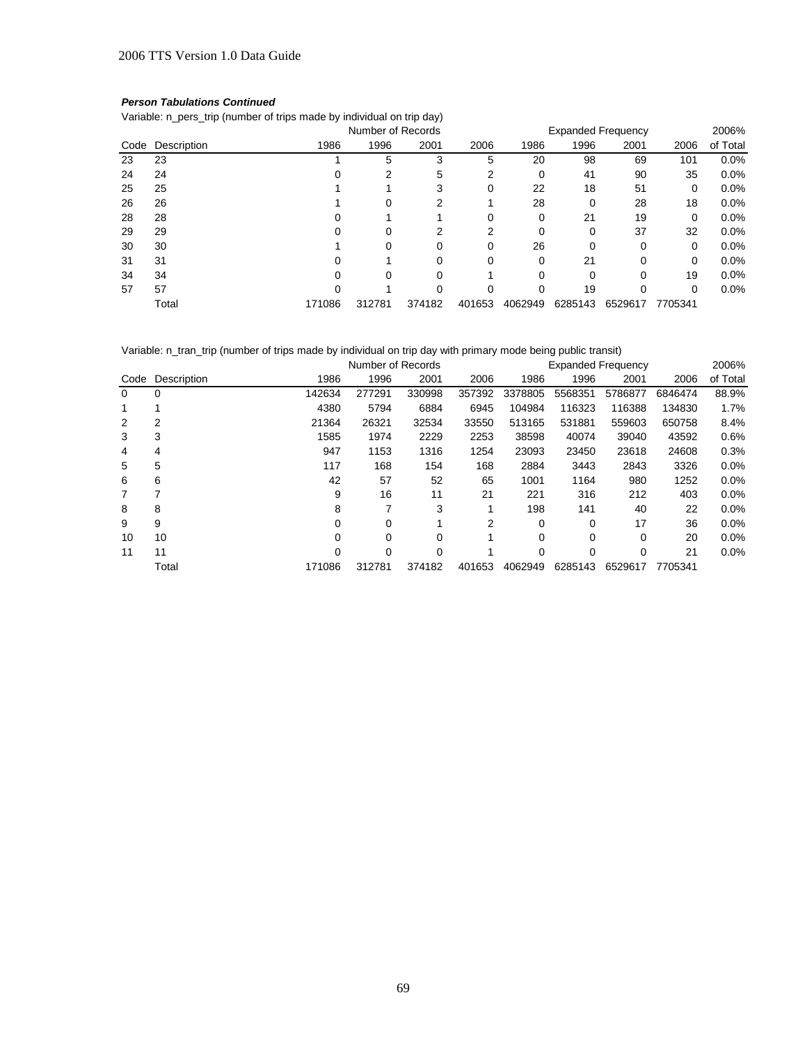***Person Tabulations Continued***

Variable: n_pers_trip (number of trips made by individual on trip day)

| | | Number of Records | | | | Expanded Frequency | | | | 2006% |
|---|---|---|---|---|---|---|---|---|---|---|
| Code | Description | 1986 | 1996 | 2001 | 2006 | 1986 | 1996 | 2001 | 2006 | of Total |
| 23 | 23 | 1 | 5 | 3 | 5 | 20 | 98 | 69 | 101 | 0.0% |
| 24 | 24 | 0 | 2 | 5 | 2 | 0 | 41 | 90 | 35 | 0.0% |
| 25 | 25 | 1 | 1 | 3 | 0 | 22 | 18 | 51 | 0 | 0.0% |
| 26 | 26 | 1 | 0 | 2 | 1 | 28 | 0 | 28 | 18 | 0.0% |
| 28 | 28 | 0 | 1 | 1 | 0 | 0 | 21 | 19 | 0 | 0.0% |
| 29 | 29 | 0 | 0 | 2 | 2 | 0 | 0 | 37 | 32 | 0.0% |
| 30 | 30 | 1 | 0 | 0 | 0 | 26 | 0 | 0 | 0 | 0.0% |
| 31 | 31 | 0 | 1 | 0 | 0 | 0 | 21 | 0 | 0 | 0.0% |
| 34 | 34 | 0 | 0 | 0 | 1 | 0 | 0 | 0 | 19 | 0.0% |
| 57 | 57 | 0 | 1 | 0 | 0 | 0 | 19 | 0 | 0 | 0.0% |
| | Total | 171086 | 312781 | 374182 | 401653 | 4062949 | 6285143 | 6529617 | 7705341 | |

Variable: n_tran_trip (number of trips made by individual on trip day with primary mode being public transit)

| | | Number of Records | | | | Expanded Frequency | | | | 2006% |
|---|---|---|---|---|---|---|---|---|---|---|
| Code | Description | 1986 | 1996 | 2001 | 2006 | 1986 | 1996 | 2001 | 2006 | of Total |
| 0 | 0 | 142634 | 277291 | 330998 | 357392 | 3378805 | 5568351 | 5786877 | 6846474 | 88.9% |
| 1 | 1 | 4380 | 5794 | 6884 | 6945 | 104984 | 116323 | 116388 | 134830 | 1.7% |
| 2 | 2 | 21364 | 26321 | 32534 | 33550 | 513165 | 531881 | 559603 | 650758 | 8.4% |
| 3 | 3 | 1585 | 1974 | 2229 | 2253 | 38598 | 40074 | 39040 | 43592 | 0.6% |
| 4 | 4 | 947 | 1153 | 1316 | 1254 | 23093 | 23450 | 23618 | 24608 | 0.3% |
| 5 | 5 | 117 | 168 | 154 | 168 | 2884 | 3443 | 2843 | 3326 | 0.0% |
| 6 | 6 | 42 | 57 | 52 | 65 | 1001 | 1164 | 980 | 1252 | 0.0% |
| 7 | 7 | 9 | 16 | 11 | 21 | 221 | 316 | 212 | 403 | 0.0% |
| 8 | 8 | 8 | 7 | 3 | 1 | 198 | 141 | 40 | 22 | 0.0% |
| 9 | 9 | 0 | 0 | 1 | 2 | 0 | 0 | 17 | 36 | 0.0% |
| 10 | 10 | 0 | 0 | 0 | 1 | 0 | 0 | 0 | 20 | 0.0% |
| 11 | 11 | 0 | 0 | 0 | 1 | 0 | 0 | 0 | 21 | 0.0% |
| | Total | 171086 | 312781 | 374182 | 401653 | 4062949 | 6285143 | 6529617 | 7705341 | |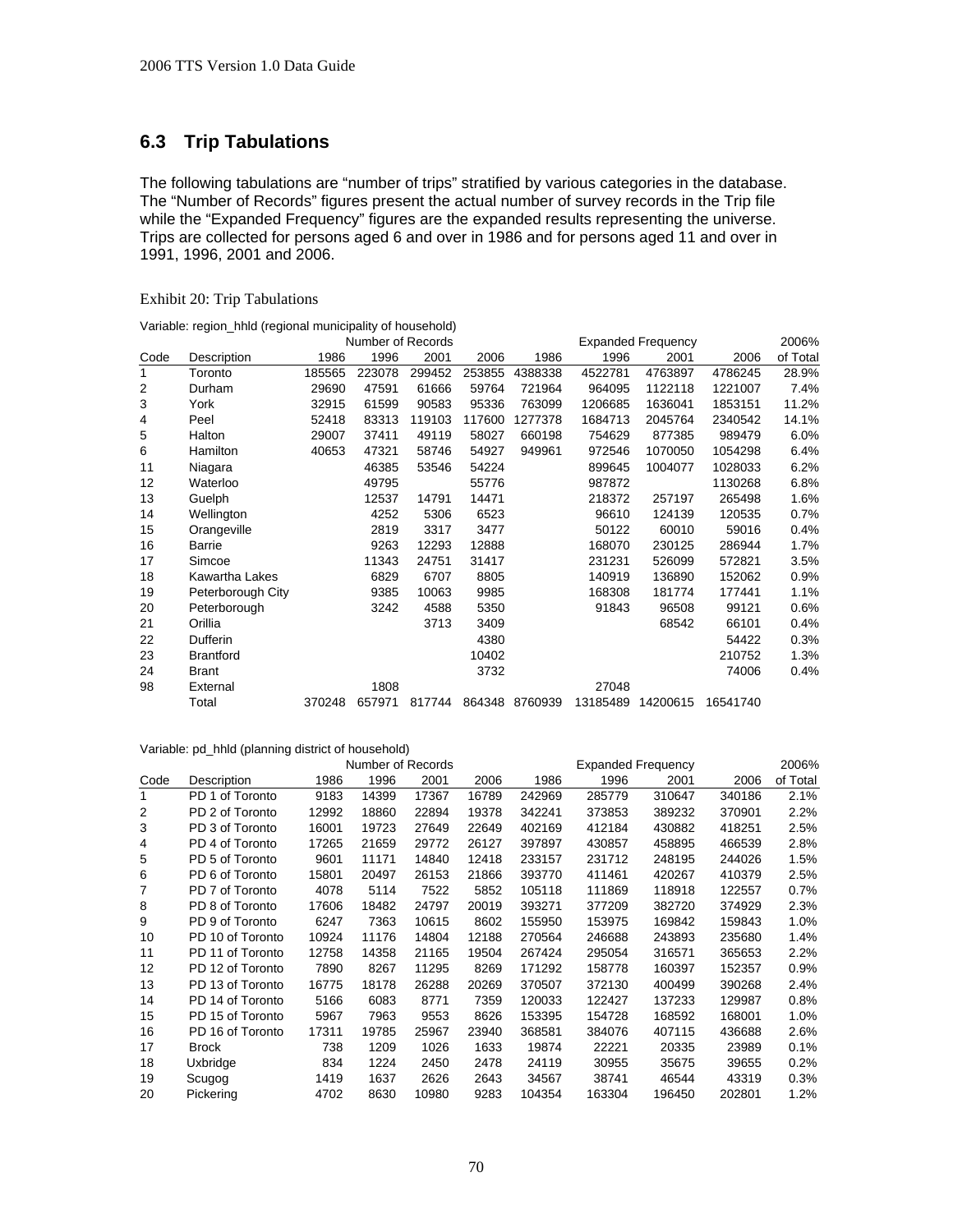## 6.3 Trip Tabulations

The following tabulations are "number of trips" stratified by various categories in the database. The "Number of Records" figures present the actual number of survey records in the Trip file while the "Expanded Frequency" figures are the expanded results representing the universe. Trips are collected for persons aged 6 and over in 1986 and for persons aged 11 and over in 1991, 1996, 2001 and 2006.

Exhibit 20: Trip Tabulations

Variable: region_hhld (regional municipality of household)

| | | Number of Records | | | | Expanded Frequency | | | | 2006% |
|---|---|---|---|---|---|---|---|---|---|---|
| Code | Description | 1986 | 1996 | 2001 | 2006 | 1986 | 1996 | 2001 | 2006 | of Total |
| 1 | Toronto | 185565 | 223078 | 299452 | 253855 | 4388338 | 4522781 | 4763897 | 4786245 | 28.9% |
| 2 | Durham | 29690 | 47591 | 61666 | 59764 | 721964 | 964095 | 1122118 | 1221007 | 7.4% |
| 3 | York | 32915 | 61599 | 90583 | 95336 | 763099 | 1206685 | 1636041 | 1853151 | 11.2% |
| 4 | Peel | 52418 | 83313 | 119103 | 117600 | 1277378 | 1684713 | 2045764 | 2340542 | 14.1% |
| 5 | Halton | 29007 | 37411 | 49119 | 58027 | 660198 | 754629 | 877385 | 989479 | 6.0% |
| 6 | Hamilton | 40653 | 47321 | 58746 | 54927 | 949961 | 972546 | 1070050 | 1054298 | 6.4% |
| 11 | Niagara | | 46385 | 53546 | 54224 | | 899645 | 1004077 | 1028033 | 6.2% |
| 12 | Waterloo | | 49795 | | 55776 | | 987872 | | 1130268 | 6.8% |
| 13 | Guelph | | 12537 | 14791 | 14471 | | 218372 | 257197 | 265498 | 1.6% |
| 14 | Wellington | | 4252 | 5306 | 6523 | | 96610 | 124139 | 120535 | 0.7% |
| 15 | Orangeville | | 2819 | 3317 | 3477 | | 50122 | 60010 | 59016 | 0.4% |
| 16 | Barrie | | 9263 | 12293 | 12888 | | 168070 | 230125 | 286944 | 1.7% |
| 17 | Simcoe | | 11343 | 24751 | 31417 | | 231231 | 526099 | 572821 | 3.5% |
| 18 | Kawartha Lakes | | 6829 | 6707 | 8805 | | 140919 | 136890 | 152062 | 0.9% |
| 19 | Peterborough City | | 9385 | 10063 | 9985 | | 168308 | 181774 | 177441 | 1.1% |
| 20 | Peterborough | | 3242 | 4588 | 5350 | | 91843 | 96508 | 99121 | 0.6% |
| 21 | Orillia | | | 3713 | 3409 | | | 68542 | 66101 | 0.4% |
| 22 | Dufferin | | | | 4380 | | | | 54422 | 0.3% |
| 23 | Brantford | | | | 10402 | | | | 210752 | 1.3% |
| 24 | Brant | | | | 3732 | | | | 74006 | 0.4% |
| 98 | External | | 1808 | | | | 27048 | | | |
| | Total | 370248 | 657971 | 817744 | 864348 | 8760939 | 13185489 | 14200615 | 16541740 | |

Variable: pd_hhld (planning district of household)

| | | Number of Records | | | | Expanded Frequency | | | | 2006% |
|---|---|---|---|---|---|---|---|---|---|---|
| Code | Description | 1986 | 1996 | 2001 | 2006 | 1986 | 1996 | 2001 | 2006 | of Total |
| 1 | PD 1 of Toronto | 9183 | 14399 | 17367 | 16789 | 242969 | 285779 | 310647 | 340186 | 2.1% |
| 2 | PD 2 of Toronto | 12992 | 18860 | 22894 | 19378 | 342241 | 373853 | 389232 | 370901 | 2.2% |
| 3 | PD 3 of Toronto | 16001 | 19723 | 27649 | 22649 | 402169 | 412184 | 430882 | 418251 | 2.5% |
| 4 | PD 4 of Toronto | 17265 | 21659 | 29772 | 26127 | 397897 | 430857 | 458895 | 466539 | 2.8% |
| 5 | PD 5 of Toronto | 9601 | 11171 | 14840 | 12418 | 233157 | 231712 | 248195 | 244026 | 1.5% |
| 6 | PD 6 of Toronto | 15801 | 20497 | 26153 | 21866 | 393770 | 411461 | 420267 | 410379 | 2.5% |
| 7 | PD 7 of Toronto | 4078 | 5114 | 7522 | 5852 | 105118 | 111869 | 118918 | 122557 | 0.7% |
| 8 | PD 8 of Toronto | 17606 | 18482 | 24797 | 20019 | 393271 | 377209 | 382720 | 374929 | 2.3% |
| 9 | PD 9 of Toronto | 6247 | 7363 | 10615 | 8602 | 155950 | 153975 | 169842 | 159843 | 1.0% |
| 10 | PD 10 of Toronto | 10924 | 11176 | 14804 | 12188 | 270564 | 246688 | 243893 | 235680 | 1.4% |
| 11 | PD 11 of Toronto | 12758 | 14358 | 21165 | 19504 | 267424 | 295054 | 316571 | 365653 | 2.2% |
| 12 | PD 12 of Toronto | 7890 | 8267 | 11295 | 8269 | 171292 | 158778 | 160397 | 152357 | 0.9% |
| 13 | PD 13 of Toronto | 16775 | 18178 | 26288 | 20269 | 370507 | 372130 | 400499 | 390268 | 2.4% |
| 14 | PD 14 of Toronto | 5166 | 6083 | 8771 | 7359 | 120033 | 122427 | 137233 | 129987 | 0.8% |
| 15 | PD 15 of Toronto | 5967 | 7963 | 9553 | 8626 | 153395 | 154728 | 168592 | 168001 | 1.0% |
| 16 | PD 16 of Toronto | 17311 | 19785 | 25967 | 23940 | 368581 | 384076 | 407115 | 436688 | 2.6% |
| 17 | Brock | 738 | 1209 | 1026 | 1633 | 19874 | 22221 | 20335 | 23989 | 0.1% |
| 18 | Uxbridge | 834 | 1224 | 2450 | 2478 | 24119 | 30955 | 35675 | 39655 | 0.2% |
| 19 | Scugog | 1419 | 1637 | 2626 | 2643 | 34567 | 38741 | 46544 | 43319 | 0.3% |
| 20 | Pickering | 4702 | 8630 | 10980 | 9283 | 104354 | 163304 | 196450 | 202801 | 1.2% |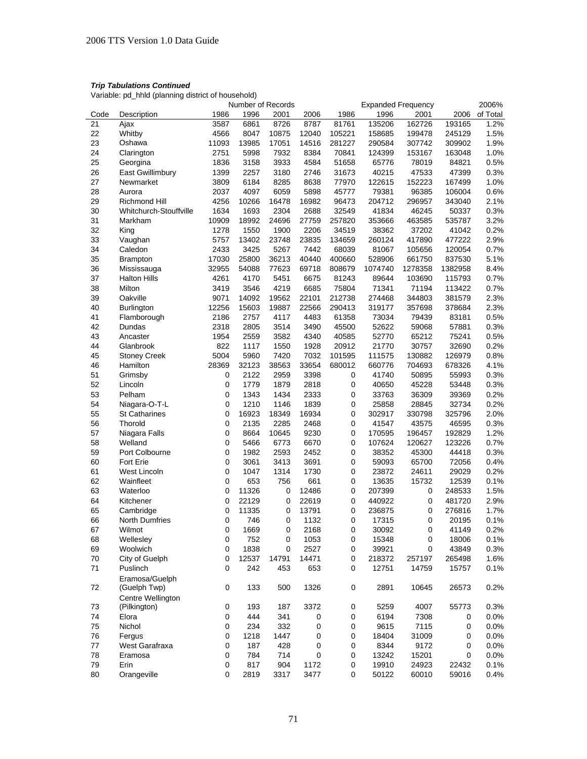***Trip Tabulations Continued***

Variable: pd_hhld (planning district of household)

| | | Number of Records | | | | Expanded Frequency | | | | 2006% |
|---|---|---|---|---|---|---|---|---|---|---|
| Code | Description | 1986 | 1996 | 2001 | 2006 | 1986 | 1996 | 2001 | 2006 | of Total |
| 21 | Ajax | 3587 | 6861 | 8726 | 8787 | 81761 | 135206 | 162726 | 193165 | 1.2% |
| 22 | Whitby | 4566 | 8047 | 10875 | 12040 | 105221 | 158685 | 199478 | 245129 | 1.5% |
| 23 | Oshawa | 11093 | 13985 | 17051 | 14516 | 281227 | 290584 | 307742 | 309902 | 1.9% |
| 24 | Clarington | 2751 | 5998 | 7932 | 8384 | 70841 | 124399 | 153167 | 163048 | 1.0% |
| 25 | Georgina | 1836 | 3158 | 3933 | 4584 | 51658 | 65776 | 78019 | 84821 | 0.5% |
| 26 | East Gwillimbury | 1399 | 2257 | 3180 | 2746 | 31673 | 40215 | 47533 | 47399 | 0.3% |
| 27 | Newmarket | 3809 | 6184 | 8285 | 8638 | 77970 | 122615 | 152223 | 167499 | 1.0% |
| 28 | Aurora | 2037 | 4097 | 6059 | 5898 | 45777 | 79381 | 96385 | 106004 | 0.6% |
| 29 | Richmond Hill | 4256 | 10266 | 16478 | 16982 | 96473 | 204712 | 296957 | 343040 | 2.1% |
| 30 | Whitchurch-Stouffville | 1634 | 1693 | 2304 | 2688 | 32549 | 41834 | 46245 | 50337 | 0.3% |
| 31 | Markham | 10909 | 18992 | 24696 | 27759 | 257820 | 353666 | 463585 | 535787 | 3.2% |
| 32 | King | 1278 | 1550 | 1900 | 2206 | 34519 | 38362 | 37202 | 41042 | 0.2% |
| 33 | Vaughan | 5757 | 13402 | 23748 | 23835 | 134659 | 260124 | 417890 | 477222 | 2.9% |
| 34 | Caledon | 2433 | 3425 | 5267 | 7442 | 68039 | 81067 | 105656 | 120054 | 0.7% |
| 35 | Brampton | 17030 | 25800 | 36213 | 40440 | 400660 | 528906 | 661750 | 837530 | 5.1% |
| 36 | Mississauga | 32955 | 54088 | 77623 | 69718 | 808679 | 1074740 | 1278358 | 1382958 | 8.4% |
| 37 | Halton Hills | 4261 | 4170 | 5451 | 6675 | 81243 | 89644 | 103690 | 115793 | 0.7% |
| 38 | Milton | 3419 | 3546 | 4219 | 6685 | 75804 | 71341 | 71194 | 113422 | 0.7% |
| 39 | Oakville | 9071 | 14092 | 19562 | 22101 | 212738 | 274468 | 344803 | 381579 | 2.3% |
| 40 | Burlington | 12256 | 15603 | 19887 | 22566 | 290413 | 319177 | 357698 | 378684 | 2.3% |
| 41 | Flamborough | 2186 | 2757 | 4117 | 4483 | 61358 | 73034 | 79439 | 83181 | 0.5% |
| 42 | Dundas | 2318 | 2805 | 3514 | 3490 | 45500 | 52622 | 59068 | 57881 | 0.3% |
| 43 | Ancaster | 1954 | 2559 | 3582 | 4340 | 40585 | 52770 | 65212 | 75241 | 0.5% |
| 44 | Glanbrook | 822 | 1117 | 1550 | 1928 | 20912 | 21770 | 30757 | 32690 | 0.2% |
| 45 | Stoney Creek | 5004 | 5960 | 7420 | 7032 | 101595 | 111575 | 130882 | 126979 | 0.8% |
| 46 | Hamilton | 28369 | 32123 | 38563 | 33654 | 680012 | 660776 | 704693 | 678326 | 4.1% |
| 51 | Grimsby | 0 | 2122 | 2959 | 3398 | 0 | 41740 | 50895 | 55993 | 0.3% |
| 52 | Lincoln | 0 | 1779 | 1879 | 2818 | 0 | 40650 | 45228 | 53448 | 0.3% |
| 53 | Pelham | 0 | 1343 | 1434 | 2333 | 0 | 33763 | 36309 | 39369 | 0.2% |
| 54 | Niagara-O-T-L | 0 | 1210 | 1146 | 1839 | 0 | 25858 | 28845 | 32734 | 0.2% |
| 55 | St Catharines | 0 | 16923 | 18349 | 16934 | 0 | 302917 | 330798 | 325796 | 2.0% |
| 56 | Thorold | 0 | 2135 | 2285 | 2468 | 0 | 41547 | 43575 | 46595 | 0.3% |
| 57 | Niagara Falls | 0 | 8664 | 10645 | 9230 | 0 | 170595 | 196457 | 192829 | 1.2% |
| 58 | Welland | 0 | 5466 | 6773 | 6670 | 0 | 107624 | 120627 | 123226 | 0.7% |
| 59 | Port Colbourne | 0 | 1982 | 2593 | 2452 | 0 | 38352 | 45300 | 44418 | 0.3% |
| 60 | Fort Erie | 0 | 3061 | 3413 | 3691 | 0 | 59093 | 65700 | 72056 | 0.4% |
| 61 | West Lincoln | 0 | 1047 | 1314 | 1730 | 0 | 23872 | 24611 | 29029 | 0.2% |
| 62 | Wainfleet | 0 | 653 | 756 | 661 | 0 | 13635 | 15732 | 12539 | 0.1% |
| 63 | Waterloo | 0 | 11326 | 0 | 12486 | 0 | 207399 | 0 | 248533 | 1.5% |
| 64 | Kitchener | 0 | 22129 | 0 | 22619 | 0 | 440922 | 0 | 481720 | 2.9% |
| 65 | Cambridge | 0 | 11335 | 0 | 13791 | 0 | 236875 | 0 | 276816 | 1.7% |
| 66 | North Dumfries | 0 | 746 | 0 | 1132 | 0 | 17315 | 0 | 20195 | 0.1% |
| 67 | Wilmot | 0 | 1669 | 0 | 2168 | 0 | 30092 | 0 | 41149 | 0.2% |
| 68 | Wellesley | 0 | 752 | 0 | 1053 | 0 | 15348 | 0 | 18006 | 0.1% |
| 69 | Woolwich | 0 | 1838 | 0 | 2527 | 0 | 39921 | 0 | 43849 | 0.3% |
| 70 | City of Guelph | 0 | 12537 | 14791 | 14471 | 0 | 218372 | 257197 | 265498 | 1.6% |
| 71 | Puslinch | 0 | 242 | 453 | 653 | 0 | 12751 | 14759 | 15757 | 0.1% |
| 72 | Eramosa/Guelph (Guelph Twp) | 0 | 133 | 500 | 1326 | 0 | 2891 | 10645 | 26573 | 0.2% |
| 73 | Centre Wellington (Pilkington) | 0 | 193 | 187 | 3372 | 0 | 5259 | 4007 | 55773 | 0.3% |
| 74 | Elora | 0 | 444 | 341 | 0 | 0 | 6194 | 7308 | 0 | 0.0% |
| 75 | Nichol | 0 | 234 | 332 | 0 | 0 | 9615 | 7115 | 0 | 0.0% |
| 76 | Fergus | 0 | 1218 | 1447 | 0 | 0 | 18404 | 31009 | 0 | 0.0% |
| 77 | West Garafraxa | 0 | 187 | 428 | 0 | 0 | 8344 | 9172 | 0 | 0.0% |
| 78 | Eramosa | 0 | 784 | 714 | 0 | 0 | 13242 | 15201 | 0 | 0.0% |
| 79 | Erin | 0 | 817 | 904 | 1172 | 0 | 19910 | 24923 | 22432 | 0.1% |
| 80 | Orangeville | 0 | 2819 | 3317 | 3477 | 0 | 50122 | 60010 | 59016 | 0.4% |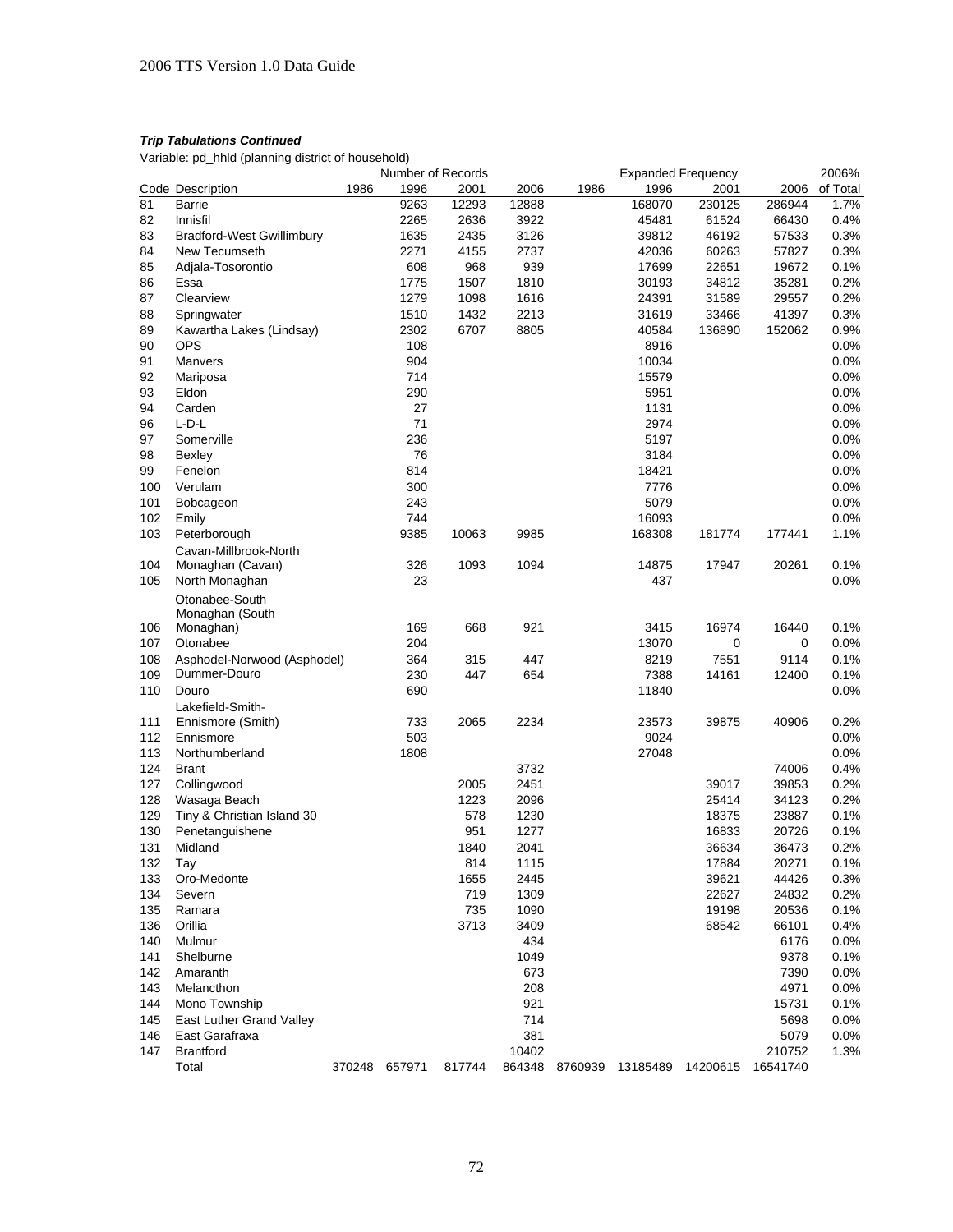***Trip Tabulations Continued***

Variable: pd_hhld (planning district of household)

| | | Number of Records | | | | Expanded Frequency | | | | 2006% |
|---|---|---|---|---|---|---|---|---|---|---|
| Code | Description | 1986 | 1996 | 2001 | 2006 | 1986 | 1996 | 2001 | 2006 | of Total |
| 81 | Barrie | | 9263 | 12293 | 12888 | | 168070 | 230125 | 286944 | 1.7% |
| 82 | Innisfil | | 2265 | 2636 | 3922 | | 45481 | 61524 | 66430 | 0.4% |
| 83 | Bradford-West Gwillimbury | | 1635 | 2435 | 3126 | | 39812 | 46192 | 57533 | 0.3% |
| 84 | New Tecumseth | | 2271 | 4155 | 2737 | | 42036 | 60263 | 57827 | 0.3% |
| 85 | Adjala-Tosorontio | | 608 | 968 | 939 | | 17699 | 22651 | 19672 | 0.1% |
| 86 | Essa | | 1775 | 1507 | 1810 | | 30193 | 34812 | 35281 | 0.2% |
| 87 | Clearview | | 1279 | 1098 | 1616 | | 24391 | 31589 | 29557 | 0.2% |
| 88 | Springwater | | 1510 | 1432 | 2213 | | 31619 | 33466 | 41397 | 0.3% |
| 89 | Kawartha Lakes (Lindsay) | | 2302 | 6707 | 8805 | | 40584 | 136890 | 152062 | 0.9% |
| 90 | OPS | | 108 | | | | 8916 | | | 0.0% |
| 91 | Manvers | | 904 | | | | 10034 | | | 0.0% |
| 92 | Mariposa | | 714 | | | | 15579 | | | 0.0% |
| 93 | Eldon | | 290 | | | | 5951 | | | 0.0% |
| 94 | Carden | | 27 | | | | 1131 | | | 0.0% |
| 96 | L-D-L | | 71 | | | | 2974 | | | 0.0% |
| 97 | Somerville | | 236 | | | | 5197 | | | 0.0% |
| 98 | Bexley | | 76 | | | | 3184 | | | 0.0% |
| 99 | Fenelon | | 814 | | | | 18421 | | | 0.0% |
| 100 | Verulam | | 300 | | | | 7776 | | | 0.0% |
| 101 | Bobcageon | | 243 | | | | 5079 | | | 0.0% |
| 102 | Emily | | 744 | | | | 16093 | | | 0.0% |
| 103 | Peterborough | | 9385 | 10063 | 9985 | | 168308 | 181774 | 177441 | 1.1% |
| 104 | Cavan-Millbrook-North Monaghan (Cavan) | | 326 | 1093 | 1094 | | 14875 | 17947 | 20261 | 0.1% |
| 105 | North Monaghan | | 23 | | | | 437 | | | 0.0% |
| 106 | Otonabee-South Monaghan (South Monaghan) | | 169 | 668 | 921 | | 3415 | 16974 | 16440 | 0.1% |
| 107 | Otonabee | | 204 | | | | 13070 | 0 | 0 | 0.0% |
| 108 | Asphodel-Norwood (Asphodel) | | 364 | 315 | 447 | | 8219 | 7551 | 9114 | 0.1% |
| 109 | Dummer-Douro | | 230 | 447 | 654 | | 7388 | 14161 | 12400 | 0.1% |
| 110 | Douro | | 690 | | | | 11840 | | | 0.0% |
| 111 | Lakefield-Smith-Ennismore (Smith) | | 733 | 2065 | 2234 | | 23573 | 39875 | 40906 | 0.2% |
| 112 | Ennismore | | 503 | | | | 9024 | | | 0.0% |
| 113 | Northumberland | | 1808 | | | | 27048 | | | 0.0% |
| 124 | Brant | | | | 3732 | | | | 74006 | 0.4% |
| 127 | Collingwood | | | 2005 | 2451 | | | 39017 | 39853 | 0.2% |
| 128 | Wasaga Beach | | | 1223 | 2096 | | | 25414 | 34123 | 0.2% |
| 129 | Tiny & Christian Island 30 | | | 578 | 1230 | | | 18375 | 23887 | 0.1% |
| 130 | Penetanguishene | | | 951 | 1277 | | | 16833 | 20726 | 0.1% |
| 131 | Midland | | | 1840 | 2041 | | | 36634 | 36473 | 0.2% |
| 132 | Tay | | | 814 | 1115 | | | 17884 | 20271 | 0.1% |
| 133 | Oro-Medonte | | | 1655 | 2445 | | | 39621 | 44426 | 0.3% |
| 134 | Severn | | | 719 | 1309 | | | 22627 | 24832 | 0.2% |
| 135 | Ramara | | | 735 | 1090 | | | 19198 | 20536 | 0.1% |
| 136 | Orillia | | | 3713 | 3409 | | | 68542 | 66101 | 0.4% |
| 140 | Mulmur | | | | 434 | | | | 6176 | 0.0% |
| 141 | Shelburne | | | | 1049 | | | | 9378 | 0.1% |
| 142 | Amaranth | | | | 673 | | | | 7390 | 0.0% |
| 143 | Melancthon | | | | 208 | | | | 4971 | 0.0% |
| 144 | Mono Township | | | | 921 | | | | 15731 | 0.1% |
| 145 | East Luther Grand Valley | | | | 714 | | | | 5698 | 0.0% |
| 146 | East Garafraxa | | | | 381 | | | | 5079 | 0.0% |
| 147 | Brantford | | | | 10402 | | | | 210752 | 1.3% |
| | Total | 370248 | 657971 | 817744 | 864348 | 8760939 | 13185489 | 14200615 | 16541740 | |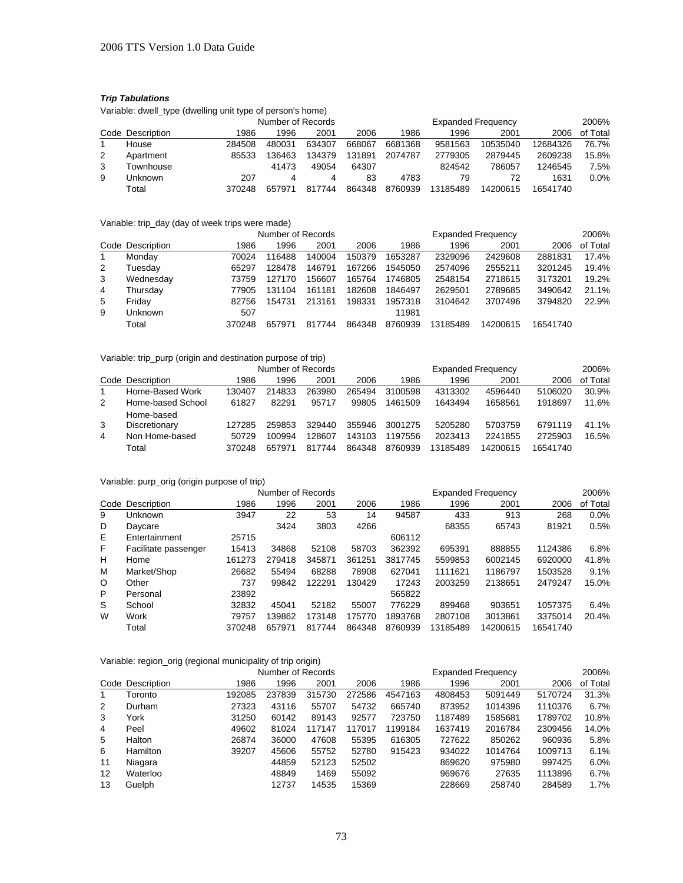***Trip Tabulations***

Variable: dwell_type (dwelling unit type of person's home)

| Code | Description | Number of Records 1986 | 1996 | 2001 | 2006 | Expanded Frequency 1986 | 1996 | 2001 | 2006 | 2006% of Total |
|---|---|---|---|---|---|---|---|---|---|---|
| 1 | House | 284508 | 480031 | 634307 | 668067 | 6681368 | 9581563 | 10535040 | 12684326 | 76.7% |
| 2 | Apartment | 85533 | 136463 | 134379 | 131891 | 2074787 | 2779305 | 2879445 | 2609238 | 15.8% |
| 3 | Townhouse | | 41473 | 49054 | 64307 | | 824542 | 786057 | 1246545 | 7.5% |
| 9 | Unknown | 207 | 4 | 4 | 83 | 4783 | 79 | 72 | 1631 | 0.0% |
| | Total | 370248 | 657971 | 817744 | 864348 | 8760939 | 13185489 | 14200615 | 16541740 | |

Variable: trip_day (day of week trips were made)

| Code | Description | Number of Records 1986 | 1996 | 2001 | 2006 | Expanded Frequency 1986 | 1996 | 2001 | 2006 | 2006% of Total |
|---|---|---|---|---|---|---|---|---|---|---|
| 1 | Monday | 70024 | 116488 | 140004 | 150379 | 1653287 | 2329096 | 2429608 | 2881831 | 17.4% |
| 2 | Tuesday | 65297 | 128478 | 146791 | 167266 | 1545050 | 2574096 | 2555211 | 3201245 | 19.4% |
| 3 | Wednesday | 73759 | 127170 | 156607 | 165764 | 1746805 | 2548154 | 2718615 | 3173201 | 19.2% |
| 4 | Thursday | 77905 | 131104 | 161181 | 182608 | 1846497 | 2629501 | 2789685 | 3490642 | 21.1% |
| 5 | Friday | 82756 | 154731 | 213161 | 198331 | 1957318 | 3104642 | 3707496 | 3794820 | 22.9% |
| 9 | Unknown | 507 | | | | 11981 | | | | |
| | Total | 370248 | 657971 | 817744 | 864348 | 8760939 | 13185489 | 14200615 | 16541740 | |

Variable: trip_purp (origin and destination purpose of trip)

| Code | Description | Number of Records 1986 | 1996 | 2001 | 2006 | Expanded Frequency 1986 | 1996 | 2001 | 2006 | 2006% of Total |
|---|---|---|---|---|---|---|---|---|---|---|
| 1 | Home-Based Work | 130407 | 214833 | 263980 | 265494 | 3100598 | 4313302 | 4596440 | 5106020 | 30.9% |
| 2 | Home-based School | 61827 | 82291 | 95717 | 99805 | 1461509 | 1643494 | 1658561 | 1918697 | 11.6% |
| 3 | Home-based Discretionary | 127285 | 259853 | 329440 | 355946 | 3001275 | 5205280 | 5703759 | 6791119 | 41.1% |
| 4 | Non Home-based | 50729 | 100994 | 128607 | 143103 | 1197556 | 2023413 | 2241855 | 2725903 | 16.5% |
| | Total | 370248 | 657971 | 817744 | 864348 | 8760939 | 13185489 | 14200615 | 16541740 | |

Variable: purp_orig (origin purpose of trip)

| Code | Description | Number of Records 1986 | 1996 | 2001 | 2006 | Expanded Frequency 1986 | 1996 | 2001 | 2006 | 2006% of Total |
|---|---|---|---|---|---|---|---|---|---|---|
| 9 | Unknown | 3947 | 22 | 53 | 14 | 94587 | 433 | 913 | 268 | 0.0% |
| D | Daycare | | 3424 | 3803 | 4266 | | 68355 | 65743 | 81921 | 0.5% |
| E | Entertainment | 25715 | | | | 606112 | | | | |
| F | Facilitate passenger | 15413 | 34868 | 52108 | 58703 | 362392 | 695391 | 888855 | 1124386 | 6.8% |
| H | Home | 161273 | 279418 | 345871 | 361251 | 3817745 | 5599853 | 6002145 | 6920000 | 41.8% |
| M | Market/Shop | 26682 | 55494 | 68288 | 78908 | 627041 | 1111621 | 1186797 | 1503528 | 9.1% |
| O | Other | 737 | 99842 | 122291 | 130429 | 17243 | 2003259 | 2138651 | 2479247 | 15.0% |
| P | Personal | 23892 | | | | 565822 | | | | |
| S | School | 32832 | 45041 | 52182 | 55007 | 776229 | 899468 | 903651 | 1057375 | 6.4% |
| W | Work | 79757 | 139862 | 173148 | 175770 | 1893768 | 2807108 | 3013861 | 3375014 | 20.4% |
| | Total | 370248 | 657971 | 817744 | 864348 | 8760939 | 13185489 | 14200615 | 16541740 | |

Variable: region_orig (regional municipality of trip origin)

| Code | Description | Number of Records 1986 | 1996 | 2001 | 2006 | Expanded Frequency 1986 | 1996 | 2001 | 2006 | 2006% of Total |
|---|---|---|---|---|---|---|---|---|---|---|
| 1 | Toronto | 192085 | 237839 | 315730 | 272586 | 4547163 | 4808453 | 5091449 | 5170724 | 31.3% |
| 2 | Durham | 27323 | 43116 | 55707 | 54732 | 665740 | 873952 | 1014396 | 1110376 | 6.7% |
| 3 | York | 31250 | 60142 | 89143 | 92577 | 723750 | 1187489 | 1585681 | 1789702 | 10.8% |
| 4 | Peel | 49602 | 81024 | 117147 | 117017 | 1199184 | 1637419 | 2016784 | 2309456 | 14.0% |
| 5 | Halton | 26874 | 36000 | 47608 | 55395 | 616305 | 727622 | 850262 | 960936 | 5.8% |
| 6 | Hamilton | 39207 | 45606 | 55752 | 52780 | 915423 | 934022 | 1014764 | 1009713 | 6.1% |
| 11 | Niagara | | 44859 | 52123 | 52502 | | 869620 | 975980 | 997425 | 6.0% |
| 12 | Waterloo | | 48849 | 1469 | 55092 | | 969676 | 27635 | 1113896 | 6.7% |
| 13 | Guelph | | 12737 | 14535 | 15369 | | 228669 | 258740 | 284589 | 1.7% |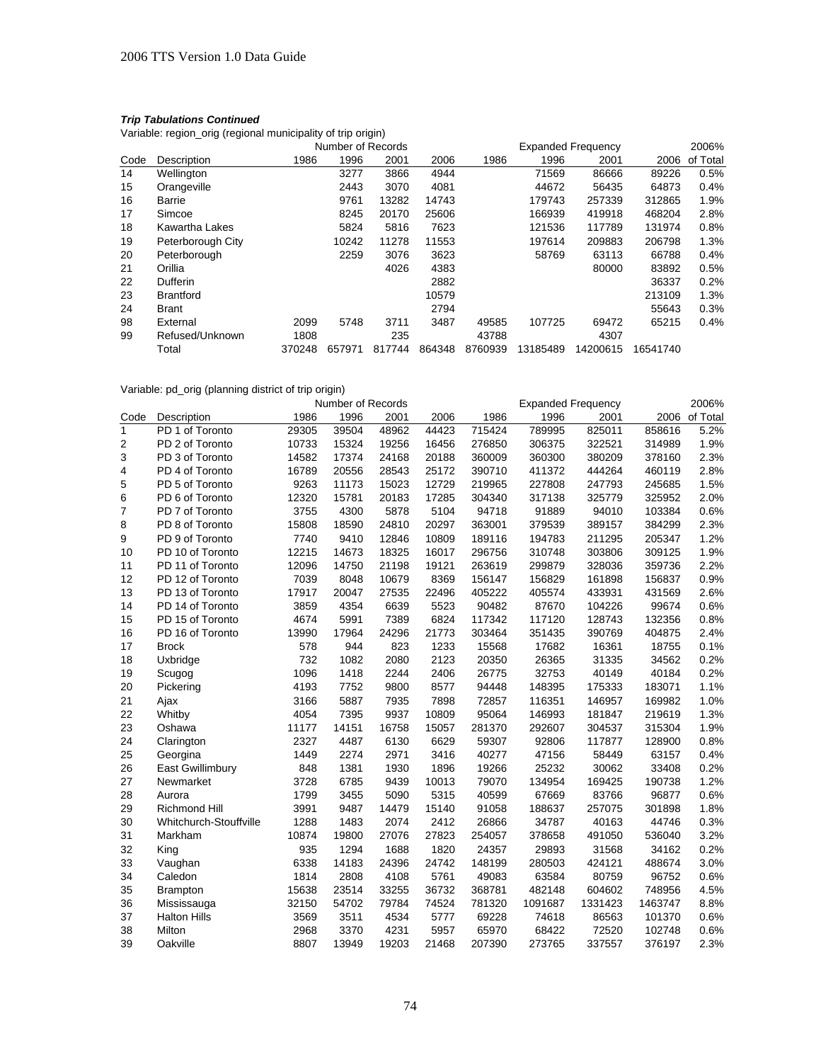***Trip Tabulations Continued***

Variable: region_orig (regional municipality of trip origin)

| | | Number of Records | | | | Expanded Frequency | | | | 2006% |
|---|---|---|---|---|---|---|---|---|---|---|
| Code | Description | 1986 | 1996 | 2001 | 2006 | 1986 | 1996 | 2001 | 2006 | of Total |
| 14 | Wellington | | 3277 | 3866 | 4944 | | 71569 | 86666 | 89226 | 0.5% |
| 15 | Orangeville | | 2443 | 3070 | 4081 | | 44672 | 56435 | 64873 | 0.4% |
| 16 | Barrie | | 9761 | 13282 | 14743 | | 179743 | 257339 | 312865 | 1.9% |
| 17 | Simcoe | | 8245 | 20170 | 25606 | | 166939 | 419918 | 468204 | 2.8% |
| 18 | Kawartha Lakes | | 5824 | 5816 | 7623 | | 121536 | 117789 | 131974 | 0.8% |
| 19 | Peterborough City | | 10242 | 11278 | 11553 | | 197614 | 209883 | 206798 | 1.3% |
| 20 | Peterborough | | 2259 | 3076 | 3623 | | 58769 | 63113 | 66788 | 0.4% |
| 21 | Orillia | | | 4026 | 4383 | | | 80000 | 83892 | 0.5% |
| 22 | Dufferin | | | | 2882 | | | | 36337 | 0.2% |
| 23 | Brantford | | | | 10579 | | | | 213109 | 1.3% |
| 24 | Brant | | | | 2794 | | | | 55643 | 0.3% |
| 98 | External | 2099 | 5748 | 3711 | 3487 | 49585 | 107725 | 69472 | 65215 | 0.4% |
| 99 | Refused/Unknown | 1808 | | 235 | | 43788 | | 4307 | | |
| | Total | 370248 | 657971 | 817744 | 864348 | 8760939 | 13185489 | 14200615 | 16541740 | |

Variable: pd_orig (planning district of trip origin)

| | | Number of Records | | | | Expanded Frequency | | | | 2006% |
|---|---|---|---|---|---|---|---|---|---|---|
| Code | Description | 1986 | 1996 | 2001 | 2006 | 1986 | 1996 | 2001 | 2006 | of Total |
| 1 | PD 1 of Toronto | 29305 | 39504 | 48962 | 44423 | 715424 | 789995 | 825011 | 858616 | 5.2% |
| 2 | PD 2 of Toronto | 10733 | 15324 | 19256 | 16456 | 276850 | 306375 | 322521 | 314989 | 1.9% |
| 3 | PD 3 of Toronto | 14582 | 17374 | 24168 | 20188 | 360009 | 360300 | 380209 | 378160 | 2.3% |
| 4 | PD 4 of Toronto | 16789 | 20556 | 28543 | 25172 | 390710 | 411372 | 444264 | 460119 | 2.8% |
| 5 | PD 5 of Toronto | 9263 | 11173 | 15023 | 12729 | 219965 | 227808 | 247793 | 245685 | 1.5% |
| 6 | PD 6 of Toronto | 12320 | 15781 | 20183 | 17285 | 304340 | 317138 | 325779 | 325952 | 2.0% |
| 7 | PD 7 of Toronto | 3755 | 4300 | 5878 | 5104 | 94718 | 91889 | 94010 | 103384 | 0.6% |
| 8 | PD 8 of Toronto | 15808 | 18590 | 24810 | 20297 | 363001 | 379539 | 389157 | 384299 | 2.3% |
| 9 | PD 9 of Toronto | 7740 | 9410 | 12846 | 10809 | 189116 | 194783 | 211295 | 205347 | 1.2% |
| 10 | PD 10 of Toronto | 12215 | 14673 | 18325 | 16017 | 296756 | 310748 | 303806 | 309125 | 1.9% |
| 11 | PD 11 of Toronto | 12096 | 14750 | 21198 | 19121 | 263619 | 299879 | 328036 | 359736 | 2.2% |
| 12 | PD 12 of Toronto | 7039 | 8048 | 10679 | 8369 | 156147 | 156829 | 161898 | 156837 | 0.9% |
| 13 | PD 13 of Toronto | 17917 | 20047 | 27535 | 22496 | 405222 | 405574 | 433931 | 431569 | 2.6% |
| 14 | PD 14 of Toronto | 3859 | 4354 | 6639 | 5523 | 90482 | 87670 | 104226 | 99674 | 0.6% |
| 15 | PD 15 of Toronto | 4674 | 5991 | 7389 | 6824 | 117342 | 117120 | 128743 | 132356 | 0.8% |
| 16 | PD 16 of Toronto | 13990 | 17964 | 24296 | 21773 | 303464 | 351435 | 390769 | 404875 | 2.4% |
| 17 | Brock | 578 | 944 | 823 | 1233 | 15568 | 17682 | 16361 | 18755 | 0.1% |
| 18 | Uxbridge | 732 | 1082 | 2080 | 2123 | 20350 | 26365 | 31335 | 34562 | 0.2% |
| 19 | Scugog | 1096 | 1418 | 2244 | 2406 | 26775 | 32753 | 40149 | 40184 | 0.2% |
| 20 | Pickering | 4193 | 7752 | 9800 | 8577 | 94448 | 148395 | 175333 | 183071 | 1.1% |
| 21 | Ajax | 3166 | 5887 | 7935 | 7898 | 72857 | 116351 | 146957 | 169982 | 1.0% |
| 22 | Whitby | 4054 | 7395 | 9937 | 10809 | 95064 | 146993 | 181847 | 219619 | 1.3% |
| 23 | Oshawa | 11177 | 14151 | 16758 | 15057 | 281370 | 292607 | 304537 | 315304 | 1.9% |
| 24 | Clarington | 2327 | 4487 | 6130 | 6629 | 59307 | 92806 | 117877 | 128900 | 0.8% |
| 25 | Georgina | 1449 | 2274 | 2971 | 3416 | 40277 | 47156 | 58449 | 63157 | 0.4% |
| 26 | East Gwillimbury | 848 | 1381 | 1930 | 1896 | 19266 | 25232 | 30062 | 33408 | 0.2% |
| 27 | Newmarket | 3728 | 6785 | 9439 | 10013 | 79070 | 134954 | 169425 | 190738 | 1.2% |
| 28 | Aurora | 1799 | 3455 | 5090 | 5315 | 40599 | 67669 | 83766 | 96877 | 0.6% |
| 29 | Richmond Hill | 3991 | 9487 | 14479 | 15140 | 91058 | 188637 | 257075 | 301898 | 1.8% |
| 30 | Whitchurch-Stouffville | 1288 | 1483 | 2074 | 2412 | 26866 | 34787 | 40163 | 44746 | 0.3% |
| 31 | Markham | 10874 | 19800 | 27076 | 27823 | 254057 | 378658 | 491050 | 536040 | 3.2% |
| 32 | King | 935 | 1294 | 1688 | 1820 | 24357 | 29893 | 31568 | 34162 | 0.2% |
| 33 | Vaughan | 6338 | 14183 | 24396 | 24742 | 148199 | 280503 | 424121 | 488674 | 3.0% |
| 34 | Caledon | 1814 | 2808 | 4108 | 5761 | 49083 | 63584 | 80759 | 96752 | 0.6% |
| 35 | Brampton | 15638 | 23514 | 33255 | 36732 | 368781 | 482148 | 604602 | 748956 | 4.5% |
| 36 | Mississauga | 32150 | 54702 | 79784 | 74524 | 781320 | 1091687 | 1331423 | 1463747 | 8.8% |
| 37 | Halton Hills | 3569 | 3511 | 4534 | 5777 | 69228 | 74618 | 86563 | 101370 | 0.6% |
| 38 | Milton | 2968 | 3370 | 4231 | 5957 | 65970 | 68422 | 72520 | 102748 | 0.6% |
| 39 | Oakville | 8807 | 13949 | 19203 | 21468 | 207390 | 273765 | 337557 | 376197 | 2.3% |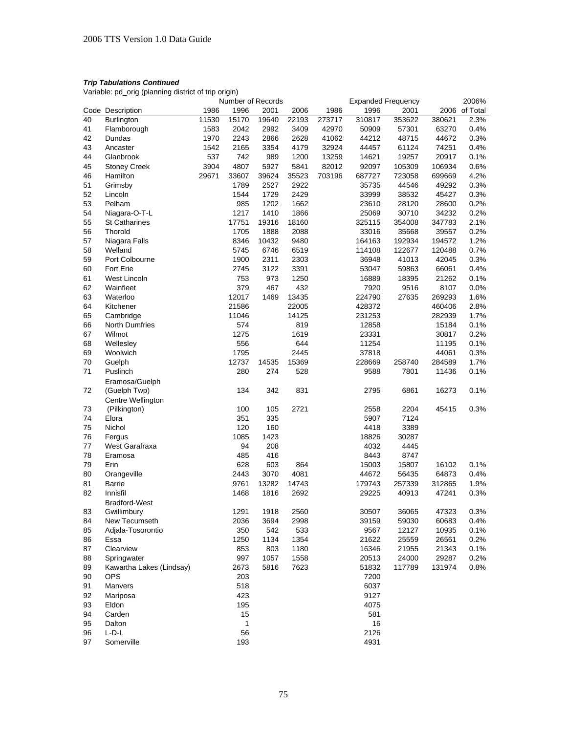***Trip Tabulations Continued***

Variable: pd_orig (planning district of trip origin)

| | | Number of Records | | | | Expanded Frequency | | | | 2006% |
|---|---|---|---|---|---|---|---|---|---|---|
| Code | Description | 1986 | 1996 | 2001 | 2006 | 1986 | 1996 | 2001 | 2006 | of Total |
| 40 | Burlington | 11530 | 15170 | 19640 | 22193 | 273717 | 310817 | 353622 | 380621 | 2.3% |
| 41 | Flamborough | 1583 | 2042 | 2992 | 3409 | 42970 | 50909 | 57301 | 63270 | 0.4% |
| 42 | Dundas | 1970 | 2243 | 2866 | 2628 | 41062 | 44212 | 48715 | 44672 | 0.3% |
| 43 | Ancaster | 1542 | 2165 | 3354 | 4179 | 32924 | 44457 | 61124 | 74251 | 0.4% |
| 44 | Glanbrook | 537 | 742 | 989 | 1200 | 13259 | 14621 | 19257 | 20917 | 0.1% |
| 45 | Stoney Creek | 3904 | 4807 | 5927 | 5841 | 82012 | 92097 | 105309 | 106934 | 0.6% |
| 46 | Hamilton | 29671 | 33607 | 39624 | 35523 | 703196 | 687727 | 723058 | 699669 | 4.2% |
| 51 | Grimsby | | 1789 | 2527 | 2922 | | 35735 | 44546 | 49292 | 0.3% |
| 52 | Lincoln | | 1544 | 1729 | 2429 | | 33999 | 38532 | 45427 | 0.3% |
| 53 | Pelham | | 985 | 1202 | 1662 | | 23610 | 28120 | 28600 | 0.2% |
| 54 | Niagara-O-T-L | | 1217 | 1410 | 1866 | | 25069 | 30710 | 34232 | 0.2% |
| 55 | St Catharines | | 17751 | 19316 | 18160 | | 325115 | 354008 | 347783 | 2.1% |
| 56 | Thorold | | 1705 | 1888 | 2088 | | 33016 | 35668 | 39557 | 0.2% |
| 57 | Niagara Falls | | 8346 | 10432 | 9480 | | 164163 | 192934 | 194572 | 1.2% |
| 58 | Welland | | 5745 | 6746 | 6519 | | 114108 | 122677 | 120488 | 0.7% |
| 59 | Port Colbourne | | 1900 | 2311 | 2303 | | 36948 | 41013 | 42045 | 0.3% |
| 60 | Fort Erie | | 2745 | 3122 | 3391 | | 53047 | 59863 | 66061 | 0.4% |
| 61 | West Lincoln | | 753 | 973 | 1250 | | 16889 | 18395 | 21262 | 0.1% |
| 62 | Wainfleet | | 379 | 467 | 432 | | 7920 | 9516 | 8107 | 0.0% |
| 63 | Waterloo | | 12017 | 1469 | 13435 | | 224790 | 27635 | 269293 | 1.6% |
| 64 | Kitchener | | 21586 | | 22005 | | 428372 | | 460406 | 2.8% |
| 65 | Cambridge | | 11046 | | 14125 | | 231253 | | 282939 | 1.7% |
| 66 | North Dumfries | | 574 | | 819 | | 12858 | | 15184 | 0.1% |
| 67 | Wilmot | | 1275 | | 1619 | | 23331 | | 30817 | 0.2% |
| 68 | Wellesley | | 556 | | 644 | | 11254 | | 11195 | 0.1% |
| 69 | Woolwich | | 1795 | | 2445 | | 37818 | | 44061 | 0.3% |
| 70 | Guelph | | 12737 | 14535 | 15369 | | 228669 | 258740 | 284589 | 1.7% |
| 71 | Puslinch | | 280 | 274 | 528 | | 9588 | 7801 | 11436 | 0.1% |
| 72 | Eramosa/Guelph (Guelph Twp) | | 134 | 342 | 831 | | 2795 | 6861 | 16273 | 0.1% |
| 73 | Centre Wellington (Pilkington) | | 100 | 105 | 2721 | | 2558 | 2204 | 45415 | 0.3% |
| 74 | Elora | | 351 | 335 | | | 5907 | 7124 | | |
| 75 | Nichol | | 120 | 160 | | | 4418 | 3389 | | |
| 76 | Fergus | | 1085 | 1423 | | | 18826 | 30287 | | |
| 77 | West Garafraxa | | 94 | 208 | | | 4032 | 4445 | | |
| 78 | Eramosa | | 485 | 416 | | | 8443 | 8747 | | |
| 79 | Erin | | 628 | 603 | 864 | | 15003 | 15807 | 16102 | 0.1% |
| 80 | Orangeville | | 2443 | 3070 | 4081 | | 44672 | 56435 | 64873 | 0.4% |
| 81 | Barrie | | 9761 | 13282 | 14743 | | 179743 | 257339 | 312865 | 1.9% |
| 82 | Innisfil | | 1468 | 1816 | 2692 | | 29225 | 40913 | 47241 | 0.3% |
| 83 | Bradford-West Gwillimbury | | 1291 | 1918 | 2560 | | 30507 | 36065 | 47323 | 0.3% |
| 84 | New Tecumseth | | 2036 | 3694 | 2998 | | 39159 | 59030 | 60683 | 0.4% |
| 85 | Adjala-Tosorontio | | 350 | 542 | 533 | | 9567 | 12127 | 10935 | 0.1% |
| 86 | Essa | | 1250 | 1134 | 1354 | | 21622 | 25559 | 26561 | 0.2% |
| 87 | Clearview | | 853 | 803 | 1180 | | 16346 | 21955 | 21343 | 0.1% |
| 88 | Springwater | | 997 | 1057 | 1558 | | 20513 | 24000 | 29287 | 0.2% |
| 89 | Kawartha Lakes (Lindsay) | | 2673 | 5816 | 7623 | | 51832 | 117789 | 131974 | 0.8% |
| 90 | OPS | | 203 | | | | 7200 | | | |
| 91 | Manvers | | 518 | | | | 6037 | | | |
| 92 | Mariposa | | 423 | | | | 9127 | | | |
| 93 | Eldon | | 195 | | | | 4075 | | | |
| 94 | Carden | | 15 | | | | 581 | | | |
| 95 | Dalton | | 1 | | | | 16 | | | |
| 96 | L-D-L | | 56 | | | | 2126 | | | |
| 97 | Somerville | | 193 | | | | 4931 | | | |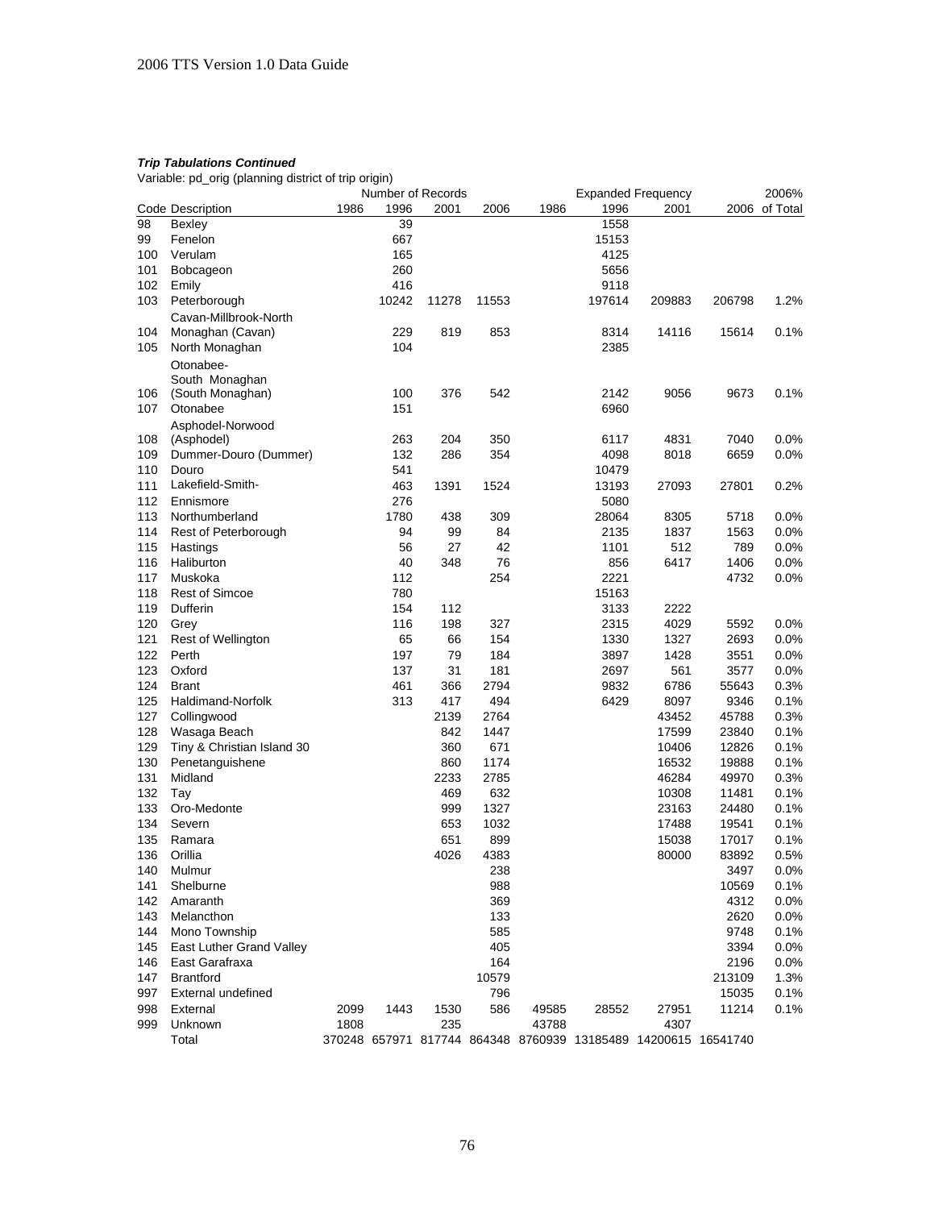***Trip Tabulations Continued***

Variable: pd_orig (planning district of trip origin)

| | | Number of Records | | | | Expanded Frequency | | | | 2006% |
|---|---|---|---|---|---|---|---|---|---|---|
| Code | Description | 1986 | 1996 | 2001 | 2006 | 1986 | 1996 | 2001 | 2006 | of Total |
| 98 | Bexley | | 39 | | | | 1558 | | | |
| 99 | Fenelon | | 667 | | | | 15153 | | | |
| 100 | Verulam | | 165 | | | | 4125 | | | |
| 101 | Bobcageon | | 260 | | | | 5656 | | | |
| 102 | Emily | | 416 | | | | 9118 | | | |
| 103 | Peterborough | | 10242 | 11278 | 11553 | | 197614 | 209883 | 206798 | 1.2% |
| 104 | Cavan-Millbrook-North Monaghan (Cavan) | | 229 | 819 | 853 | | 8314 | 14116 | 15614 | 0.1% |
| 105 | North Monaghan | | 104 | | | | 2385 | | | |
| 106 | Otonabee-South Monaghan (South Monaghan) | | 100 | 376 | 542 | | 2142 | 9056 | 9673 | 0.1% |
| 107 | Otonabee | | 151 | | | | 6960 | | | |
| 108 | Asphodel-Norwood (Asphodel) | | 263 | 204 | 350 | | 6117 | 4831 | 7040 | 0.0% |
| 109 | Dummer-Douro (Dummer) | | 132 | 286 | 354 | | 4098 | 8018 | 6659 | 0.0% |
| 110 | Douro | | 541 | | | | 10479 | | | |
| 111 | Lakefield-Smith- | | 463 | 1391 | 1524 | | 13193 | 27093 | 27801 | 0.2% |
| 112 | Ennismore | | 276 | | | | 5080 | | | |
| 113 | Northumberland | | 1780 | 438 | 309 | | 28064 | 8305 | 5718 | 0.0% |
| 114 | Rest of Peterborough | | 94 | 99 | 84 | | 2135 | 1837 | 1563 | 0.0% |
| 115 | Hastings | | 56 | 27 | 42 | | 1101 | 512 | 789 | 0.0% |
| 116 | Haliburton | | 40 | 348 | 76 | | 856 | 6417 | 1406 | 0.0% |
| 117 | Muskoka | | 112 | | 254 | | 2221 | | 4732 | 0.0% |
| 118 | Rest of Simcoe | | 780 | | | | 15163 | | | |
| 119 | Dufferin | | 154 | 112 | | | 3133 | 2222 | | |
| 120 | Grey | | 116 | 198 | 327 | | 2315 | 4029 | 5592 | 0.0% |
| 121 | Rest of Wellington | | 65 | 66 | 154 | | 1330 | 1327 | 2693 | 0.0% |
| 122 | Perth | | 197 | 79 | 184 | | 3897 | 1428 | 3551 | 0.0% |
| 123 | Oxford | | 137 | 31 | 181 | | 2697 | 561 | 3577 | 0.0% |
| 124 | Brant | | 461 | 366 | 2794 | | 9832 | 6786 | 55643 | 0.3% |
| 125 | Haldimand-Norfolk | | 313 | 417 | 494 | | 6429 | 8097 | 9346 | 0.1% |
| 127 | Collingwood | | | 2139 | 2764 | | | 43452 | 45788 | 0.3% |
| 128 | Wasaga Beach | | | 842 | 1447 | | | 17599 | 23840 | 0.1% |
| 129 | Tiny & Christian Island 30 | | | 360 | 671 | | | 10406 | 12826 | 0.1% |
| 130 | Penetanguishene | | | 860 | 1174 | | | 16532 | 19888 | 0.1% |
| 131 | Midland | | | 2233 | 2785 | | | 46284 | 49970 | 0.3% |
| 132 | Tay | | | 469 | 632 | | | 10308 | 11481 | 0.1% |
| 133 | Oro-Medonte | | | 999 | 1327 | | | 23163 | 24480 | 0.1% |
| 134 | Severn | | | 653 | 1032 | | | 17488 | 19541 | 0.1% |
| 135 | Ramara | | | 651 | 899 | | | 15038 | 17017 | 0.1% |
| 136 | Orillia | | | 4026 | 4383 | | | 80000 | 83892 | 0.5% |
| 140 | Mulmur | | | | 238 | | | | 3497 | 0.0% |
| 141 | Shelburne | | | | 988 | | | | 10569 | 0.1% |
| 142 | Amaranth | | | | 369 | | | | 4312 | 0.0% |
| 143 | Melancthon | | | | 133 | | | | 2620 | 0.0% |
| 144 | Mono Township | | | | 585 | | | | 9748 | 0.1% |
| 145 | East Luther Grand Valley | | | | 405 | | | | 3394 | 0.0% |
| 146 | East Garafraxa | | | | 164 | | | | 2196 | 0.0% |
| 147 | Brantford | | | | 10579 | | | | 213109 | 1.3% |
| 997 | External undefined | | | | 796 | | | | 15035 | 0.1% |
| 998 | External | 2099 | 1443 | 1530 | 586 | 49585 | 28552 | 27951 | 11214 | 0.1% |
| 999 | Unknown | 1808 | | 235 | | 43788 | | 4307 | | |
| | Total | 370248 | 657971 | 817744 | 864348 | 8760939 | 13185489 | 14200615 | 16541740 | |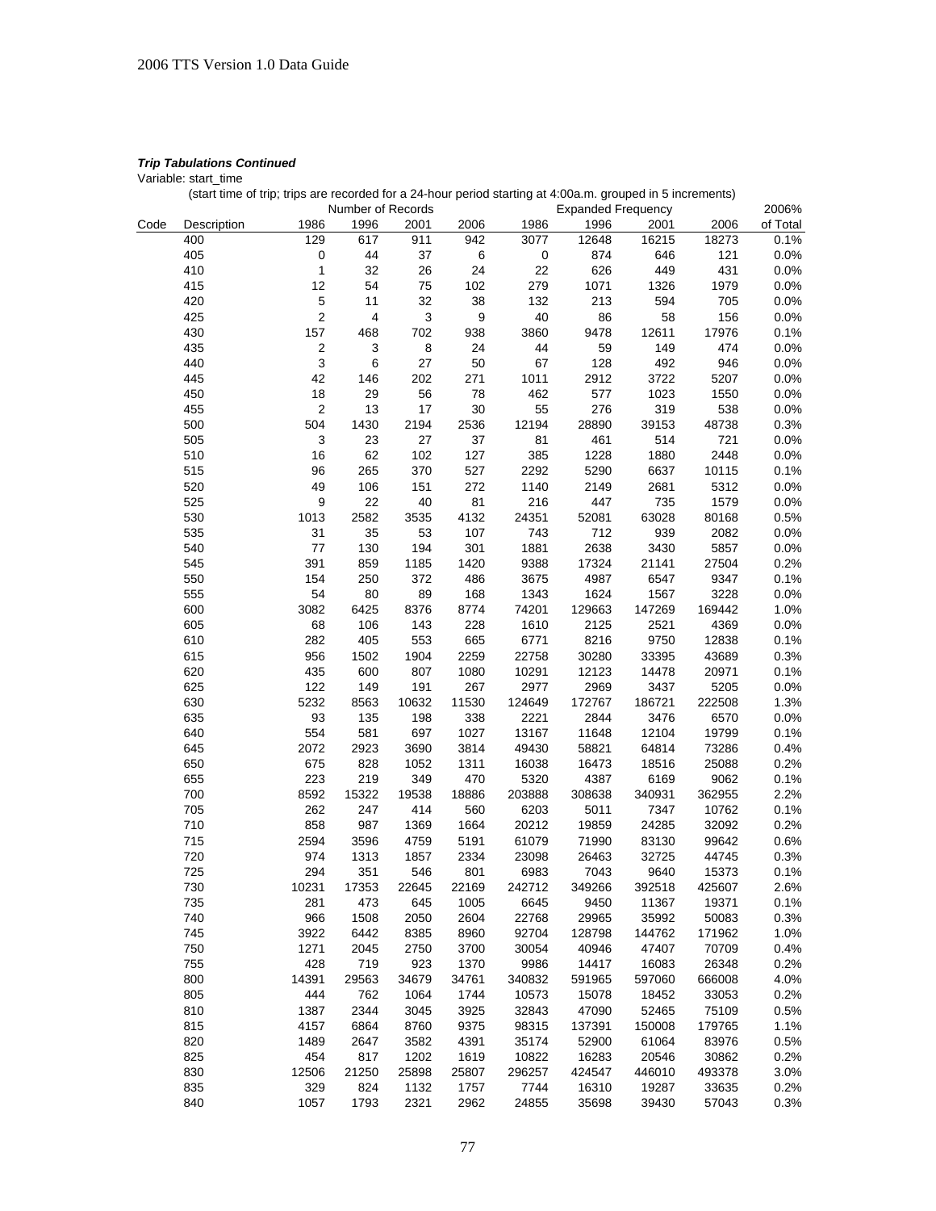***Trip Tabulations Continued***

Variable: start_time

(start time of trip; trips are recorded for a 24-hour period starting at 4:00a.m. grouped in 5 increments)

| Code | Description | Number of Records | | | | Expanded Frequency | | | | 2006% |
|---|---|---|---|---|---|---|---|---|---|---|
| | | 1986 | 1996 | 2001 | 2006 | 1986 | 1996 | 2001 | 2006 | of Total |
| | 400 | 129 | 617 | 911 | 942 | 3077 | 12648 | 16215 | 18273 | 0.1% |
| | 405 | 0 | 44 | 37 | 6 | 0 | 874 | 646 | 121 | 0.0% |
| | 410 | 1 | 32 | 26 | 24 | 22 | 626 | 449 | 431 | 0.0% |
| | 415 | 12 | 54 | 75 | 102 | 279 | 1071 | 1326 | 1979 | 0.0% |
| | 420 | 5 | 11 | 32 | 38 | 132 | 213 | 594 | 705 | 0.0% |
| | 425 | 2 | 4 | 3 | 9 | 40 | 86 | 58 | 156 | 0.0% |
| | 430 | 157 | 468 | 702 | 938 | 3860 | 9478 | 12611 | 17976 | 0.1% |
| | 435 | 2 | 3 | 8 | 24 | 44 | 59 | 149 | 474 | 0.0% |
| | 440 | 3 | 6 | 27 | 50 | 67 | 128 | 492 | 946 | 0.0% |
| | 445 | 42 | 146 | 202 | 271 | 1011 | 2912 | 3722 | 5207 | 0.0% |
| | 450 | 18 | 29 | 56 | 78 | 462 | 577 | 1023 | 1550 | 0.0% |
| | 455 | 2 | 13 | 17 | 30 | 55 | 276 | 319 | 538 | 0.0% |
| | 500 | 504 | 1430 | 2194 | 2536 | 12194 | 28890 | 39153 | 48738 | 0.3% |
| | 505 | 3 | 23 | 27 | 37 | 81 | 461 | 514 | 721 | 0.0% |
| | 510 | 16 | 62 | 102 | 127 | 385 | 1228 | 1880 | 2448 | 0.0% |
| | 515 | 96 | 265 | 370 | 527 | 2292 | 5290 | 6637 | 10115 | 0.1% |
| | 520 | 49 | 106 | 151 | 272 | 1140 | 2149 | 2681 | 5312 | 0.0% |
| | 525 | 9 | 22 | 40 | 81 | 216 | 447 | 735 | 1579 | 0.0% |
| | 530 | 1013 | 2582 | 3535 | 4132 | 24351 | 52081 | 63028 | 80168 | 0.5% |
| | 535 | 31 | 35 | 53 | 107 | 743 | 712 | 939 | 2082 | 0.0% |
| | 540 | 77 | 130 | 194 | 301 | 1881 | 2638 | 3430 | 5857 | 0.0% |
| | 545 | 391 | 859 | 1185 | 1420 | 9388 | 17324 | 21141 | 27504 | 0.2% |
| | 550 | 154 | 250 | 372 | 486 | 3675 | 4987 | 6547 | 9347 | 0.1% |
| | 555 | 54 | 80 | 89 | 168 | 1343 | 1624 | 1567 | 3228 | 0.0% |
| | 600 | 3082 | 6425 | 8376 | 8774 | 74201 | 129663 | 147269 | 169442 | 1.0% |
| | 605 | 68 | 106 | 143 | 228 | 1610 | 2125 | 2521 | 4369 | 0.0% |
| | 610 | 282 | 405 | 553 | 665 | 6771 | 8216 | 9750 | 12838 | 0.1% |
| | 615 | 956 | 1502 | 1904 | 2259 | 22758 | 30280 | 33395 | 43689 | 0.3% |
| | 620 | 435 | 600 | 807 | 1080 | 10291 | 12123 | 14478 | 20971 | 0.1% |
| | 625 | 122 | 149 | 191 | 267 | 2977 | 2969 | 3437 | 5205 | 0.0% |
| | 630 | 5232 | 8563 | 10632 | 11530 | 124649 | 172767 | 186721 | 222508 | 1.3% |
| | 635 | 93 | 135 | 198 | 338 | 2221 | 2844 | 3476 | 6570 | 0.0% |
| | 640 | 554 | 581 | 697 | 1027 | 13167 | 11648 | 12104 | 19799 | 0.1% |
| | 645 | 2072 | 2923 | 3690 | 3814 | 49430 | 58821 | 64814 | 73286 | 0.4% |
| | 650 | 675 | 828 | 1052 | 1311 | 16038 | 16473 | 18516 | 25088 | 0.2% |
| | 655 | 223 | 219 | 349 | 470 | 5320 | 4387 | 6169 | 9062 | 0.1% |
| | 700 | 8592 | 15322 | 19538 | 18886 | 203888 | 308638 | 340931 | 362955 | 2.2% |
| | 705 | 262 | 247 | 414 | 560 | 6203 | 5011 | 7347 | 10762 | 0.1% |
| | 710 | 858 | 987 | 1369 | 1664 | 20212 | 19859 | 24285 | 32092 | 0.2% |
| | 715 | 2594 | 3596 | 4759 | 5191 | 61079 | 71990 | 83130 | 99642 | 0.6% |
| | 720 | 974 | 1313 | 1857 | 2334 | 23098 | 26463 | 32725 | 44745 | 0.3% |
| | 725 | 294 | 351 | 546 | 801 | 6983 | 7043 | 9640 | 15373 | 0.1% |
| | 730 | 10231 | 17353 | 22645 | 22169 | 242712 | 349266 | 392518 | 425607 | 2.6% |
| | 735 | 281 | 473 | 645 | 1005 | 6645 | 9450 | 11367 | 19371 | 0.1% |
| | 740 | 966 | 1508 | 2050 | 2604 | 22768 | 29965 | 35992 | 50083 | 0.3% |
| | 745 | 3922 | 6442 | 8385 | 8960 | 92704 | 128798 | 144762 | 171962 | 1.0% |
| | 750 | 1271 | 2045 | 2750 | 3700 | 30054 | 40946 | 47407 | 70709 | 0.4% |
| | 755 | 428 | 719 | 923 | 1370 | 9986 | 14417 | 16083 | 26348 | 0.2% |
| | 800 | 14391 | 29563 | 34679 | 34761 | 340832 | 591965 | 597060 | 666008 | 4.0% |
| | 805 | 444 | 762 | 1064 | 1744 | 10573 | 15078 | 18452 | 33053 | 0.2% |
| | 810 | 1387 | 2344 | 3045 | 3925 | 32843 | 47090 | 52465 | 75109 | 0.5% |
| | 815 | 4157 | 6864 | 8760 | 9375 | 98315 | 137391 | 150008 | 179765 | 1.1% |
| | 820 | 1489 | 2647 | 3582 | 4391 | 35174 | 52900 | 61064 | 83976 | 0.5% |
| | 825 | 454 | 817 | 1202 | 1619 | 10822 | 16283 | 20546 | 30862 | 0.2% |
| | 830 | 12506 | 21250 | 25898 | 25807 | 296257 | 424547 | 446010 | 493378 | 3.0% |
| | 835 | 329 | 824 | 1132 | 1757 | 7744 | 16310 | 19287 | 33635 | 0.2% |
| | 840 | 1057 | 1793 | 2321 | 2962 | 24855 | 35698 | 39430 | 57043 | 0.3% |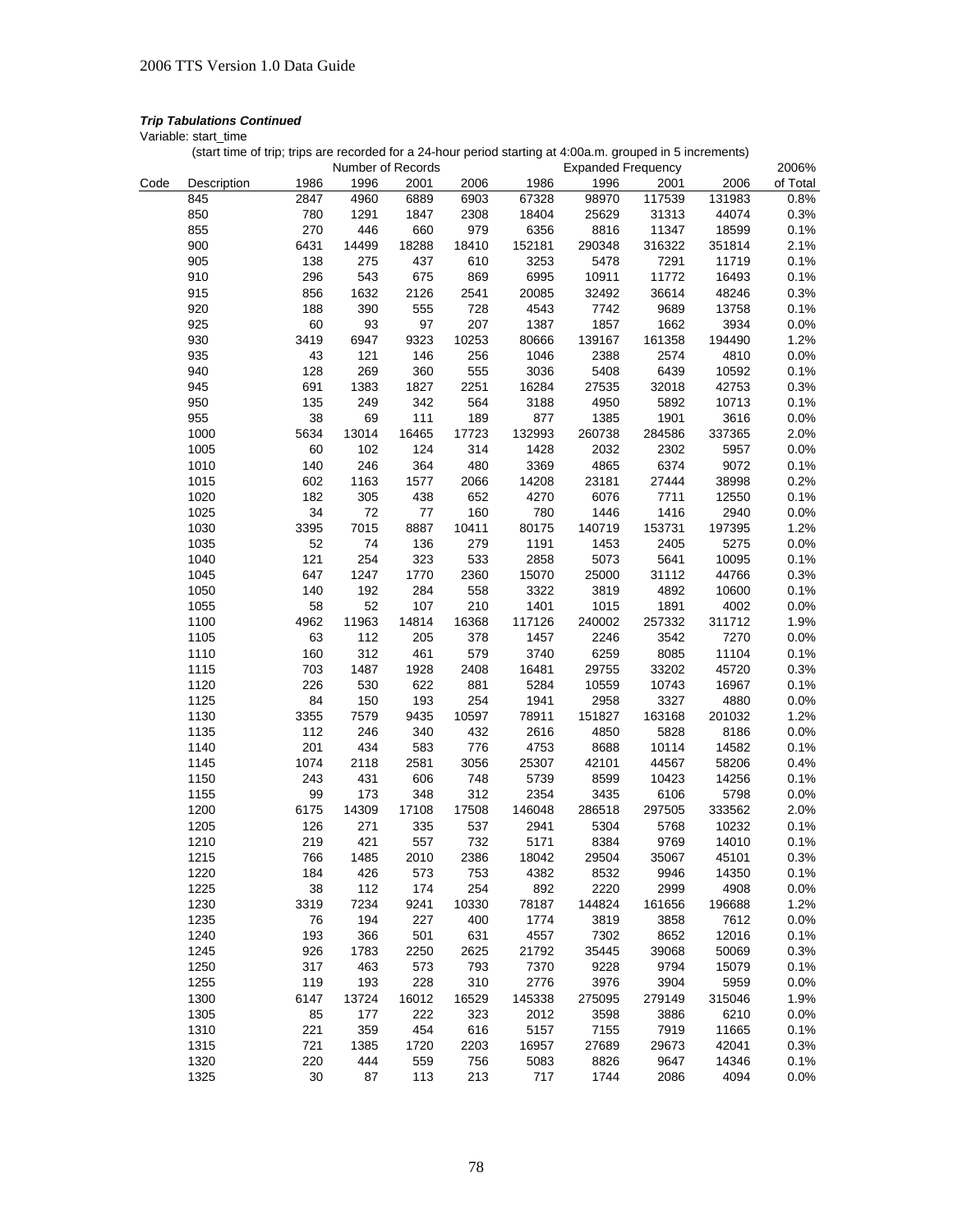***Trip Tabulations Continued***

Variable: start_time

(start time of trip; trips are recorded for a 24-hour period starting at 4:00a.m. grouped in 5 increments)

| Code | Description | Number of Records 1986 | 1996 | 2001 | 2006 | Expanded Frequency 1986 | 1996 | 2001 | 2006 | 2006% of Total |
|---|---|---|---|---|---|---|---|---|---|---|
| | 845 | 2847 | 4960 | 6889 | 6903 | 67328 | 98970 | 117539 | 131983 | 0.8% |
| | 850 | 780 | 1291 | 1847 | 2308 | 18404 | 25629 | 31313 | 44074 | 0.3% |
| | 855 | 270 | 446 | 660 | 979 | 6356 | 8816 | 11347 | 18599 | 0.1% |
| | 900 | 6431 | 14499 | 18288 | 18410 | 152181 | 290348 | 316322 | 351814 | 2.1% |
| | 905 | 138 | 275 | 437 | 610 | 3253 | 5478 | 7291 | 11719 | 0.1% |
| | 910 | 296 | 543 | 675 | 869 | 6995 | 10911 | 11772 | 16493 | 0.1% |
| | 915 | 856 | 1632 | 2126 | 2541 | 20085 | 32492 | 36614 | 48246 | 0.3% |
| | 920 | 188 | 390 | 555 | 728 | 4543 | 7742 | 9689 | 13758 | 0.1% |
| | 925 | 60 | 93 | 97 | 207 | 1387 | 1857 | 1662 | 3934 | 0.0% |
| | 930 | 3419 | 6947 | 9323 | 10253 | 80666 | 139167 | 161358 | 194490 | 1.2% |
| | 935 | 43 | 121 | 146 | 256 | 1046 | 2388 | 2574 | 4810 | 0.0% |
| | 940 | 128 | 269 | 360 | 555 | 3036 | 5408 | 6439 | 10592 | 0.1% |
| | 945 | 691 | 1383 | 1827 | 2251 | 16284 | 27535 | 32018 | 42753 | 0.3% |
| | 950 | 135 | 249 | 342 | 564 | 3188 | 4950 | 5892 | 10713 | 0.1% |
| | 955 | 38 | 69 | 111 | 189 | 877 | 1385 | 1901 | 3616 | 0.0% |
| | 1000 | 5634 | 13014 | 16465 | 17723 | 132993 | 260738 | 284586 | 337365 | 2.0% |
| | 1005 | 60 | 102 | 124 | 314 | 1428 | 2032 | 2302 | 5957 | 0.0% |
| | 1010 | 140 | 246 | 364 | 480 | 3369 | 4865 | 6374 | 9072 | 0.1% |
| | 1015 | 602 | 1163 | 1577 | 2066 | 14208 | 23181 | 27444 | 38998 | 0.2% |
| | 1020 | 182 | 305 | 438 | 652 | 4270 | 6076 | 7711 | 12550 | 0.1% |
| | 1025 | 34 | 72 | 77 | 160 | 780 | 1446 | 1416 | 2940 | 0.0% |
| | 1030 | 3395 | 7015 | 8887 | 10411 | 80175 | 140719 | 153731 | 197395 | 1.2% |
| | 1035 | 52 | 74 | 136 | 279 | 1191 | 1453 | 2405 | 5275 | 0.0% |
| | 1040 | 121 | 254 | 323 | 533 | 2858 | 5073 | 5641 | 10095 | 0.1% |
| | 1045 | 647 | 1247 | 1770 | 2360 | 15070 | 25000 | 31112 | 44766 | 0.3% |
| | 1050 | 140 | 192 | 284 | 558 | 3322 | 3819 | 4892 | 10600 | 0.1% |
| | 1055 | 58 | 52 | 107 | 210 | 1401 | 1015 | 1891 | 4002 | 0.0% |
| | 1100 | 4962 | 11963 | 14814 | 16368 | 117126 | 240002 | 257332 | 311712 | 1.9% |
| | 1105 | 63 | 112 | 205 | 378 | 1457 | 2246 | 3542 | 7270 | 0.0% |
| | 1110 | 160 | 312 | 461 | 579 | 3740 | 6259 | 8085 | 11104 | 0.1% |
| | 1115 | 703 | 1487 | 1928 | 2408 | 16481 | 29755 | 33202 | 45720 | 0.3% |
| | 1120 | 226 | 530 | 622 | 881 | 5284 | 10559 | 10743 | 16967 | 0.1% |
| | 1125 | 84 | 150 | 193 | 254 | 1941 | 2958 | 3327 | 4880 | 0.0% |
| | 1130 | 3355 | 7579 | 9435 | 10597 | 78911 | 151827 | 163168 | 201032 | 1.2% |
| | 1135 | 112 | 246 | 340 | 432 | 2616 | 4850 | 5828 | 8186 | 0.0% |
| | 1140 | 201 | 434 | 583 | 776 | 4753 | 8688 | 10114 | 14582 | 0.1% |
| | 1145 | 1074 | 2118 | 2581 | 3056 | 25307 | 42101 | 44567 | 58206 | 0.4% |
| | 1150 | 243 | 431 | 606 | 748 | 5739 | 8599 | 10423 | 14256 | 0.1% |
| | 1155 | 99 | 173 | 348 | 312 | 2354 | 3435 | 6106 | 5798 | 0.0% |
| | 1200 | 6175 | 14309 | 17108 | 17508 | 146048 | 286518 | 297505 | 333562 | 2.0% |
| | 1205 | 126 | 271 | 335 | 537 | 2941 | 5304 | 5768 | 10232 | 0.1% |
| | 1210 | 219 | 421 | 557 | 732 | 5171 | 8384 | 9769 | 14010 | 0.1% |
| | 1215 | 766 | 1485 | 2010 | 2386 | 18042 | 29504 | 35067 | 45101 | 0.3% |
| | 1220 | 184 | 426 | 573 | 753 | 4382 | 8532 | 9946 | 14350 | 0.1% |
| | 1225 | 38 | 112 | 174 | 254 | 892 | 2220 | 2999 | 4908 | 0.0% |
| | 1230 | 3319 | 7234 | 9241 | 10330 | 78187 | 144824 | 161656 | 196688 | 1.2% |
| | 1235 | 76 | 194 | 227 | 400 | 1774 | 3819 | 3858 | 7612 | 0.0% |
| | 1240 | 193 | 366 | 501 | 631 | 4557 | 7302 | 8652 | 12016 | 0.1% |
| | 1245 | 926 | 1783 | 2250 | 2625 | 21792 | 35445 | 39068 | 50069 | 0.3% |
| | 1250 | 317 | 463 | 573 | 793 | 7370 | 9228 | 9794 | 15079 | 0.1% |
| | 1255 | 119 | 193 | 228 | 310 | 2776 | 3976 | 3904 | 5959 | 0.0% |
| | 1300 | 6147 | 13724 | 16012 | 16529 | 145338 | 275095 | 279149 | 315046 | 1.9% |
| | 1305 | 85 | 177 | 222 | 323 | 2012 | 3598 | 3886 | 6210 | 0.0% |
| | 1310 | 221 | 359 | 454 | 616 | 5157 | 7155 | 7919 | 11665 | 0.1% |
| | 1315 | 721 | 1385 | 1720 | 2203 | 16957 | 27689 | 29673 | 42041 | 0.3% |
| | 1320 | 220 | 444 | 559 | 756 | 5083 | 8826 | 9647 | 14346 | 0.1% |
| | 1325 | 30 | 87 | 113 | 213 | 717 | 1744 | 2086 | 4094 | 0.0% |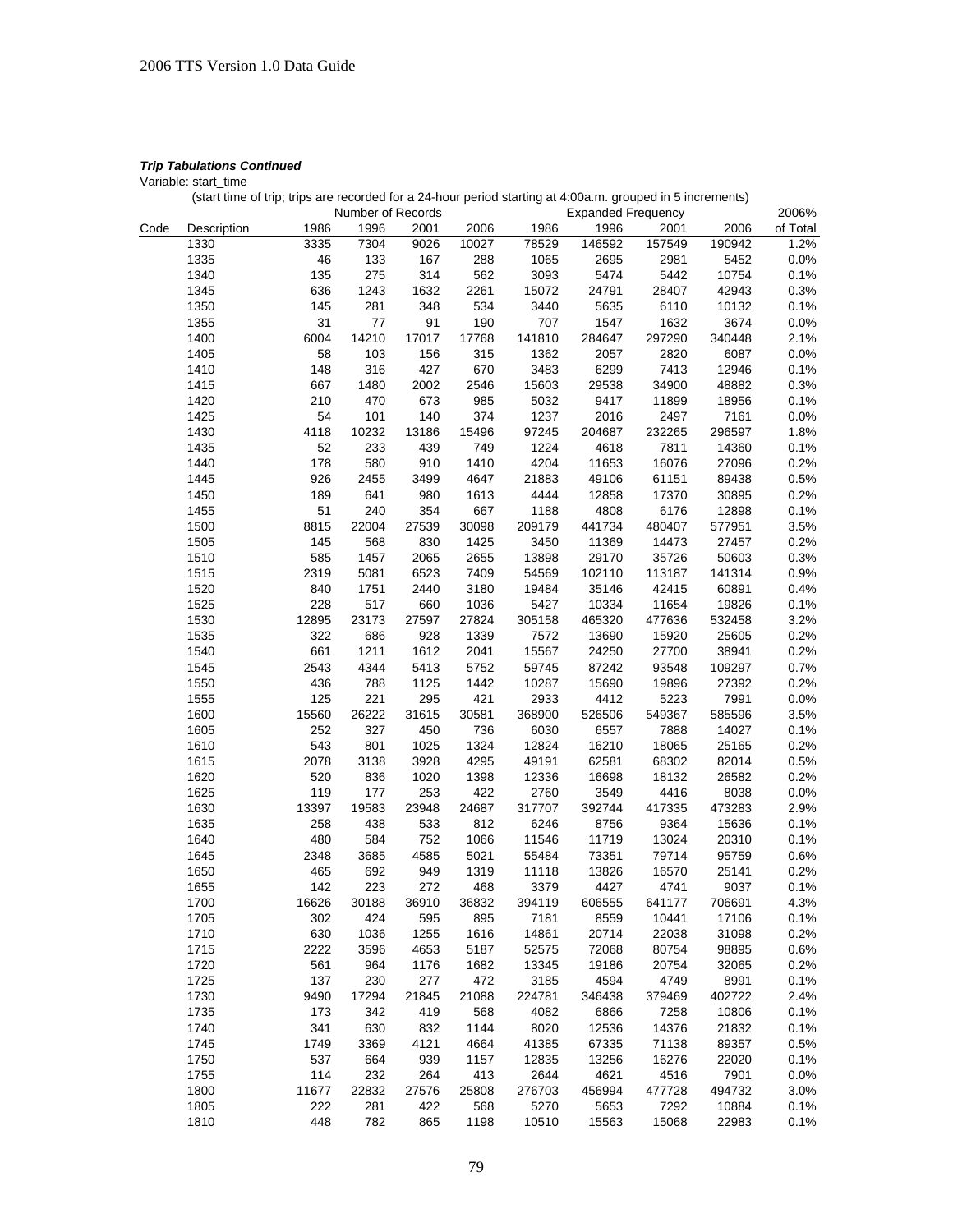***Trip Tabulations Continued***

Variable: start_time

(start time of trip; trips are recorded for a 24-hour period starting at 4:00a.m. grouped in 5 increments)

| Code | Description | Number of Records | | | | Expanded Frequency | | | | 2006% |
|---|---|---|---|---|---|---|---|---|---|---|
| | | 1986 | 1996 | 2001 | 2006 | 1986 | 1996 | 2001 | 2006 | of Total |
| | 1330 | 3335 | 7304 | 9026 | 10027 | 78529 | 146592 | 157549 | 190942 | 1.2% |
| | 1335 | 46 | 133 | 167 | 288 | 1065 | 2695 | 2981 | 5452 | 0.0% |
| | 1340 | 135 | 275 | 314 | 562 | 3093 | 5474 | 5442 | 10754 | 0.1% |
| | 1345 | 636 | 1243 | 1632 | 2261 | 15072 | 24791 | 28407 | 42943 | 0.3% |
| | 1350 | 145 | 281 | 348 | 534 | 3440 | 5635 | 6110 | 10132 | 0.1% |
| | 1355 | 31 | 77 | 91 | 190 | 707 | 1547 | 1632 | 3674 | 0.0% |
| | 1400 | 6004 | 14210 | 17017 | 17768 | 141810 | 284647 | 297290 | 340448 | 2.1% |
| | 1405 | 58 | 103 | 156 | 315 | 1362 | 2057 | 2820 | 6087 | 0.0% |
| | 1410 | 148 | 316 | 427 | 670 | 3483 | 6299 | 7413 | 12946 | 0.1% |
| | 1415 | 667 | 1480 | 2002 | 2546 | 15603 | 29538 | 34900 | 48882 | 0.3% |
| | 1420 | 210 | 470 | 673 | 985 | 5032 | 9417 | 11899 | 18956 | 0.1% |
| | 1425 | 54 | 101 | 140 | 374 | 1237 | 2016 | 2497 | 7161 | 0.0% |
| | 1430 | 4118 | 10232 | 13186 | 15496 | 97245 | 204687 | 232265 | 296597 | 1.8% |
| | 1435 | 52 | 233 | 439 | 749 | 1224 | 4618 | 7811 | 14360 | 0.1% |
| | 1440 | 178 | 580 | 910 | 1410 | 4204 | 11653 | 16076 | 27096 | 0.2% |
| | 1445 | 926 | 2455 | 3499 | 4647 | 21883 | 49106 | 61151 | 89438 | 0.5% |
| | 1450 | 189 | 641 | 980 | 1613 | 4444 | 12858 | 17370 | 30895 | 0.2% |
| | 1455 | 51 | 240 | 354 | 667 | 1188 | 4808 | 6176 | 12898 | 0.1% |
| | 1500 | 8815 | 22004 | 27539 | 30098 | 209179 | 441734 | 480407 | 577951 | 3.5% |
| | 1505 | 145 | 568 | 830 | 1425 | 3450 | 11369 | 14473 | 27457 | 0.2% |
| | 1510 | 585 | 1457 | 2065 | 2655 | 13898 | 29170 | 35726 | 50603 | 0.3% |
| | 1515 | 2319 | 5081 | 6523 | 7409 | 54569 | 102110 | 113187 | 141314 | 0.9% |
| | 1520 | 840 | 1751 | 2440 | 3180 | 19484 | 35146 | 42415 | 60891 | 0.4% |
| | 1525 | 228 | 517 | 660 | 1036 | 5427 | 10334 | 11654 | 19826 | 0.1% |
| | 1530 | 12895 | 23173 | 27597 | 27824 | 305158 | 465320 | 477636 | 532458 | 3.2% |
| | 1535 | 322 | 686 | 928 | 1339 | 7572 | 13690 | 15920 | 25605 | 0.2% |
| | 1540 | 661 | 1211 | 1612 | 2041 | 15567 | 24250 | 27700 | 38941 | 0.2% |
| | 1545 | 2543 | 4344 | 5413 | 5752 | 59745 | 87242 | 93548 | 109297 | 0.7% |
| | 1550 | 436 | 788 | 1125 | 1442 | 10287 | 15690 | 19896 | 27392 | 0.2% |
| | 1555 | 125 | 221 | 295 | 421 | 2933 | 4412 | 5223 | 7991 | 0.0% |
| | 1600 | 15560 | 26222 | 31615 | 30581 | 368900 | 526506 | 549367 | 585596 | 3.5% |
| | 1605 | 252 | 327 | 450 | 736 | 6030 | 6557 | 7888 | 14027 | 0.1% |
| | 1610 | 543 | 801 | 1025 | 1324 | 12824 | 16210 | 18065 | 25165 | 0.2% |
| | 1615 | 2078 | 3138 | 3928 | 4295 | 49191 | 62581 | 68302 | 82014 | 0.5% |
| | 1620 | 520 | 836 | 1020 | 1398 | 12336 | 16698 | 18132 | 26582 | 0.2% |
| | 1625 | 119 | 177 | 253 | 422 | 2760 | 3549 | 4416 | 8038 | 0.0% |
| | 1630 | 13397 | 19583 | 23948 | 24687 | 317707 | 392744 | 417335 | 473283 | 2.9% |
| | 1635 | 258 | 438 | 533 | 812 | 6246 | 8756 | 9364 | 15636 | 0.1% |
| | 1640 | 480 | 584 | 752 | 1066 | 11546 | 11719 | 13024 | 20310 | 0.1% |
| | 1645 | 2348 | 3685 | 4585 | 5021 | 55484 | 73351 | 79714 | 95759 | 0.6% |
| | 1650 | 465 | 692 | 949 | 1319 | 11118 | 13826 | 16570 | 25141 | 0.2% |
| | 1655 | 142 | 223 | 272 | 468 | 3379 | 4427 | 4741 | 9037 | 0.1% |
| | 1700 | 16626 | 30188 | 36910 | 36832 | 394119 | 606555 | 641177 | 706691 | 4.3% |
| | 1705 | 302 | 424 | 595 | 895 | 7181 | 8559 | 10441 | 17106 | 0.1% |
| | 1710 | 630 | 1036 | 1255 | 1616 | 14861 | 20714 | 22038 | 31098 | 0.2% |
| | 1715 | 2222 | 3596 | 4653 | 5187 | 52575 | 72068 | 80754 | 98895 | 0.6% |
| | 1720 | 561 | 964 | 1176 | 1682 | 13345 | 19186 | 20754 | 32065 | 0.2% |
| | 1725 | 137 | 230 | 277 | 472 | 3185 | 4594 | 4749 | 8991 | 0.1% |
| | 1730 | 9490 | 17294 | 21845 | 21088 | 224781 | 346438 | 379469 | 402722 | 2.4% |
| | 1735 | 173 | 342 | 419 | 568 | 4082 | 6866 | 7258 | 10806 | 0.1% |
| | 1740 | 341 | 630 | 832 | 1144 | 8020 | 12536 | 14376 | 21832 | 0.1% |
| | 1745 | 1749 | 3369 | 4121 | 4664 | 41385 | 67335 | 71138 | 89357 | 0.5% |
| | 1750 | 537 | 664 | 939 | 1157 | 12835 | 13256 | 16276 | 22020 | 0.1% |
| | 1755 | 114 | 232 | 264 | 413 | 2644 | 4621 | 4516 | 7901 | 0.0% |
| | 1800 | 11677 | 22832 | 27576 | 25808 | 276703 | 456994 | 477728 | 494732 | 3.0% |
| | 1805 | 222 | 281 | 422 | 568 | 5270 | 5653 | 7292 | 10884 | 0.1% |
| | 1810 | 448 | 782 | 865 | 1198 | 10510 | 15563 | 15068 | 22983 | 0.1% |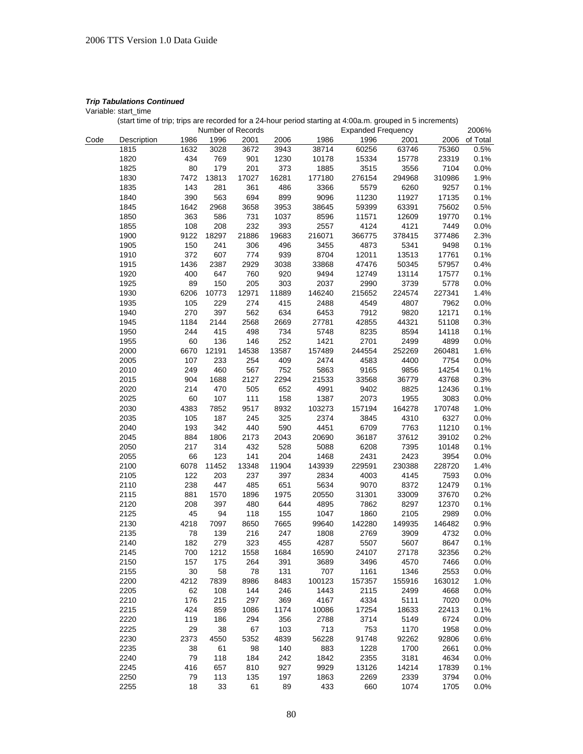***Trip Tabulations Continued***

Variable: start_time

(start time of trip; trips are recorded for a 24-hour period starting at 4:00a.m. grouped in 5 increments)

| Code | Description | Number of Records | | | | Expanded Frequency | | | | 2006% |
|---|---|---|---|---|---|---|---|---|---|---|
| | | 1986 | 1996 | 2001 | 2006 | 1986 | 1996 | 2001 | 2006 | of Total |
| | 1815 | 1632 | 3028 | 3672 | 3943 | 38714 | 60256 | 63746 | 75360 | 0.5% |
| | 1820 | 434 | 769 | 901 | 1230 | 10178 | 15334 | 15778 | 23319 | 0.1% |
| | 1825 | 80 | 179 | 201 | 373 | 1885 | 3515 | 3556 | 7104 | 0.0% |
| | 1830 | 7472 | 13813 | 17027 | 16281 | 177180 | 276154 | 294968 | 310986 | 1.9% |
| | 1835 | 143 | 281 | 361 | 486 | 3366 | 5579 | 6260 | 9257 | 0.1% |
| | 1840 | 390 | 563 | 694 | 899 | 9096 | 11230 | 11927 | 17135 | 0.1% |
| | 1845 | 1642 | 2968 | 3658 | 3953 | 38645 | 59399 | 63391 | 75602 | 0.5% |
| | 1850 | 363 | 586 | 731 | 1037 | 8596 | 11571 | 12609 | 19770 | 0.1% |
| | 1855 | 108 | 208 | 232 | 393 | 2557 | 4124 | 4121 | 7449 | 0.0% |
| | 1900 | 9122 | 18297 | 21886 | 19683 | 216071 | 366775 | 378415 | 377486 | 2.3% |
| | 1905 | 150 | 241 | 306 | 496 | 3455 | 4873 | 5341 | 9498 | 0.1% |
| | 1910 | 372 | 607 | 774 | 939 | 8704 | 12011 | 13513 | 17761 | 0.1% |
| | 1915 | 1436 | 2387 | 2929 | 3038 | 33868 | 47476 | 50345 | 57957 | 0.4% |
| | 1920 | 400 | 647 | 760 | 920 | 9494 | 12749 | 13114 | 17577 | 0.1% |
| | 1925 | 89 | 150 | 205 | 303 | 2037 | 2990 | 3739 | 5778 | 0.0% |
| | 1930 | 6206 | 10773 | 12971 | 11889 | 146240 | 215652 | 224574 | 227341 | 1.4% |
| | 1935 | 105 | 229 | 274 | 415 | 2488 | 4549 | 4807 | 7962 | 0.0% |
| | 1940 | 270 | 397 | 562 | 634 | 6453 | 7912 | 9820 | 12171 | 0.1% |
| | 1945 | 1184 | 2144 | 2568 | 2669 | 27781 | 42855 | 44321 | 51108 | 0.3% |
| | 1950 | 244 | 415 | 498 | 734 | 5748 | 8235 | 8594 | 14118 | 0.1% |
| | 1955 | 60 | 136 | 146 | 252 | 1421 | 2701 | 2499 | 4899 | 0.0% |
| | 2000 | 6670 | 12191 | 14538 | 13587 | 157489 | 244554 | 252269 | 260481 | 1.6% |
| | 2005 | 107 | 233 | 254 | 409 | 2474 | 4583 | 4400 | 7754 | 0.0% |
| | 2010 | 249 | 460 | 567 | 752 | 5863 | 9165 | 9856 | 14254 | 0.1% |
| | 2015 | 904 | 1688 | 2127 | 2294 | 21533 | 33568 | 36779 | 43768 | 0.3% |
| | 2020 | 214 | 470 | 505 | 652 | 4991 | 9402 | 8825 | 12436 | 0.1% |
| | 2025 | 60 | 107 | 111 | 158 | 1387 | 2073 | 1955 | 3083 | 0.0% |
| | 2030 | 4383 | 7852 | 9517 | 8932 | 103273 | 157194 | 164278 | 170748 | 1.0% |
| | 2035 | 105 | 187 | 245 | 325 | 2374 | 3845 | 4310 | 6327 | 0.0% |
| | 2040 | 193 | 342 | 440 | 590 | 4451 | 6709 | 7763 | 11210 | 0.1% |
| | 2045 | 884 | 1806 | 2173 | 2043 | 20690 | 36187 | 37612 | 39102 | 0.2% |
| | 2050 | 217 | 314 | 432 | 528 | 5088 | 6208 | 7395 | 10148 | 0.1% |
| | 2055 | 66 | 123 | 141 | 204 | 1468 | 2431 | 2423 | 3954 | 0.0% |
| | 2100 | 6078 | 11452 | 13348 | 11904 | 143939 | 229591 | 230388 | 228720 | 1.4% |
| | 2105 | 122 | 203 | 237 | 397 | 2834 | 4003 | 4145 | 7593 | 0.0% |
| | 2110 | 238 | 447 | 485 | 651 | 5634 | 9070 | 8372 | 12479 | 0.1% |
| | 2115 | 881 | 1570 | 1896 | 1975 | 20550 | 31301 | 33009 | 37670 | 0.2% |
| | 2120 | 208 | 397 | 480 | 644 | 4895 | 7862 | 8297 | 12370 | 0.1% |
| | 2125 | 45 | 94 | 118 | 155 | 1047 | 1860 | 2105 | 2989 | 0.0% |
| | 2130 | 4218 | 7097 | 8650 | 7665 | 99640 | 142280 | 149935 | 146482 | 0.9% |
| | 2135 | 78 | 139 | 216 | 247 | 1808 | 2769 | 3909 | 4732 | 0.0% |
| | 2140 | 182 | 279 | 323 | 455 | 4287 | 5507 | 5607 | 8647 | 0.1% |
| | 2145 | 700 | 1212 | 1558 | 1684 | 16590 | 24107 | 27178 | 32356 | 0.2% |
| | 2150 | 157 | 175 | 264 | 391 | 3689 | 3496 | 4570 | 7466 | 0.0% |
| | 2155 | 30 | 58 | 78 | 131 | 707 | 1161 | 1346 | 2553 | 0.0% |
| | 2200 | 4212 | 7839 | 8986 | 8483 | 100123 | 157357 | 155916 | 163012 | 1.0% |
| | 2205 | 62 | 108 | 144 | 246 | 1443 | 2115 | 2499 | 4668 | 0.0% |
| | 2210 | 176 | 215 | 297 | 369 | 4167 | 4334 | 5111 | 7020 | 0.0% |
| | 2215 | 424 | 859 | 1086 | 1174 | 10086 | 17254 | 18633 | 22413 | 0.1% |
| | 2220 | 119 | 186 | 294 | 356 | 2788 | 3714 | 5149 | 6724 | 0.0% |
| | 2225 | 29 | 38 | 67 | 103 | 713 | 753 | 1170 | 1958 | 0.0% |
| | 2230 | 2373 | 4550 | 5352 | 4839 | 56228 | 91748 | 92262 | 92806 | 0.6% |
| | 2235 | 38 | 61 | 98 | 140 | 883 | 1228 | 1700 | 2661 | 0.0% |
| | 2240 | 79 | 118 | 184 | 242 | 1842 | 2355 | 3181 | 4634 | 0.0% |
| | 2245 | 416 | 657 | 810 | 927 | 9929 | 13126 | 14214 | 17839 | 0.1% |
| | 2250 | 79 | 113 | 135 | 197 | 1863 | 2269 | 2339 | 3794 | 0.0% |
| | 2255 | 18 | 33 | 61 | 89 | 433 | 660 | 1074 | 1705 | 0.0% |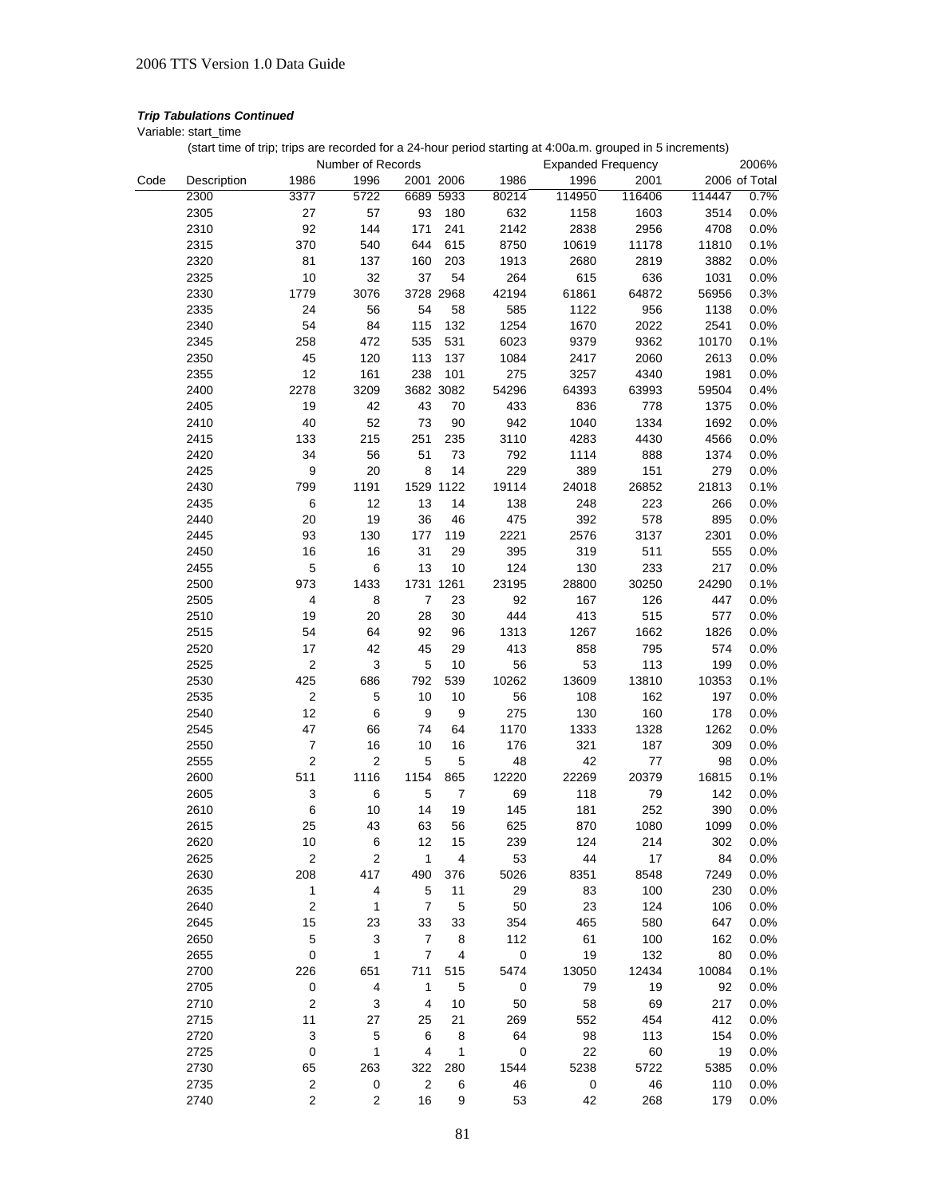***Trip Tabulations Continued***

Variable: start_time

(start time of trip; trips are recorded for a 24-hour period starting at 4:00a.m. grouped in 5 increments)

| Code | Description | Number of Records | | | | Expanded Frequency | | | | 2006% |
|---|---|---|---|---|---|---|---|---|---|---|
| | | 1986 | 1996 | 2001 | 2006 | 1986 | 1996 | 2001 | 2006 | of Total |
| | 2300 | 3377 | 5722 | 6689 | 5933 | 80214 | 114950 | 116406 | 114447 | 0.7% |
| | 2305 | 27 | 57 | 93 | 180 | 632 | 1158 | 1603 | 3514 | 0.0% |
| | 2310 | 92 | 144 | 171 | 241 | 2142 | 2838 | 2956 | 4708 | 0.0% |
| | 2315 | 370 | 540 | 644 | 615 | 8750 | 10619 | 11178 | 11810 | 0.1% |
| | 2320 | 81 | 137 | 160 | 203 | 1913 | 2680 | 2819 | 3882 | 0.0% |
| | 2325 | 10 | 32 | 37 | 54 | 264 | 615 | 636 | 1031 | 0.0% |
| | 2330 | 1779 | 3076 | 3728 | 2968 | 42194 | 61861 | 64872 | 56956 | 0.3% |
| | 2335 | 24 | 56 | 54 | 58 | 585 | 1122 | 956 | 1138 | 0.0% |
| | 2340 | 54 | 84 | 115 | 132 | 1254 | 1670 | 2022 | 2541 | 0.0% |
| | 2345 | 258 | 472 | 535 | 531 | 6023 | 9379 | 9362 | 10170 | 0.1% |
| | 2350 | 45 | 120 | 113 | 137 | 1084 | 2417 | 2060 | 2613 | 0.0% |
| | 2355 | 12 | 161 | 238 | 101 | 275 | 3257 | 4340 | 1981 | 0.0% |
| | 2400 | 2278 | 3209 | 3682 | 3082 | 54296 | 64393 | 63993 | 59504 | 0.4% |
| | 2405 | 19 | 42 | 43 | 70 | 433 | 836 | 778 | 1375 | 0.0% |
| | 2410 | 40 | 52 | 73 | 90 | 942 | 1040 | 1334 | 1692 | 0.0% |
| | 2415 | 133 | 215 | 251 | 235 | 3110 | 4283 | 4430 | 4566 | 0.0% |
| | 2420 | 34 | 56 | 51 | 73 | 792 | 1114 | 888 | 1374 | 0.0% |
| | 2425 | 9 | 20 | 8 | 14 | 229 | 389 | 151 | 279 | 0.0% |
| | 2430 | 799 | 1191 | 1529 | 1122 | 19114 | 24018 | 26852 | 21813 | 0.1% |
| | 2435 | 6 | 12 | 13 | 14 | 138 | 248 | 223 | 266 | 0.0% |
| | 2440 | 20 | 19 | 36 | 46 | 475 | 392 | 578 | 895 | 0.0% |
| | 2445 | 93 | 130 | 177 | 119 | 2221 | 2576 | 3137 | 2301 | 0.0% |
| | 2450 | 16 | 16 | 31 | 29 | 395 | 319 | 511 | 555 | 0.0% |
| | 2455 | 5 | 6 | 13 | 10 | 124 | 130 | 233 | 217 | 0.0% |
| | 2500 | 973 | 1433 | 1731 | 1261 | 23195 | 28800 | 30250 | 24290 | 0.1% |
| | 2505 | 4 | 8 | 7 | 23 | 92 | 167 | 126 | 447 | 0.0% |
| | 2510 | 19 | 20 | 28 | 30 | 444 | 413 | 515 | 577 | 0.0% |
| | 2515 | 54 | 64 | 92 | 96 | 1313 | 1267 | 1662 | 1826 | 0.0% |
| | 2520 | 17 | 42 | 45 | 29 | 413 | 858 | 795 | 574 | 0.0% |
| | 2525 | 2 | 3 | 5 | 10 | 56 | 53 | 113 | 199 | 0.0% |
| | 2530 | 425 | 686 | 792 | 539 | 10262 | 13609 | 13810 | 10353 | 0.1% |
| | 2535 | 2 | 5 | 10 | 10 | 56 | 108 | 162 | 197 | 0.0% |
| | 2540 | 12 | 6 | 9 | 9 | 275 | 130 | 160 | 178 | 0.0% |
| | 2545 | 47 | 66 | 74 | 64 | 1170 | 1333 | 1328 | 1262 | 0.0% |
| | 2550 | 7 | 16 | 10 | 16 | 176 | 321 | 187 | 309 | 0.0% |
| | 2555 | 2 | 2 | 5 | 5 | 48 | 42 | 77 | 98 | 0.0% |
| | 2600 | 511 | 1116 | 1154 | 865 | 12220 | 22269 | 20379 | 16815 | 0.1% |
| | 2605 | 3 | 6 | 5 | 7 | 69 | 118 | 79 | 142 | 0.0% |
| | 2610 | 6 | 10 | 14 | 19 | 145 | 181 | 252 | 390 | 0.0% |
| | 2615 | 25 | 43 | 63 | 56 | 625 | 870 | 1080 | 1099 | 0.0% |
| | 2620 | 10 | 6 | 12 | 15 | 239 | 124 | 214 | 302 | 0.0% |
| | 2625 | 2 | 2 | 1 | 4 | 53 | 44 | 17 | 84 | 0.0% |
| | 2630 | 208 | 417 | 490 | 376 | 5026 | 8351 | 8548 | 7249 | 0.0% |
| | 2635 | 1 | 4 | 5 | 11 | 29 | 83 | 100 | 230 | 0.0% |
| | 2640 | 2 | 1 | 7 | 5 | 50 | 23 | 124 | 106 | 0.0% |
| | 2645 | 15 | 23 | 33 | 33 | 354 | 465 | 580 | 647 | 0.0% |
| | 2650 | 5 | 3 | 7 | 8 | 112 | 61 | 100 | 162 | 0.0% |
| | 2655 | 0 | 1 | 7 | 4 | 0 | 19 | 132 | 80 | 0.0% |
| | 2700 | 226 | 651 | 711 | 515 | 5474 | 13050 | 12434 | 10084 | 0.1% |
| | 2705 | 0 | 4 | 1 | 5 | 0 | 79 | 19 | 92 | 0.0% |
| | 2710 | 2 | 3 | 4 | 10 | 50 | 58 | 69 | 217 | 0.0% |
| | 2715 | 11 | 27 | 25 | 21 | 269 | 552 | 454 | 412 | 0.0% |
| | 2720 | 3 | 5 | 6 | 8 | 64 | 98 | 113 | 154 | 0.0% |
| | 2725 | 0 | 1 | 4 | 1 | 0 | 22 | 60 | 19 | 0.0% |
| | 2730 | 65 | 263 | 322 | 280 | 1544 | 5238 | 5722 | 5385 | 0.0% |
| | 2735 | 2 | 0 | 2 | 6 | 46 | 0 | 46 | 110 | 0.0% |
| | 2740 | 2 | 2 | 16 | 9 | 53 | 42 | 268 | 179 | 0.0% |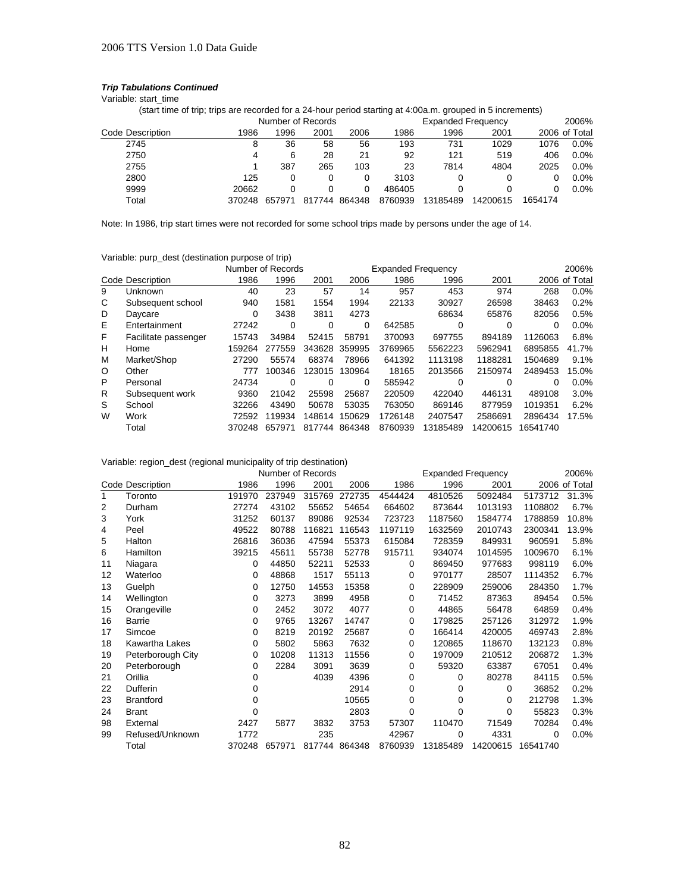***Trip Tabulations Continued***

Variable: start_time

(start time of trip; trips are recorded for a 24-hour period starting at 4:00a.m. grouped in 5 increments)

| Code | Description | Number of Records | | | | Expanded Frequency | | | | 2006% |
|---|---|---|---|---|---|---|---|---|---|---|
| | | 1986 | 1996 | 2001 | 2006 | 1986 | 1996 | 2001 | 2006 | of Total |
| 2745 | | 8 | 36 | 58 | 56 | 193 | 731 | 1029 | 1076 | 0.0% |
| 2750 | | 4 | 6 | 28 | 21 | 92 | 121 | 519 | 406 | 0.0% |
| 2755 | | 1 | 387 | 265 | 103 | 23 | 7814 | 4804 | 2025 | 0.0% |
| 2800 | | 125 | 0 | 0 | 0 | 3103 | 0 | 0 | 0 | 0.0% |
| 9999 | | 20662 | 0 | 0 | 0 | 486405 | 0 | 0 | 0 | 0.0% |
| Total | | 370248 | 657971 | 817744 | 864348 | 8760939 | 13185489 | 14200615 | 1654174 | |

Note: In 1986, trip start times were not recorded for some school trips made by persons under the age of 14.

Variable: purp_dest (destination purpose of trip)

| Code | Description | Number of Records | | | | Expanded Frequency | | | | 2006% |
|---|---|---|---|---|---|---|---|---|---|---|
| | | 1986 | 1996 | 2001 | 2006 | 1986 | 1996 | 2001 | 2006 | of Total |
| 9 | Unknown | 40 | 23 | 57 | 14 | 957 | 453 | 974 | 268 | 0.0% |
| C | Subsequent school | 940 | 1581 | 1554 | 1994 | 22133 | 30927 | 26598 | 38463 | 0.2% |
| D | Daycare | 0 | 3438 | 3811 | 4273 | | 68634 | 65876 | 82056 | 0.5% |
| E | Entertainment | 27242 | 0 | 0 | 0 | 642585 | 0 | 0 | 0 | 0.0% |
| F | Facilitate passenger | 15743 | 34984 | 52415 | 58791 | 370093 | 697755 | 894189 | 1126063 | 6.8% |
| H | Home | 159264 | 277559 | 343628 | 359995 | 3769965 | 5562223 | 5962941 | 6895855 | 41.7% |
| M | Market/Shop | 27290 | 55574 | 68374 | 78966 | 641392 | 1113198 | 1188281 | 1504689 | 9.1% |
| O | Other | 777 | 100346 | 123015 | 130964 | 18165 | 2013566 | 2150974 | 2489453 | 15.0% |
| P | Personal | 24734 | 0 | 0 | 0 | 585942 | 0 | 0 | 0 | 0.0% |
| R | Subsequent work | 9360 | 21042 | 25598 | 25687 | 220509 | 422040 | 446131 | 489108 | 3.0% |
| S | School | 32266 | 43490 | 50678 | 53035 | 763050 | 869146 | 877959 | 1019351 | 6.2% |
| W | Work | 72592 | 119934 | 148614 | 150629 | 1726148 | 2407547 | 2586691 | 2896434 | 17.5% |
| | Total | 370248 | 657971 | 817744 | 864348 | 8760939 | 13185489 | 14200615 | 16541740 | |

Variable: region_dest (regional municipality of trip destination)

| Code | Description | Number of Records | | | | Expanded Frequency | | | | 2006% |
|---|---|---|---|---|---|---|---|---|---|---|
| | | 1986 | 1996 | 2001 | 2006 | 1986 | 1996 | 2001 | 2006 | of Total |
| 1 | Toronto | 191970 | 237949 | 315769 | 272735 | 4544424 | 4810526 | 5092484 | 5173712 | 31.3% |
| 2 | Durham | 27274 | 43102 | 55652 | 54654 | 664602 | 873644 | 1013193 | 1108802 | 6.7% |
| 3 | York | 31252 | 60137 | 89086 | 92534 | 723723 | 1187560 | 1584774 | 1788859 | 10.8% |
| 4 | Peel | 49522 | 80788 | 116821 | 116543 | 1197119 | 1632569 | 2010743 | 2300341 | 13.9% |
| 5 | Halton | 26816 | 36036 | 47594 | 55373 | 615084 | 728359 | 849931 | 960591 | 5.8% |
| 6 | Hamilton | 39215 | 45611 | 55738 | 52778 | 915711 | 934074 | 1014595 | 1009670 | 6.1% |
| 11 | Niagara | 0 | 44850 | 52211 | 52533 | 0 | 869450 | 977683 | 998119 | 6.0% |
| 12 | Waterloo | 0 | 48868 | 1517 | 55113 | 0 | 970177 | 28507 | 1114352 | 6.7% |
| 13 | Guelph | 0 | 12750 | 14553 | 15358 | 0 | 228909 | 259006 | 284350 | 1.7% |
| 14 | Wellington | 0 | 3273 | 3899 | 4958 | 0 | 71452 | 87363 | 89454 | 0.5% |
| 15 | Orangeville | 0 | 2452 | 3072 | 4077 | 0 | 44865 | 56478 | 64859 | 0.4% |
| 16 | Barrie | 0 | 9765 | 13267 | 14747 | 0 | 179825 | 257126 | 312972 | 1.9% |
| 17 | Simcoe | 0 | 8219 | 20192 | 25687 | 0 | 166414 | 420005 | 469743 | 2.8% |
| 18 | Kawartha Lakes | 0 | 5802 | 5863 | 7632 | 0 | 120865 | 118670 | 132123 | 0.8% |
| 19 | Peterborough City | 0 | 10208 | 11313 | 11556 | 0 | 197009 | 210512 | 206872 | 1.3% |
| 20 | Peterborough | 0 | 2284 | 3091 | 3639 | 0 | 59320 | 63387 | 67051 | 0.4% |
| 21 | Orillia | 0 | | 4039 | 4396 | 0 | 0 | 80278 | 84115 | 0.5% |
| 22 | Dufferin | 0 | | | 2914 | 0 | 0 | 0 | 36852 | 0.2% |
| 23 | Brantford | 0 | | | 10565 | 0 | 0 | 0 | 212798 | 1.3% |
| 24 | Brant | 0 | | | 2803 | 0 | 0 | 0 | 55823 | 0.3% |
| 98 | External | 2427 | 5877 | 3832 | 3753 | 57307 | 110470 | 71549 | 70284 | 0.4% |
| 99 | Refused/Unknown | 1772 | | 235 | | 42967 | 0 | 4331 | 0 | 0.0% |
| | Total | 370248 | 657971 | 817744 | 864348 | 8760939 | 13185489 | 14200615 | 16541740 | |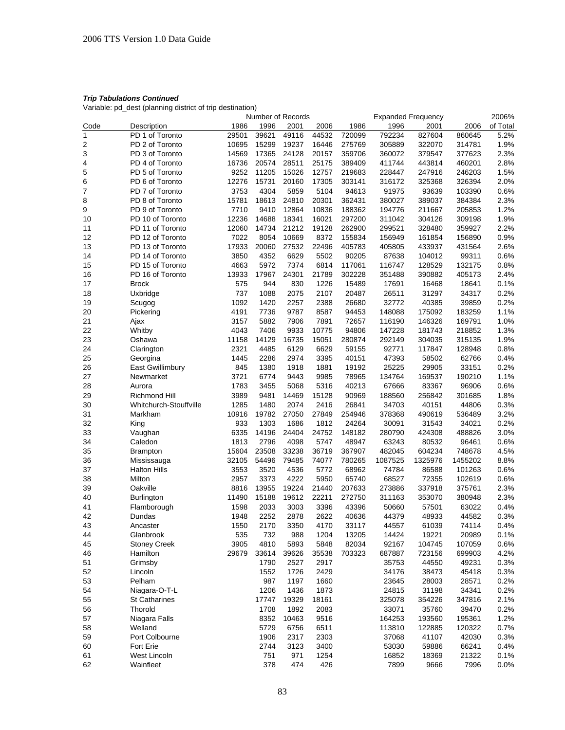***Trip Tabulations Continued***

Variable: pd_dest (planning district of trip destination)

| | | Number of Records | | | | Expanded Frequency | | | | 2006% |
|---|---|---|---|---|---|---|---|---|---|---|
| Code | Description | 1986 | 1996 | 2001 | 2006 | 1986 | 1996 | 2001 | 2006 | of Total |
| 1 | PD 1 of Toronto | 29501 | 39621 | 49116 | 44532 | 720099 | 792234 | 827604 | 860645 | 5.2% |
| 2 | PD 2 of Toronto | 10695 | 15299 | 19237 | 16446 | 275769 | 305889 | 322070 | 314781 | 1.9% |
| 3 | PD 3 of Toronto | 14569 | 17365 | 24128 | 20157 | 359706 | 360072 | 379547 | 377623 | 2.3% |
| 4 | PD 4 of Toronto | 16736 | 20574 | 28511 | 25175 | 389409 | 411744 | 443814 | 460201 | 2.8% |
| 5 | PD 5 of Toronto | 9252 | 11205 | 15026 | 12757 | 219683 | 228447 | 247916 | 246203 | 1.5% |
| 6 | PD 6 of Toronto | 12276 | 15731 | 20160 | 17305 | 303141 | 316172 | 325368 | 326394 | 2.0% |
| 7 | PD 7 of Toronto | 3753 | 4304 | 5859 | 5104 | 94613 | 91975 | 93639 | 103390 | 0.6% |
| 8 | PD 8 of Toronto | 15781 | 18613 | 24810 | 20301 | 362431 | 380027 | 389037 | 384384 | 2.3% |
| 9 | PD 9 of Toronto | 7710 | 9410 | 12864 | 10836 | 188362 | 194776 | 211667 | 205853 | 1.2% |
| 10 | PD 10 of Toronto | 12236 | 14688 | 18341 | 16021 | 297200 | 311042 | 304126 | 309198 | 1.9% |
| 11 | PD 11 of Toronto | 12060 | 14734 | 21212 | 19128 | 262900 | 299521 | 328480 | 359927 | 2.2% |
| 12 | PD 12 of Toronto | 7022 | 8054 | 10669 | 8372 | 155834 | 156949 | 161854 | 156890 | 0.9% |
| 13 | PD 13 of Toronto | 17933 | 20060 | 27532 | 22496 | 405783 | 405805 | 433937 | 431564 | 2.6% |
| 14 | PD 14 of Toronto | 3850 | 4352 | 6629 | 5502 | 90205 | 87638 | 104012 | 99311 | 0.6% |
| 15 | PD 15 of Toronto | 4663 | 5972 | 7374 | 6814 | 117061 | 116747 | 128529 | 132175 | 0.8% |
| 16 | PD 16 of Toronto | 13933 | 17967 | 24301 | 21789 | 302228 | 351488 | 390882 | 405173 | 2.4% |
| 17 | Brock | 575 | 944 | 830 | 1226 | 15489 | 17691 | 16468 | 18641 | 0.1% |
| 18 | Uxbridge | 737 | 1088 | 2075 | 2107 | 20487 | 26511 | 31297 | 34317 | 0.2% |
| 19 | Scugog | 1092 | 1420 | 2257 | 2388 | 26680 | 32772 | 40385 | 39859 | 0.2% |
| 20 | Pickering | 4191 | 7736 | 9787 | 8587 | 94453 | 148088 | 175092 | 183259 | 1.1% |
| 21 | Ajax | 3157 | 5882 | 7906 | 7891 | 72657 | 116190 | 146326 | 169791 | 1.0% |
| 22 | Whitby | 4043 | 7406 | 9933 | 10775 | 94806 | 147228 | 181743 | 218852 | 1.3% |
| 23 | Oshawa | 11158 | 14129 | 16735 | 15051 | 280874 | 292149 | 304035 | 315135 | 1.9% |
| 24 | Clarington | 2321 | 4485 | 6129 | 6629 | 59155 | 92771 | 117847 | 128948 | 0.8% |
| 25 | Georgina | 1445 | 2286 | 2974 | 3395 | 40151 | 47393 | 58502 | 62766 | 0.4% |
| 26 | East Gwillimbury | 845 | 1380 | 1918 | 1881 | 19192 | 25225 | 29905 | 33151 | 0.2% |
| 27 | Newmarket | 3721 | 6774 | 9443 | 9985 | 78965 | 134764 | 169537 | 190210 | 1.1% |
| 28 | Aurora | 1783 | 3455 | 5068 | 5316 | 40213 | 67666 | 83367 | 96906 | 0.6% |
| 29 | Richmond Hill | 3989 | 9481 | 14469 | 15128 | 90969 | 188560 | 256842 | 301685 | 1.8% |
| 30 | Whitchurch-Stouffville | 1285 | 1480 | 2074 | 2416 | 26841 | 34703 | 40151 | 44806 | 0.3% |
| 31 | Markham | 10916 | 19782 | 27050 | 27849 | 254946 | 378368 | 490619 | 536489 | 3.2% |
| 32 | King | 933 | 1303 | 1686 | 1812 | 24264 | 30091 | 31543 | 34021 | 0.2% |
| 33 | Vaughan | 6335 | 14196 | 24404 | 24752 | 148182 | 280790 | 424308 | 488826 | 3.0% |
| 34 | Caledon | 1813 | 2796 | 4098 | 5747 | 48947 | 63243 | 80532 | 96461 | 0.6% |
| 35 | Brampton | 15604 | 23508 | 33238 | 36719 | 367907 | 482045 | 604234 | 748678 | 4.5% |
| 36 | Mississauga | 32105 | 54496 | 79485 | 74077 | 780265 | 1087525 | 1325976 | 1455202 | 8.8% |
| 37 | Halton Hills | 3553 | 3520 | 4536 | 5772 | 68962 | 74784 | 86588 | 101263 | 0.6% |
| 38 | Milton | 2957 | 3373 | 4222 | 5950 | 65740 | 68527 | 72355 | 102619 | 0.6% |
| 39 | Oakville | 8816 | 13955 | 19224 | 21440 | 207633 | 273886 | 337918 | 375761 | 2.3% |
| 40 | Burlington | 11490 | 15188 | 19612 | 22211 | 272750 | 311163 | 353070 | 380948 | 2.3% |
| 41 | Flamborough | 1598 | 2033 | 3003 | 3396 | 43396 | 50660 | 57501 | 63022 | 0.4% |
| 42 | Dundas | 1948 | 2252 | 2878 | 2622 | 40636 | 44379 | 48933 | 44582 | 0.3% |
| 43 | Ancaster | 1550 | 2170 | 3350 | 4170 | 33117 | 44557 | 61039 | 74114 | 0.4% |
| 44 | Glanbrook | 535 | 732 | 988 | 1204 | 13205 | 14424 | 19221 | 20989 | 0.1% |
| 45 | Stoney Creek | 3905 | 4810 | 5893 | 5848 | 82034 | 92167 | 104745 | 107059 | 0.6% |
| 46 | Hamilton | 29679 | 33614 | 39626 | 35538 | 703323 | 687887 | 723156 | 699903 | 4.2% |
| 51 | Grimsby | | 1790 | 2527 | 2917 | | 35753 | 44550 | 49231 | 0.3% |
| 52 | Lincoln | | 1552 | 1726 | 2429 | | 34176 | 38473 | 45418 | 0.3% |
| 53 | Pelham | | 987 | 1197 | 1660 | | 23645 | 28003 | 28571 | 0.2% |
| 54 | Niagara-O-T-L | | 1206 | 1436 | 1873 | | 24815 | 31198 | 34341 | 0.2% |
| 55 | St Catharines | | 17747 | 19329 | 18161 | | 325078 | 354226 | 347816 | 2.1% |
| 56 | Thorold | | 1708 | 1892 | 2083 | | 33071 | 35760 | 39470 | 0.2% |
| 57 | Niagara Falls | | 8352 | 10463 | 9516 | | 164253 | 193560 | 195361 | 1.2% |
| 58 | Welland | | 5729 | 6756 | 6511 | | 113810 | 122885 | 120322 | 0.7% |
| 59 | Port Colbourne | | 1906 | 2317 | 2303 | | 37068 | 41107 | 42030 | 0.3% |
| 60 | Fort Erie | | 2744 | 3123 | 3400 | | 53030 | 59886 | 66241 | 0.4% |
| 61 | West Lincoln | | 751 | 971 | 1254 | | 16852 | 18369 | 21322 | 0.1% |
| 62 | Wainfleet | | 378 | 474 | 426 | | 7899 | 9666 | 7996 | 0.0% |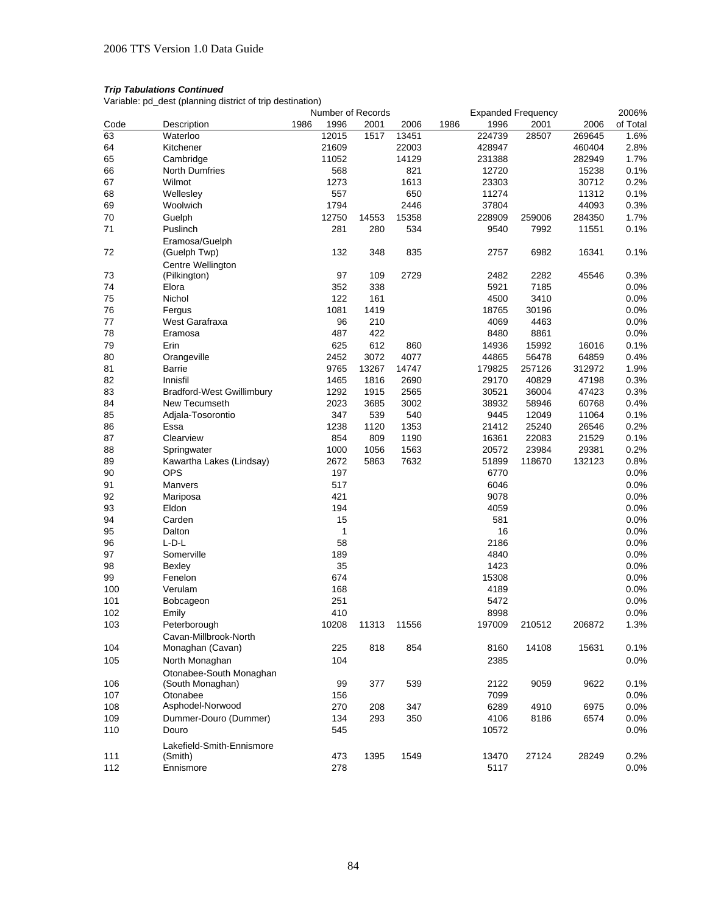***Trip Tabulations Continued***

Variable: pd_dest (planning district of trip destination)

| | | Number of Records | | | | Expanded Frequency | | | | 2006% |
|---|---|---|---|---|---|---|---|---|---|---|
| Code | Description | 1986 | 1996 | 2001 | 2006 | 1986 | 1996 | 2001 | 2006 | of Total |
| 63 | Waterloo | | 12015 | 1517 | 13451 | | 224739 | 28507 | 269645 | 1.6% |
| 64 | Kitchener | | 21609 | | 22003 | | 428947 | | 460404 | 2.8% |
| 65 | Cambridge | | 11052 | | 14129 | | 231388 | | 282949 | 1.7% |
| 66 | North Dumfries | | 568 | | 821 | | 12720 | | 15238 | 0.1% |
| 67 | Wilmot | | 1273 | | 1613 | | 23303 | | 30712 | 0.2% |
| 68 | Wellesley | | 557 | | 650 | | 11274 | | 11312 | 0.1% |
| 69 | Woolwich | | 1794 | | 2446 | | 37804 | | 44093 | 0.3% |
| 70 | Guelph | | 12750 | 14553 | 15358 | | 228909 | 259006 | 284350 | 1.7% |
| 71 | Puslinch | | 281 | 280 | 534 | | 9540 | 7992 | 11551 | 0.1% |
| 72 | Eramosa/Guelph (Guelph Twp) | | 132 | 348 | 835 | | 2757 | 6982 | 16341 | 0.1% |
| 73 | Centre Wellington (Pilkington) | | 97 | 109 | 2729 | | 2482 | 2282 | 45546 | 0.3% |
| 74 | Elora | | 352 | 338 | | | 5921 | 7185 | | 0.0% |
| 75 | Nichol | | 122 | 161 | | | 4500 | 3410 | | 0.0% |
| 76 | Fergus | | 1081 | 1419 | | | 18765 | 30196 | | 0.0% |
| 77 | West Garafraxa | | 96 | 210 | | | 4069 | 4463 | | 0.0% |
| 78 | Eramosa | | 487 | 422 | | | 8480 | 8861 | | 0.0% |
| 79 | Erin | | 625 | 612 | 860 | | 14936 | 15992 | 16016 | 0.1% |
| 80 | Orangeville | | 2452 | 3072 | 4077 | | 44865 | 56478 | 64859 | 0.4% |
| 81 | Barrie | | 9765 | 13267 | 14747 | | 179825 | 257126 | 312972 | 1.9% |
| 82 | Innisfil | | 1465 | 1816 | 2690 | | 29170 | 40829 | 47198 | 0.3% |
| 83 | Bradford-West Gwillimbury | | 1292 | 1915 | 2565 | | 30521 | 36004 | 47423 | 0.3% |
| 84 | New Tecumseth | | 2023 | 3685 | 3002 | | 38932 | 58946 | 60768 | 0.4% |
| 85 | Adjala-Tosorontio | | 347 | 539 | 540 | | 9445 | 12049 | 11064 | 0.1% |
| 86 | Essa | | 1238 | 1120 | 1353 | | 21412 | 25240 | 26546 | 0.2% |
| 87 | Clearview | | 854 | 809 | 1190 | | 16361 | 22083 | 21529 | 0.1% |
| 88 | Springwater | | 1000 | 1056 | 1563 | | 20572 | 23984 | 29381 | 0.2% |
| 89 | Kawartha Lakes (Lindsay) | | 2672 | 5863 | 7632 | | 51899 | 118670 | 132123 | 0.8% |
| 90 | OPS | | 197 | | | | 6770 | | | 0.0% |
| 91 | Manvers | | 517 | | | | 6046 | | | 0.0% |
| 92 | Mariposa | | 421 | | | | 9078 | | | 0.0% |
| 93 | Eldon | | 194 | | | | 4059 | | | 0.0% |
| 94 | Carden | | 15 | | | | 581 | | | 0.0% |
| 95 | Dalton | | 1 | | | | 16 | | | 0.0% |
| 96 | L-D-L | | 58 | | | | 2186 | | | 0.0% |
| 97 | Somerville | | 189 | | | | 4840 | | | 0.0% |
| 98 | Bexley | | 35 | | | | 1423 | | | 0.0% |
| 99 | Fenelon | | 674 | | | | 15308 | | | 0.0% |
| 100 | Verulam | | 168 | | | | 4189 | | | 0.0% |
| 101 | Bobcageon | | 251 | | | | 5472 | | | 0.0% |
| 102 | Emily | | 410 | | | | 8998 | | | 0.0% |
| 103 | Peterborough | | 10208 | 11313 | 11556 | | 197009 | 210512 | 206872 | 1.3% |
| 104 | Cavan-Millbrook-North Monaghan (Cavan) | | 225 | 818 | 854 | | 8160 | 14108 | 15631 | 0.1% |
| 105 | North Monaghan | | 104 | | | | 2385 | | | 0.0% |
| 106 | Otonabee-South Monaghan (South Monaghan) | | 99 | 377 | 539 | | 2122 | 9059 | 9622 | 0.1% |
| 107 | Otonabee | | 156 | | | | 7099 | | | 0.0% |
| 108 | Asphodel-Norwood | | 270 | 208 | 347 | | 6289 | 4910 | 6975 | 0.0% |
| 109 | Dummer-Douro (Dummer) | | 134 | 293 | 350 | | 4106 | 8186 | 6574 | 0.0% |
| 110 | Douro | | 545 | | | | 10572 | | | 0.0% |
| 111 | Lakefield-Smith-Ennismore (Smith) | | 473 | 1395 | 1549 | | 13470 | 27124 | 28249 | 0.2% |
| 112 | Ennismore | | 278 | | | | 5117 | | | 0.0% |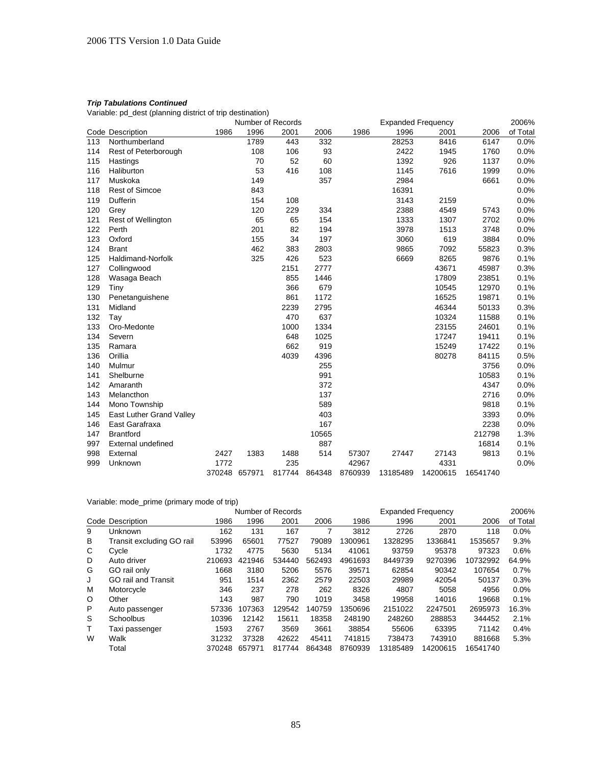***Trip Tabulations Continued***

Variable: pd_dest (planning district of trip destination)

| | | Number of Records | | | | Expanded Frequency | | | | 2006% |
|---|---|---|---|---|---|---|---|---|---|---|
| Code | Description | 1986 | 1996 | 2001 | 2006 | 1986 | 1996 | 2001 | 2006 | of Total |
| 113 | Northumberland | | 1789 | 443 | 332 | | 28253 | 8416 | 6147 | 0.0% |
| 114 | Rest of Peterborough | | 108 | 106 | 93 | | 2422 | 1945 | 1760 | 0.0% |
| 115 | Hastings | | 70 | 52 | 60 | | 1392 | 926 | 1137 | 0.0% |
| 116 | Haliburton | | 53 | 416 | 108 | | 1145 | 7616 | 1999 | 0.0% |
| 117 | Muskoka | | 149 | | 357 | | 2984 | | 6661 | 0.0% |
| 118 | Rest of Simcoe | | 843 | | | | 16391 | | | 0.0% |
| 119 | Dufferin | | 154 | 108 | | | 3143 | 2159 | | 0.0% |
| 120 | Grey | | 120 | 229 | 334 | | 2388 | 4549 | 5743 | 0.0% |
| 121 | Rest of Wellington | | 65 | 65 | 154 | | 1333 | 1307 | 2702 | 0.0% |
| 122 | Perth | | 201 | 82 | 194 | | 3978 | 1513 | 3748 | 0.0% |
| 123 | Oxford | | 155 | 34 | 197 | | 3060 | 619 | 3884 | 0.0% |
| 124 | Brant | | 462 | 383 | 2803 | | 9865 | 7092 | 55823 | 0.3% |
| 125 | Haldimand-Norfolk | | 325 | 426 | 523 | | 6669 | 8265 | 9876 | 0.1% |
| 127 | Collingwood | | | 2151 | 2777 | | | 43671 | 45987 | 0.3% |
| 128 | Wasaga Beach | | | 855 | 1446 | | | 17809 | 23851 | 0.1% |
| 129 | Tiny | | | 366 | 679 | | | 10545 | 12970 | 0.1% |
| 130 | Penetanguishene | | | 861 | 1172 | | | 16525 | 19871 | 0.1% |
| 131 | Midland | | | 2239 | 2795 | | | 46344 | 50133 | 0.3% |
| 132 | Tay | | | 470 | 637 | | | 10324 | 11588 | 0.1% |
| 133 | Oro-Medonte | | | 1000 | 1334 | | | 23155 | 24601 | 0.1% |
| 134 | Severn | | | 648 | 1025 | | | 17247 | 19411 | 0.1% |
| 135 | Ramara | | | 662 | 919 | | | 15249 | 17422 | 0.1% |
| 136 | Orillia | | | 4039 | 4396 | | | 80278 | 84115 | 0.5% |
| 140 | Mulmur | | | | 255 | | | | 3756 | 0.0% |
| 141 | Shelburne | | | | 991 | | | | 10583 | 0.1% |
| 142 | Amaranth | | | | 372 | | | | 4347 | 0.0% |
| 143 | Melancthon | | | | 137 | | | | 2716 | 0.0% |
| 144 | Mono Township | | | | 589 | | | | 9818 | 0.1% |
| 145 | East Luther Grand Valley | | | | 403 | | | | 3393 | 0.0% |
| 146 | East Garafraxa | | | | 167 | | | | 2238 | 0.0% |
| 147 | Brantford | | | | 10565 | | | | 212798 | 1.3% |
| 997 | External undefined | | | | 887 | | | | 16814 | 0.1% |
| 998 | External | 2427 | 1383 | 1488 | 514 | 57307 | 27447 | 27143 | 9813 | 0.1% |
| 999 | Unknown | 1772 | | 235 | | 42967 | | 4331 | | 0.0% |
| | | 370248 | 657971 | 817744 | 864348 | 8760939 | 13185489 | 14200615 | 16541740 | |

Variable: mode_prime (primary mode of trip)

| | | Number of Records | | | | Expanded Frequency | | | | 2006% |
|---|---|---|---|---|---|---|---|---|---|---|
| Code | Description | 1986 | 1996 | 2001 | 2006 | 1986 | 1996 | 2001 | 2006 | of Total |
| 9 | Unknown | 162 | 131 | 167 | 7 | 3812 | 2726 | 2870 | 118 | 0.0% |
| B | Transit excluding GO rail | 53996 | 65601 | 77527 | 79089 | 1300961 | 1328295 | 1336841 | 1535657 | 9.3% |
| C | Cycle | 1732 | 4775 | 5630 | 5134 | 41061 | 93759 | 95378 | 97323 | 0.6% |
| D | Auto driver | 210693 | 421946 | 534440 | 562493 | 4961693 | 8449739 | 9270396 | 10732992 | 64.9% |
| G | GO rail only | 1668 | 3180 | 5206 | 5576 | 39571 | 62854 | 90342 | 107654 | 0.7% |
| J | GO rail and Transit | 951 | 1514 | 2362 | 2579 | 22503 | 29989 | 42054 | 50137 | 0.3% |
| M | Motorcycle | 346 | 237 | 278 | 262 | 8326 | 4807 | 5058 | 4956 | 0.0% |
| O | Other | 143 | 987 | 790 | 1019 | 3458 | 19958 | 14016 | 19668 | 0.1% |
| P | Auto passenger | 57336 | 107363 | 129542 | 140759 | 1350696 | 2151022 | 2247501 | 2695973 | 16.3% |
| S | Schoolbus | 10396 | 12142 | 15611 | 18358 | 248190 | 248260 | 288853 | 344452 | 2.1% |
| T | Taxi passenger | 1593 | 2767 | 3569 | 3661 | 38854 | 55606 | 63395 | 71142 | 0.4% |
| W | Walk | 31232 | 37328 | 42622 | 45411 | 741815 | 738473 | 743910 | 881668 | 5.3% |
| | Total | 370248 | 657971 | 817744 | 864348 | 8760939 | 13185489 | 14200615 | 16541740 | |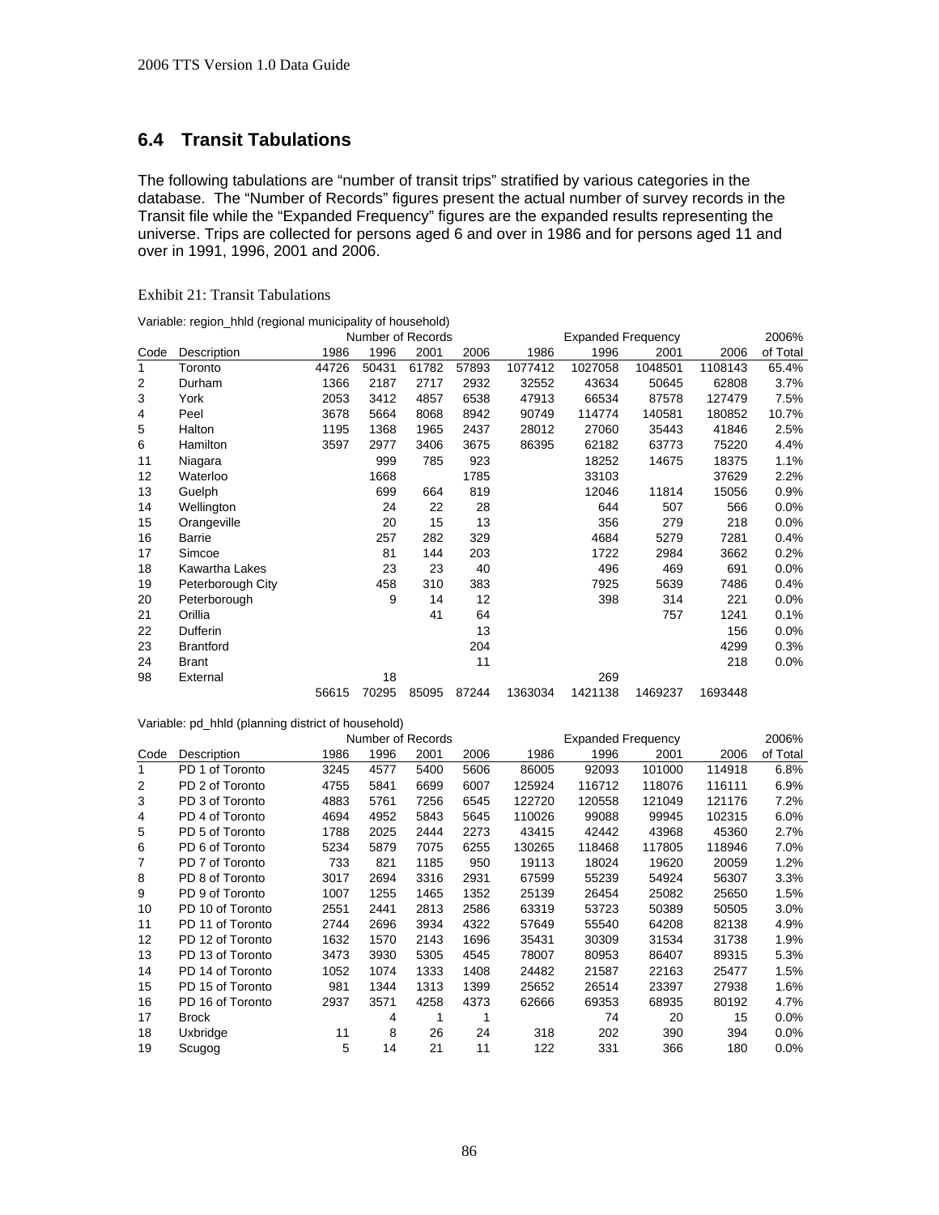## 6.4 Transit Tabulations

The following tabulations are "number of transit trips" stratified by various categories in the database. The "Number of Records" figures present the actual number of survey records in the Transit file while the "Expanded Frequency" figures are the expanded results representing the universe. Trips are collected for persons aged 6 and over in 1986 and for persons aged 11 and over in 1991, 1996, 2001 and 2006.

Exhibit 21: Transit Tabulations

Variable: region_hhld (regional municipality of household)

| | | Number of Records | | | | Expanded Frequency | | | | 2006% |
|---|---|---|---|---|---|---|---|---|---|---|
| Code | Description | 1986 | 1996 | 2001 | 2006 | 1986 | 1996 | 2001 | 2006 | of Total |
| 1 | Toronto | 44726 | 50431 | 61782 | 57893 | 1077412 | 1027058 | 1048501 | 1108143 | 65.4% |
| 2 | Durham | 1366 | 2187 | 2717 | 2932 | 32552 | 43634 | 50645 | 62808 | 3.7% |
| 3 | York | 2053 | 3412 | 4857 | 6538 | 47913 | 66534 | 87578 | 127479 | 7.5% |
| 4 | Peel | 3678 | 5664 | 8068 | 8942 | 90749 | 114774 | 140581 | 180852 | 10.7% |
| 5 | Halton | 1195 | 1368 | 1965 | 2437 | 28012 | 27060 | 35443 | 41846 | 2.5% |
| 6 | Hamilton | 3597 | 2977 | 3406 | 3675 | 86395 | 62182 | 63773 | 75220 | 4.4% |
| 11 | Niagara | | 999 | 785 | 923 | | 18252 | 14675 | 18375 | 1.1% |
| 12 | Waterloo | | 1668 | | 1785 | | 33103 | | 37629 | 2.2% |
| 13 | Guelph | | 699 | 664 | 819 | | 12046 | 11814 | 15056 | 0.9% |
| 14 | Wellington | | 24 | 22 | 28 | | 644 | 507 | 566 | 0.0% |
| 15 | Orangeville | | 20 | 15 | 13 | | 356 | 279 | 218 | 0.0% |
| 16 | Barrie | | 257 | 282 | 329 | | 4684 | 5279 | 7281 | 0.4% |
| 17 | Simcoe | | 81 | 144 | 203 | | 1722 | 2984 | 3662 | 0.2% |
| 18 | Kawartha Lakes | | 23 | 23 | 40 | | 496 | 469 | 691 | 0.0% |
| 19 | Peterborough City | | 458 | 310 | 383 | | 7925 | 5639 | 7486 | 0.4% |
| 20 | Peterborough | | 9 | 14 | 12 | | 398 | 314 | 221 | 0.0% |
| 21 | Orillia | | | 41 | 64 | | | 757 | 1241 | 0.1% |
| 22 | Dufferin | | | | 13 | | | | 156 | 0.0% |
| 23 | Brantford | | | | 204 | | | | 4299 | 0.3% |
| 24 | Brant | | | | 11 | | | | 218 | 0.0% |
| 98 | External | | 18 | | | | 269 | | | |
| | | 56615 | 70295 | 85095 | 87244 | 1363034 | 1421138 | 1469237 | 1693448 | |

Variable: pd_hhld (planning district of household)

| | | Number of Records | | | | Expanded Frequency | | | | 2006% |
|---|---|---|---|---|---|---|---|---|---|---|
| Code | Description | 1986 | 1996 | 2001 | 2006 | 1986 | 1996 | 2001 | 2006 | of Total |
| 1 | PD 1 of Toronto | 3245 | 4577 | 5400 | 5606 | 86005 | 92093 | 101000 | 114918 | 6.8% |
| 2 | PD 2 of Toronto | 4755 | 5841 | 6699 | 6007 | 125924 | 116712 | 118076 | 116111 | 6.9% |
| 3 | PD 3 of Toronto | 4883 | 5761 | 7256 | 6545 | 122720 | 120558 | 121049 | 121176 | 7.2% |
| 4 | PD 4 of Toronto | 4694 | 4952 | 5843 | 5645 | 110026 | 99088 | 99945 | 102315 | 6.0% |
| 5 | PD 5 of Toronto | 1788 | 2025 | 2444 | 2273 | 43415 | 42442 | 43968 | 45360 | 2.7% |
| 6 | PD 6 of Toronto | 5234 | 5879 | 7075 | 6255 | 130265 | 118468 | 117805 | 118946 | 7.0% |
| 7 | PD 7 of Toronto | 733 | 821 | 1185 | 950 | 19113 | 18024 | 19620 | 20059 | 1.2% |
| 8 | PD 8 of Toronto | 3017 | 2694 | 3316 | 2931 | 67599 | 55239 | 54924 | 56307 | 3.3% |
| 9 | PD 9 of Toronto | 1007 | 1255 | 1465 | 1352 | 25139 | 26454 | 25082 | 25650 | 1.5% |
| 10 | PD 10 of Toronto | 2551 | 2441 | 2813 | 2586 | 63319 | 53723 | 50389 | 50505 | 3.0% |
| 11 | PD 11 of Toronto | 2744 | 2696 | 3934 | 4322 | 57649 | 55540 | 64208 | 82138 | 4.9% |
| 12 | PD 12 of Toronto | 1632 | 1570 | 2143 | 1696 | 35431 | 30309 | 31534 | 31738 | 1.9% |
| 13 | PD 13 of Toronto | 3473 | 3930 | 5305 | 4545 | 78007 | 80953 | 86407 | 89315 | 5.3% |
| 14 | PD 14 of Toronto | 1052 | 1074 | 1333 | 1408 | 24482 | 21587 | 22163 | 25477 | 1.5% |
| 15 | PD 15 of Toronto | 981 | 1344 | 1313 | 1399 | 25652 | 26514 | 23397 | 27938 | 1.6% |
| 16 | PD 16 of Toronto | 2937 | 3571 | 4258 | 4373 | 62666 | 69353 | 68935 | 80192 | 4.7% |
| 17 | Brock | | 4 | 1 | 1 | | 74 | 20 | 15 | 0.0% |
| 18 | Uxbridge | 11 | 8 | 26 | 24 | 318 | 202 | 390 | 394 | 0.0% |
| 19 | Scugog | 5 | 14 | 21 | 11 | 122 | 331 | 366 | 180 | 0.0% |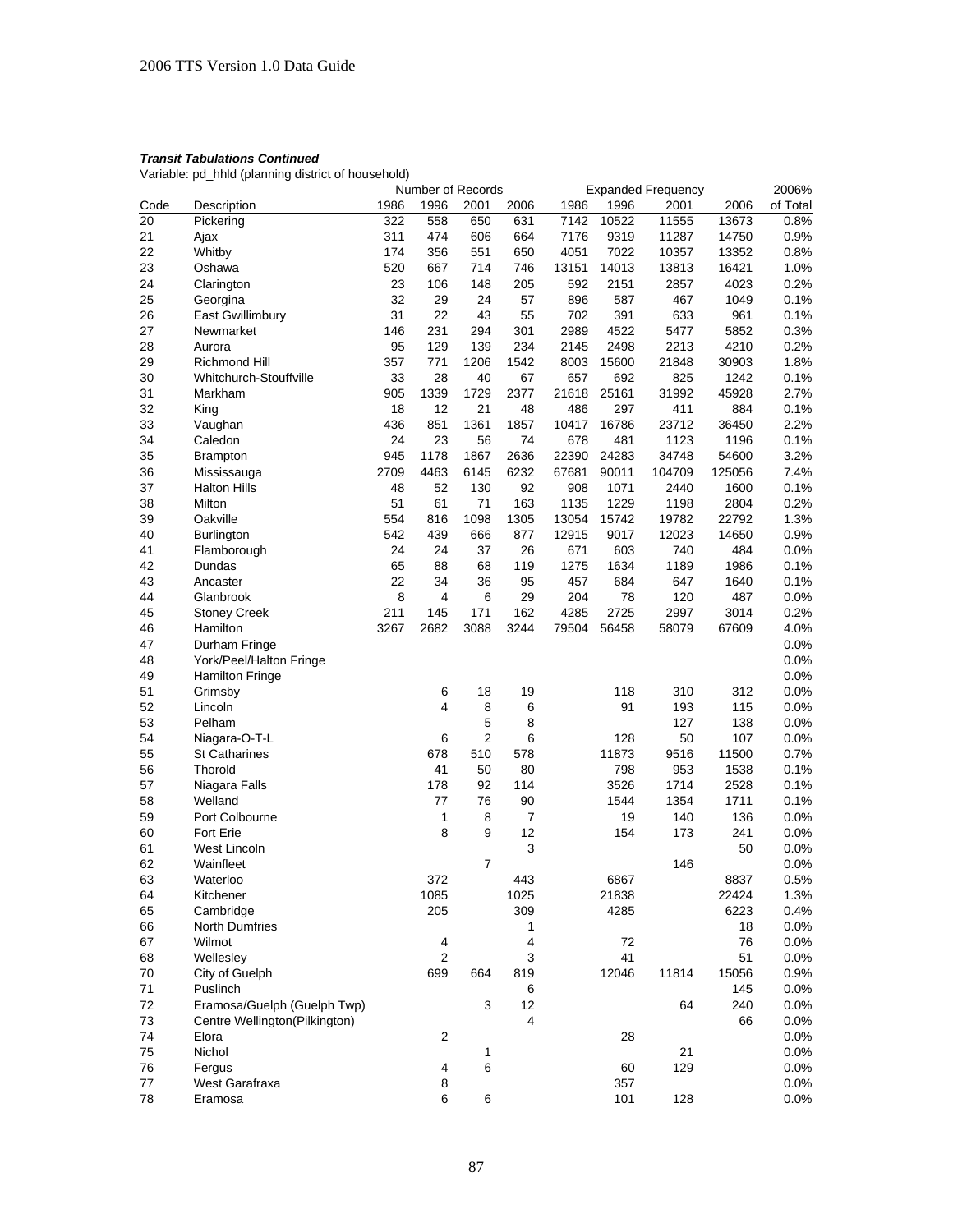***Transit Tabulations Continued***

Variable: pd_hhld (planning district of household)

| | | Number of Records | | | | Expanded Frequency | | | | 2006% |
|---|---|---|---|---|---|---|---|---|---|---|
| Code | Description | 1986 | 1996 | 2001 | 2006 | 1986 | 1996 | 2001 | 2006 | of Total |
| 20 | Pickering | 322 | 558 | 650 | 631 | 7142 | 10522 | 11555 | 13673 | 0.8% |
| 21 | Ajax | 311 | 474 | 606 | 664 | 7176 | 9319 | 11287 | 14750 | 0.9% |
| 22 | Whitby | 174 | 356 | 551 | 650 | 4051 | 7022 | 10357 | 13352 | 0.8% |
| 23 | Oshawa | 520 | 667 | 714 | 746 | 13151 | 14013 | 13813 | 16421 | 1.0% |
| 24 | Clarington | 23 | 106 | 148 | 205 | 592 | 2151 | 2857 | 4023 | 0.2% |
| 25 | Georgina | 32 | 29 | 24 | 57 | 896 | 587 | 467 | 1049 | 0.1% |
| 26 | East Gwillimbury | 31 | 22 | 43 | 55 | 702 | 391 | 633 | 961 | 0.1% |
| 27 | Newmarket | 146 | 231 | 294 | 301 | 2989 | 4522 | 5477 | 5852 | 0.3% |
| 28 | Aurora | 95 | 129 | 139 | 234 | 2145 | 2498 | 2213 | 4210 | 0.2% |
| 29 | Richmond Hill | 357 | 771 | 1206 | 1542 | 8003 | 15600 | 21848 | 30903 | 1.8% |
| 30 | Whitchurch-Stouffville | 33 | 28 | 40 | 67 | 657 | 692 | 825 | 1242 | 0.1% |
| 31 | Markham | 905 | 1339 | 1729 | 2377 | 21618 | 25161 | 31992 | 45928 | 2.7% |
| 32 | King | 18 | 12 | 21 | 48 | 486 | 297 | 411 | 884 | 0.1% |
| 33 | Vaughan | 436 | 851 | 1361 | 1857 | 10417 | 16786 | 23712 | 36450 | 2.2% |
| 34 | Caledon | 24 | 23 | 56 | 74 | 678 | 481 | 1123 | 1196 | 0.1% |
| 35 | Brampton | 945 | 1178 | 1867 | 2636 | 22390 | 24283 | 34748 | 54600 | 3.2% |
| 36 | Mississauga | 2709 | 4463 | 6145 | 6232 | 67681 | 90011 | 104709 | 125056 | 7.4% |
| 37 | Halton Hills | 48 | 52 | 130 | 92 | 908 | 1071 | 2440 | 1600 | 0.1% |
| 38 | Milton | 51 | 61 | 71 | 163 | 1135 | 1229 | 1198 | 2804 | 0.2% |
| 39 | Oakville | 554 | 816 | 1098 | 1305 | 13054 | 15742 | 19782 | 22792 | 1.3% |
| 40 | Burlington | 542 | 439 | 666 | 877 | 12915 | 9017 | 12023 | 14650 | 0.9% |
| 41 | Flamborough | 24 | 24 | 37 | 26 | 671 | 603 | 740 | 484 | 0.0% |
| 42 | Dundas | 65 | 88 | 68 | 119 | 1275 | 1634 | 1189 | 1986 | 0.1% |
| 43 | Ancaster | 22 | 34 | 36 | 95 | 457 | 684 | 647 | 1640 | 0.1% |
| 44 | Glanbrook | 8 | 4 | 6 | 29 | 204 | 78 | 120 | 487 | 0.0% |
| 45 | Stoney Creek | 211 | 145 | 171 | 162 | 4285 | 2725 | 2997 | 3014 | 0.2% |
| 46 | Hamilton | 3267 | 2682 | 3088 | 3244 | 79504 | 56458 | 58079 | 67609 | 4.0% |
| 47 | Durham Fringe | | | | | | | | | 0.0% |
| 48 | York/Peel/Halton Fringe | | | | | | | | | 0.0% |
| 49 | Hamilton Fringe | | | | | | | | | 0.0% |
| 51 | Grimsby | | 6 | 18 | 19 | | 118 | 310 | 312 | 0.0% |
| 52 | Lincoln | | 4 | 8 | 6 | | 91 | 193 | 115 | 0.0% |
| 53 | Pelham | | | 5 | 8 | | | 127 | 138 | 0.0% |
| 54 | Niagara-O-T-L | | 6 | 2 | 6 | | 128 | 50 | 107 | 0.0% |
| 55 | St Catharines | | 678 | 510 | 578 | | 11873 | 9516 | 11500 | 0.7% |
| 56 | Thorold | | 41 | 50 | 80 | | 798 | 953 | 1538 | 0.1% |
| 57 | Niagara Falls | | 178 | 92 | 114 | | 3526 | 1714 | 2528 | 0.1% |
| 58 | Welland | | 77 | 76 | 90 | | 1544 | 1354 | 1711 | 0.1% |
| 59 | Port Colbourne | | 1 | 8 | 7 | | 19 | 140 | 136 | 0.0% |
| 60 | Fort Erie | | 8 | 9 | 12 | | 154 | 173 | 241 | 0.0% |
| 61 | West Lincoln | | | | 3 | | | | 50 | 0.0% |
| 62 | Wainfleet | | | 7 | | | | 146 | | 0.0% |
| 63 | Waterloo | | 372 | | 443 | | 6867 | | 8837 | 0.5% |
| 64 | Kitchener | | 1085 | | 1025 | | 21838 | | 22424 | 1.3% |
| 65 | Cambridge | | 205 | | 309 | | 4285 | | 6223 | 0.4% |
| 66 | North Dumfries | | | | 1 | | | | 18 | 0.0% |
| 67 | Wilmot | | 4 | | 4 | | 72 | | 76 | 0.0% |
| 68 | Wellesley | | 2 | | 3 | | 41 | | 51 | 0.0% |
| 70 | City of Guelph | | 699 | 664 | 819 | | 12046 | 11814 | 15056 | 0.9% |
| 71 | Puslinch | | | | 6 | | | | 145 | 0.0% |
| 72 | Eramosa/Guelph (Guelph Twp) | | | 3 | 12 | | | 64 | 240 | 0.0% |
| 73 | Centre Wellington(Pilkington) | | | | 4 | | | | 66 | 0.0% |
| 74 | Elora | | 2 | | | | 28 | | | 0.0% |
| 75 | Nichol | | | 1 | | | | 21 | | 0.0% |
| 76 | Fergus | | 4 | 6 | | | 60 | 129 | | 0.0% |
| 77 | West Garafraxa | | 8 | | | | 357 | | | 0.0% |
| 78 | Eramosa | | 6 | 6 | | | 101 | 128 | | 0.0% |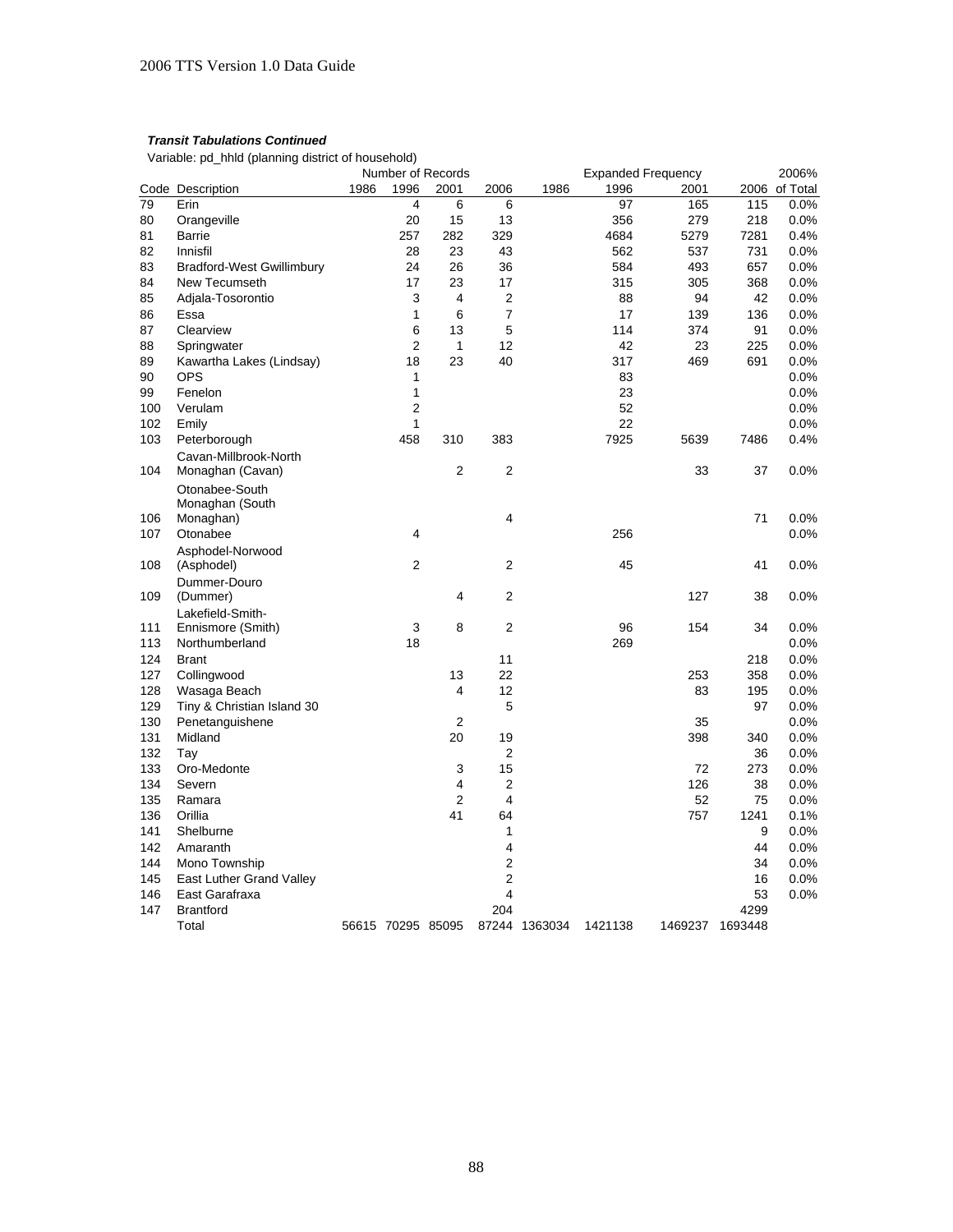***Transit Tabulations Continued***

Variable: pd_hhld (planning district of household)

| Code | Description | Number of Records 1986 | 1996 | 2001 | 2006 | Expanded Frequency 1986 | 1996 | 2001 | 2006 | 2006% of Total |
|---|---|---|---|---|---|---|---|---|---|---|
| 79 | Erin | | 4 | 6 | 6 | | 97 | 165 | 115 | 0.0% |
| 80 | Orangeville | | 20 | 15 | 13 | | 356 | 279 | 218 | 0.0% |
| 81 | Barrie | | 257 | 282 | 329 | | 4684 | 5279 | 7281 | 0.4% |
| 82 | Innisfil | | 28 | 23 | 43 | | 562 | 537 | 731 | 0.0% |
| 83 | Bradford-West Gwillimbury | | 24 | 26 | 36 | | 584 | 493 | 657 | 0.0% |
| 84 | New Tecumseth | | 17 | 23 | 17 | | 315 | 305 | 368 | 0.0% |
| 85 | Adjala-Tosorontio | | 3 | 4 | 2 | | 88 | 94 | 42 | 0.0% |
| 86 | Essa | | 1 | 6 | 7 | | 17 | 139 | 136 | 0.0% |
| 87 | Clearview | | 6 | 13 | 5 | | 114 | 374 | 91 | 0.0% |
| 88 | Springwater | | 2 | 1 | 12 | | 42 | 23 | 225 | 0.0% |
| 89 | Kawartha Lakes (Lindsay) | | 18 | 23 | 40 | | 317 | 469 | 691 | 0.0% |
| 90 | OPS | | 1 | | | | 83 | | | 0.0% |
| 99 | Fenelon | | 1 | | | | 23 | | | 0.0% |
| 100 | Verulam | | 2 | | | | 52 | | | 0.0% |
| 102 | Emily | | 1 | | | | 22 | | | 0.0% |
| 103 | Peterborough | | 458 | 310 | 383 | | 7925 | 5639 | 7486 | 0.4% |
| 104 | Cavan-Millbrook-North Monaghan (Cavan) | | | 2 | 2 | | | 33 | 37 | 0.0% |
| 106 | Otonabee-South Monaghan (South Monaghan) | | | | 4 | | | | 71 | 0.0% |
| 107 | Otonabee | | 4 | | | | 256 | | | 0.0% |
| 108 | Asphodel-Norwood (Asphodel) | | 2 | | 2 | | 45 | | 41 | 0.0% |
| 109 | Dummer-Douro (Dummer) | | | 4 | 2 | | | 127 | 38 | 0.0% |
| 111 | Lakefield-Smith-Ennismore (Smith) | | 3 | 8 | 2 | | 96 | 154 | 34 | 0.0% |
| 113 | Northumberland | | 18 | | | | 269 | | | 0.0% |
| 124 | Brant | | | | 11 | | | | 218 | 0.0% |
| 127 | Collingwood | | | 13 | 22 | | | 253 | 358 | 0.0% |
| 128 | Wasaga Beach | | | 4 | 12 | | | 83 | 195 | 0.0% |
| 129 | Tiny & Christian Island 30 | | | | 5 | | | | 97 | 0.0% |
| 130 | Penetanguishene | | | 2 | | | | 35 | | 0.0% |
| 131 | Midland | | | 20 | 19 | | | 398 | 340 | 0.0% |
| 132 | Tay | | | | 2 | | | | 36 | 0.0% |
| 133 | Oro-Medonte | | | 3 | 15 | | | 72 | 273 | 0.0% |
| 134 | Severn | | | 4 | 2 | | | 126 | 38 | 0.0% |
| 135 | Ramara | | | 2 | 4 | | | 52 | 75 | 0.0% |
| 136 | Orillia | | | 41 | 64 | | | 757 | 1241 | 0.1% |
| 141 | Shelburne | | | | 1 | | | | 9 | 0.0% |
| 142 | Amaranth | | | | 4 | | | | 44 | 0.0% |
| 144 | Mono Township | | | | 2 | | | | 34 | 0.0% |
| 145 | East Luther Grand Valley | | | | 2 | | | | 16 | 0.0% |
| 146 | East Garafraxa | | | | 4 | | | | 53 | 0.0% |
| 147 | Brantford | | | | 204 | | | | 4299 | |
| | Total | 56615 | 70295 | 85095 | 87244 | 1363034 | 1421138 | 1469237 | 1693448 | |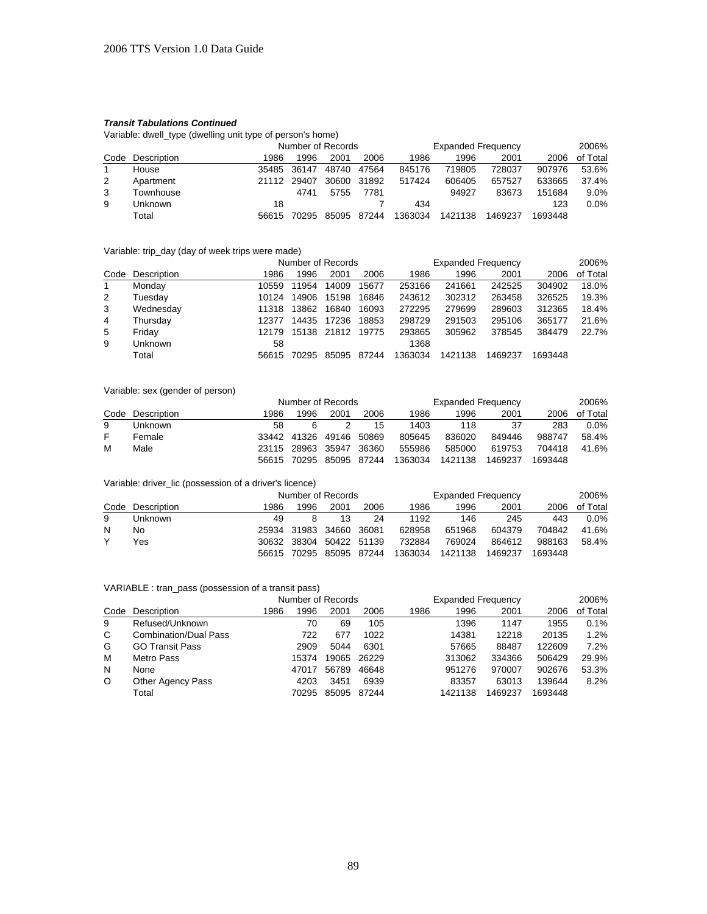### ***Transit Tabulations Continued***

Variable: dwell_type (dwelling unit type of person's home)

| | | Number of Records | | | | Expanded Frequency | | | | 2006% |
|---|---|---|---|---|---|---|---|---|---|---|
| Code | Description | 1986 | 1996 | 2001 | 2006 | 1986 | 1996 | 2001 | 2006 | of Total |
| 1 | House | 35485 | 36147 | 48740 | 47564 | 845176 | 719805 | 728037 | 907976 | 53.6% |
| 2 | Apartment | 21112 | 29407 | 30600 | 31892 | 517424 | 606405 | 657527 | 633665 | 37.4% |
| 3 | Townhouse | | 4741 | 5755 | 7781 | | 94927 | 83673 | 151684 | 9.0% |
| 9 | Unknown | 18 | | | 7 | 434 | | | 123 | 0.0% |
| | Total | 56615 | 70295 | 85095 | 87244 | 1363034 | 1421138 | 1469237 | 1693448 | |

Variable: trip_day (day of week trips were made)

| | | Number of Records | | | | Expanded Frequency | | | | 2006% |
|---|---|---|---|---|---|---|---|---|---|---|
| Code | Description | 1986 | 1996 | 2001 | 2006 | 1986 | 1996 | 2001 | 2006 | of Total |
| 1 | Monday | 10559 | 11954 | 14009 | 15677 | 253166 | 241661 | 242525 | 304902 | 18.0% |
| 2 | Tuesday | 10124 | 14906 | 15198 | 16846 | 243612 | 302312 | 263458 | 326525 | 19.3% |
| 3 | Wednesday | 11318 | 13862 | 16840 | 16093 | 272295 | 279699 | 289603 | 312365 | 18.4% |
| 4 | Thursday | 12377 | 14435 | 17236 | 18853 | 298729 | 291503 | 295106 | 365177 | 21.6% |
| 5 | Friday | 12179 | 15138 | 21812 | 19775 | 293865 | 305962 | 378545 | 384479 | 22.7% |
| 9 | Unknown | 58 | | | | 1368 | | | | |
| | Total | 56615 | 70295 | 85095 | 87244 | 1363034 | 1421138 | 1469237 | 1693448 | |

Variable: sex (gender of person)

| | | Number of Records | | | | Expanded Frequency | | | | 2006% |
|---|---|---|---|---|---|---|---|---|---|---|
| Code | Description | 1986 | 1996 | 2001 | 2006 | 1986 | 1996 | 2001 | 2006 | of Total |
| 9 | Unknown | 58 | 6 | 2 | 15 | 1403 | 118 | 37 | 283 | 0.0% |
| F | Female | 33442 | 41326 | 49146 | 50869 | 805645 | 836020 | 849446 | 988747 | 58.4% |
| M | Male | 23115 | 28963 | 35947 | 36360 | 555986 | 585000 | 619753 | 704418 | 41.6% |
| | | 56615 | 70295 | 85095 | 87244 | 1363034 | 1421138 | 1469237 | 1693448 | |

Variable: driver_lic (possession of a driver's licence)

| | | Number of Records | | | | Expanded Frequency | | | | 2006% |
|---|---|---|---|---|---|---|---|---|---|---|
| Code | Description | 1986 | 1996 | 2001 | 2006 | 1986 | 1996 | 2001 | 2006 | of Total |
| 9 | Unknown | 49 | 8 | 13 | 24 | 1192 | 146 | 245 | 443 | 0.0% |
| N | No | 25934 | 31983 | 34660 | 36081 | 628958 | 651968 | 604379 | 704842 | 41.6% |
| Y | Yes | 30632 | 38304 | 50422 | 51139 | 732884 | 769024 | 864612 | 988163 | 58.4% |
| | | 56615 | 70295 | 85095 | 87244 | 1363034 | 1421138 | 1469237 | 1693448 | |

VARIABLE : tran_pass (possession of a transit pass)

| | | Number of Records | | | | Expanded Frequency | | | | 2006% |
|---|---|---|---|---|---|---|---|---|---|---|
| Code | Description | 1986 | 1996 | 2001 | 2006 | 1986 | 1996 | 2001 | 2006 | of Total |
| 9 | Refused/Unknown | | 70 | 69 | 105 | | 1396 | 1147 | 1955 | 0.1% |
| C | Combination/Dual Pass | | 722 | 677 | 1022 | | 14381 | 12218 | 20135 | 1.2% |
| G | GO Transit Pass | | 2909 | 5044 | 6301 | | 57665 | 88487 | 122609 | 7.2% |
| M | Metro Pass | | 15374 | 19065 | 26229 | | 313062 | 334366 | 506429 | 29.9% |
| N | None | | 47017 | 56789 | 46648 | | 951276 | 970007 | 902676 | 53.3% |
| O | Other Agency Pass | | 4203 | 3451 | 6939 | | 83357 | 63013 | 139644 | 8.2% |
| | Total | | 70295 | 85095 | 87244 | | 1421138 | 1469237 | 1693448 | |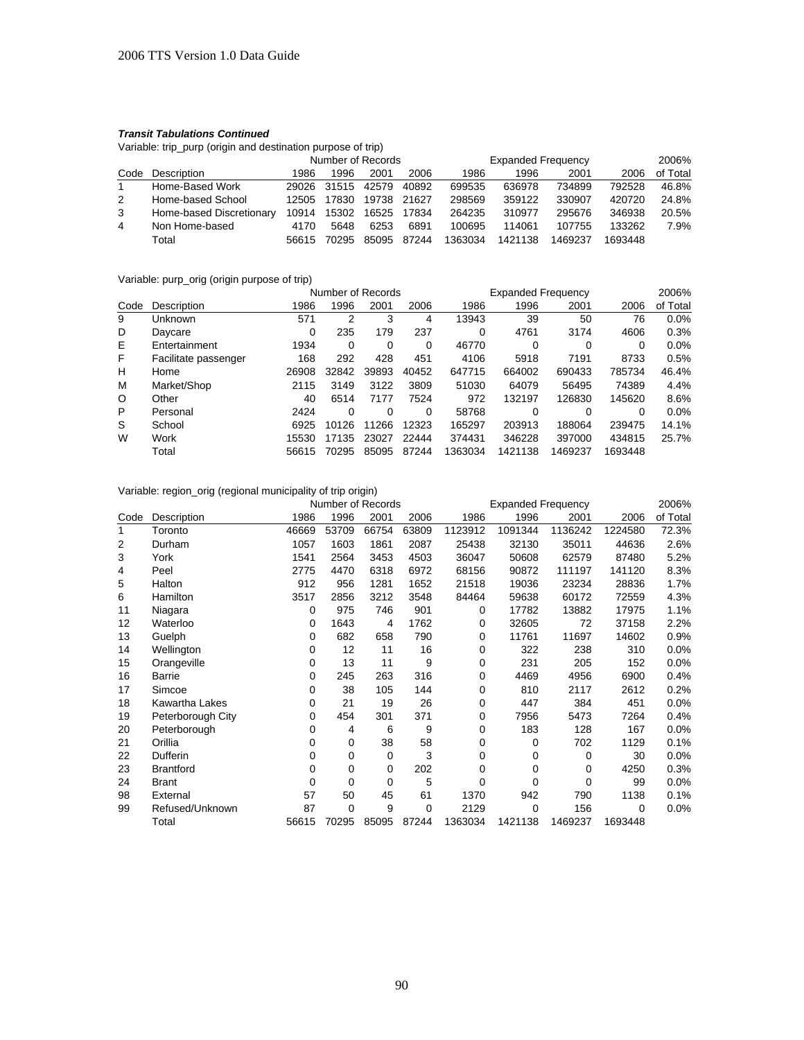***Transit Tabulations Continued***

Variable: trip_purp (origin and destination purpose of trip)

| Code | Description | Number of Records 1986 | 1996 | 2001 | 2006 | Expanded Frequency 1986 | 1996 | 2001 | 2006 | 2006% of Total |
|---|---|---|---|---|---|---|---|---|---|---|
| 1 | Home-Based Work | 29026 | 31515 | 42579 | 40892 | 699535 | 636978 | 734899 | 792528 | 46.8% |
| 2 | Home-based School | 12505 | 17830 | 19738 | 21627 | 298569 | 359122 | 330907 | 420720 | 24.8% |
| 3 | Home-based Discretionary | 10914 | 15302 | 16525 | 17834 | 264235 | 310977 | 295676 | 346938 | 20.5% |
| 4 | Non Home-based | 4170 | 5648 | 6253 | 6891 | 100695 | 114061 | 107755 | 133262 | 7.9% |
| | Total | 56615 | 70295 | 85095 | 87244 | 1363034 | 1421138 | 1469237 | 1693448 | |

Variable: purp_orig (origin purpose of trip)

| Code | Description | Number of Records 1986 | 1996 | 2001 | 2006 | Expanded Frequency 1986 | 1996 | 2001 | 2006 | 2006% of Total |
|---|---|---|---|---|---|---|---|---|---|---|
| 9 | Unknown | 571 | 2 | 3 | 4 | 13943 | 39 | 50 | 76 | 0.0% |
| D | Daycare | 0 | 235 | 179 | 237 | 0 | 4761 | 3174 | 4606 | 0.3% |
| E | Entertainment | 1934 | 0 | 0 | 0 | 46770 | 0 | 0 | 0 | 0.0% |
| F | Facilitate passenger | 168 | 292 | 428 | 451 | 4106 | 5918 | 7191 | 8733 | 0.5% |
| H | Home | 26908 | 32842 | 39893 | 40452 | 647715 | 664002 | 690433 | 785734 | 46.4% |
| M | Market/Shop | 2115 | 3149 | 3122 | 3809 | 51030 | 64079 | 56495 | 74389 | 4.4% |
| O | Other | 40 | 6514 | 7177 | 7524 | 972 | 132197 | 126830 | 145620 | 8.6% |
| P | Personal | 2424 | 0 | 0 | 0 | 58768 | 0 | 0 | 0 | 0.0% |
| S | School | 6925 | 10126 | 11266 | 12323 | 165297 | 203913 | 188064 | 239475 | 14.1% |
| W | Work | 15530 | 17135 | 23027 | 22444 | 374431 | 346228 | 397000 | 434815 | 25.7% |
| | Total | 56615 | 70295 | 85095 | 87244 | 1363034 | 1421138 | 1469237 | 1693448 | |

Variable: region_orig (regional municipality of trip origin)

| Code | Description | Number of Records 1986 | 1996 | 2001 | 2006 | Expanded Frequency 1986 | 1996 | 2001 | 2006 | 2006% of Total |
|---|---|---|---|---|---|---|---|---|---|---|
| 1 | Toronto | 46669 | 53709 | 66754 | 63809 | 1123912 | 1091344 | 1136242 | 1224580 | 72.3% |
| 2 | Durham | 1057 | 1603 | 1861 | 2087 | 25438 | 32130 | 35011 | 44636 | 2.6% |
| 3 | York | 1541 | 2564 | 3453 | 4503 | 36047 | 50608 | 62579 | 87480 | 5.2% |
| 4 | Peel | 2775 | 4470 | 6318 | 6972 | 68156 | 90872 | 111197 | 141120 | 8.3% |
| 5 | Halton | 912 | 956 | 1281 | 1652 | 21518 | 19036 | 23234 | 28836 | 1.7% |
| 6 | Hamilton | 3517 | 2856 | 3212 | 3548 | 84464 | 59638 | 60172 | 72559 | 4.3% |
| 11 | Niagara | 0 | 975 | 746 | 901 | 0 | 17782 | 13882 | 17975 | 1.1% |
| 12 | Waterloo | 0 | 1643 | 4 | 1762 | 0 | 32605 | 72 | 37158 | 2.2% |
| 13 | Guelph | 0 | 682 | 658 | 790 | 0 | 11761 | 11697 | 14602 | 0.9% |
| 14 | Wellington | 0 | 12 | 11 | 16 | 0 | 322 | 238 | 310 | 0.0% |
| 15 | Orangeville | 0 | 13 | 11 | 9 | 0 | 231 | 205 | 152 | 0.0% |
| 16 | Barrie | 0 | 245 | 263 | 316 | 0 | 4469 | 4956 | 6900 | 0.4% |
| 17 | Simcoe | 0 | 38 | 105 | 144 | 0 | 810 | 2117 | 2612 | 0.2% |
| 18 | Kawartha Lakes | 0 | 21 | 19 | 26 | 0 | 447 | 384 | 451 | 0.0% |
| 19 | Peterborough City | 0 | 454 | 301 | 371 | 0 | 7956 | 5473 | 7264 | 0.4% |
| 20 | Peterborough | 0 | 4 | 6 | 9 | 0 | 183 | 128 | 167 | 0.0% |
| 21 | Orillia | 0 | 0 | 38 | 58 | 0 | 0 | 702 | 1129 | 0.1% |
| 22 | Dufferin | 0 | 0 | 0 | 3 | 0 | 0 | 0 | 30 | 0.0% |
| 23 | Brantford | 0 | 0 | 0 | 202 | 0 | 0 | 0 | 4250 | 0.3% |
| 24 | Brant | 0 | 0 | 0 | 5 | 0 | 0 | 0 | 99 | 0.0% |
| 98 | External | 57 | 50 | 45 | 61 | 1370 | 942 | 790 | 1138 | 0.1% |
| 99 | Refused/Unknown | 87 | 0 | 9 | 0 | 2129 | 0 | 156 | 0 | 0.0% |
| | Total | 56615 | 70295 | 85095 | 87244 | 1363034 | 1421138 | 1469237 | 1693448 | |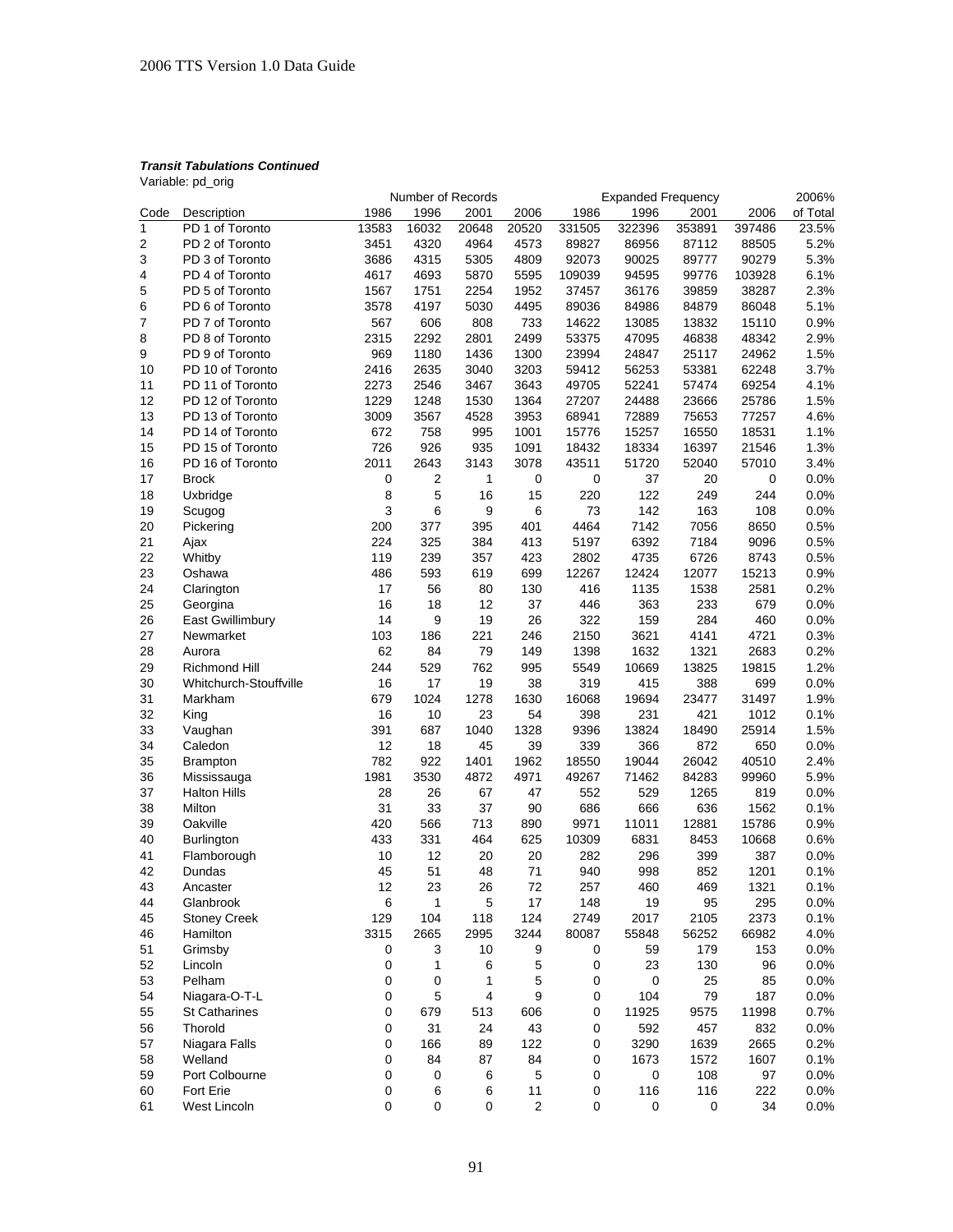***Transit Tabulations Continued***

Variable: pd_orig

| Code | Description | Number of Records | | | | Expanded Frequency | | | | 2006% |
|---|---|---|---|---|---|---|---|---|---|---|
| | | 1986 | 1996 | 2001 | 2006 | 1986 | 1996 | 2001 | 2006 | of Total |
| 1 | PD 1 of Toronto | 13583 | 16032 | 20648 | 20520 | 331505 | 322396 | 353891 | 397486 | 23.5% |
| 2 | PD 2 of Toronto | 3451 | 4320 | 4964 | 4573 | 89827 | 86956 | 87112 | 88505 | 5.2% |
| 3 | PD 3 of Toronto | 3686 | 4315 | 5305 | 4809 | 92073 | 90025 | 89777 | 90279 | 5.3% |
| 4 | PD 4 of Toronto | 4617 | 4693 | 5870 | 5595 | 109039 | 94595 | 99776 | 103928 | 6.1% |
| 5 | PD 5 of Toronto | 1567 | 1751 | 2254 | 1952 | 37457 | 36176 | 39859 | 38287 | 2.3% |
| 6 | PD 6 of Toronto | 3578 | 4197 | 5030 | 4495 | 89036 | 84986 | 84879 | 86048 | 5.1% |
| 7 | PD 7 of Toronto | 567 | 606 | 808 | 733 | 14622 | 13085 | 13832 | 15110 | 0.9% |
| 8 | PD 8 of Toronto | 2315 | 2292 | 2801 | 2499 | 53375 | 47095 | 46838 | 48342 | 2.9% |
| 9 | PD 9 of Toronto | 969 | 1180 | 1436 | 1300 | 23994 | 24847 | 25117 | 24962 | 1.5% |
| 10 | PD 10 of Toronto | 2416 | 2635 | 3040 | 3203 | 59412 | 56253 | 53381 | 62248 | 3.7% |
| 11 | PD 11 of Toronto | 2273 | 2546 | 3467 | 3643 | 49705 | 52241 | 57474 | 69254 | 4.1% |
| 12 | PD 12 of Toronto | 1229 | 1248 | 1530 | 1364 | 27207 | 24488 | 23666 | 25786 | 1.5% |
| 13 | PD 13 of Toronto | 3009 | 3567 | 4528 | 3953 | 68941 | 72889 | 75653 | 77257 | 4.6% |
| 14 | PD 14 of Toronto | 672 | 758 | 995 | 1001 | 15776 | 15257 | 16550 | 18531 | 1.1% |
| 15 | PD 15 of Toronto | 726 | 926 | 935 | 1091 | 18432 | 18334 | 16397 | 21546 | 1.3% |
| 16 | PD 16 of Toronto | 2011 | 2643 | 3143 | 3078 | 43511 | 51720 | 52040 | 57010 | 3.4% |
| 17 | Brock | 0 | 2 | 1 | 0 | 0 | 37 | 20 | 0 | 0.0% |
| 18 | Uxbridge | 8 | 5 | 16 | 15 | 220 | 122 | 249 | 244 | 0.0% |
| 19 | Scugog | 3 | 6 | 9 | 6 | 73 | 142 | 163 | 108 | 0.0% |
| 20 | Pickering | 200 | 377 | 395 | 401 | 4464 | 7142 | 7056 | 8650 | 0.5% |
| 21 | Ajax | 224 | 325 | 384 | 413 | 5197 | 6392 | 7184 | 9096 | 0.5% |
| 22 | Whitby | 119 | 239 | 357 | 423 | 2802 | 4735 | 6726 | 8743 | 0.5% |
| 23 | Oshawa | 486 | 593 | 619 | 699 | 12267 | 12424 | 12077 | 15213 | 0.9% |
| 24 | Clarington | 17 | 56 | 80 | 130 | 416 | 1135 | 1538 | 2581 | 0.2% |
| 25 | Georgina | 16 | 18 | 12 | 37 | 446 | 363 | 233 | 679 | 0.0% |
| 26 | East Gwillimbury | 14 | 9 | 19 | 26 | 322 | 159 | 284 | 460 | 0.0% |
| 27 | Newmarket | 103 | 186 | 221 | 246 | 2150 | 3621 | 4141 | 4721 | 0.3% |
| 28 | Aurora | 62 | 84 | 79 | 149 | 1398 | 1632 | 1321 | 2683 | 0.2% |
| 29 | Richmond Hill | 244 | 529 | 762 | 995 | 5549 | 10669 | 13825 | 19815 | 1.2% |
| 30 | Whitchurch-Stouffville | 16 | 17 | 19 | 38 | 319 | 415 | 388 | 699 | 0.0% |
| 31 | Markham | 679 | 1024 | 1278 | 1630 | 16068 | 19694 | 23477 | 31497 | 1.9% |
| 32 | King | 16 | 10 | 23 | 54 | 398 | 231 | 421 | 1012 | 0.1% |
| 33 | Vaughan | 391 | 687 | 1040 | 1328 | 9396 | 13824 | 18490 | 25914 | 1.5% |
| 34 | Caledon | 12 | 18 | 45 | 39 | 339 | 366 | 872 | 650 | 0.0% |
| 35 | Brampton | 782 | 922 | 1401 | 1962 | 18550 | 19044 | 26042 | 40510 | 2.4% |
| 36 | Mississauga | 1981 | 3530 | 4872 | 4971 | 49267 | 71462 | 84283 | 99960 | 5.9% |
| 37 | Halton Hills | 28 | 26 | 67 | 47 | 552 | 529 | 1265 | 819 | 0.0% |
| 38 | Milton | 31 | 33 | 37 | 90 | 686 | 666 | 636 | 1562 | 0.1% |
| 39 | Oakville | 420 | 566 | 713 | 890 | 9971 | 11011 | 12881 | 15786 | 0.9% |
| 40 | Burlington | 433 | 331 | 464 | 625 | 10309 | 6831 | 8453 | 10668 | 0.6% |
| 41 | Flamborough | 10 | 12 | 20 | 20 | 282 | 296 | 399 | 387 | 0.0% |
| 42 | Dundas | 45 | 51 | 48 | 71 | 940 | 998 | 852 | 1201 | 0.1% |
| 43 | Ancaster | 12 | 23 | 26 | 72 | 257 | 460 | 469 | 1321 | 0.1% |
| 44 | Glanbrook | 6 | 1 | 5 | 17 | 148 | 19 | 95 | 295 | 0.0% |
| 45 | Stoney Creek | 129 | 104 | 118 | 124 | 2749 | 2017 | 2105 | 2373 | 0.1% |
| 46 | Hamilton | 3315 | 2665 | 2995 | 3244 | 80087 | 55848 | 56252 | 66982 | 4.0% |
| 51 | Grimsby | 0 | 3 | 10 | 9 | 0 | 59 | 179 | 153 | 0.0% |
| 52 | Lincoln | 0 | 1 | 6 | 5 | 0 | 23 | 130 | 96 | 0.0% |
| 53 | Pelham | 0 | 0 | 1 | 5 | 0 | 0 | 25 | 85 | 0.0% |
| 54 | Niagara-O-T-L | 0 | 5 | 4 | 9 | 0 | 104 | 79 | 187 | 0.0% |
| 55 | St Catharines | 0 | 679 | 513 | 606 | 0 | 11925 | 9575 | 11998 | 0.7% |
| 56 | Thorold | 0 | 31 | 24 | 43 | 0 | 592 | 457 | 832 | 0.0% |
| 57 | Niagara Falls | 0 | 166 | 89 | 122 | 0 | 3290 | 1639 | 2665 | 0.2% |
| 58 | Welland | 0 | 84 | 87 | 84 | 0 | 1673 | 1572 | 1607 | 0.1% |
| 59 | Port Colbourne | 0 | 0 | 6 | 5 | 0 | 0 | 108 | 97 | 0.0% |
| 60 | Fort Erie | 0 | 6 | 6 | 11 | 0 | 116 | 116 | 222 | 0.0% |
| 61 | West Lincoln | 0 | 0 | 0 | 2 | 0 | 0 | 0 | 34 | 0.0% |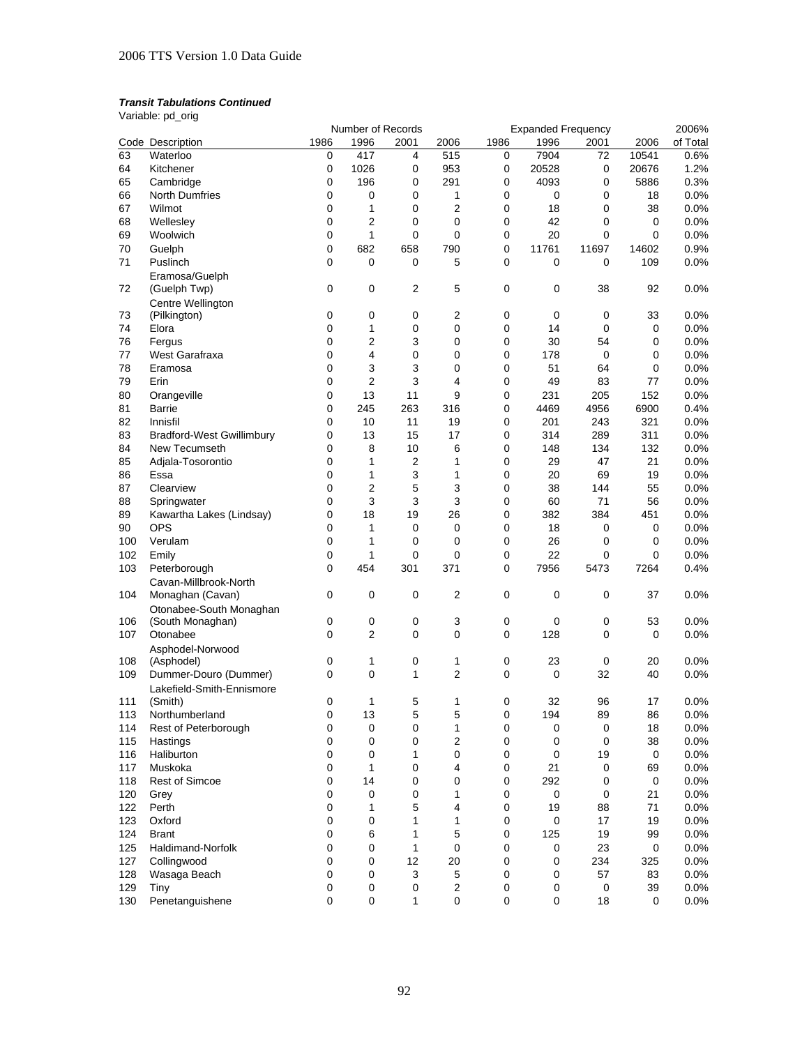***Transit Tabulations Continued***

Variable: pd_orig

| | | Number of Records | | | | Expanded Frequency | | | | 2006% |
|---|---|---|---|---|---|---|---|---|---|---|
| Code | Description | 1986 | 1996 | 2001 | 2006 | 1986 | 1996 | 2001 | 2006 | of Total |
| 63 | Waterloo | 0 | 417 | 4 | 515 | 0 | 7904 | 72 | 10541 | 0.6% |
| 64 | Kitchener | 0 | 1026 | 0 | 953 | 0 | 20528 | 0 | 20676 | 1.2% |
| 65 | Cambridge | 0 | 196 | 0 | 291 | 0 | 4093 | 0 | 5886 | 0.3% |
| 66 | North Dumfries | 0 | 0 | 0 | 1 | 0 | 0 | 0 | 18 | 0.0% |
| 67 | Wilmot | 0 | 1 | 0 | 2 | 0 | 18 | 0 | 38 | 0.0% |
| 68 | Wellesley | 0 | 2 | 0 | 0 | 0 | 42 | 0 | 0 | 0.0% |
| 69 | Woolwich | 0 | 1 | 0 | 0 | 0 | 20 | 0 | 0 | 0.0% |
| 70 | Guelph | 0 | 682 | 658 | 790 | 0 | 11761 | 11697 | 14602 | 0.9% |
| 71 | Puslinch | 0 | 0 | 0 | 5 | 0 | 0 | 0 | 109 | 0.0% |
| 72 | Eramosa/Guelph (Guelph Twp) | 0 | 0 | 2 | 5 | 0 | 0 | 38 | 92 | 0.0% |
| 73 | Centre Wellington (Pilkington) | 0 | 0 | 0 | 2 | 0 | 0 | 0 | 33 | 0.0% |
| 74 | Elora | 0 | 1 | 0 | 0 | 0 | 14 | 0 | 0 | 0.0% |
| 76 | Fergus | 0 | 2 | 3 | 0 | 0 | 30 | 54 | 0 | 0.0% |
| 77 | West Garafraxa | 0 | 4 | 0 | 0 | 0 | 178 | 0 | 0 | 0.0% |
| 78 | Eramosa | 0 | 3 | 3 | 0 | 0 | 51 | 64 | 0 | 0.0% |
| 79 | Erin | 0 | 2 | 3 | 4 | 0 | 49 | 83 | 77 | 0.0% |
| 80 | Orangeville | 0 | 13 | 11 | 9 | 0 | 231 | 205 | 152 | 0.0% |
| 81 | Barrie | 0 | 245 | 263 | 316 | 0 | 4469 | 4956 | 6900 | 0.4% |
| 82 | Innisfil | 0 | 10 | 11 | 19 | 0 | 201 | 243 | 321 | 0.0% |
| 83 | Bradford-West Gwillimbury | 0 | 13 | 15 | 17 | 0 | 314 | 289 | 311 | 0.0% |
| 84 | New Tecumseth | 0 | 8 | 10 | 6 | 0 | 148 | 134 | 132 | 0.0% |
| 85 | Adjala-Tosorontio | 0 | 1 | 2 | 1 | 0 | 29 | 47 | 21 | 0.0% |
| 86 | Essa | 0 | 1 | 3 | 1 | 0 | 20 | 69 | 19 | 0.0% |
| 87 | Clearview | 0 | 2 | 5 | 3 | 0 | 38 | 144 | 55 | 0.0% |
| 88 | Springwater | 0 | 3 | 3 | 3 | 0 | 60 | 71 | 56 | 0.0% |
| 89 | Kawartha Lakes (Lindsay) | 0 | 18 | 19 | 26 | 0 | 382 | 384 | 451 | 0.0% |
| 90 | OPS | 0 | 1 | 0 | 0 | 0 | 18 | 0 | 0 | 0.0% |
| 100 | Verulam | 0 | 1 | 0 | 0 | 0 | 26 | 0 | 0 | 0.0% |
| 102 | Emily | 0 | 1 | 0 | 0 | 0 | 22 | 0 | 0 | 0.0% |
| 103 | Peterborough | 0 | 454 | 301 | 371 | 0 | 7956 | 5473 | 7264 | 0.4% |
| 104 | Cavan-Millbrook-North Monaghan (Cavan) | 0 | 0 | 0 | 2 | 0 | 0 | 0 | 37 | 0.0% |
| 106 | Otonabee-South Monaghan (South Monaghan) | 0 | 0 | 0 | 3 | 0 | 0 | 0 | 53 | 0.0% |
| 107 | Otonabee | 0 | 2 | 0 | 0 | 0 | 128 | 0 | 0 | 0.0% |
| 108 | Asphodel-Norwood (Asphodel) | 0 | 1 | 0 | 1 | 0 | 23 | 0 | 20 | 0.0% |
| 109 | Dummer-Douro (Dummer) | 0 | 0 | 1 | 2 | 0 | 0 | 32 | 40 | 0.0% |
| 111 | Lakefield-Smith-Ennismore (Smith) | 0 | 1 | 5 | 1 | 0 | 32 | 96 | 17 | 0.0% |
| 113 | Northumberland | 0 | 13 | 5 | 5 | 0 | 194 | 89 | 86 | 0.0% |
| 114 | Rest of Peterborough | 0 | 0 | 0 | 1 | 0 | 0 | 0 | 18 | 0.0% |
| 115 | Hastings | 0 | 0 | 0 | 2 | 0 | 0 | 0 | 38 | 0.0% |
| 116 | Haliburton | 0 | 0 | 1 | 0 | 0 | 0 | 19 | 0 | 0.0% |
| 117 | Muskoka | 0 | 1 | 0 | 4 | 0 | 21 | 0 | 69 | 0.0% |
| 118 | Rest of Simcoe | 0 | 14 | 0 | 0 | 0 | 292 | 0 | 0 | 0.0% |
| 120 | Grey | 0 | 0 | 0 | 1 | 0 | 0 | 0 | 21 | 0.0% |
| 122 | Perth | 0 | 1 | 5 | 4 | 0 | 19 | 88 | 71 | 0.0% |
| 123 | Oxford | 0 | 0 | 1 | 1 | 0 | 0 | 17 | 19 | 0.0% |
| 124 | Brant | 0 | 6 | 1 | 5 | 0 | 125 | 19 | 99 | 0.0% |
| 125 | Haldimand-Norfolk | 0 | 0 | 1 | 0 | 0 | 0 | 23 | 0 | 0.0% |
| 127 | Collingwood | 0 | 0 | 12 | 20 | 0 | 0 | 234 | 325 | 0.0% |
| 128 | Wasaga Beach | 0 | 0 | 3 | 5 | 0 | 0 | 57 | 83 | 0.0% |
| 129 | Tiny | 0 | 0 | 0 | 2 | 0 | 0 | 0 | 39 | 0.0% |
| 130 | Penetanguishene | 0 | 0 | 1 | 0 | 0 | 0 | 18 | 0 | 0.0% |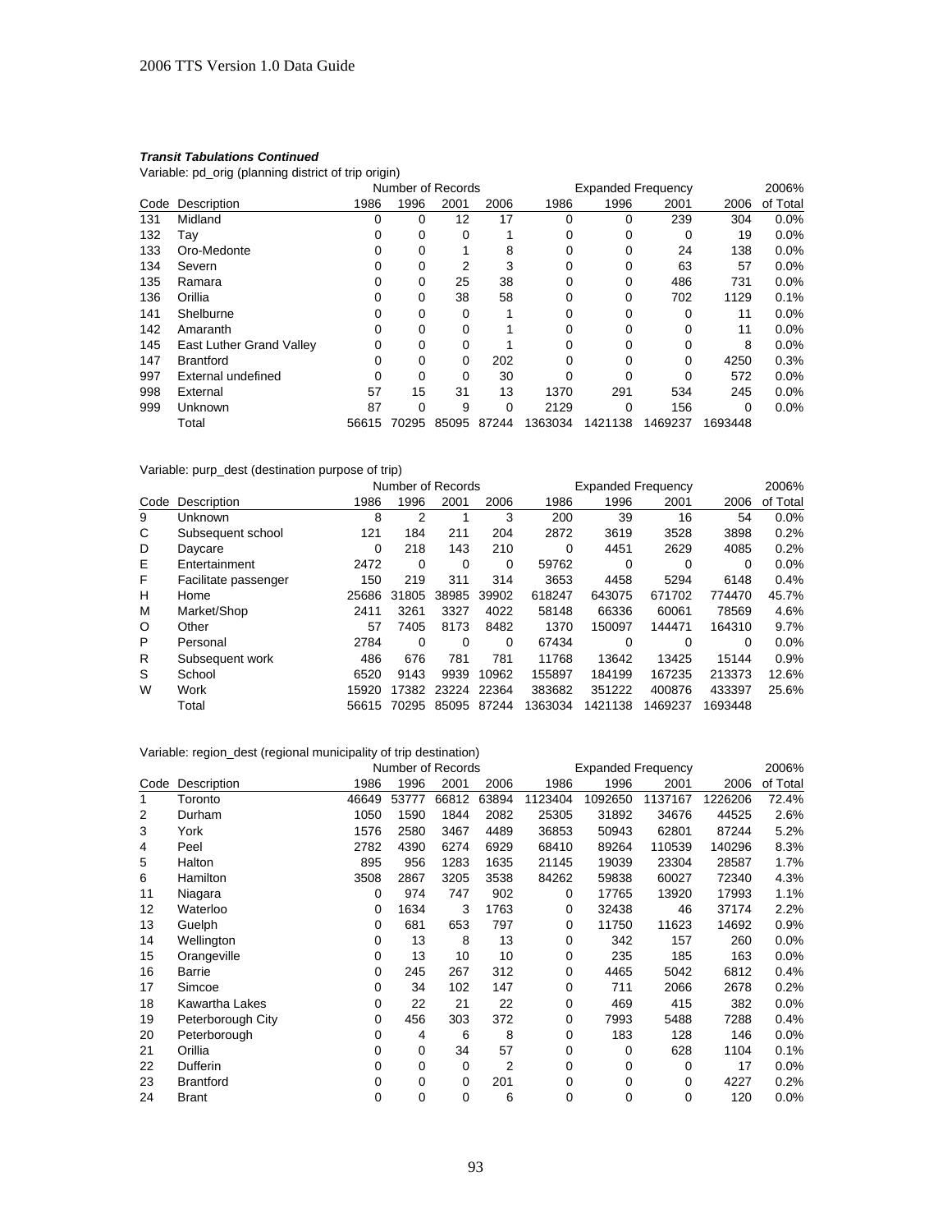***Transit Tabulations Continued***

Variable: pd_orig (planning district of trip origin)

| | | Number of Records | | | | Expanded Frequency | | | | 2006% |
|---|---|---|---|---|---|---|---|---|---|---|
| Code | Description | 1986 | 1996 | 2001 | 2006 | 1986 | 1996 | 2001 | 2006 | of Total |
| 131 | Midland | 0 | 0 | 12 | 17 | 0 | 0 | 239 | 304 | 0.0% |
| 132 | Tay | 0 | 0 | 0 | 1 | 0 | 0 | 0 | 19 | 0.0% |
| 133 | Oro-Medonte | 0 | 0 | 1 | 8 | 0 | 0 | 24 | 138 | 0.0% |
| 134 | Severn | 0 | 0 | 2 | 3 | 0 | 0 | 63 | 57 | 0.0% |
| 135 | Ramara | 0 | 0 | 25 | 38 | 0 | 0 | 486 | 731 | 0.0% |
| 136 | Orillia | 0 | 0 | 38 | 58 | 0 | 0 | 702 | 1129 | 0.1% |
| 141 | Shelburne | 0 | 0 | 0 | 1 | 0 | 0 | 0 | 11 | 0.0% |
| 142 | Amaranth | 0 | 0 | 0 | 1 | 0 | 0 | 0 | 11 | 0.0% |
| 145 | East Luther Grand Valley | 0 | 0 | 0 | 1 | 0 | 0 | 0 | 8 | 0.0% |
| 147 | Brantford | 0 | 0 | 0 | 202 | 0 | 0 | 0 | 4250 | 0.3% |
| 997 | External undefined | 0 | 0 | 0 | 30 | 0 | 0 | 0 | 572 | 0.0% |
| 998 | External | 57 | 15 | 31 | 13 | 1370 | 291 | 534 | 245 | 0.0% |
| 999 | Unknown | 87 | 0 | 9 | 0 | 2129 | 0 | 156 | 0 | 0.0% |
| | Total | 56615 | 70295 | 85095 | 87244 | 1363034 | 1421138 | 1469237 | 1693448 | |

Variable: purp_dest (destination purpose of trip)

| | | Number of Records | | | | Expanded Frequency | | | | 2006% |
|---|---|---|---|---|---|---|---|---|---|---|
| Code | Description | 1986 | 1996 | 2001 | 2006 | 1986 | 1996 | 2001 | 2006 | of Total |
| 9 | Unknown | 8 | 2 | 1 | 3 | 200 | 39 | 16 | 54 | 0.0% |
| C | Subsequent school | 121 | 184 | 211 | 204 | 2872 | 3619 | 3528 | 3898 | 0.2% |
| D | Daycare | 0 | 218 | 143 | 210 | 0 | 4451 | 2629 | 4085 | 0.2% |
| E | Entertainment | 2472 | 0 | 0 | 0 | 59762 | 0 | 0 | 0 | 0.0% |
| F | Facilitate passenger | 150 | 219 | 311 | 314 | 3653 | 4458 | 5294 | 6148 | 0.4% |
| H | Home | 25686 | 31805 | 38985 | 39902 | 618247 | 643075 | 671702 | 774470 | 45.7% |
| M | Market/Shop | 2411 | 3261 | 3327 | 4022 | 58148 | 66336 | 60061 | 78569 | 4.6% |
| O | Other | 57 | 7405 | 8173 | 8482 | 1370 | 150097 | 144471 | 164310 | 9.7% |
| P | Personal | 2784 | 0 | 0 | 0 | 67434 | 0 | 0 | 0 | 0.0% |
| R | Subsequent work | 486 | 676 | 781 | 781 | 11768 | 13642 | 13425 | 15144 | 0.9% |
| S | School | 6520 | 9143 | 9939 | 10962 | 155897 | 184199 | 167235 | 213373 | 12.6% |
| W | Work | 15920 | 17382 | 23224 | 22364 | 383682 | 351222 | 400876 | 433397 | 25.6% |
| | Total | 56615 | 70295 | 85095 | 87244 | 1363034 | 1421138 | 1469237 | 1693448 | |

Variable: region_dest (regional municipality of trip destination)

| | | Number of Records | | | | Expanded Frequency | | | | 2006% |
|---|---|---|---|---|---|---|---|---|---|---|
| Code | Description | 1986 | 1996 | 2001 | 2006 | 1986 | 1996 | 2001 | 2006 | of Total |
| 1 | Toronto | 46649 | 53777 | 66812 | 63894 | 1123404 | 1092650 | 1137167 | 1226206 | 72.4% |
| 2 | Durham | 1050 | 1590 | 1844 | 2082 | 25305 | 31892 | 34676 | 44525 | 2.6% |
| 3 | York | 1576 | 2580 | 3467 | 4489 | 36853 | 50943 | 62801 | 87244 | 5.2% |
| 4 | Peel | 2782 | 4390 | 6274 | 6929 | 68410 | 89264 | 110539 | 140296 | 8.3% |
| 5 | Halton | 895 | 956 | 1283 | 1635 | 21145 | 19039 | 23304 | 28587 | 1.7% |
| 6 | Hamilton | 3508 | 2867 | 3205 | 3538 | 84262 | 59838 | 60027 | 72340 | 4.3% |
| 11 | Niagara | 0 | 974 | 747 | 902 | 0 | 17765 | 13920 | 17993 | 1.1% |
| 12 | Waterloo | 0 | 1634 | 3 | 1763 | 0 | 32438 | 46 | 37174 | 2.2% |
| 13 | Guelph | 0 | 681 | 653 | 797 | 0 | 11750 | 11623 | 14692 | 0.9% |
| 14 | Wellington | 0 | 13 | 8 | 13 | 0 | 342 | 157 | 260 | 0.0% |
| 15 | Orangeville | 0 | 13 | 10 | 10 | 0 | 235 | 185 | 163 | 0.0% |
| 16 | Barrie | 0 | 245 | 267 | 312 | 0 | 4465 | 5042 | 6812 | 0.4% |
| 17 | Simcoe | 0 | 34 | 102 | 147 | 0 | 711 | 2066 | 2678 | 0.2% |
| 18 | Kawartha Lakes | 0 | 22 | 21 | 22 | 0 | 469 | 415 | 382 | 0.0% |
| 19 | Peterborough City | 0 | 456 | 303 | 372 | 0 | 7993 | 5488 | 7288 | 0.4% |
| 20 | Peterborough | 0 | 4 | 6 | 8 | 0 | 183 | 128 | 146 | 0.0% |
| 21 | Orillia | 0 | 0 | 34 | 57 | 0 | 0 | 628 | 1104 | 0.1% |
| 22 | Dufferin | 0 | 0 | 0 | 2 | 0 | 0 | 0 | 17 | 0.0% |
| 23 | Brantford | 0 | 0 | 0 | 201 | 0 | 0 | 0 | 4227 | 0.2% |
| 24 | Brant | 0 | 0 | 0 | 6 | 0 | 0 | 0 | 120 | 0.0% |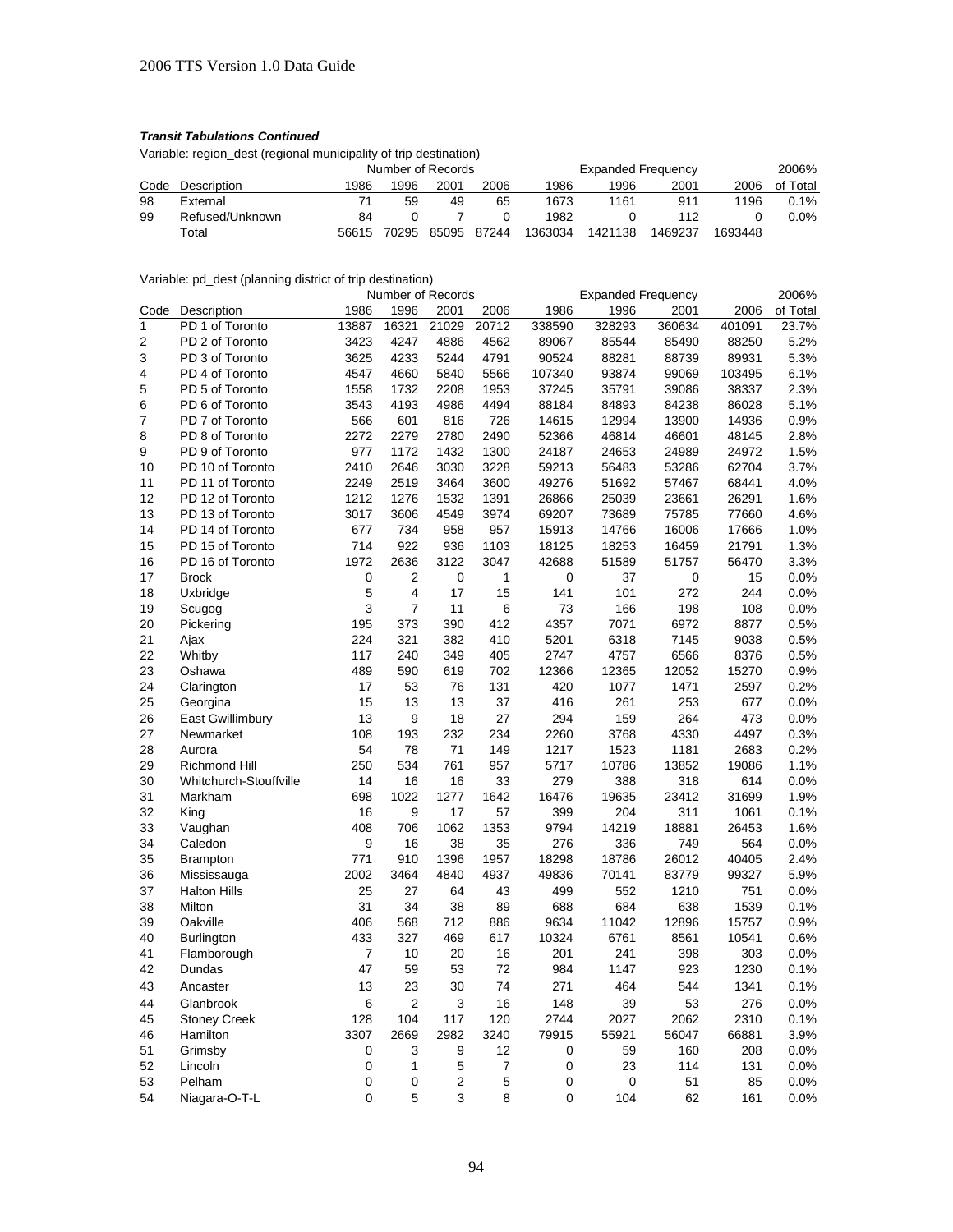***Transit Tabulations Continued***

Variable: region_dest (regional municipality of trip destination)

| | | Number of Records | | | | Expanded Frequency | | | | 2006% |
|---|---|---|---|---|---|---|---|---|---|---|
| Code | Description | 1986 | 1996 | 2001 | 2006 | 1986 | 1996 | 2001 | 2006 | of Total |
| 98 | External | 71 | 59 | 49 | 65 | 1673 | 1161 | 911 | 1196 | 0.1% |
| 99 | Refused/Unknown | 84 | 0 | 7 | 0 | 1982 | 0 | 112 | 0 | 0.0% |
| | Total | 56615 | 70295 | 85095 | 87244 | 1363034 | 1421138 | 1469237 | 1693448 | |

Variable: pd_dest (planning district of trip destination)

| | | Number of Records | | | | Expanded Frequency | | | | 2006% |
|---|---|---|---|---|---|---|---|---|---|---|
| Code | Description | 1986 | 1996 | 2001 | 2006 | 1986 | 1996 | 2001 | 2006 | of Total |
| 1 | PD 1 of Toronto | 13887 | 16321 | 21029 | 20712 | 338590 | 328293 | 360634 | 401091 | 23.7% |
| 2 | PD 2 of Toronto | 3423 | 4247 | 4886 | 4562 | 89067 | 85544 | 85490 | 88250 | 5.2% |
| 3 | PD 3 of Toronto | 3625 | 4233 | 5244 | 4791 | 90524 | 88281 | 88739 | 89931 | 5.3% |
| 4 | PD 4 of Toronto | 4547 | 4660 | 5840 | 5566 | 107340 | 93874 | 99069 | 103495 | 6.1% |
| 5 | PD 5 of Toronto | 1558 | 1732 | 2208 | 1953 | 37245 | 35791 | 39086 | 38337 | 2.3% |
| 6 | PD 6 of Toronto | 3543 | 4193 | 4986 | 4494 | 88184 | 84893 | 84238 | 86028 | 5.1% |
| 7 | PD 7 of Toronto | 566 | 601 | 816 | 726 | 14615 | 12994 | 13900 | 14936 | 0.9% |
| 8 | PD 8 of Toronto | 2272 | 2279 | 2780 | 2490 | 52366 | 46814 | 46601 | 48145 | 2.8% |
| 9 | PD 9 of Toronto | 977 | 1172 | 1432 | 1300 | 24187 | 24653 | 24989 | 24972 | 1.5% |
| 10 | PD 10 of Toronto | 2410 | 2646 | 3030 | 3228 | 59213 | 56483 | 53286 | 62704 | 3.7% |
| 11 | PD 11 of Toronto | 2249 | 2519 | 3464 | 3600 | 49276 | 51692 | 57467 | 68441 | 4.0% |
| 12 | PD 12 of Toronto | 1212 | 1276 | 1532 | 1391 | 26866 | 25039 | 23661 | 26291 | 1.6% |
| 13 | PD 13 of Toronto | 3017 | 3606 | 4549 | 3974 | 69207 | 73689 | 75785 | 77660 | 4.6% |
| 14 | PD 14 of Toronto | 677 | 734 | 958 | 957 | 15913 | 14766 | 16006 | 17666 | 1.0% |
| 15 | PD 15 of Toronto | 714 | 922 | 936 | 1103 | 18125 | 18253 | 16459 | 21791 | 1.3% |
| 16 | PD 16 of Toronto | 1972 | 2636 | 3122 | 3047 | 42688 | 51589 | 51757 | 56470 | 3.3% |
| 17 | Brock | 0 | 2 | 0 | 1 | 0 | 37 | 0 | 15 | 0.0% |
| 18 | Uxbridge | 5 | 4 | 17 | 15 | 141 | 101 | 272 | 244 | 0.0% |
| 19 | Scugog | 3 | 7 | 11 | 6 | 73 | 166 | 198 | 108 | 0.0% |
| 20 | Pickering | 195 | 373 | 390 | 412 | 4357 | 7071 | 6972 | 8877 | 0.5% |
| 21 | Ajax | 224 | 321 | 382 | 410 | 5201 | 6318 | 7145 | 9038 | 0.5% |
| 22 | Whitby | 117 | 240 | 349 | 405 | 2747 | 4757 | 6566 | 8376 | 0.5% |
| 23 | Oshawa | 489 | 590 | 619 | 702 | 12366 | 12365 | 12052 | 15270 | 0.9% |
| 24 | Clarington | 17 | 53 | 76 | 131 | 420 | 1077 | 1471 | 2597 | 0.2% |
| 25 | Georgina | 15 | 13 | 13 | 37 | 416 | 261 | 253 | 677 | 0.0% |
| 26 | East Gwillimbury | 13 | 9 | 18 | 27 | 294 | 159 | 264 | 473 | 0.0% |
| 27 | Newmarket | 108 | 193 | 232 | 234 | 2260 | 3768 | 4330 | 4497 | 0.3% |
| 28 | Aurora | 54 | 78 | 71 | 149 | 1217 | 1523 | 1181 | 2683 | 0.2% |
| 29 | Richmond Hill | 250 | 534 | 761 | 957 | 5717 | 10786 | 13852 | 19086 | 1.1% |
| 30 | Whitchurch-Stouffville | 14 | 16 | 16 | 33 | 279 | 388 | 318 | 614 | 0.0% |
| 31 | Markham | 698 | 1022 | 1277 | 1642 | 16476 | 19635 | 23412 | 31699 | 1.9% |
| 32 | King | 16 | 9 | 17 | 57 | 399 | 204 | 311 | 1061 | 0.1% |
| 33 | Vaughan | 408 | 706 | 1062 | 1353 | 9794 | 14219 | 18881 | 26453 | 1.6% |
| 34 | Caledon | 9 | 16 | 38 | 35 | 276 | 336 | 749 | 564 | 0.0% |
| 35 | Brampton | 771 | 910 | 1396 | 1957 | 18298 | 18786 | 26012 | 40405 | 2.4% |
| 36 | Mississauga | 2002 | 3464 | 4840 | 4937 | 49836 | 70141 | 83779 | 99327 | 5.9% |
| 37 | Halton Hills | 25 | 27 | 64 | 43 | 499 | 552 | 1210 | 751 | 0.0% |
| 38 | Milton | 31 | 34 | 38 | 89 | 688 | 684 | 638 | 1539 | 0.1% |
| 39 | Oakville | 406 | 568 | 712 | 886 | 9634 | 11042 | 12896 | 15757 | 0.9% |
| 40 | Burlington | 433 | 327 | 469 | 617 | 10324 | 6761 | 8561 | 10541 | 0.6% |
| 41 | Flamborough | 7 | 10 | 20 | 16 | 201 | 241 | 398 | 303 | 0.0% |
| 42 | Dundas | 47 | 59 | 53 | 72 | 984 | 1147 | 923 | 1230 | 0.1% |
| 43 | Ancaster | 13 | 23 | 30 | 74 | 271 | 464 | 544 | 1341 | 0.1% |
| 44 | Glanbrook | 6 | 2 | 3 | 16 | 148 | 39 | 53 | 276 | 0.0% |
| 45 | Stoney Creek | 128 | 104 | 117 | 120 | 2744 | 2027 | 2062 | 2310 | 0.1% |
| 46 | Hamilton | 3307 | 2669 | 2982 | 3240 | 79915 | 55921 | 56047 | 66881 | 3.9% |
| 51 | Grimsby | 0 | 3 | 9 | 12 | 0 | 59 | 160 | 208 | 0.0% |
| 52 | Lincoln | 0 | 1 | 5 | 7 | 0 | 23 | 114 | 131 | 0.0% |
| 53 | Pelham | 0 | 0 | 2 | 5 | 0 | 0 | 51 | 85 | 0.0% |
| 54 | Niagara-O-T-L | 0 | 5 | 3 | 8 | 0 | 104 | 62 | 161 | 0.0% |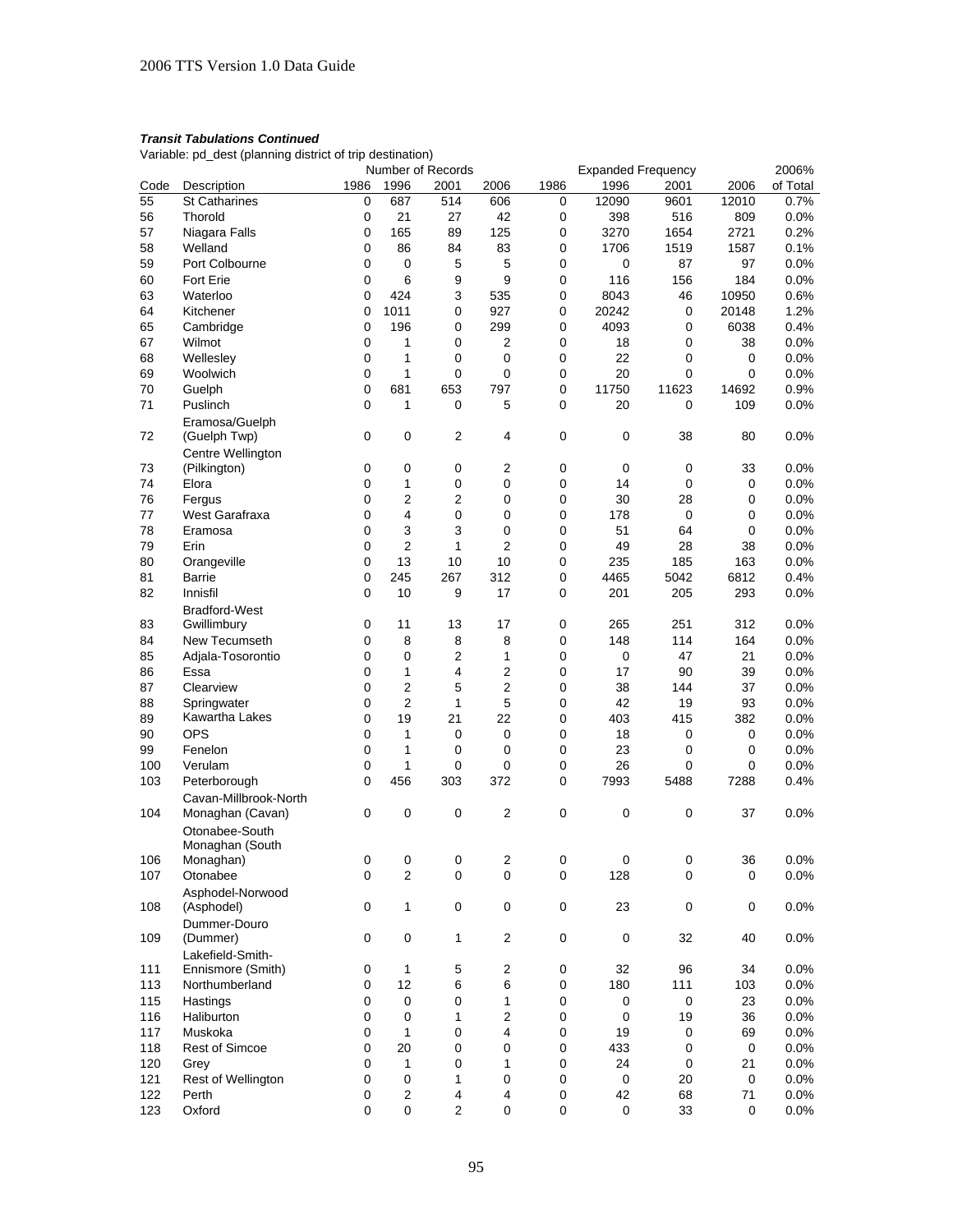***Transit Tabulations Continued***

Variable: pd_dest (planning district of trip destination)

| | | Number of Records | | | | Expanded Frequency | | | | 2006% |
|---|---|---|---|---|---|---|---|---|---|---|
| Code | Description | 1986 | 1996 | 2001 | 2006 | 1986 | 1996 | 2001 | 2006 | of Total |
| 55 | St Catharines | 0 | 687 | 514 | 606 | 0 | 12090 | 9601 | 12010 | 0.7% |
| 56 | Thorold | 0 | 21 | 27 | 42 | 0 | 398 | 516 | 809 | 0.0% |
| 57 | Niagara Falls | 0 | 165 | 89 | 125 | 0 | 3270 | 1654 | 2721 | 0.2% |
| 58 | Welland | 0 | 86 | 84 | 83 | 0 | 1706 | 1519 | 1587 | 0.1% |
| 59 | Port Colbourne | 0 | 0 | 5 | 5 | 0 | 0 | 87 | 97 | 0.0% |
| 60 | Fort Erie | 0 | 6 | 9 | 9 | 0 | 116 | 156 | 184 | 0.0% |
| 63 | Waterloo | 0 | 424 | 3 | 535 | 0 | 8043 | 46 | 10950 | 0.6% |
| 64 | Kitchener | 0 | 1011 | 0 | 927 | 0 | 20242 | 0 | 20148 | 1.2% |
| 65 | Cambridge | 0 | 196 | 0 | 299 | 0 | 4093 | 0 | 6038 | 0.4% |
| 67 | Wilmot | 0 | 1 | 0 | 2 | 0 | 18 | 0 | 38 | 0.0% |
| 68 | Wellesley | 0 | 1 | 0 | 0 | 0 | 22 | 0 | 0 | 0.0% |
| 69 | Woolwich | 0 | 1 | 0 | 0 | 0 | 20 | 0 | 0 | 0.0% |
| 70 | Guelph | 0 | 681 | 653 | 797 | 0 | 11750 | 11623 | 14692 | 0.9% |
| 71 | Puslinch | 0 | 1 | 0 | 5 | 0 | 20 | 0 | 109 | 0.0% |
| 72 | Eramosa/Guelph (Guelph Twp) | 0 | 0 | 2 | 4 | 0 | 0 | 38 | 80 | 0.0% |
| 73 | Centre Wellington (Pilkington) | 0 | 0 | 0 | 2 | 0 | 0 | 0 | 33 | 0.0% |
| 74 | Elora | 0 | 1 | 0 | 0 | 0 | 14 | 0 | 0 | 0.0% |
| 76 | Fergus | 0 | 2 | 2 | 0 | 0 | 30 | 28 | 0 | 0.0% |
| 77 | West Garafraxa | 0 | 4 | 0 | 0 | 0 | 178 | 0 | 0 | 0.0% |
| 78 | Eramosa | 0 | 3 | 3 | 0 | 0 | 51 | 64 | 0 | 0.0% |
| 79 | Erin | 0 | 2 | 1 | 2 | 0 | 49 | 28 | 38 | 0.0% |
| 80 | Orangeville | 0 | 13 | 10 | 10 | 0 | 235 | 185 | 163 | 0.0% |
| 81 | Barrie | 0 | 245 | 267 | 312 | 0 | 4465 | 5042 | 6812 | 0.4% |
| 82 | Innisfil | 0 | 10 | 9 | 17 | 0 | 201 | 205 | 293 | 0.0% |
| 83 | Bradford-West Gwillimbury | 0 | 11 | 13 | 17 | 0 | 265 | 251 | 312 | 0.0% |
| 84 | New Tecumseth | 0 | 8 | 8 | 8 | 0 | 148 | 114 | 164 | 0.0% |
| 85 | Adjala-Tosorontio | 0 | 0 | 2 | 1 | 0 | 0 | 47 | 21 | 0.0% |
| 86 | Essa | 0 | 1 | 4 | 2 | 0 | 17 | 90 | 39 | 0.0% |
| 87 | Clearview | 0 | 2 | 5 | 2 | 0 | 38 | 144 | 37 | 0.0% |
| 88 | Springwater | 0 | 2 | 1 | 5 | 0 | 42 | 19 | 93 | 0.0% |
| 89 | Kawartha Lakes | 0 | 19 | 21 | 22 | 0 | 403 | 415 | 382 | 0.0% |
| 90 | OPS | 0 | 1 | 0 | 0 | 0 | 18 | 0 | 0 | 0.0% |
| 99 | Fenelon | 0 | 1 | 0 | 0 | 0 | 23 | 0 | 0 | 0.0% |
| 100 | Verulam | 0 | 1 | 0 | 0 | 0 | 26 | 0 | 0 | 0.0% |
| 103 | Peterborough | 0 | 456 | 303 | 372 | 0 | 7993 | 5488 | 7288 | 0.4% |
| 104 | Cavan-Millbrook-North Monaghan (Cavan) | 0 | 0 | 0 | 2 | 0 | 0 | 0 | 37 | 0.0% |
| 106 | Otonabee-South Monaghan (South Monaghan) | 0 | 0 | 0 | 2 | 0 | 0 | 0 | 36 | 0.0% |
| 107 | Otonabee | 0 | 2 | 0 | 0 | 0 | 128 | 0 | 0 | 0.0% |
| 108 | Asphodel-Norwood (Asphodel) | 0 | 1 | 0 | 0 | 0 | 23 | 0 | 0 | 0.0% |
| 109 | Dummer-Douro (Dummer) | 0 | 0 | 1 | 2 | 0 | 0 | 32 | 40 | 0.0% |
| 111 | Lakefield-Smith-Ennismore (Smith) | 0 | 1 | 5 | 2 | 0 | 32 | 96 | 34 | 0.0% |
| 113 | Northumberland | 0 | 12 | 6 | 6 | 0 | 180 | 111 | 103 | 0.0% |
| 115 | Hastings | 0 | 0 | 0 | 1 | 0 | 0 | 0 | 23 | 0.0% |
| 116 | Haliburton | 0 | 0 | 1 | 2 | 0 | 0 | 19 | 36 | 0.0% |
| 117 | Muskoka | 0 | 1 | 0 | 4 | 0 | 19 | 0 | 69 | 0.0% |
| 118 | Rest of Simcoe | 0 | 20 | 0 | 0 | 0 | 433 | 0 | 0 | 0.0% |
| 120 | Grey | 0 | 1 | 0 | 1 | 0 | 24 | 0 | 21 | 0.0% |
| 121 | Rest of Wellington | 0 | 0 | 1 | 0 | 0 | 0 | 20 | 0 | 0.0% |
| 122 | Perth | 0 | 2 | 4 | 4 | 0 | 42 | 68 | 71 | 0.0% |
| 123 | Oxford | 0 | 0 | 2 | 0 | 0 | 0 | 33 | 0 | 0.0% |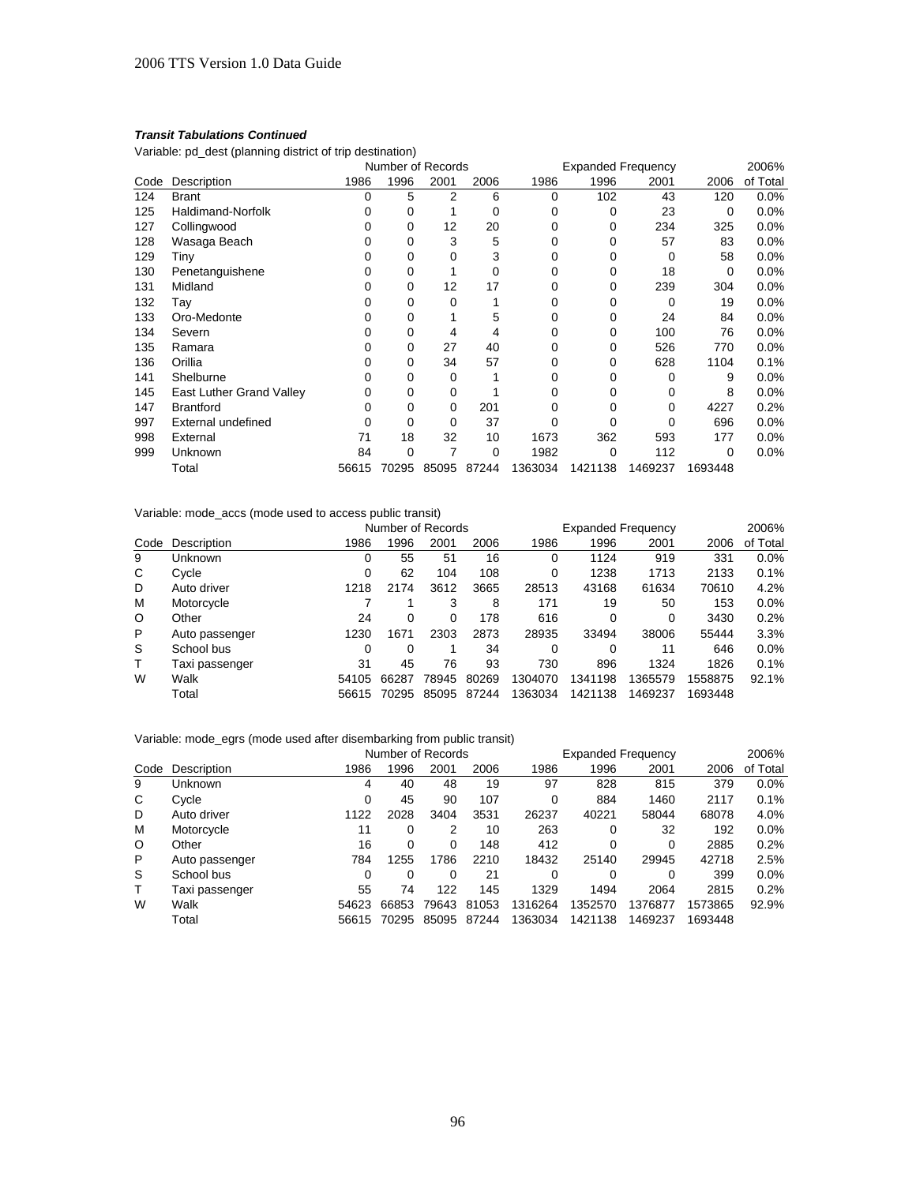### *Transit Tabulations Continued*

Variable: pd_dest (planning district of trip destination)

| | | Number of Records | | | | Expanded Frequency | | | | 2006% |
|---|---|---|---|---|---|---|---|---|---|---|
| Code | Description | 1986 | 1996 | 2001 | 2006 | 1986 | 1996 | 2001 | 2006 | of Total |
| 124 | Brant | 0 | 5 | 2 | 6 | 0 | 102 | 43 | 120 | 0.0% |
| 125 | Haldimand-Norfolk | 0 | 0 | 1 | 0 | 0 | 0 | 23 | 0 | 0.0% |
| 127 | Collingwood | 0 | 0 | 12 | 20 | 0 | 0 | 234 | 325 | 0.0% |
| 128 | Wasaga Beach | 0 | 0 | 3 | 5 | 0 | 0 | 57 | 83 | 0.0% |
| 129 | Tiny | 0 | 0 | 0 | 3 | 0 | 0 | 0 | 58 | 0.0% |
| 130 | Penetanguishene | 0 | 0 | 1 | 0 | 0 | 0 | 18 | 0 | 0.0% |
| 131 | Midland | 0 | 0 | 12 | 17 | 0 | 0 | 239 | 304 | 0.0% |
| 132 | Tay | 0 | 0 | 0 | 1 | 0 | 0 | 0 | 19 | 0.0% |
| 133 | Oro-Medonte | 0 | 0 | 1 | 5 | 0 | 0 | 24 | 84 | 0.0% |
| 134 | Severn | 0 | 0 | 4 | 4 | 0 | 0 | 100 | 76 | 0.0% |
| 135 | Ramara | 0 | 0 | 27 | 40 | 0 | 0 | 526 | 770 | 0.0% |
| 136 | Orillia | 0 | 0 | 34 | 57 | 0 | 0 | 628 | 1104 | 0.1% |
| 141 | Shelburne | 0 | 0 | 0 | 1 | 0 | 0 | 0 | 9 | 0.0% |
| 145 | East Luther Grand Valley | 0 | 0 | 0 | 1 | 0 | 0 | 0 | 8 | 0.0% |
| 147 | Brantford | 0 | 0 | 0 | 201 | 0 | 0 | 0 | 4227 | 0.2% |
| 997 | External undefined | 0 | 0 | 0 | 37 | 0 | 0 | 0 | 696 | 0.0% |
| 998 | External | 71 | 18 | 32 | 10 | 1673 | 362 | 593 | 177 | 0.0% |
| 999 | Unknown | 84 | 0 | 7 | 0 | 1982 | 0 | 112 | 0 | 0.0% |
| | Total | 56615 | 70295 | 85095 | 87244 | 1363034 | 1421138 | 1469237 | 1693448 | |

Variable: mode_accs (mode used to access public transit)

| | | Number of Records | | | | Expanded Frequency | | | | 2006% |
|---|---|---|---|---|---|---|---|---|---|---|
| Code | Description | 1986 | 1996 | 2001 | 2006 | 1986 | 1996 | 2001 | 2006 | of Total |
| 9 | Unknown | 0 | 55 | 51 | 16 | 0 | 1124 | 919 | 331 | 0.0% |
| C | Cycle | 0 | 62 | 104 | 108 | 0 | 1238 | 1713 | 2133 | 0.1% |
| D | Auto driver | 1218 | 2174 | 3612 | 3665 | 28513 | 43168 | 61634 | 70610 | 4.2% |
| M | Motorcycle | 7 | 1 | 3 | 8 | 171 | 19 | 50 | 153 | 0.0% |
| O | Other | 24 | 0 | 0 | 178 | 616 | 0 | 0 | 3430 | 0.2% |
| P | Auto passenger | 1230 | 1671 | 2303 | 2873 | 28935 | 33494 | 38006 | 55444 | 3.3% |
| S | School bus | 0 | 0 | 1 | 34 | 0 | 0 | 11 | 646 | 0.0% |
| T | Taxi passenger | 31 | 45 | 76 | 93 | 730 | 896 | 1324 | 1826 | 0.1% |
| W | Walk | 54105 | 66287 | 78945 | 80269 | 1304070 | 1341198 | 1365579 | 1558875 | 92.1% |
| | Total | 56615 | 70295 | 85095 | 87244 | 1363034 | 1421138 | 1469237 | 1693448 | |

Variable: mode_egrs (mode used after disembarking from public transit)

| | | Number of Records | | | | Expanded Frequency | | | | 2006% |
|---|---|---|---|---|---|---|---|---|---|---|
| Code | Description | 1986 | 1996 | 2001 | 2006 | 1986 | 1996 | 2001 | 2006 | of Total |
| 9 | Unknown | 4 | 40 | 48 | 19 | 97 | 828 | 815 | 379 | 0.0% |
| C | Cycle | 0 | 45 | 90 | 107 | 0 | 884 | 1460 | 2117 | 0.1% |
| D | Auto driver | 1122 | 2028 | 3404 | 3531 | 26237 | 40221 | 58044 | 68078 | 4.0% |
| M | Motorcycle | 11 | 0 | 2 | 10 | 263 | 0 | 32 | 192 | 0.0% |
| O | Other | 16 | 0 | 0 | 148 | 412 | 0 | 0 | 2885 | 0.2% |
| P | Auto passenger | 784 | 1255 | 1786 | 2210 | 18432 | 25140 | 29945 | 42718 | 2.5% |
| S | School bus | 0 | 0 | 0 | 21 | 0 | 0 | 0 | 399 | 0.0% |
| T | Taxi passenger | 55 | 74 | 122 | 145 | 1329 | 1494 | 2064 | 2815 | 0.2% |
| W | Walk | 54623 | 66853 | 79643 | 81053 | 1316264 | 1352570 | 1376877 | 1573865 | 92.9% |
| | Total | 56615 | 70295 | 85095 | 87244 | 1363034 | 1421138 | 1469237 | 1693448 | |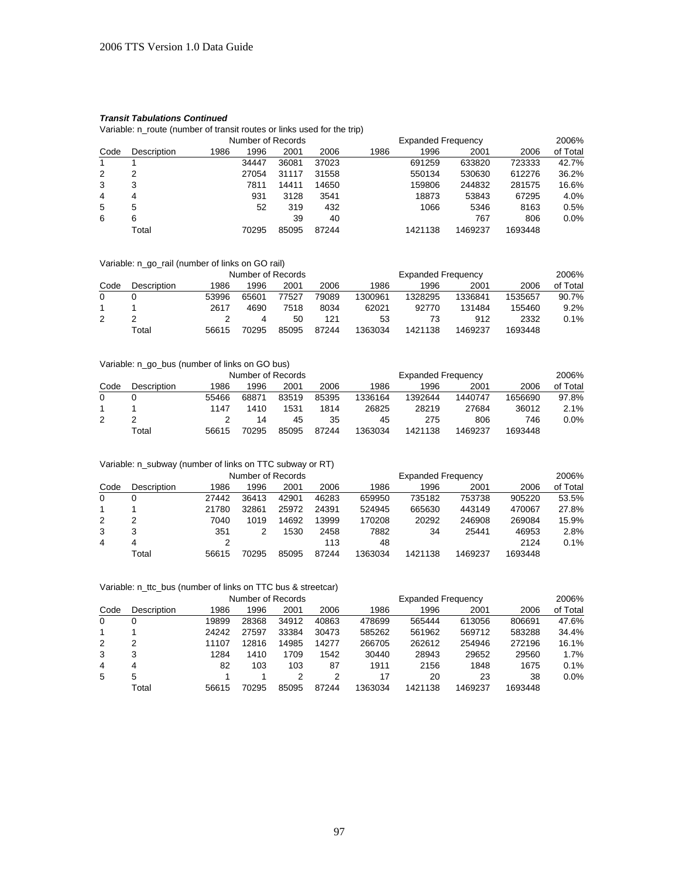***Transit Tabulations Continued***

Variable: n_route (number of transit routes or links used for the trip)

| | | Number of Records | | | | Expanded Frequency | | | | 2006% |
|---|---|---|---|---|---|---|---|---|---|---|
| Code | Description | 1986 | 1996 | 2001 | 2006 | 1986 | 1996 | 2001 | 2006 | of Total |
| 1 | 1 | | 34447 | 36081 | 37023 | | 691259 | 633820 | 723333 | 42.7% |
| 2 | 2 | | 27054 | 31117 | 31558 | | 550134 | 530630 | 612276 | 36.2% |
| 3 | 3 | | 7811 | 14411 | 14650 | | 159806 | 244832 | 281575 | 16.6% |
| 4 | 4 | | 931 | 3128 | 3541 | | 18873 | 53843 | 67295 | 4.0% |
| 5 | 5 | | 52 | 319 | 432 | | 1066 | 5346 | 8163 | 0.5% |
| 6 | 6 | | | 39 | 40 | | | 767 | 806 | 0.0% |
| | Total | | 70295 | 85095 | 87244 | | 1421138 | 1469237 | 1693448 | |

Variable: n_go_rail (number of links on GO rail)

| | | Number of Records | | | | Expanded Frequency | | | | 2006% |
|---|---|---|---|---|---|---|---|---|---|---|
| Code | Description | 1986 | 1996 | 2001 | 2006 | 1986 | 1996 | 2001 | 2006 | of Total |
| 0 | 0 | 53996 | 65601 | 77527 | 79089 | 1300961 | 1328295 | 1336841 | 1535657 | 90.7% |
| 1 | 1 | 2617 | 4690 | 7518 | 8034 | 62021 | 92770 | 131484 | 155460 | 9.2% |
| 2 | 2 | 2 | 4 | 50 | 121 | 53 | 73 | 912 | 2332 | 0.1% |
| | Total | 56615 | 70295 | 85095 | 87244 | 1363034 | 1421138 | 1469237 | 1693448 | |

Variable: n_go_bus (number of links on GO bus)

| | | Number of Records | | | | Expanded Frequency | | | | 2006% |
|---|---|---|---|---|---|---|---|---|---|---|
| Code | Description | 1986 | 1996 | 2001 | 2006 | 1986 | 1996 | 2001 | 2006 | of Total |
| 0 | 0 | 55466 | 68871 | 83519 | 85395 | 1336164 | 1392644 | 1440747 | 1656690 | 97.8% |
| 1 | 1 | 1147 | 1410 | 1531 | 1814 | 26825 | 28219 | 27684 | 36012 | 2.1% |
| 2 | 2 | 2 | 14 | 45 | 35 | 45 | 275 | 806 | 746 | 0.0% |
| | Total | 56615 | 70295 | 85095 | 87244 | 1363034 | 1421138 | 1469237 | 1693448 | |

Variable: n_subway (number of links on TTC subway or RT)

| | | Number of Records | | | | Expanded Frequency | | | | 2006% |
|---|---|---|---|---|---|---|---|---|---|---|
| Code | Description | 1986 | 1996 | 2001 | 2006 | 1986 | 1996 | 2001 | 2006 | of Total |
| 0 | 0 | 27442 | 36413 | 42901 | 46283 | 659950 | 735182 | 753738 | 905220 | 53.5% |
| 1 | 1 | 21780 | 32861 | 25972 | 24391 | 524945 | 665630 | 443149 | 470067 | 27.8% |
| 2 | 2 | 7040 | 1019 | 14692 | 13999 | 170208 | 20292 | 246908 | 269084 | 15.9% |
| 3 | 3 | 351 | 2 | 1530 | 2458 | 7882 | 34 | 25441 | 46953 | 2.8% |
| 4 | 4 | 2 | | | 113 | 48 | | | 2124 | 0.1% |
| | Total | 56615 | 70295 | 85095 | 87244 | 1363034 | 1421138 | 1469237 | 1693448 | |

Variable: n_ttc_bus (number of links on TTC bus & streetcar)

| | | Number of Records | | | | Expanded Frequency | | | | 2006% |
|---|---|---|---|---|---|---|---|---|---|---|
| Code | Description | 1986 | 1996 | 2001 | 2006 | 1986 | 1996 | 2001 | 2006 | of Total |
| 0 | 0 | 19899 | 28368 | 34912 | 40863 | 478699 | 565444 | 613056 | 806691 | 47.6% |
| 1 | 1 | 24242 | 27597 | 33384 | 30473 | 585262 | 561962 | 569712 | 583288 | 34.4% |
| 2 | 2 | 11107 | 12816 | 14985 | 14277 | 266705 | 262612 | 254946 | 272196 | 16.1% |
| 3 | 3 | 1284 | 1410 | 1709 | 1542 | 30440 | 28943 | 29652 | 29560 | 1.7% |
| 4 | 4 | 82 | 103 | 103 | 87 | 1911 | 2156 | 1848 | 1675 | 0.1% |
| 5 | 5 | 1 | 1 | 2 | 2 | 17 | 20 | 23 | 38 | 0.0% |
| | Total | 56615 | 70295 | 85095 | 87244 | 1363034 | 1421138 | 1469237 | 1693448 | |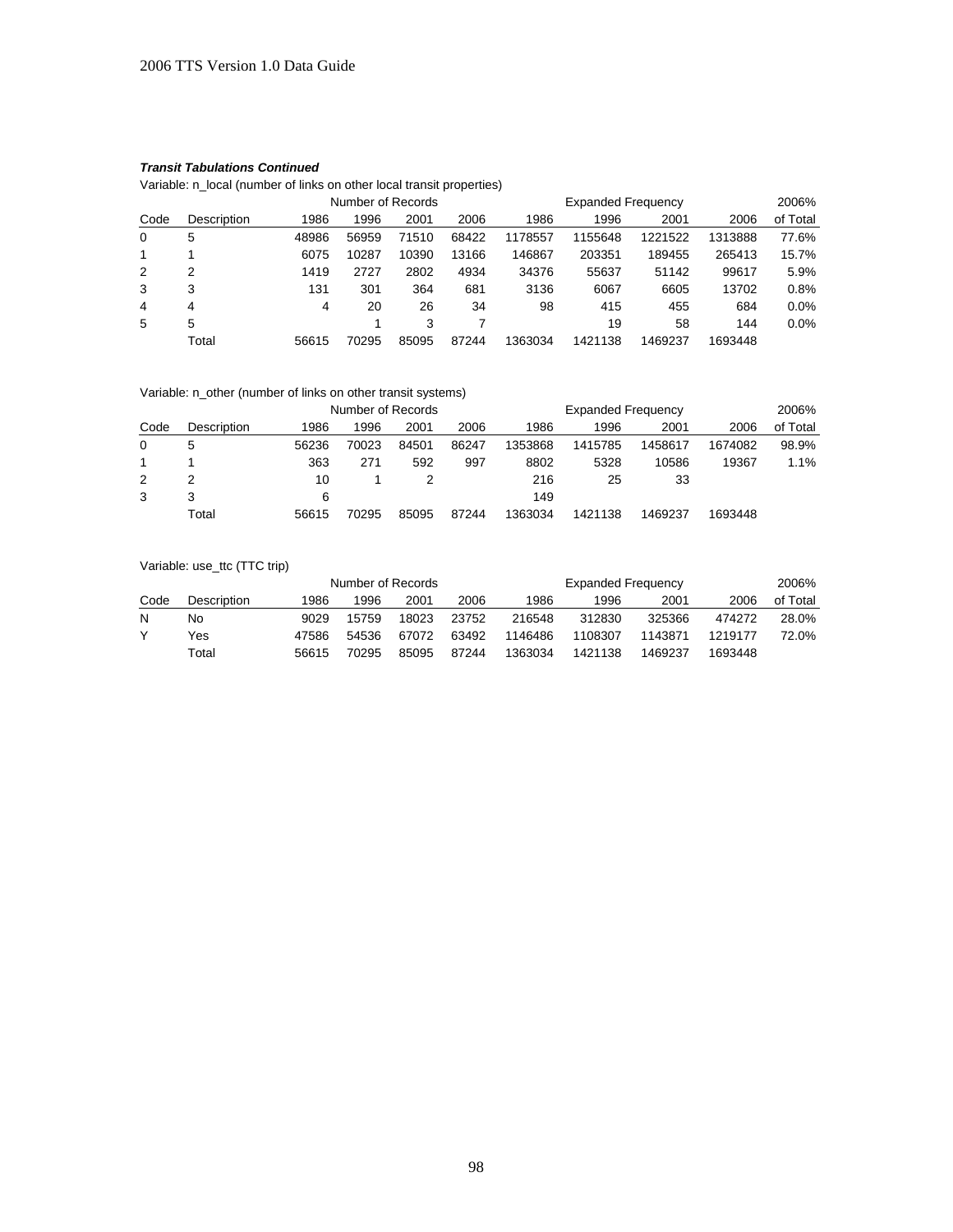***Transit Tabulations Continued***

Variable: n_local (number of links on other local transit properties)

| | | Number of Records | | | | Expanded Frequency | | | | 2006% |
|---|---|---|---|---|---|---|---|---|---|---|
| Code | Description | 1986 | 1996 | 2001 | 2006 | 1986 | 1996 | 2001 | 2006 | of Total |
| 0 | 5 | 48986 | 56959 | 71510 | 68422 | 1178557 | 1155648 | 1221522 | 1313888 | 77.6% |
| 1 | 1 | 6075 | 10287 | 10390 | 13166 | 146867 | 203351 | 189455 | 265413 | 15.7% |
| 2 | 2 | 1419 | 2727 | 2802 | 4934 | 34376 | 55637 | 51142 | 99617 | 5.9% |
| 3 | 3 | 131 | 301 | 364 | 681 | 3136 | 6067 | 6605 | 13702 | 0.8% |
| 4 | 4 | 4 | 20 | 26 | 34 | 98 | 415 | 455 | 684 | 0.0% |
| 5 | 5 | | 1 | 3 | 7 | | 19 | 58 | 144 | 0.0% |
| | Total | 56615 | 70295 | 85095 | 87244 | 1363034 | 1421138 | 1469237 | 1693448 | |

Variable: n_other (number of links on other transit systems)

| | | Number of Records | | | | Expanded Frequency | | | | 2006% |
|---|---|---|---|---|---|---|---|---|---|---|
| Code | Description | 1986 | 1996 | 2001 | 2006 | 1986 | 1996 | 2001 | 2006 | of Total |
| 0 | 5 | 56236 | 70023 | 84501 | 86247 | 1353868 | 1415785 | 1458617 | 1674082 | 98.9% |
| 1 | 1 | 363 | 271 | 592 | 997 | 8802 | 5328 | 10586 | 19367 | 1.1% |
| 2 | 2 | 10 | 1 | 2 | | 216 | 25 | 33 | | |
| 3 | 3 | 6 | | | | 149 | | | | |
| | Total | 56615 | 70295 | 85095 | 87244 | 1363034 | 1421138 | 1469237 | 1693448 | |

Variable: use_ttc (TTC trip)

| | | Number of Records | | | | Expanded Frequency | | | | 2006% |
|---|---|---|---|---|---|---|---|---|---|---|
| Code | Description | 1986 | 1996 | 2001 | 2006 | 1986 | 1996 | 2001 | 2006 | of Total |
| N | No | 9029 | 15759 | 18023 | 23752 | 216548 | 312830 | 325366 | 474272 | 28.0% |
| Y | Yes | 47586 | 54536 | 67072 | 63492 | 1146486 | 1108307 | 1143871 | 1219177 | 72.0% |
| | Total | 56615 | 70295 | 85095 | 87244 | 1363034 | 1421138 | 1469237 | 1693448 | |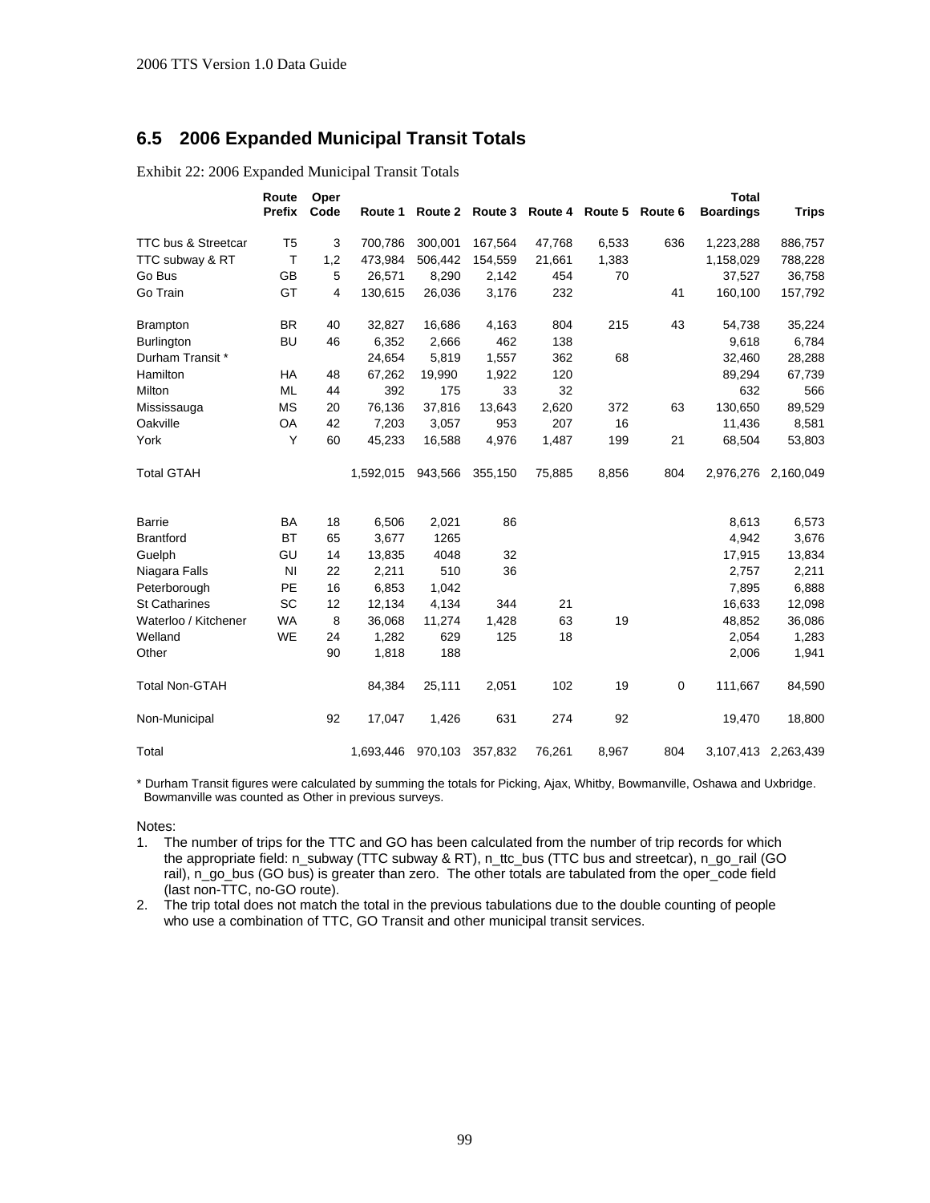## 6.5 2006 Expanded Municipal Transit Totals

Exhibit 22: 2006 Expanded Municipal Transit Totals

| | Route Prefix | Oper Code | Route 1 | Route 2 | Route 3 | Route 4 | Route 5 | Route 6 | Total Boardings | Trips |
|---|---|---|---|---|---|---|---|---|---|---|
| TTC bus & Streetcar | T5 | 3 | 700,786 | 300,001 | 167,564 | 47,768 | 6,533 | 636 | 1,223,288 | 886,757 |
| TTC subway & RT | T | 1,2 | 473,984 | 506,442 | 154,559 | 21,661 | 1,383 | | 1,158,029 | 788,228 |
| Go Bus | GB | 5 | 26,571 | 8,290 | 2,142 | 454 | 70 | | 37,527 | 36,758 |
| Go Train | GT | 4 | 130,615 | 26,036 | 3,176 | 232 | | 41 | 160,100 | 157,792 |
| Brampton | BR | 40 | 32,827 | 16,686 | 4,163 | 804 | 215 | 43 | 54,738 | 35,224 |
| Burlington | BU | 46 | 6,352 | 2,666 | 462 | 138 | | | 9,618 | 6,784 |
| Durham Transit * | | | 24,654 | 5,819 | 1,557 | 362 | 68 | | 32,460 | 28,288 |
| Hamilton | HA | 48 | 67,262 | 19,990 | 1,922 | 120 | | | 89,294 | 67,739 |
| Milton | ML | 44 | 392 | 175 | 33 | 32 | | | 632 | 566 |
| Mississauga | MS | 20 | 76,136 | 37,816 | 13,643 | 2,620 | 372 | 63 | 130,650 | 89,529 |
| Oakville | OA | 42 | 7,203 | 3,057 | 953 | 207 | 16 | | 11,436 | 8,581 |
| York | Y | 60 | 45,233 | 16,588 | 4,976 | 1,487 | 199 | 21 | 68,504 | 53,803 |
| Total GTAH | | | 1,592,015 | 943,566 | 355,150 | 75,885 | 8,856 | 804 | 2,976,276 | 2,160,049 |
| Barrie | BA | 18 | 6,506 | 2,021 | 86 | | | | 8,613 | 6,573 |
| Brantford | BT | 65 | 3,677 | 1265 | | | | | 4,942 | 3,676 |
| Guelph | GU | 14 | 13,835 | 4048 | 32 | | | | 17,915 | 13,834 |
| Niagara Falls | NI | 22 | 2,211 | 510 | 36 | | | | 2,757 | 2,211 |
| Peterborough | PE | 16 | 6,853 | 1,042 | | | | | 7,895 | 6,888 |
| St Catharines | SC | 12 | 12,134 | 4,134 | 344 | 21 | | | 16,633 | 12,098 |
| Waterloo / Kitchener | WA | 8 | 36,068 | 11,274 | 1,428 | 63 | 19 | | 48,852 | 36,086 |
| Welland | WE | 24 | 1,282 | 629 | 125 | 18 | | | 2,054 | 1,283 |
| Other | | 90 | 1,818 | 188 | | | | | 2,006 | 1,941 |
| Total Non-GTAH | | | 84,384 | 25,111 | 2,051 | 102 | 19 | 0 | 111,667 | 84,590 |
| Non-Municipal | | 92 | 17,047 | 1,426 | 631 | 274 | 92 | | 19,470 | 18,800 |
| Total | | | 1,693,446 | 970,103 | 357,832 | 76,261 | 8,967 | 804 | 3,107,413 | 2,263,439 |

\* Durham Transit figures were calculated by summing the totals for Picking, Ajax, Whitby, Bowmanville, Oshawa and Uxbridge. Bowmanville was counted as Other in previous surveys.

Notes:

1. The number of trips for the TTC and GO has been calculated from the number of trip records for which the appropriate field: n_subway (TTC subway & RT), n_ttc_bus (TTC bus and streetcar), n_go_rail (GO rail), n_go_bus (GO bus) is greater than zero. The other totals are tabulated from the oper_code field (last non-TTC, no-GO route).
2. The trip total does not match the total in the previous tabulations due to the double counting of people who use a combination of TTC, GO Transit and other municipal transit services.